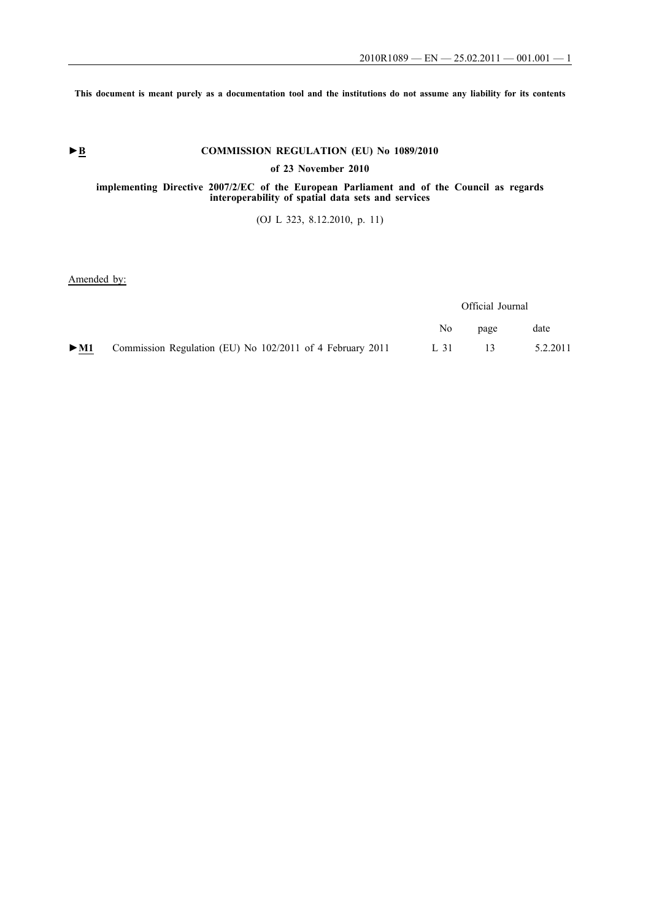This document is meant purely as a documentation tool and the institutions do not assume any liability for its contents

►B

# COMMISSION REGULATION (EU) No 1089/2010

## of 23 November 2010

## implementing Directive 2007/2/EC of the European Parliament and of the Council as regards interoperability of spatial data sets and services

(OJ L 323, 8.12.2010, p. 11)

Amended by:

| | | Official Journal | | |
|---|---|---|---|---|
| | | No | page | date |
| ►M1 | Commission Regulation (EU) No 102/2011 of 4 February 2011 | L 31 | 13 | 5.2.2011 |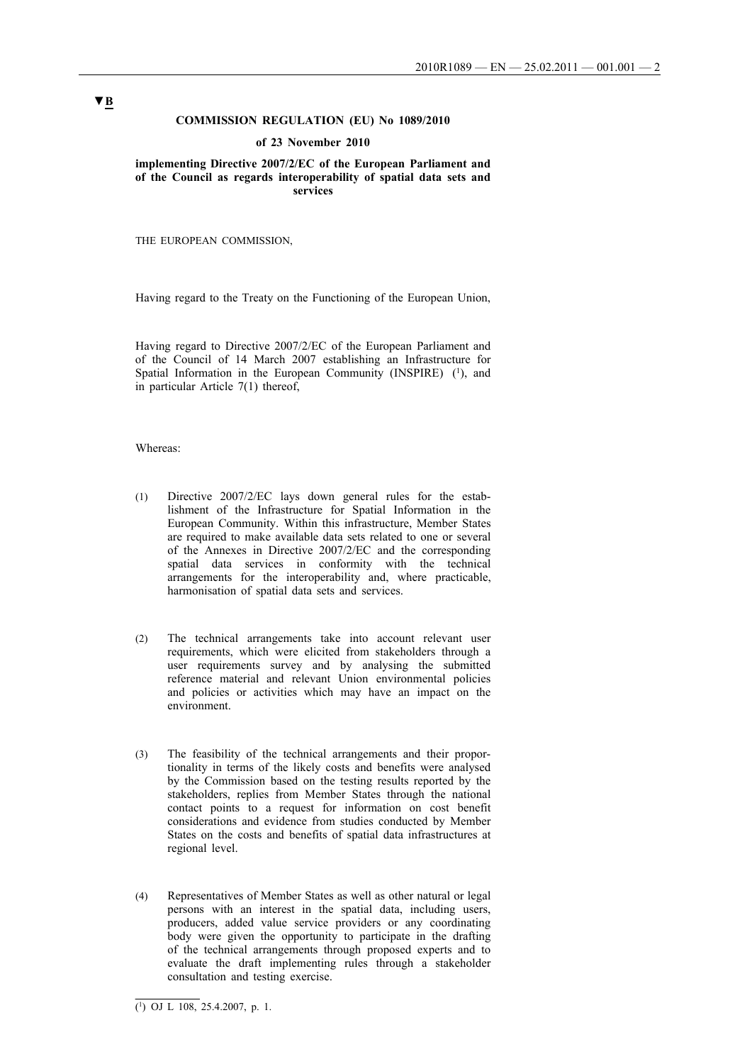▼B

**COMMISSION REGULATION (EU) No 1089/2010**

**of 23 November 2010**

**implementing Directive 2007/2/EC of the European Parliament and of the Council as regards interoperability of spatial data sets and services**

THE EUROPEAN COMMISSION,

Having regard to the Treaty on the Functioning of the European Union,

Having regard to Directive 2007/2/EC of the European Parliament and of the Council of 14 March 2007 establishing an Infrastructure for Spatial Information in the European Community (INSPIRE) [1], and in particular Article 7(1) thereof,

Whereas:

(1) Directive 2007/2/EC lays down general rules for the establishment of the Infrastructure for Spatial Information in the European Community. Within this infrastructure, Member States are required to make available data sets related to one or several of the Annexes in Directive 2007/2/EC and the corresponding spatial data services in conformity with the technical arrangements for the interoperability and, where practicable, harmonisation of spatial data sets and services.

(2) The technical arrangements take into account relevant user requirements, which were elicited from stakeholders through a user requirements survey and by analysing the submitted reference material and relevant Union environmental policies and policies or activities which may have an impact on the environment.

(3) The feasibility of the technical arrangements and their proportionality in terms of the likely costs and benefits were analysed by the Commission based on the testing results reported by the stakeholders, replies from Member States through the national contact points to a request for information on cost benefit considerations and evidence from studies conducted by Member States on the costs and benefits of spatial data infrastructures at regional level.

(4) Representatives of Member States as well as other natural or legal persons with an interest in the spatial data, including users, producers, added value service providers or any coordinating body were given the opportunity to participate in the drafting of the technical arrangements through proposed experts and to evaluate the draft implementing rules through a stakeholder consultation and testing exercise.

---

[1] OJ L 108, 25.4.2007, p. 1.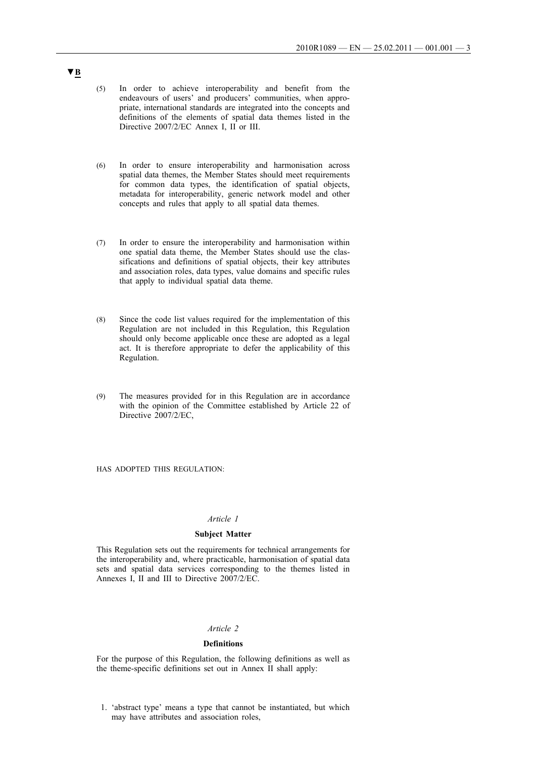**▼B**

(5) In order to achieve interoperability and benefit from the endeavours of users' and producers' communities, when appropriate, international standards are integrated into the concepts and definitions of the elements of spatial data themes listed in the Directive 2007/2/EC Annex I, II or III.

(6) In order to ensure interoperability and harmonisation across spatial data themes, the Member States should meet requirements for common data types, the identification of spatial objects, metadata for interoperability, generic network model and other concepts and rules that apply to all spatial data themes.

(7) In order to ensure the interoperability and harmonisation within one spatial data theme, the Member States should use the classifications and definitions of spatial objects, their key attributes and association roles, data types, value domains and specific rules that apply to individual spatial data theme.

(8) Since the code list values required for the implementation of this Regulation are not included in this Regulation, this Regulation should only become applicable once these are adopted as a legal act. It is therefore appropriate to defer the applicability of this Regulation.

(9) The measures provided for in this Regulation are in accordance with the opinion of the Committee established by Article 22 of Directive 2007/2/EC,

HAS ADOPTED THIS REGULATION:

*Article 1*

**Subject Matter**

This Regulation sets out the requirements for technical arrangements for the interoperability and, where practicable, harmonisation of spatial data sets and spatial data services corresponding to the themes listed in Annexes I, II and III to Directive 2007/2/EC.

*Article 2*

**Definitions**

For the purpose of this Regulation, the following definitions as well as the theme-specific definitions set out in Annex II shall apply:

1. 'abstract type' means a type that cannot be instantiated, but which may have attributes and association roles,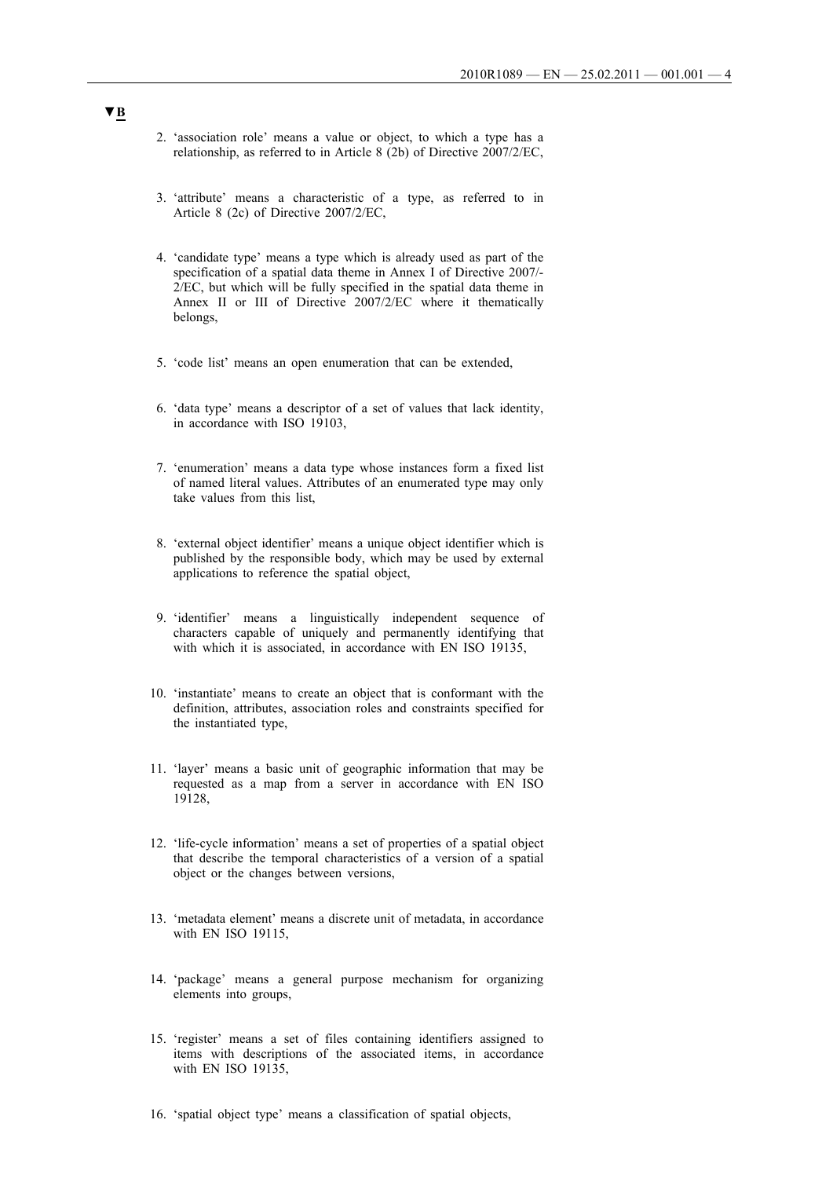▼B

2. 'association role' means a value or object, to which a type has a relationship, as referred to in Article 8 (2b) of Directive 2007/2/EC,

3. 'attribute' means a characteristic of a type, as referred to in Article 8 (2c) of Directive 2007/2/EC,

4. 'candidate type' means a type which is already used as part of the specification of a spatial data theme in Annex I of Directive 2007/2/EC, but which will be fully specified in the spatial data theme in Annex II or III of Directive 2007/2/EC where it thematically belongs,

5. 'code list' means an open enumeration that can be extended,

6. 'data type' means a descriptor of a set of values that lack identity, in accordance with ISO 19103,

7. 'enumeration' means a data type whose instances form a fixed list of named literal values. Attributes of an enumerated type may only take values from this list,

8. 'external object identifier' means a unique object identifier which is published by the responsible body, which may be used by external applications to reference the spatial object,

9. 'identifier' means a linguistically independent sequence of characters capable of uniquely and permanently identifying that with which it is associated, in accordance with EN ISO 19135,

10. 'instantiate' means to create an object that is conformant with the definition, attributes, association roles and constraints specified for the instantiated type,

11. 'layer' means a basic unit of geographic information that may be requested as a map from a server in accordance with EN ISO 19128,

12. 'life-cycle information' means a set of properties of a spatial object that describe the temporal characteristics of a version of a spatial object or the changes between versions,

13. 'metadata element' means a discrete unit of metadata, in accordance with EN ISO 19115,

14. 'package' means a general purpose mechanism for organizing elements into groups,

15. 'register' means a set of files containing identifiers assigned to items with descriptions of the associated items, in accordance with EN ISO 19135,

16. 'spatial object type' means a classification of spatial objects,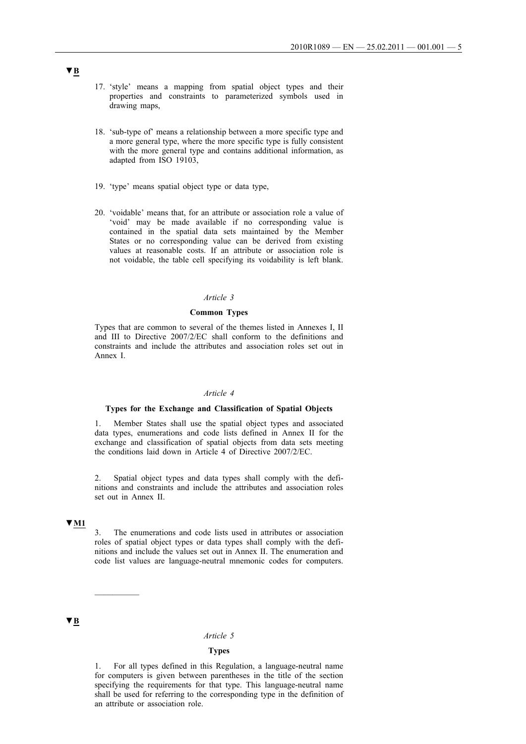▼B

17. 'style' means a mapping from spatial object types and their properties and constraints to parameterized symbols used in drawing maps,

18. 'sub-type of' means a relationship between a more specific type and a more general type, where the more specific type is fully consistent with the more general type and contains additional information, as adapted from ISO 19103,

19. 'type' means spatial object type or data type,

20. 'voidable' means that, for an attribute or association role a value of 'void' may be made available if no corresponding value is contained in the spatial data sets maintained by the Member States or no corresponding value can be derived from existing values at reasonable costs. If an attribute or association role is not voidable, the table cell specifying its voidability is left blank.

*Article 3*

**Common Types**

Types that are common to several of the themes listed in Annexes I, II and III to Directive 2007/2/EC shall conform to the definitions and constraints and include the attributes and association roles set out in Annex I.

*Article 4*

**Types for the Exchange and Classification of Spatial Objects**

1. Member States shall use the spatial object types and associated data types, enumerations and code lists defined in Annex II for the exchange and classification of spatial objects from data sets meeting the conditions laid down in Article 4 of Directive 2007/2/EC.

2. Spatial object types and data types shall comply with the definitions and constraints and include the attributes and association roles set out in Annex II.

▼M1

3. The enumerations and code lists used in attributes or association roles of spatial object types or data types shall comply with the definitions and include the values set out in Annex II. The enumeration and code list values are language-neutral mnemonic codes for computers.

—————

▼B

*Article 5*

**Types**

1. For all types defined in this Regulation, a language-neutral name for computers is given between parentheses in the title of the section specifying the requirements for that type. This language-neutral name shall be used for referring to the corresponding type in the definition of an attribute or association role.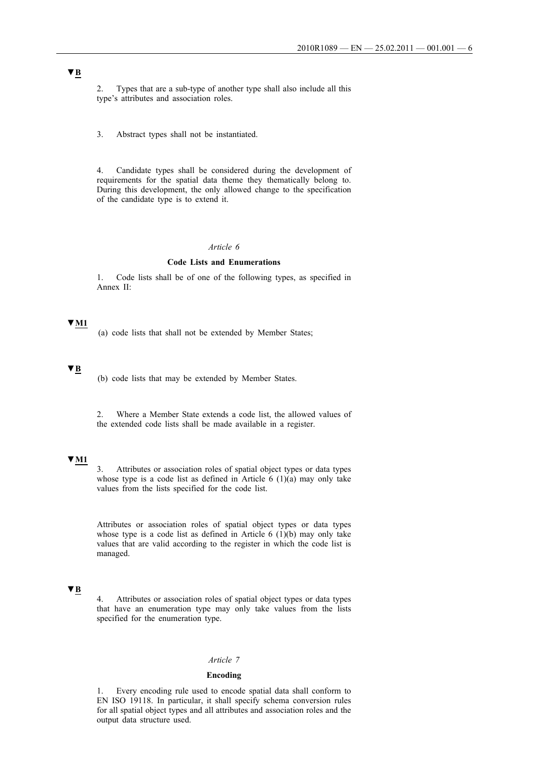▼B

2. Types that are a sub-type of another type shall also include all this type's attributes and association roles.

3. Abstract types shall not be instantiated.

4. Candidate types shall be considered during the development of requirements for the spatial data theme they thematically belong to. During this development, the only allowed change to the specification of the candidate type is to extend it.

*Article 6*

**Code Lists and Enumerations**

1. Code lists shall be of one of the following types, as specified in Annex II:

▼M1

(a) code lists that shall not be extended by Member States;

▼B

(b) code lists that may be extended by Member States.

2. Where a Member State extends a code list, the allowed values of the extended code lists shall be made available in a register.

▼M1

3. Attributes or association roles of spatial object types or data types whose type is a code list as defined in Article 6 (1)(a) may only take values from the lists specified for the code list.

Attributes or association roles of spatial object types or data types whose type is a code list as defined in Article 6 (1)(b) may only take values that are valid according to the register in which the code list is managed.

▼B

4. Attributes or association roles of spatial object types or data types that have an enumeration type may only take values from the lists specified for the enumeration type.

*Article 7*

**Encoding**

1. Every encoding rule used to encode spatial data shall conform to EN ISO 19118. In particular, it shall specify schema conversion rules for all spatial object types and all attributes and association roles and the output data structure used.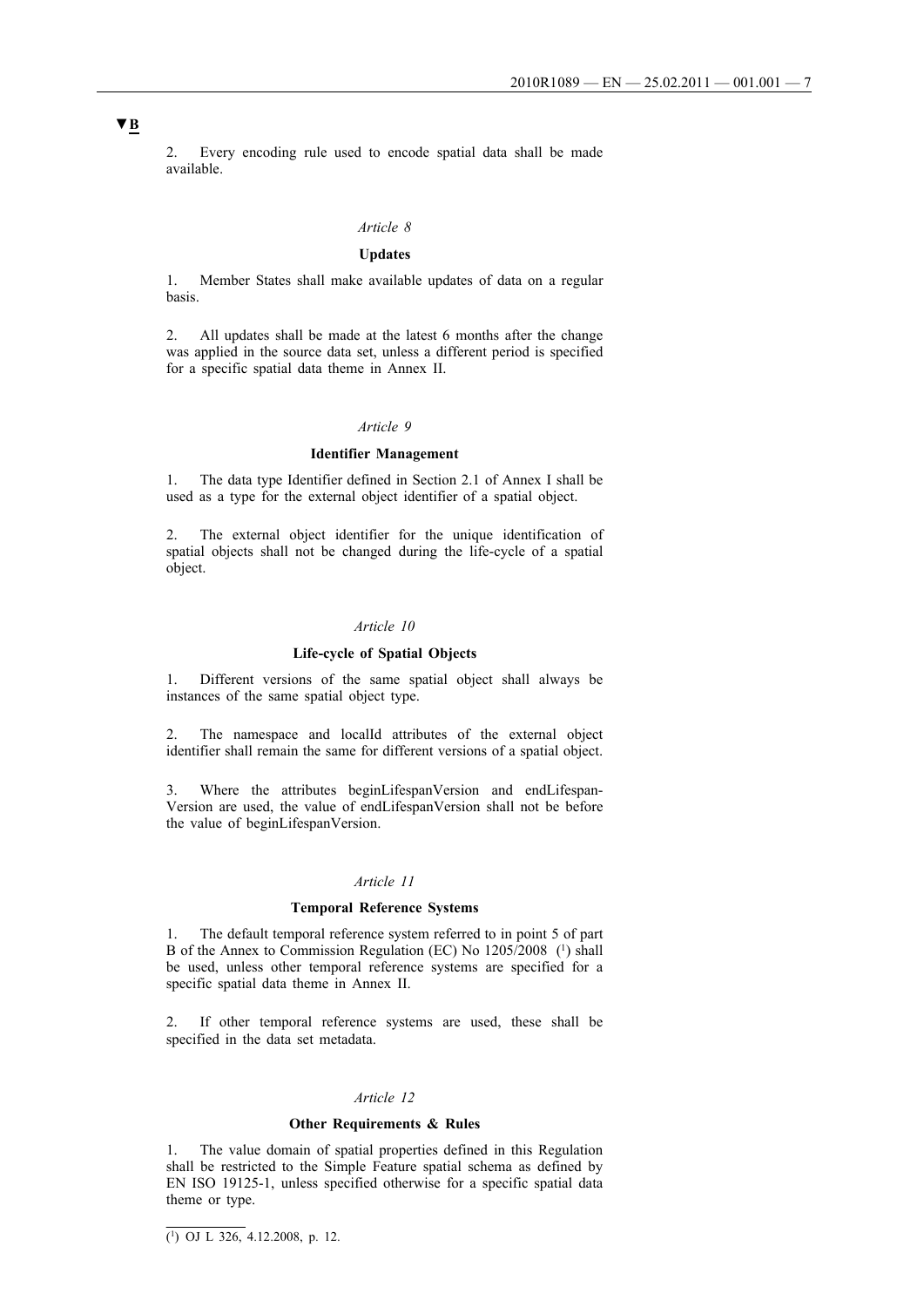▼B

2. Every encoding rule used to encode spatial data shall be made available.

*Article 8*

**Updates**

1. Member States shall make available updates of data on a regular basis.

2. All updates shall be made at the latest 6 months after the change was applied in the source data set, unless a different period is specified for a specific spatial data theme in Annex II.

*Article 9*

**Identifier Management**

1. The data type Identifier defined in Section 2.1 of Annex I shall be used as a type for the external object identifier of a spatial object.

2. The external object identifier for the unique identification of spatial objects shall not be changed during the life-cycle of a spatial object.

*Article 10*

**Life-cycle of Spatial Objects**

1. Different versions of the same spatial object shall always be instances of the same spatial object type.

2. The namespace and localId attributes of the external object identifier shall remain the same for different versions of a spatial object.

3. Where the attributes beginLifespanVersion and endLifespanVersion are used, the value of endLifespanVersion shall not be before the value of beginLifespanVersion.

*Article 11*

**Temporal Reference Systems**

1. The default temporal reference system referred to in point 5 of part B of the Annex to Commission Regulation (EC) No 1205/2008 [1] shall be used, unless other temporal reference systems are specified for a specific spatial data theme in Annex II.

2. If other temporal reference systems are used, these shall be specified in the data set metadata.

*Article 12*

**Other Requirements & Rules**

1. The value domain of spatial properties defined in this Regulation shall be restricted to the Simple Feature spatial schema as defined by EN ISO 19125-1, unless specified otherwise for a specific spatial data theme or type.

---

[1] OJ L 326, 4.12.2008, p. 12.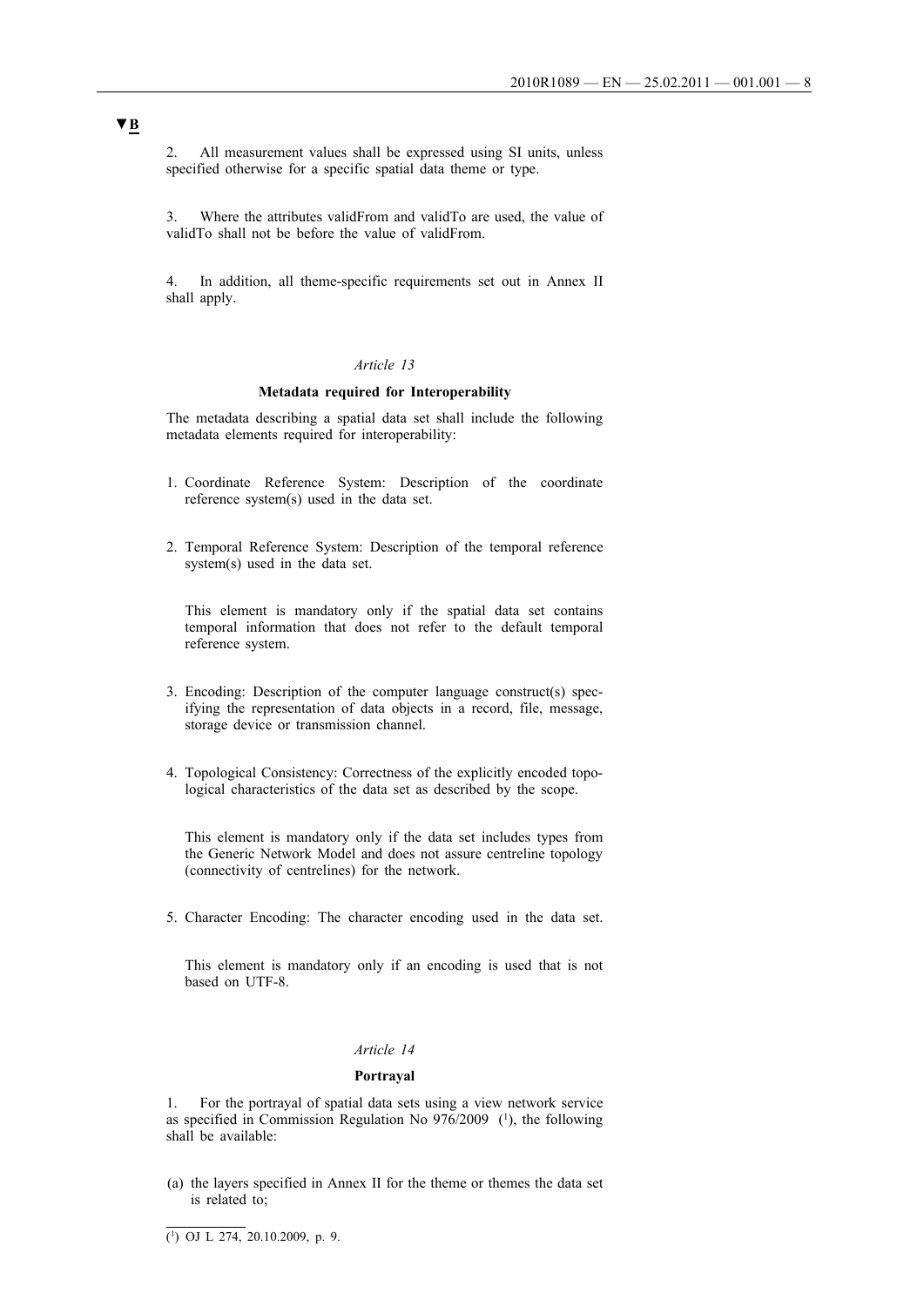▼**B**

2. All measurement values shall be expressed using SI units, unless specified otherwise for a specific spatial data theme or type.

3. Where the attributes validFrom and validTo are used, the value of validTo shall not be before the value of validFrom.

4. In addition, all theme-specific requirements set out in Annex II shall apply.

*Article 13*

**Metadata required for Interoperability**

The metadata describing a spatial data set shall include the following metadata elements required for interoperability:

1. Coordinate Reference System: Description of the coordinate reference system(s) used in the data set.

2. Temporal Reference System: Description of the temporal reference system(s) used in the data set.

   This element is mandatory only if the spatial data set contains temporal information that does not refer to the default temporal reference system.

3. Encoding: Description of the computer language construct(s) specifying the representation of data objects in a record, file, message, storage device or transmission channel.

4. Topological Consistency: Correctness of the explicitly encoded topological characteristics of the data set as described by the scope.

   This element is mandatory only if the data set includes types from the Generic Network Model and does not assure centreline topology (connectivity of centrelines) for the network.

5. Character Encoding: The character encoding used in the data set.

   This element is mandatory only if an encoding is used that is not based on UTF-8.

*Article 14*

**Portrayal**

1. For the portrayal of spatial data sets using a view network service as specified in Commission Regulation No 976/2009 [1], the following shall be available:

(a) the layers specified in Annex II for the theme or themes the data set is related to;

---

[1] OJ L 274, 20.10.2009, p. 9.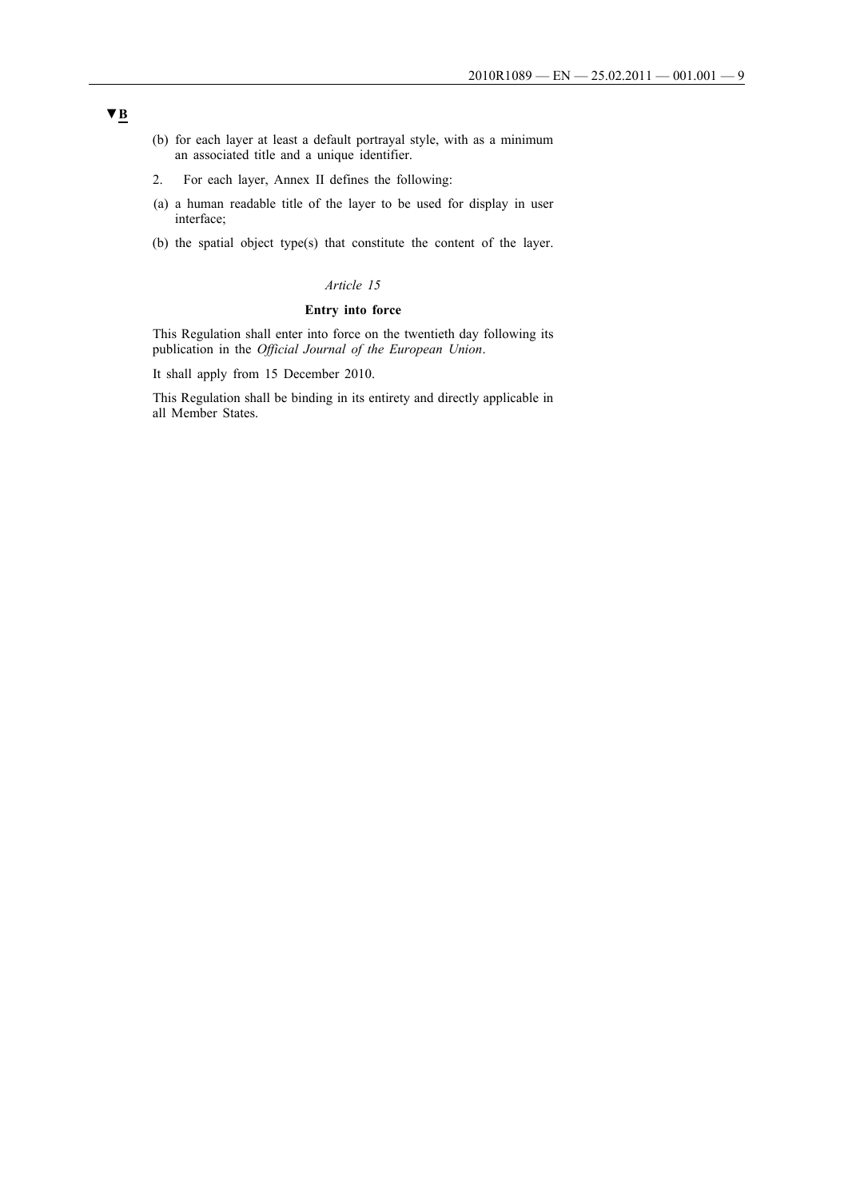▼B

(b) for each layer at least a default portrayal style, with as a minimum an associated title and a unique identifier.

2. For each layer, Annex II defines the following:

(a) a human readable title of the layer to be used for display in user interface;

(b) the spatial object type(s) that constitute the content of the layer.

*Article 15*

**Entry into force**

This Regulation shall enter into force on the twentieth day following its publication in the *Official Journal of the European Union*.

It shall apply from 15 December 2010.

This Regulation shall be binding in its entirety and directly applicable in all Member States.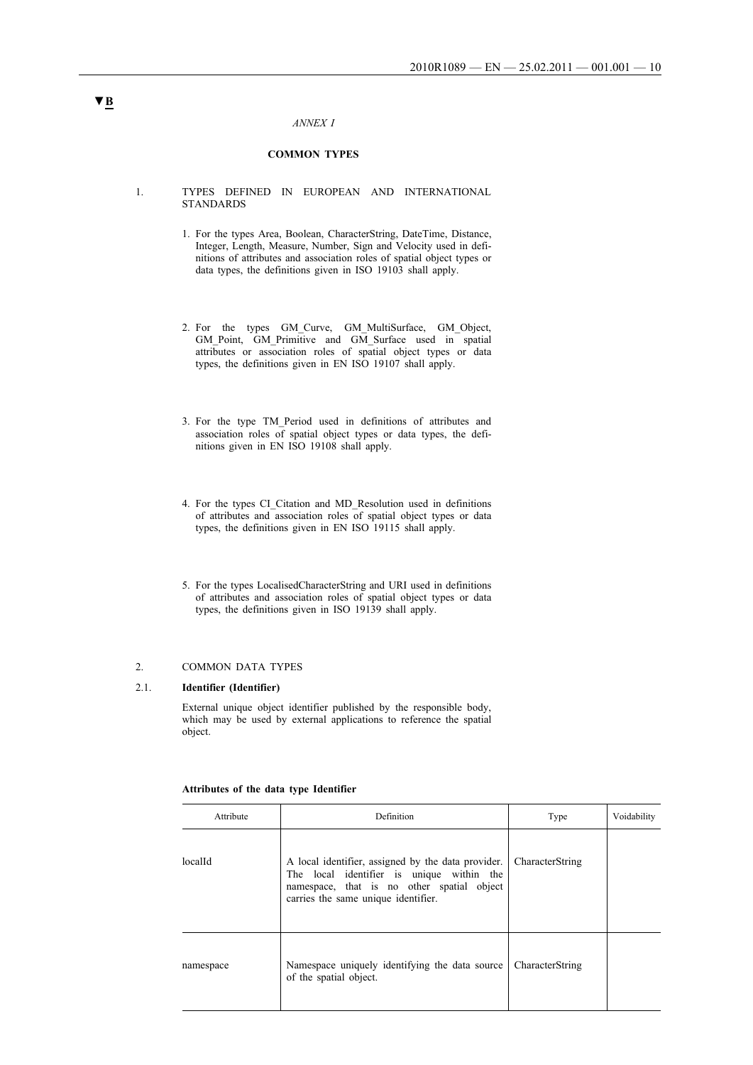▼B

*ANNEX I*

## COMMON TYPES

1. TYPES DEFINED IN EUROPEAN AND INTERNATIONAL STANDARDS

1. For the types Area, Boolean, CharacterString, DateTime, Distance, Integer, Length, Measure, Number, Sign and Velocity used in definitions of attributes and association roles of spatial object types or data types, the definitions given in ISO 19103 shall apply.

2. For the types GM_Curve, GM_MultiSurface, GM_Object, GM_Point, GM_Primitive and GM_Surface used in spatial attributes or association roles of spatial object types or data types, the definitions given in EN ISO 19107 shall apply.

3. For the type TM_Period used in definitions of attributes and association roles of spatial object types or data types, the definitions given in EN ISO 19108 shall apply.

4. For the types CI_Citation and MD_Resolution used in definitions of attributes and association roles of spatial object types or data types, the definitions given in EN ISO 19115 shall apply.

5. For the types LocalisedCharacterString and URI used in definitions of attributes and association roles of spatial object types or data types, the definitions given in ISO 19139 shall apply.

2. COMMON DATA TYPES

2.1. **Identifier (Identifier)**

External unique object identifier published by the responsible body, which may be used by external applications to reference the spatial object.

**Attributes of the data type Identifier**

| Attribute | Definition | Type | Voidability |
|---|---|---|---|
| localId | A local identifier, assigned by the data provider. The local identifier is unique within the namespace, that is no other spatial object carries the same unique identifier. | CharacterString | |
| namespace | Namespace uniquely identifying the data source of the spatial object. | CharacterString | |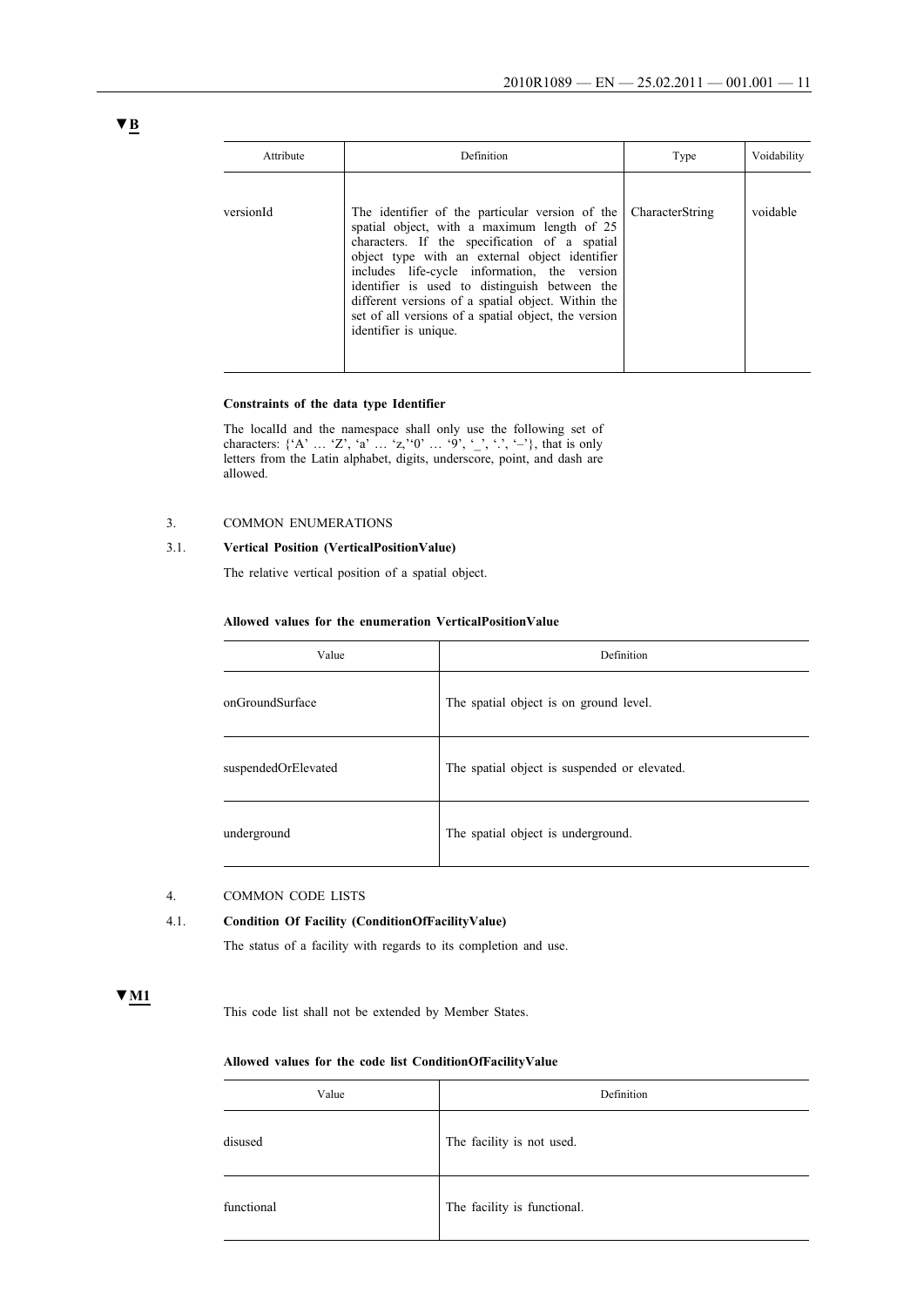▼B

| Attribute | Definition | Type | Voidability |
|---|---|---|---|
| versionId | The identifier of the particular version of the spatial object, with a maximum length of 25 characters. If the specification of a spatial object type with an external object identifier includes life-cycle information, the version identifier is used to distinguish between the different versions of a spatial object. Within the set of all versions of a spatial object, the version identifier is unique. | CharacterString | voidable |

**Constraints of the data type Identifier**

The localId and the namespace shall only use the following set of characters: {'A' … 'Z', 'a' … 'z,''0' … '9', '_', '.', '–'}, that is only letters from the Latin alphabet, digits, underscore, point, and dash are allowed.

3. COMMON ENUMERATIONS

3.1. **Vertical Position (VerticalPositionValue)**

The relative vertical position of a spatial object.

**Allowed values for the enumeration VerticalPositionValue**

| Value | Definition |
|---|---|
| onGroundSurface | The spatial object is on ground level. |
| suspendedOrElevated | The spatial object is suspended or elevated. |
| underground | The spatial object is underground. |

4. COMMON CODE LISTS

4.1. **Condition Of Facility (ConditionOfFacilityValue)**

The status of a facility with regards to its completion and use.

▼M1

This code list shall not be extended by Member States.

**Allowed values for the code list ConditionOfFacilityValue**

| Value | Definition |
|---|---|
| disused | The facility is not used. |
| functional | The facility is functional. |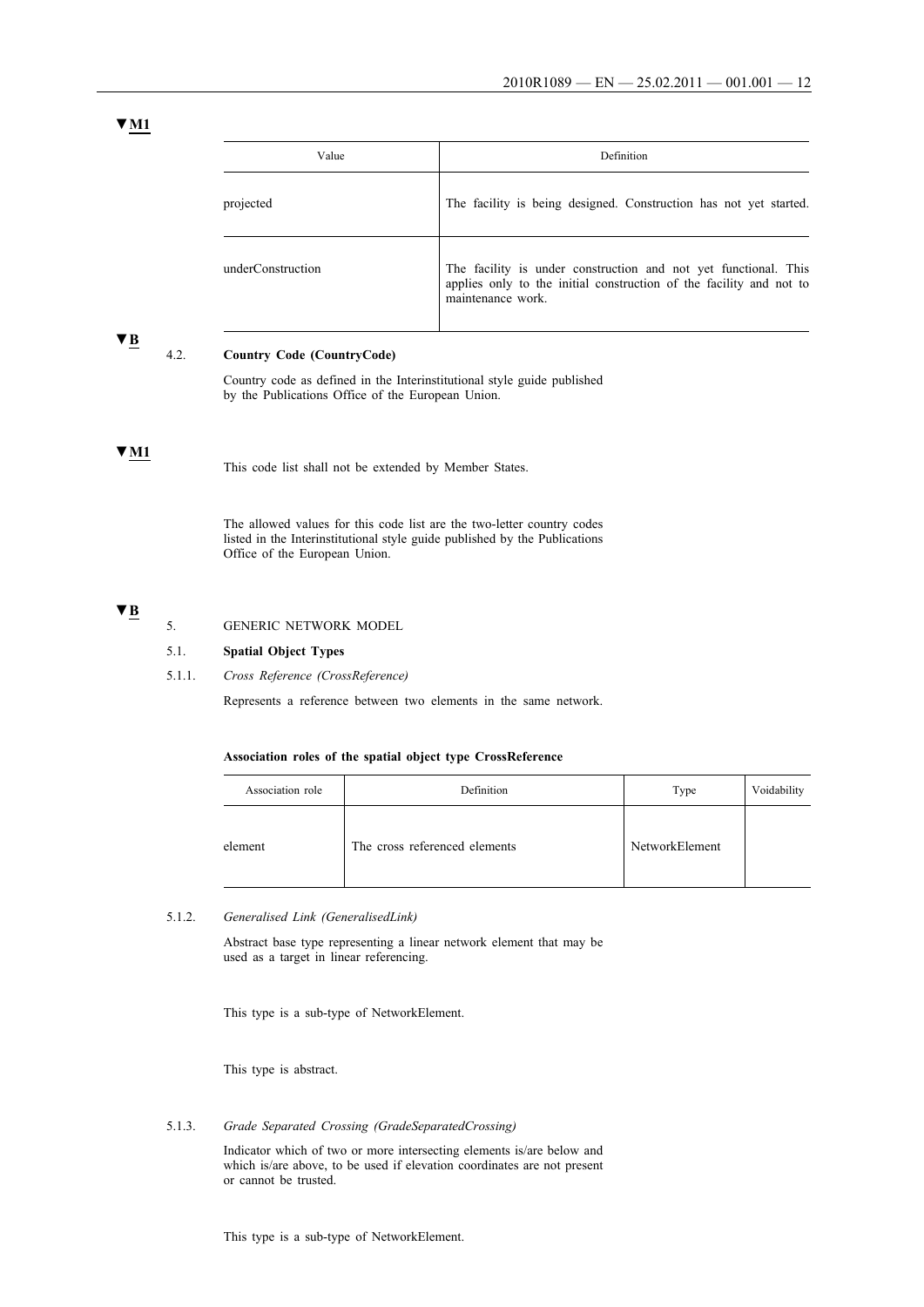▼M1

| Value | Definition |
|---|---|
| projected | The facility is being designed. Construction has not yet started. |
| underConstruction | The facility is under construction and not yet functional. This applies only to the initial construction of the facility and not to maintenance work. |

▼B

### 4.2. **Country Code (CountryCode)**

Country code as defined in the Interinstitutional style guide published by the Publications Office of the European Union.

▼M1

This code list shall not be extended by Member States.

The allowed values for this code list are the two-letter country codes listed in the Interinstitutional style guide published by the Publications Office of the European Union.

▼B

## 5. GENERIC NETWORK MODEL

### 5.1. **Spatial Object Types**

#### 5.1.1. *Cross Reference (CrossReference)*

Represents a reference between two elements in the same network.

**Association roles of the spatial object type CrossReference**

| Association role | Definition | Type | Voidability |
|---|---|---|---|
| element | The cross referenced elements | NetworkElement | |

#### 5.1.2. *Generalised Link (GeneralisedLink)*

Abstract base type representing a linear network element that may be used as a target in linear referencing.

This type is a sub-type of NetworkElement.

This type is abstract.

#### 5.1.3. *Grade Separated Crossing (GradeSeparatedCrossing)*

Indicator which of two or more intersecting elements is/are below and which is/are above, to be used if elevation coordinates are not present or cannot be trusted.

This type is a sub-type of NetworkElement.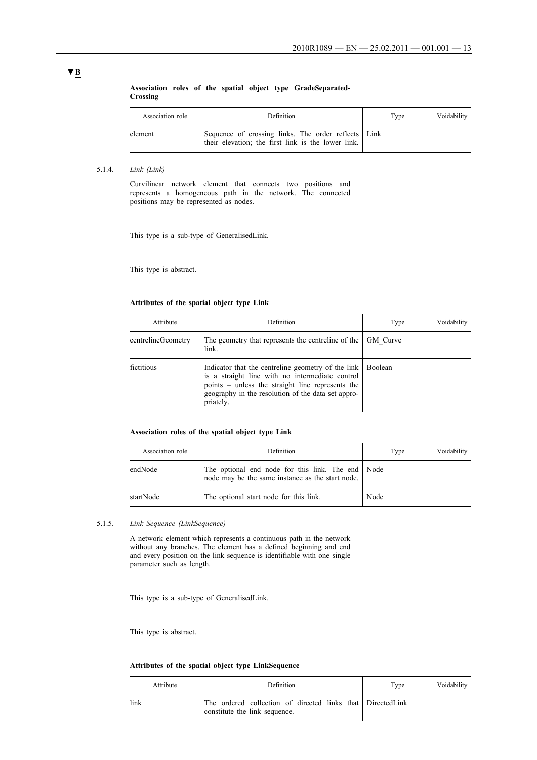▼B

**Association roles of the spatial object type GradeSeparatedCrossing**

| Association role | Definition | Type | Voidability |
|---|---|---|---|
| element | Sequence of crossing links. The order reflects their elevation; the first link is the lower link. | Link | |

5.1.4. *Link (Link)*

Curvilinear network element that connects two positions and represents a homogeneous path in the network. The connected positions may be represented as nodes.

This type is a sub-type of GeneralisedLink.

This type is abstract.

**Attributes of the spatial object type Link**

| Attribute | Definition | Type | Voidability |
|---|---|---|---|
| centrelineGeometry | The geometry that represents the centreline of the link. | GM_Curve | |
| fictitious | Indicator that the centreline geometry of the link is a straight line with no intermediate control points – unless the straight line represents the geography in the resolution of the data set appropriately. | Boolean | |

**Association roles of the spatial object type Link**

| Association role | Definition | Type | Voidability |
|---|---|---|---|
| endNode | The optional end node for this link. The end node may be the same instance as the start node. | Node | |
| startNode | The optional start node for this link. | Node | |

5.1.5. *Link Sequence (LinkSequence)*

A network element which represents a continuous path in the network without any branches. The element has a defined beginning and end and every position on the link sequence is identifiable with one single parameter such as length.

This type is a sub-type of GeneralisedLink.

This type is abstract.

**Attributes of the spatial object type LinkSequence**

| Attribute | Definition | Type | Voidability |
|---|---|---|---|
| link | The ordered collection of directed links that constitute the link sequence. | DirectedLink | |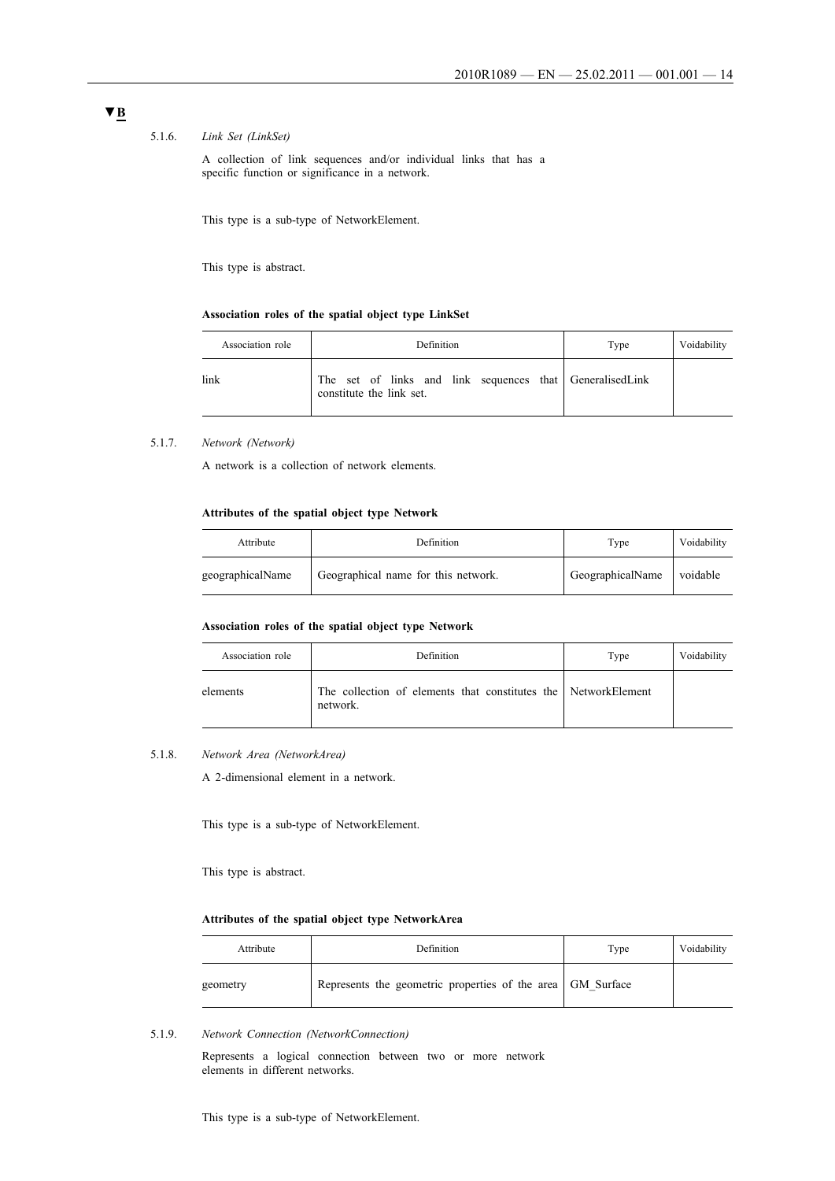▼B

#### 5.1.6. *Link Set (LinkSet)*

A collection of link sequences and/or individual links that has a specific function or significance in a network.

This type is a sub-type of NetworkElement.

This type is abstract.

**Association roles of the spatial object type LinkSet**

| Association role | Definition | Type | Voidability |
|---|---|---|---|
| link | The set of links and link sequences that constitute the link set. | GeneralisedLink | |

#### 5.1.7. *Network (Network)*

A network is a collection of network elements.

**Attributes of the spatial object type Network**

| Attribute | Definition | Type | Voidability |
|---|---|---|---|
| geographicalName | Geographical name for this network. | GeographicalName | voidable |

**Association roles of the spatial object type Network**

| Association role | Definition | Type | Voidability |
|---|---|---|---|
| elements | The collection of elements that constitutes the network. | NetworkElement | |

#### 5.1.8. *Network Area (NetworkArea)*

A 2-dimensional element in a network.

This type is a sub-type of NetworkElement.

This type is abstract.

**Attributes of the spatial object type NetworkArea**

| Attribute | Definition | Type | Voidability |
|---|---|---|---|
| geometry | Represents the geometric properties of the area | GM_Surface | |

#### 5.1.9. *Network Connection (NetworkConnection)*

Represents a logical connection between two or more network elements in different networks.

This type is a sub-type of NetworkElement.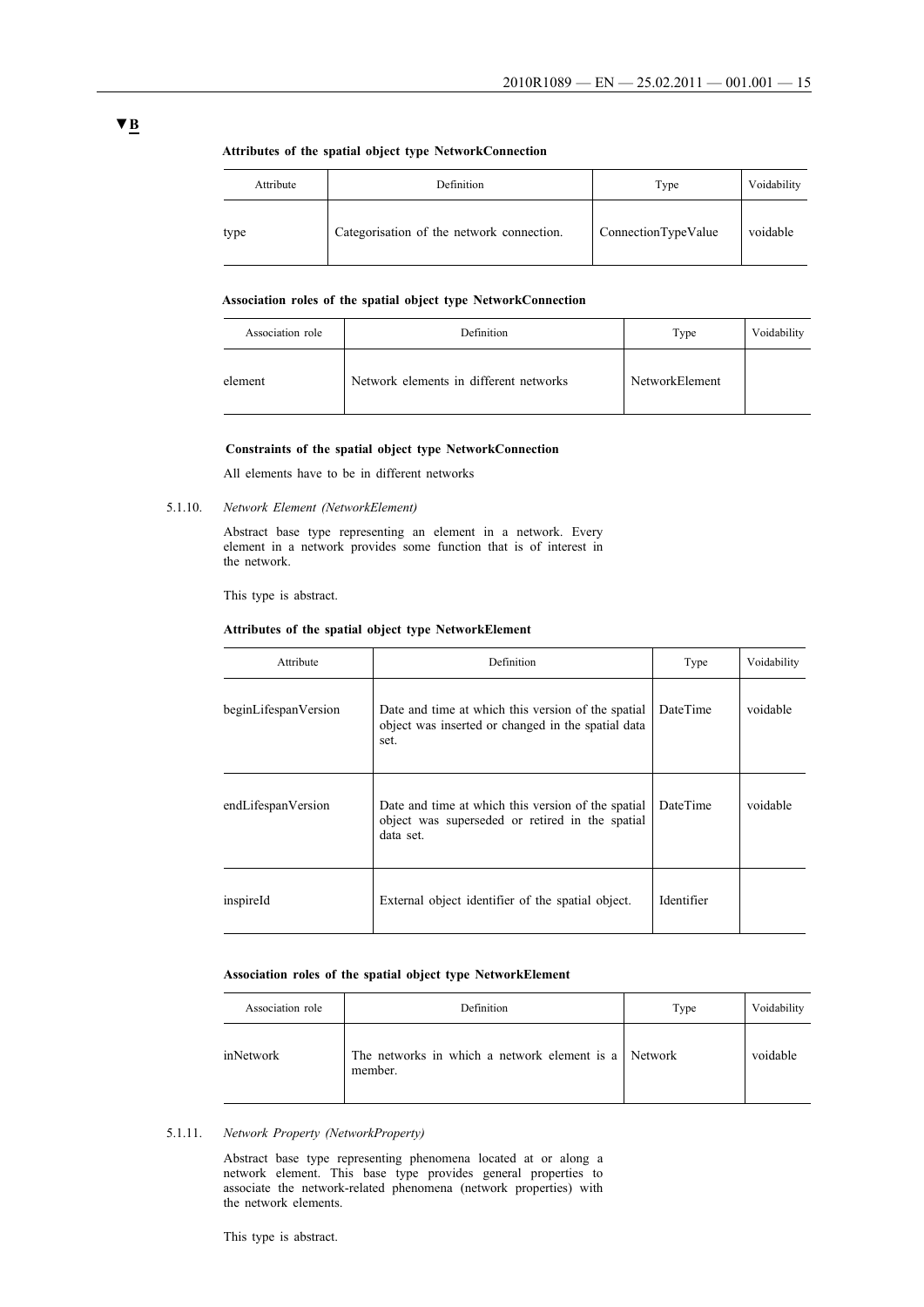▼B

**Attributes of the spatial object type NetworkConnection**

| Attribute | Definition | Type | Voidability |
|---|---|---|---|
| type | Categorisation of the network connection. | ConnectionTypeValue | voidable |

**Association roles of the spatial object type NetworkConnection**

| Association role | Definition | Type | Voidability |
|---|---|---|---|
| element | Network elements in different networks | NetworkElement | |

**Constraints of the spatial object type NetworkConnection**

All elements have to be in different networks

5.1.10. *Network Element (NetworkElement)*

Abstract base type representing an element in a network. Every element in a network provides some function that is of interest in the network.

This type is abstract.

**Attributes of the spatial object type NetworkElement**

| Attribute | Definition | Type | Voidability |
|---|---|---|---|
| beginLifespanVersion | Date and time at which this version of the spatial object was inserted or changed in the spatial data set. | DateTime | voidable |
| endLifespanVersion | Date and time at which this version of the spatial object was superseded or retired in the spatial data set. | DateTime | voidable |
| inspireId | External object identifier of the spatial object. | Identifier | |

**Association roles of the spatial object type NetworkElement**

| Association role | Definition | Type | Voidability |
|---|---|---|---|
| inNetwork | The networks in which a network element is a member. | Network | voidable |

5.1.11. *Network Property (NetworkProperty)*

Abstract base type representing phenomena located at or along a network element. This base type provides general properties to associate the network-related phenomena (network properties) with the network elements.

This type is abstract.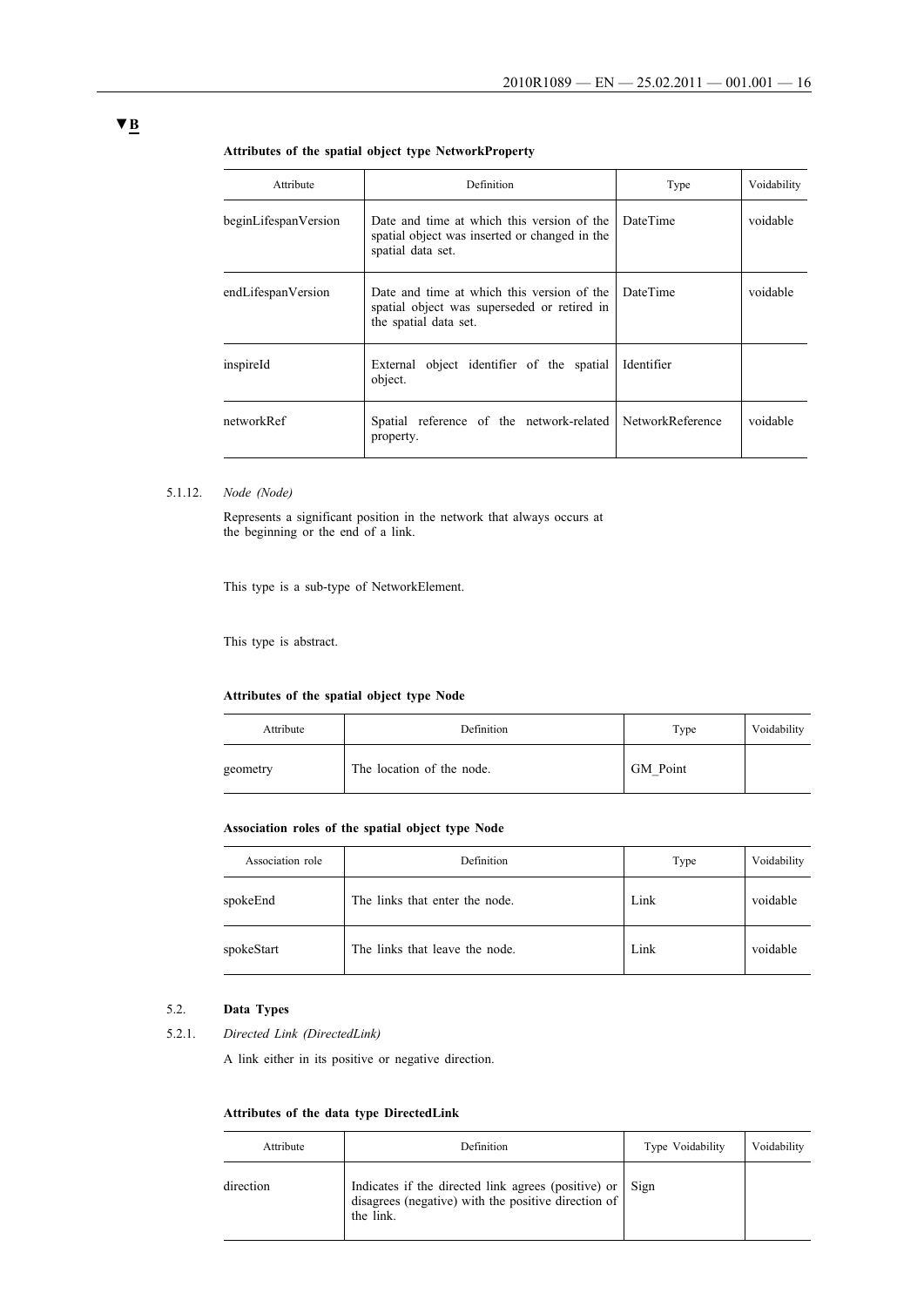▼B

**Attributes of the spatial object type NetworkProperty**

| Attribute | Definition | Type | Voidability |
|---|---|---|---|
| beginLifespanVersion | Date and time at which this version of the spatial object was inserted or changed in the spatial data set. | DateTime | voidable |
| endLifespanVersion | Date and time at which this version of the spatial object was superseded or retired in the spatial data set. | DateTime | voidable |
| inspireId | External object identifier of the spatial object. | Identifier | |
| networkRef | Spatial reference of the network-related property. | NetworkReference | voidable |

5.1.12. *Node (Node)*

Represents a significant position in the network that always occurs at the beginning or the end of a link.

This type is a sub-type of NetworkElement.

This type is abstract.

**Attributes of the spatial object type Node**

| Attribute | Definition | Type | Voidability |
|---|---|---|---|
| geometry | The location of the node. | GM_Point | |

**Association roles of the spatial object type Node**

| Association role | Definition | Type | Voidability |
|---|---|---|---|
| spokeEnd | The links that enter the node. | Link | voidable |
| spokeStart | The links that leave the node. | Link | voidable |

5.2. **Data Types**

5.2.1. *Directed Link (DirectedLink)*

A link either in its positive or negative direction.

**Attributes of the data type DirectedLink**

| Attribute | Definition | Type Voidability | Voidability |
|---|---|---|---|
| direction | Indicates if the directed link agrees (positive) or disagrees (negative) with the positive direction of the link. | Sign | |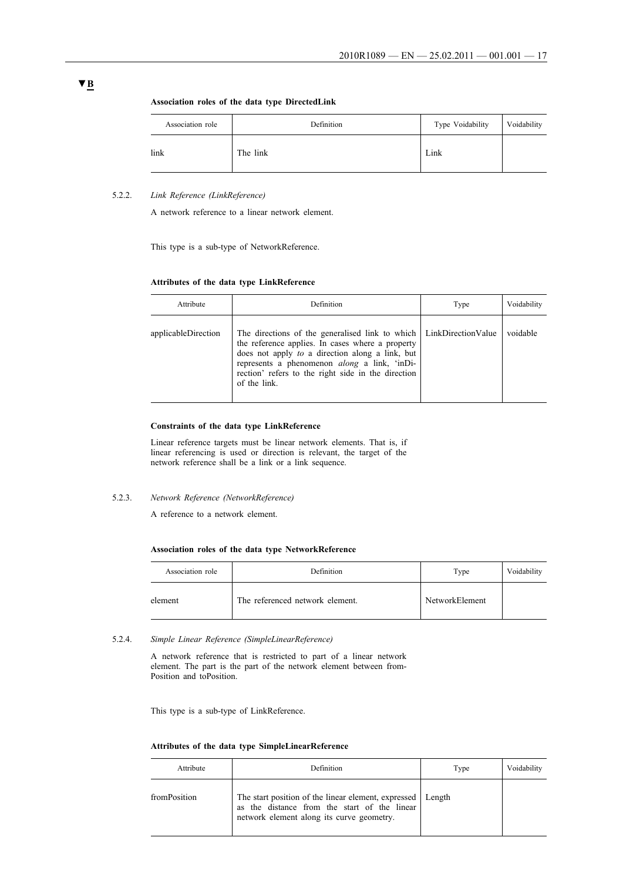▼B

**Association roles of the data type DirectedLink**

| Association role | Definition | Type Voidability | Voidability |
|---|---|---|---|
| link | The link | Link | |

5.2.2. *Link Reference (LinkReference)*

A network reference to a linear network element.

This type is a sub-type of NetworkReference.

**Attributes of the data type LinkReference**

| Attribute | Definition | Type | Voidability |
|---|---|---|---|
| applicableDirection | The directions of the generalised link to which the reference applies. In cases where a property does not apply *to* a direction along a link, but represents a phenomenon *along* a link, 'inDirection' refers to the right side in the direction of the link. | LinkDirectionValue | voidable |

**Constraints of the data type LinkReference**

Linear reference targets must be linear network elements. That is, if linear referencing is used or direction is relevant, the target of the network reference shall be a link or a link sequence.

5.2.3. *Network Reference (NetworkReference)*

A reference to a network element.

**Association roles of the data type NetworkReference**

| Association role | Definition | Type | Voidability |
|---|---|---|---|
| element | The referenced network element. | NetworkElement | |

5.2.4. *Simple Linear Reference (SimpleLinearReference)*

A network reference that is restricted to part of a linear network element. The part is the part of the network element between fromPosition and toPosition.

This type is a sub-type of LinkReference.

**Attributes of the data type SimpleLinearReference**

| Attribute | Definition | Type | Voidability |
|---|---|---|---|
| fromPosition | The start position of the linear element, expressed as the distance from the start of the linear network element along its curve geometry. | Length | |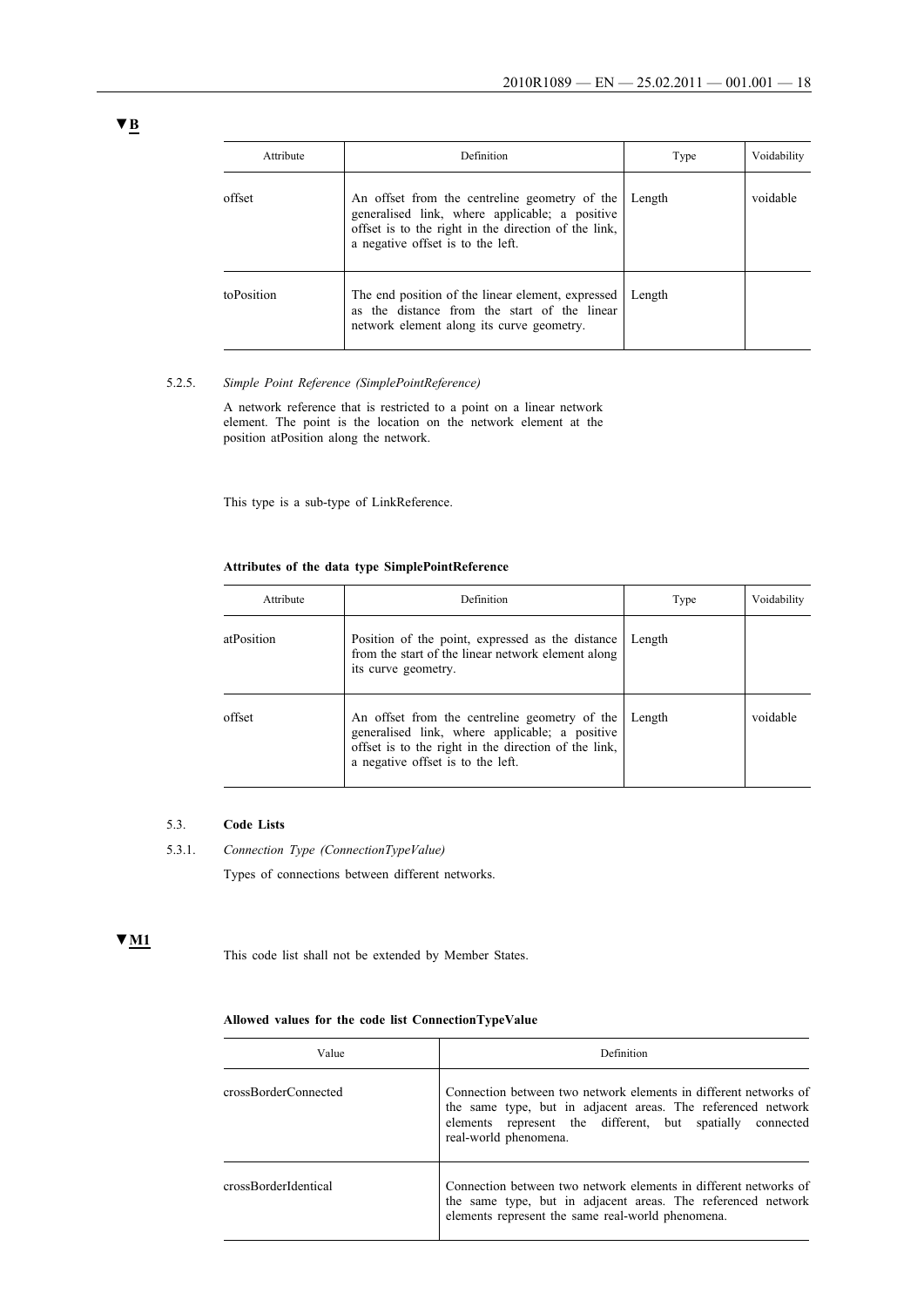▼B

| Attribute | Definition | Type | Voidability |
|---|---|---|---|
| offset | An offset from the centreline geometry of the generalised link, where applicable; a positive offset is to the right in the direction of the link, a negative offset is to the left. | Length | voidable |
| toPosition | The end position of the linear element, expressed as the distance from the start of the linear network element along its curve geometry. | Length | |

5.2.5. *Simple Point Reference (SimplePointReference)*

A network reference that is restricted to a point on a linear network element. The point is the location on the network element at the position atPosition along the network.

This type is a sub-type of LinkReference.

**Attributes of the data type SimplePointReference**

| Attribute | Definition | Type | Voidability |
|---|---|---|---|
| atPosition | Position of the point, expressed as the distance from the start of the linear network element along its curve geometry. | Length | |
| offset | An offset from the centreline geometry of the generalised link, where applicable; a positive offset is to the right in the direction of the link, a negative offset is to the left. | Length | voidable |

5.3. **Code Lists**

5.3.1. *Connection Type (ConnectionTypeValue)*

Types of connections between different networks.

▼M1

This code list shall not be extended by Member States.

**Allowed values for the code list ConnectionTypeValue**

| Value | Definition |
|---|---|
| crossBorderConnected | Connection between two network elements in different networks of the same type, but in adjacent areas. The referenced network elements represent the different, but spatially connected real-world phenomena. |
| crossBorderIdentical | Connection between two network elements in different networks of the same type, but in adjacent areas. The referenced network elements represent the same real-world phenomena. |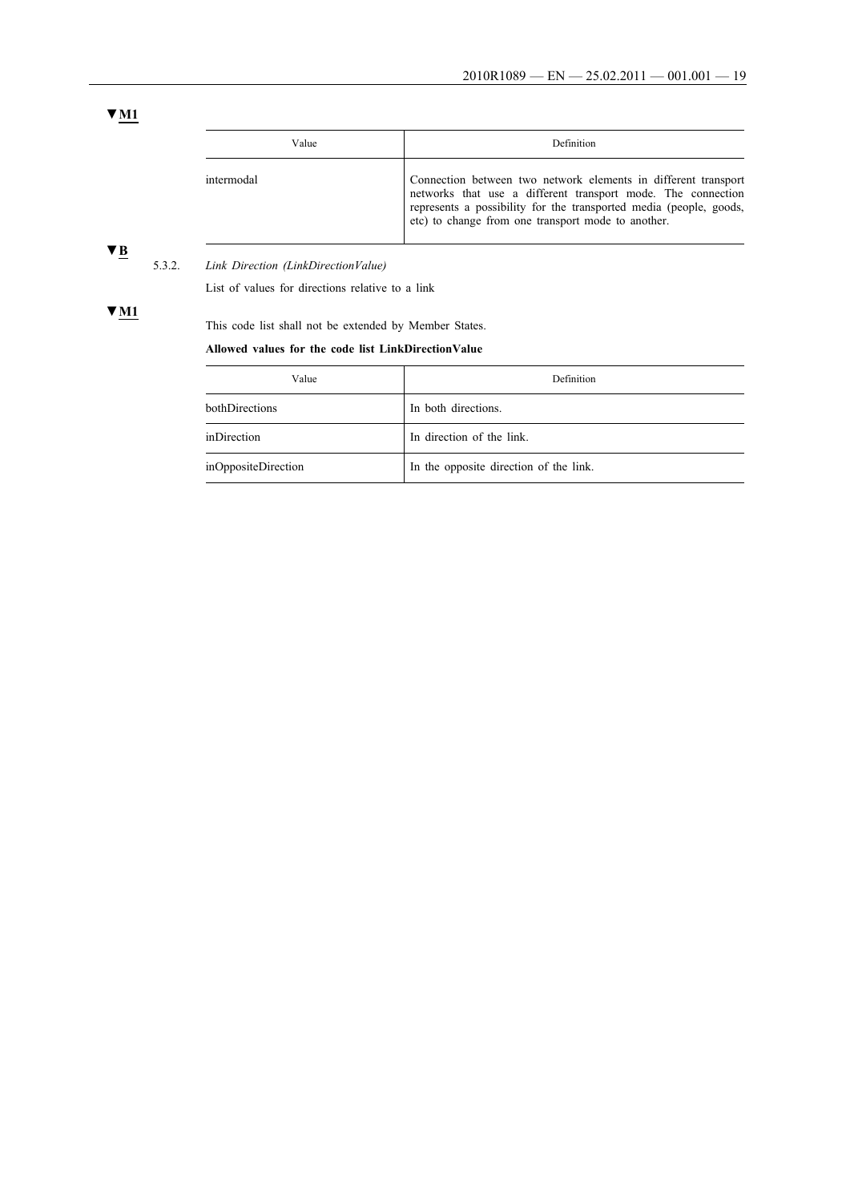▼M1

| Value | Definition |
| --- | --- |
| intermodal | Connection between two network elements in different transport networks that use a different transport mode. The connection represents a possibility for the transported media (people, goods, etc) to change from one transport mode to another. |

▼B

5.3.2. *Link Direction (LinkDirectionValue)*

List of values for directions relative to a link

▼M1

This code list shall not be extended by Member States.

**Allowed values for the code list LinkDirectionValue**

| Value | Definition |
| --- | --- |
| bothDirections | In both directions. |
| inDirection | In direction of the link. |
| inOppositeDirection | In the opposite direction of the link. |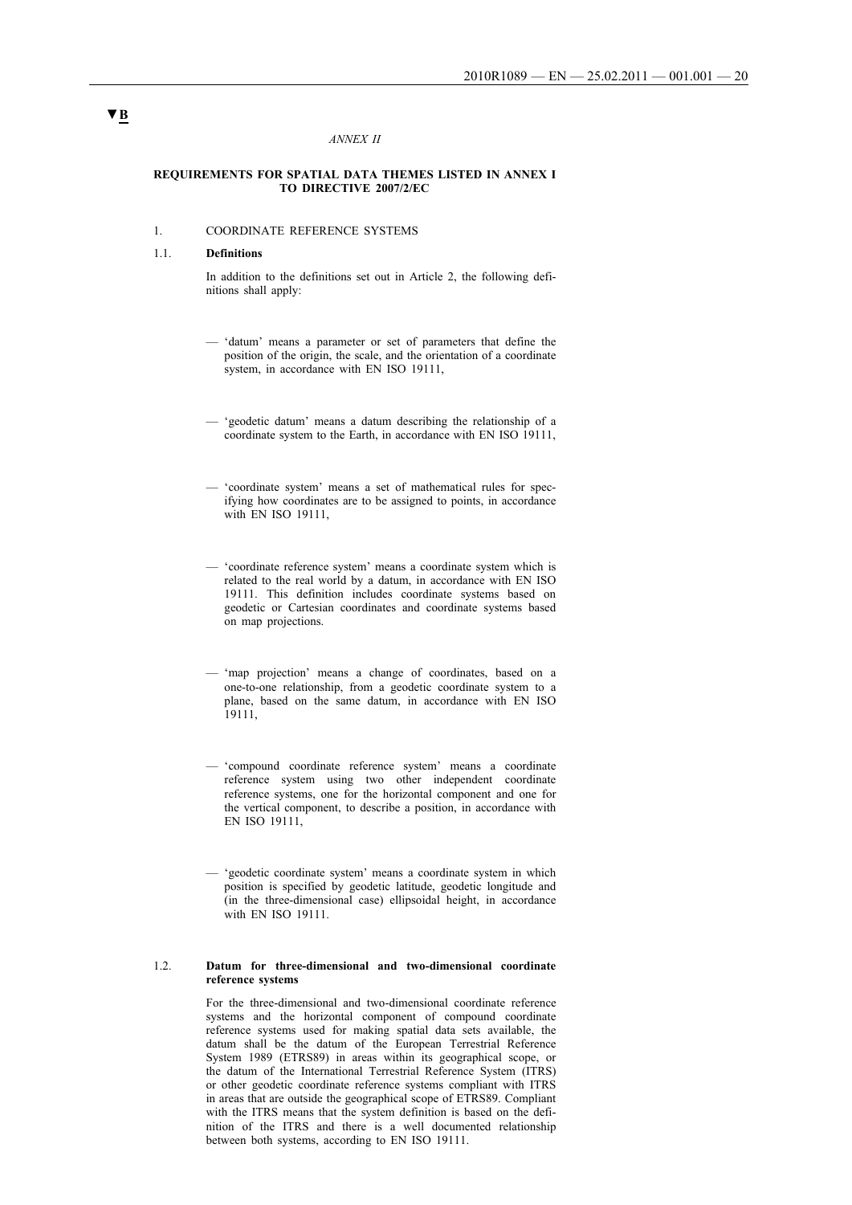▼B

*ANNEX II*

**REQUIREMENTS FOR SPATIAL DATA THEMES LISTED IN ANNEX I TO DIRECTIVE 2007/2/EC**

1. COORDINATE REFERENCE SYSTEMS

1.1. **Definitions**

In addition to the definitions set out in Article 2, the following definitions shall apply:

— 'datum' means a parameter or set of parameters that define the position of the origin, the scale, and the orientation of a coordinate system, in accordance with EN ISO 19111,

— 'geodetic datum' means a datum describing the relationship of a coordinate system to the Earth, in accordance with EN ISO 19111,

— 'coordinate system' means a set of mathematical rules for specifying how coordinates are to be assigned to points, in accordance with EN ISO 19111,

— 'coordinate reference system' means a coordinate system which is related to the real world by a datum, in accordance with EN ISO 19111. This definition includes coordinate systems based on geodetic or Cartesian coordinates and coordinate systems based on map projections.

— 'map projection' means a change of coordinates, based on a one-to-one relationship, from a geodetic coordinate system to a plane, based on the same datum, in accordance with EN ISO 19111,

— 'compound coordinate reference system' means a coordinate reference system using two other independent coordinate reference systems, one for the horizontal component and one for the vertical component, to describe a position, in accordance with EN ISO 19111,

— 'geodetic coordinate system' means a coordinate system in which position is specified by geodetic latitude, geodetic longitude and (in the three-dimensional case) ellipsoidal height, in accordance with EN ISO 19111.

1.2. **Datum for three-dimensional and two-dimensional coordinate reference systems**

For the three-dimensional and two-dimensional coordinate reference systems and the horizontal component of compound coordinate reference systems used for making spatial data sets available, the datum shall be the datum of the European Terrestrial Reference System 1989 (ETRS89) in areas within its geographical scope, or the datum of the International Terrestrial Reference System (ITRS) or other geodetic coordinate reference systems compliant with ITRS in areas that are outside the geographical scope of ETRS89. Compliant with the ITRS means that the system definition is based on the definition of the ITRS and there is a well documented relationship between both systems, according to EN ISO 19111.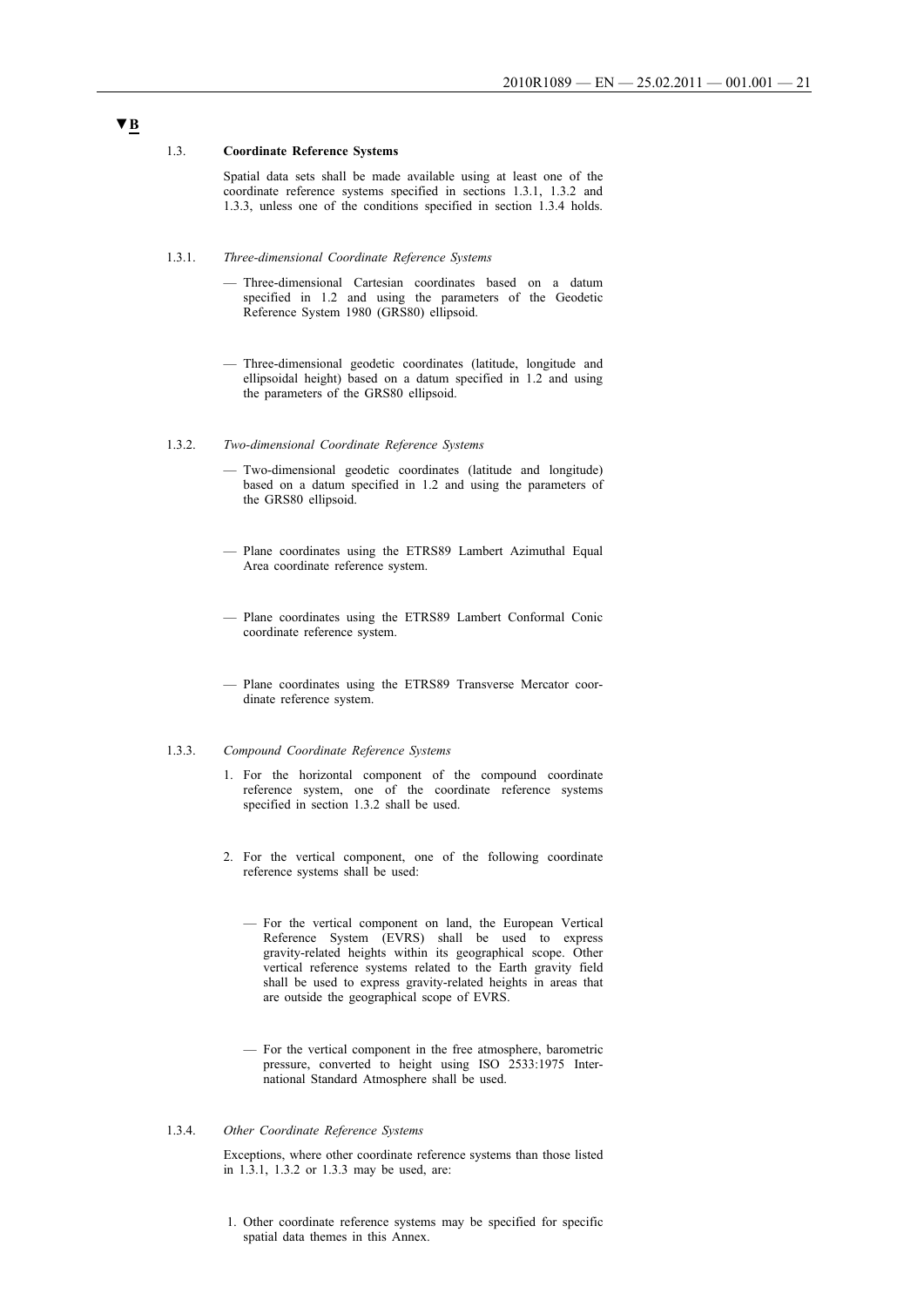▼B

### 1.3. **Coordinate Reference Systems**

Spatial data sets shall be made available using at least one of the coordinate reference systems specified in sections 1.3.1, 1.3.2 and 1.3.3, unless one of the conditions specified in section 1.3.4 holds.

#### 1.3.1. *Three-dimensional Coordinate Reference Systems*

— Three-dimensional Cartesian coordinates based on a datum specified in 1.2 and using the parameters of the Geodetic Reference System 1980 (GRS80) ellipsoid.

— Three-dimensional geodetic coordinates (latitude, longitude and ellipsoidal height) based on a datum specified in 1.2 and using the parameters of the GRS80 ellipsoid.

#### 1.3.2. *Two-dimensional Coordinate Reference Systems*

— Two-dimensional geodetic coordinates (latitude and longitude) based on a datum specified in 1.2 and using the parameters of the GRS80 ellipsoid.

— Plane coordinates using the ETRS89 Lambert Azimuthal Equal Area coordinate reference system.

— Plane coordinates using the ETRS89 Lambert Conformal Conic coordinate reference system.

— Plane coordinates using the ETRS89 Transverse Mercator coordinate reference system.

#### 1.3.3. *Compound Coordinate Reference Systems*

1. For the horizontal component of the compound coordinate reference system, one of the coordinate reference systems specified in section 1.3.2 shall be used.

2. For the vertical component, one of the following coordinate reference systems shall be used:

   — For the vertical component on land, the European Vertical Reference System (EVRS) shall be used to express gravity-related heights within its geographical scope. Other vertical reference systems related to the Earth gravity field shall be used to express gravity-related heights in areas that are outside the geographical scope of EVRS.

   — For the vertical component in the free atmosphere, barometric pressure, converted to height using ISO 2533:1975 International Standard Atmosphere shall be used.

#### 1.3.4. *Other Coordinate Reference Systems*

Exceptions, where other coordinate reference systems than those listed in 1.3.1, 1.3.2 or 1.3.3 may be used, are:

1. Other coordinate reference systems may be specified for specific spatial data themes in this Annex.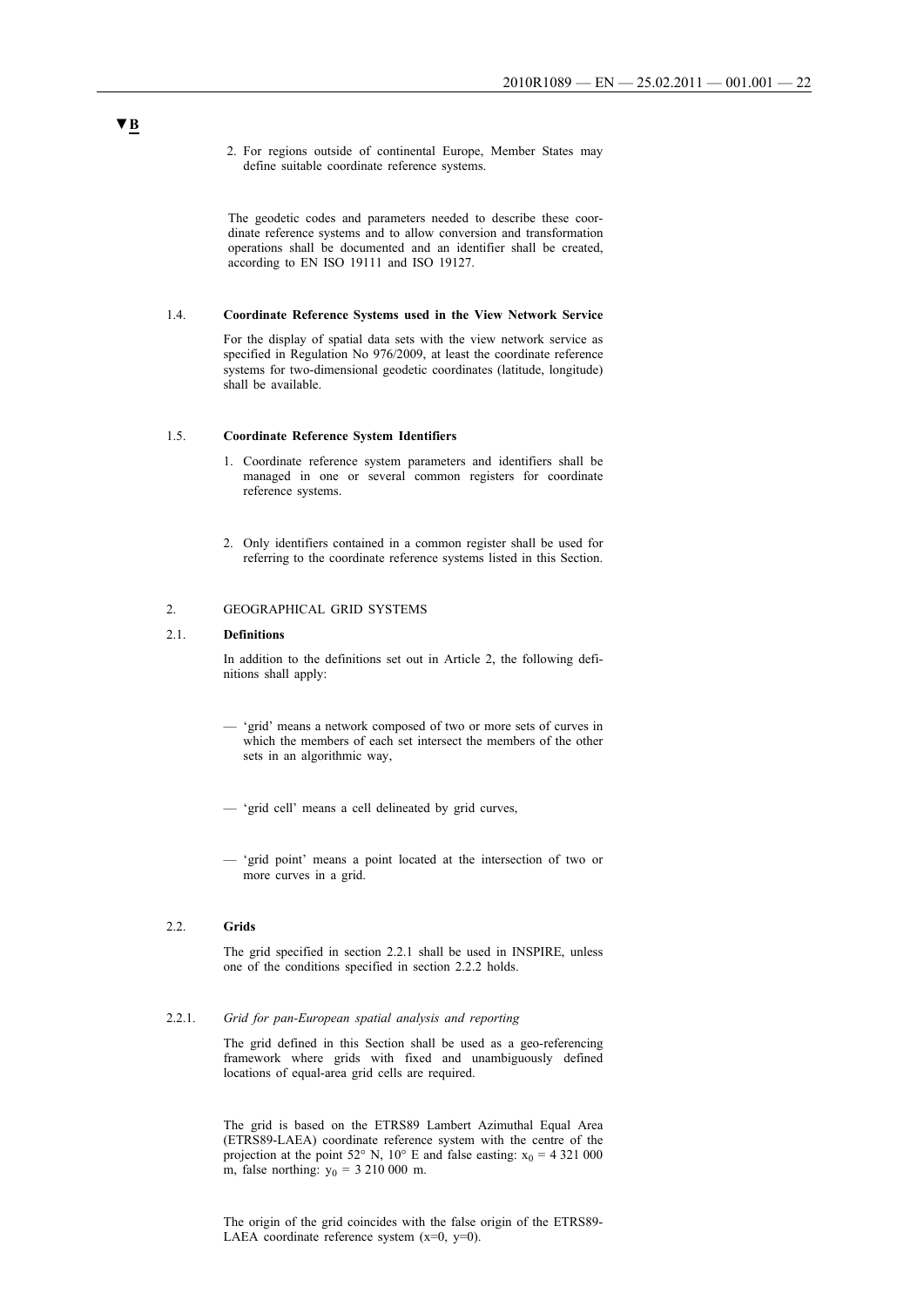▼B

2. For regions outside of continental Europe, Member States may define suitable coordinate reference systems.

The geodetic codes and parameters needed to describe these coordinate reference systems and to allow conversion and transformation operations shall be documented and an identifier shall be created, according to EN ISO 19111 and ISO 19127.

### 1.4. Coordinate Reference Systems used in the View Network Service

For the display of spatial data sets with the view network service as specified in Regulation No 976/2009, at least the coordinate reference systems for two-dimensional geodetic coordinates (latitude, longitude) shall be available.

### 1.5. Coordinate Reference System Identifiers

1. Coordinate reference system parameters and identifiers shall be managed in one or several common registers for coordinate reference systems.

2. Only identifiers contained in a common register shall be used for referring to the coordinate reference systems listed in this Section.

## 2. GEOGRAPHICAL GRID SYSTEMS

### 2.1. Definitions

In addition to the definitions set out in Article 2, the following definitions shall apply:

— 'grid' means a network composed of two or more sets of curves in which the members of each set intersect the members of the other sets in an algorithmic way,

— 'grid cell' means a cell delineated by grid curves,

— 'grid point' means a point located at the intersection of two or more curves in a grid.

### 2.2. Grids

The grid specified in section 2.2.1 shall be used in INSPIRE, unless one of the conditions specified in section 2.2.2 holds.

#### 2.2.1. *Grid for pan-European spatial analysis and reporting*

The grid defined in this Section shall be used as a geo-referencing framework where grids with fixed and unambiguously defined locations of equal-area grid cells are required.

The grid is based on the ETRS89 Lambert Azimuthal Equal Area (ETRS89-LAEA) coordinate reference system with the centre of the projection at the point 52° N, 10° E and false easting: $x_0$ = 4 321 000 m, false northing: $y_0$ = 3 210 000 m.

The origin of the grid coincides with the false origin of the ETRS89-LAEA coordinate reference system (x=0, y=0).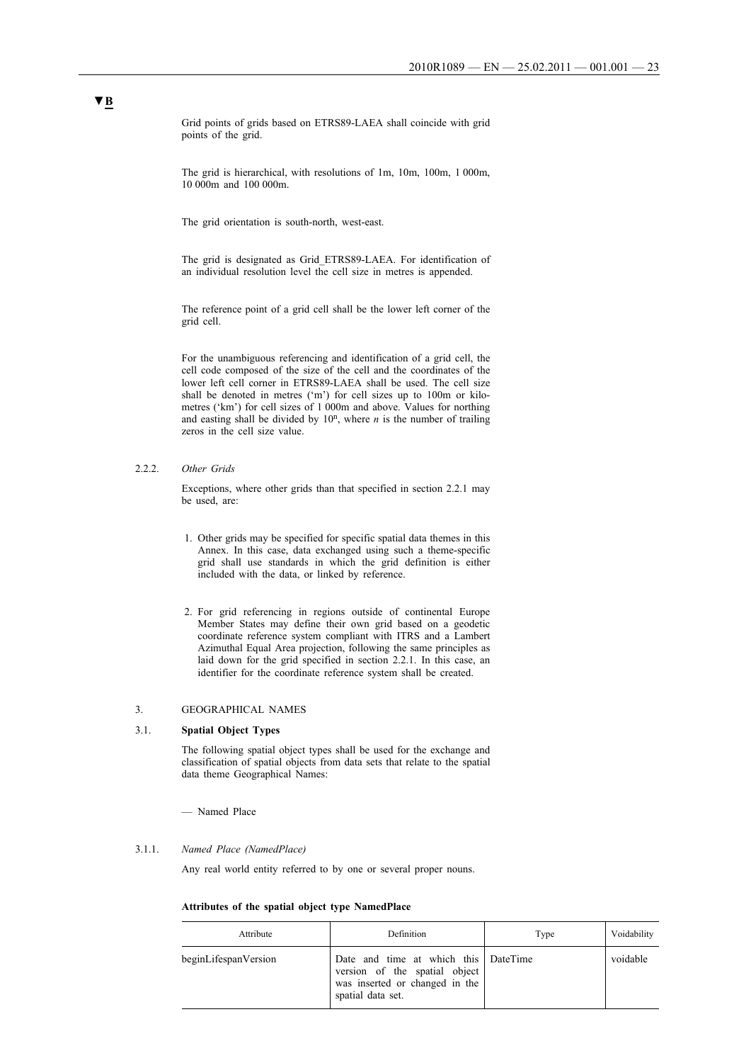▼B

Grid points of grids based on ETRS89-LAEA shall coincide with grid points of the grid.

The grid is hierarchical, with resolutions of 1m, 10m, 100m, 1 000m, 10 000m and 100 000m.

The grid orientation is south-north, west-east.

The grid is designated as Grid_ETRS89-LAEA. For identification of an individual resolution level the cell size in metres is appended.

The reference point of a grid cell shall be the lower left corner of the grid cell.

For the unambiguous referencing and identification of a grid cell, the cell code composed of the size of the cell and the coordinates of the lower left cell corner in ETRS89-LAEA shall be used. The cell size shall be denoted in metres ('m') for cell sizes up to 100m or kilometres ('km') for cell sizes of 1 000m and above. Values for northing and easting shall be divided by $10^n$, where $n$ is the number of trailing zeros in the cell size value.

2.2.2. *Other Grids*

Exceptions, where other grids than that specified in section 2.2.1 may be used, are:

1. Other grids may be specified for specific spatial data themes in this Annex. In this case, data exchanged using such a theme-specific grid shall use standards in which the grid definition is either included with the data, or linked by reference.

2. For grid referencing in regions outside of continental Europe Member States may define their own grid based on a geodetic coordinate reference system compliant with ITRS and a Lambert Azimuthal Equal Area projection, following the same principles as laid down for the grid specified in section 2.2.1. In this case, an identifier for the coordinate reference system shall be created.

## 3. GEOGRAPHICAL NAMES

### 3.1. **Spatial Object Types**

The following spatial object types shall be used for the exchange and classification of spatial objects from data sets that relate to the spatial data theme Geographical Names:

— Named Place

#### 3.1.1. *Named Place (NamedPlace)*

Any real world entity referred to by one or several proper nouns.

**Attributes of the spatial object type NamedPlace**

| Attribute | Definition | Type | Voidability |
|---|---|---|---|
| beginLifespanVersion | Date and time at which this version of the spatial object was inserted or changed in the spatial data set. | DateTime | voidable |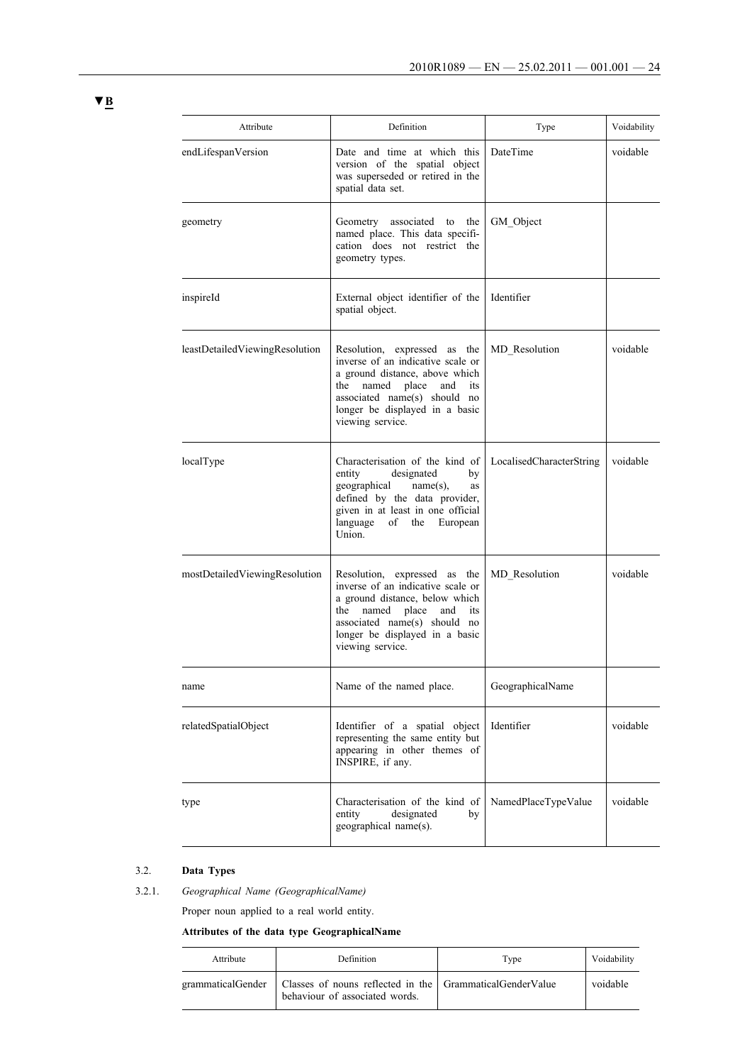▼B

| Attribute | Definition | Type | Voidability |
|---|---|---|---|
| endLifespanVersion | Date and time at which this version of the spatial object was superseded or retired in the spatial data set. | DateTime | voidable |
| geometry | Geometry associated to the named place. This data specification does not restrict the geometry types. | GM_Object | |
| inspireId | External object identifier of the spatial object. | Identifier | |
| leastDetailedViewingResolution | Resolution, expressed as the inverse of an indicative scale or a ground distance, above which the named place and its associated name(s) should no longer be displayed in a basic viewing service. | MD_Resolution | voidable |
| localType | Characterisation of the kind of entity designated by geographical name(s), as defined by the data provider, given in at least in one official language of the European Union. | LocalisedCharacterString | voidable |
| mostDetailedViewingResolution | Resolution, expressed as the inverse of an indicative scale or a ground distance, below which the named place and its associated name(s) should no longer be displayed in a basic viewing service. | MD_Resolution | voidable |
| name | Name of the named place. | GeographicalName | |
| relatedSpatialObject | Identifier of a spatial object representing the same entity but appearing in other themes of INSPIRE, if any. | Identifier | voidable |
| type | Characterisation of the kind of entity designated by geographical name(s). | NamedPlaceTypeValue | voidable |

3.2. **Data Types**

3.2.1. *Geographical Name (GeographicalName)*

Proper noun applied to a real world entity.

**Attributes of the data type GeographicalName**

| Attribute | Definition | Type | Voidability |
|---|---|---|---|
| grammaticalGender | Classes of nouns reflected in the behaviour of associated words. | GrammaticalGenderValue | voidable |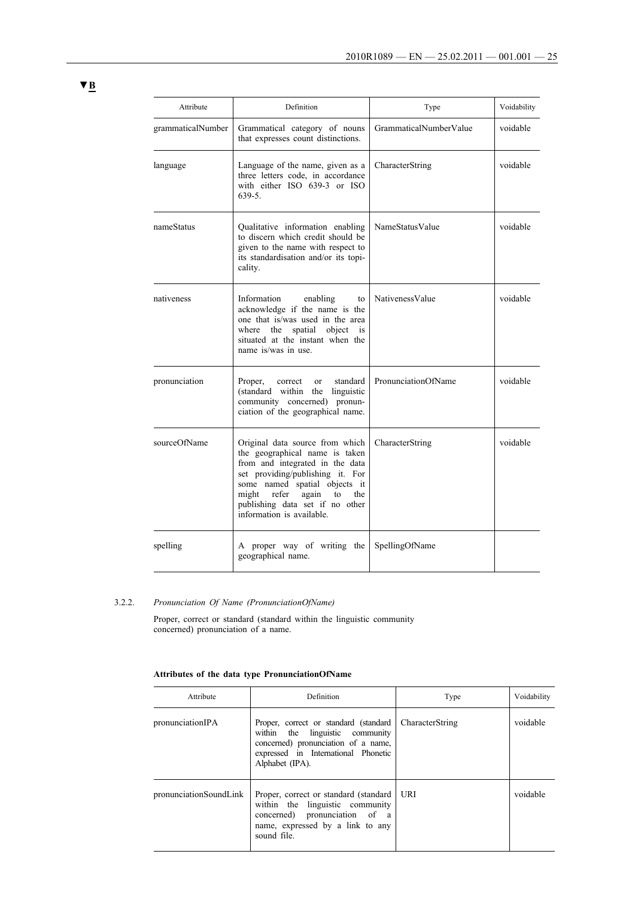▼B

| Attribute | Definition | Type | Voidability |
| --- | --- | --- | --- |
| grammaticalNumber | Grammatical category of nouns that expresses count distinctions. | GrammaticalNumberValue | voidable |
| language | Language of the name, given as a three letters code, in accordance with either ISO 639-3 or ISO 639-5. | CharacterString | voidable |
| nameStatus | Qualitative information enabling to discern which credit should be given to the name with respect to its standardisation and/or its topicality. | NameStatusValue | voidable |
| nativeness | Information enabling to acknowledge if the name is the one that is/was used in the area where the spatial object is situated at the instant when the name is/was in use. | NativenessValue | voidable |
| pronunciation | Proper, correct or standard (standard within the linguistic community concerned) pronunciation of the geographical name. | PronunciationOfName | voidable |
| sourceOfName | Original data source from which the geographical name is taken from and integrated in the data set providing/publishing it. For some named spatial objects it might refer again to the publishing data set if no other information is available. | CharacterString | voidable |
| spelling | A proper way of writing the geographical name. | SpellingOfName | |

3.2.2. *Pronunciation Of Name (PronunciationOfName)*

Proper, correct or standard (standard within the linguistic community concerned) pronunciation of a name.

**Attributes of the data type PronunciationOfName**

| Attribute | Definition | Type | Voidability |
| --- | --- | --- | --- |
| pronunciationIPA | Proper, correct or standard (standard within the linguistic community concerned) pronunciation of a name, expressed in International Phonetic Alphabet (IPA). | CharacterString | voidable |
| pronunciationSoundLink | Proper, correct or standard (standard within the linguistic community concerned) pronunciation of a name, expressed by a link to any sound file. | URI | voidable |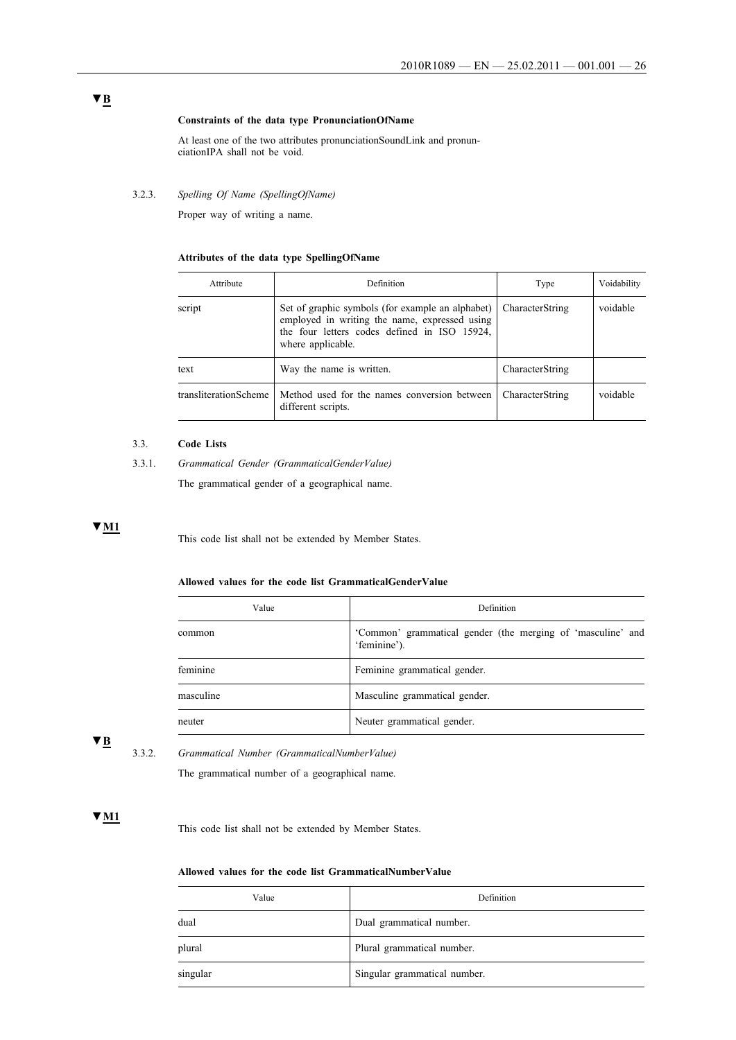▼B

**Constraints of the data type PronunciationOfName**

At least one of the two attributes pronunciationSoundLink and pronunciationIPA shall not be void.

3.2.3. *Spelling Of Name (SpellingOfName)*

Proper way of writing a name.

**Attributes of the data type SpellingOfName**

| Attribute | Definition | Type | Voidability |
|---|---|---|---|
| script | Set of graphic symbols (for example an alphabet) employed in writing the name, expressed using the four letters codes defined in ISO 15924, where applicable. | CharacterString | voidable |
| text | Way the name is written. | CharacterString | |
| transliterationScheme | Method used for the names conversion between different scripts. | CharacterString | voidable |

3.3. **Code Lists**

3.3.1. *Grammatical Gender (GrammaticalGenderValue)*

The grammatical gender of a geographical name.

▼M1

This code list shall not be extended by Member States.

**Allowed values for the code list GrammaticalGenderValue**

| Value | Definition |
|---|---|
| common | 'Common' grammatical gender (the merging of 'masculine' and 'feminine'). |
| feminine | Feminine grammatical gender. |
| masculine | Masculine grammatical gender. |
| neuter | Neuter grammatical gender. |

▼B

3.3.2. *Grammatical Number (GrammaticalNumberValue)*

The grammatical number of a geographical name.

▼M1

This code list shall not be extended by Member States.

**Allowed values for the code list GrammaticalNumberValue**

| Value | Definition |
|---|---|
| dual | Dual grammatical number. |
| plural | Plural grammatical number. |
| singular | Singular grammatical number. |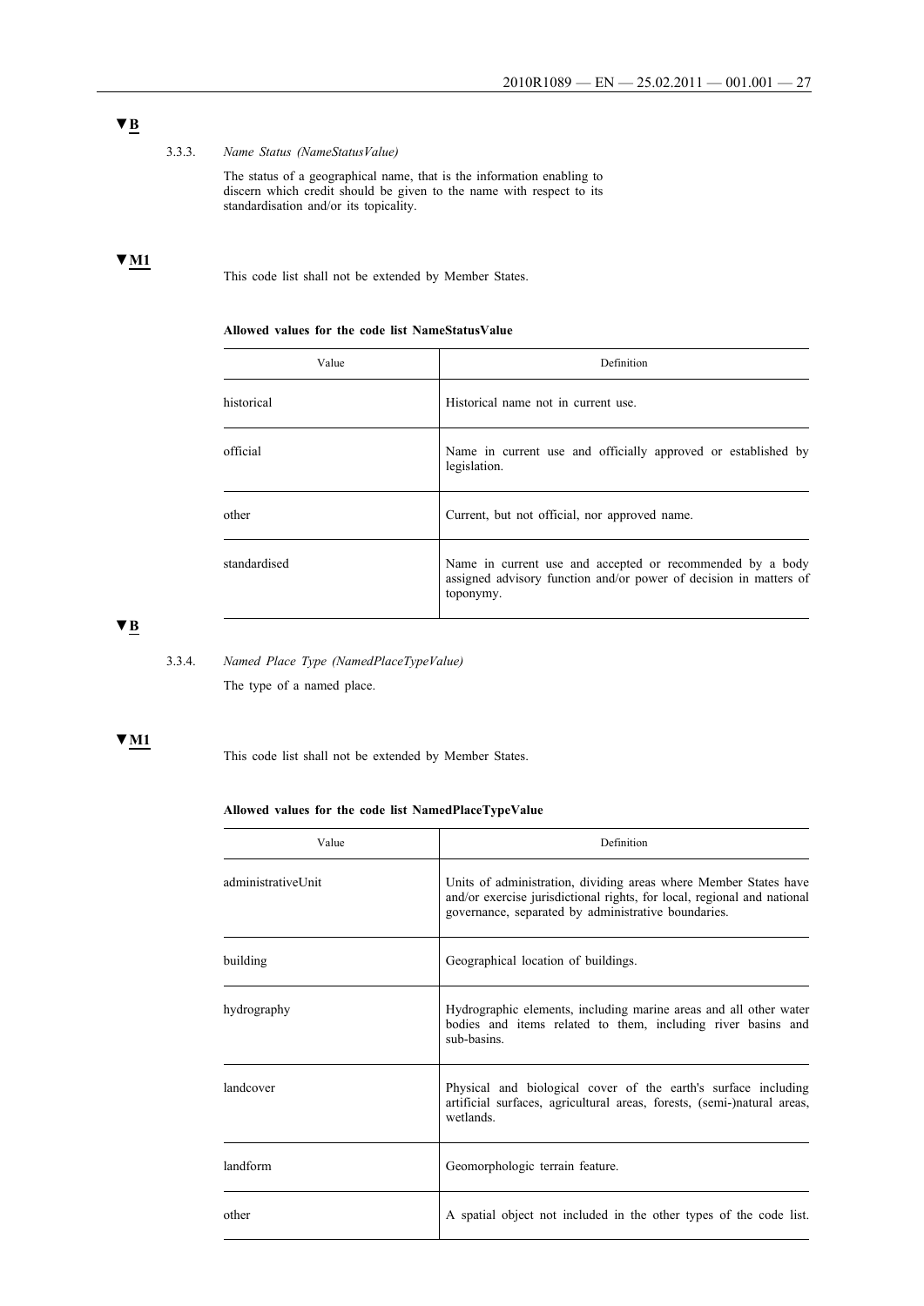▼B

3.3.3. *Name Status (NameStatusValue)*

The status of a geographical name, that is the information enabling to discern which credit should be given to the name with respect to its standardisation and/or its topicality.

▼M1

This code list shall not be extended by Member States.

**Allowed values for the code list NameStatusValue**

| Value | Definition |
|---|---|
| historical | Historical name not in current use. |
| official | Name in current use and officially approved or established by legislation. |
| other | Current, but not official, nor approved name. |
| standardised | Name in current use and accepted or recommended by a body assigned advisory function and/or power of decision in matters of toponymy. |

▼B

3.3.4. *Named Place Type (NamedPlaceTypeValue)*

The type of a named place.

▼M1

This code list shall not be extended by Member States.

**Allowed values for the code list NamedPlaceTypeValue**

| Value | Definition |
|---|---|
| administrativeUnit | Units of administration, dividing areas where Member States have and/or exercise jurisdictional rights, for local, regional and national governance, separated by administrative boundaries. |
| building | Geographical location of buildings. |
| hydrography | Hydrographic elements, including marine areas and all other water bodies and items related to them, including river basins and sub-basins. |
| landcover | Physical and biological cover of the earth's surface including artificial surfaces, agricultural areas, forests, (semi-)natural areas, wetlands. |
| landform | Geomorphologic terrain feature. |
| other | A spatial object not included in the other types of the code list. |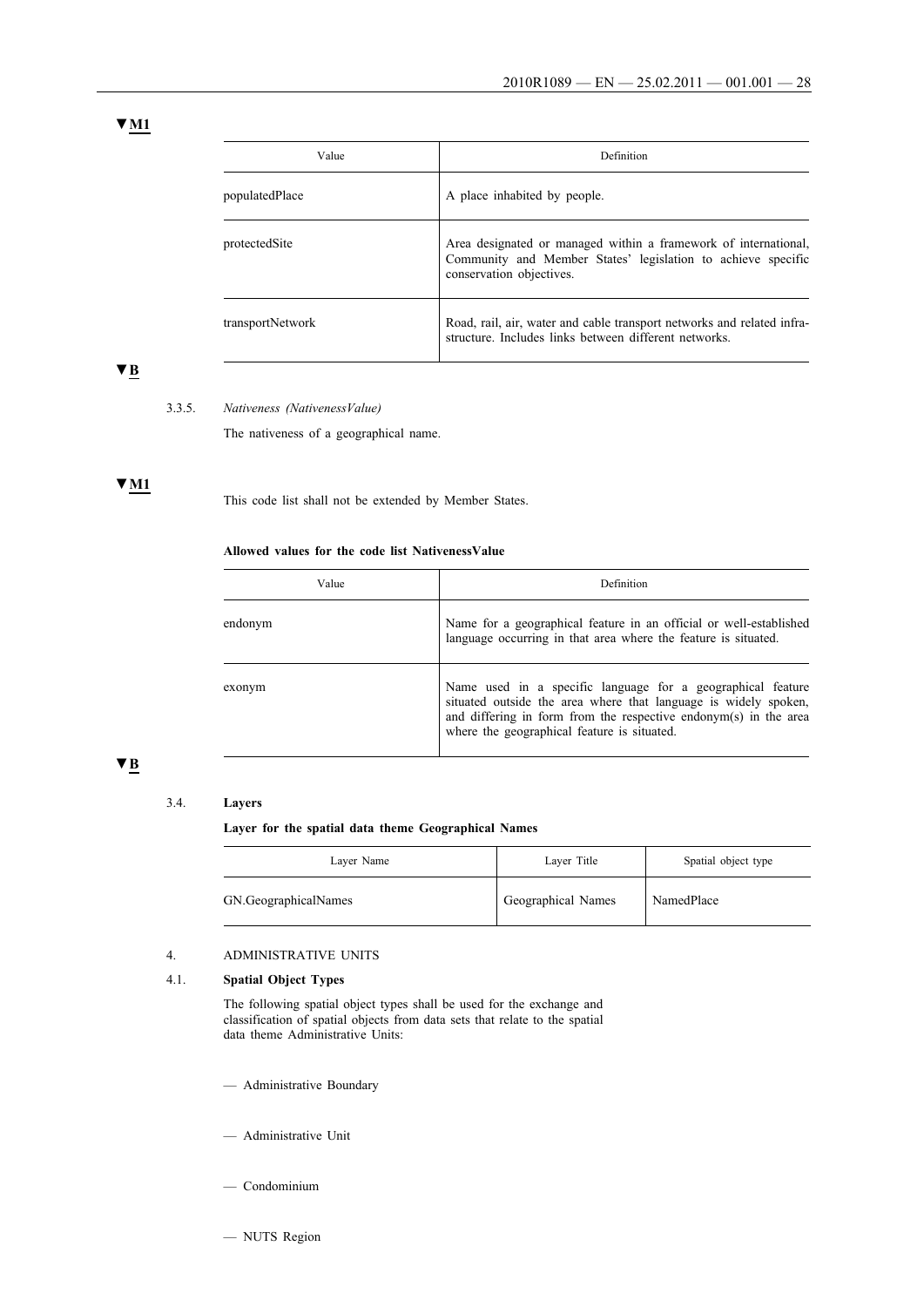▼M1

| Value | Definition |
|---|---|
| populatedPlace | A place inhabited by people. |
| protectedSite | Area designated or managed within a framework of international, Community and Member States' legislation to achieve specific conservation objectives. |
| transportNetwork | Road, rail, air, water and cable transport networks and related infrastructure. Includes links between different networks. |

▼B

3.3.5. *Nativeness (NativenessValue)*

The nativeness of a geographical name.

▼M1

This code list shall not be extended by Member States.

**Allowed values for the code list NativenessValue**

| Value | Definition |
|---|---|
| endonym | Name for a geographical feature in an official or well-established language occurring in that area where the feature is situated. |
| exonym | Name used in a specific language for a geographical feature situated outside the area where that language is widely spoken, and differing in form from the respective endonym(s) in the area where the geographical feature is situated. |

▼B

3.4. **Layers**

**Layer for the spatial data theme Geographical Names**

| Layer Name | Layer Title | Spatial object type |
|---|---|---|
| GN.GeographicalNames | Geographical Names | NamedPlace |

4. ADMINISTRATIVE UNITS

4.1. **Spatial Object Types**

The following spatial object types shall be used for the exchange and classification of spatial objects from data sets that relate to the spatial data theme Administrative Units:

— Administrative Boundary

— Administrative Unit

— Condominium

— NUTS Region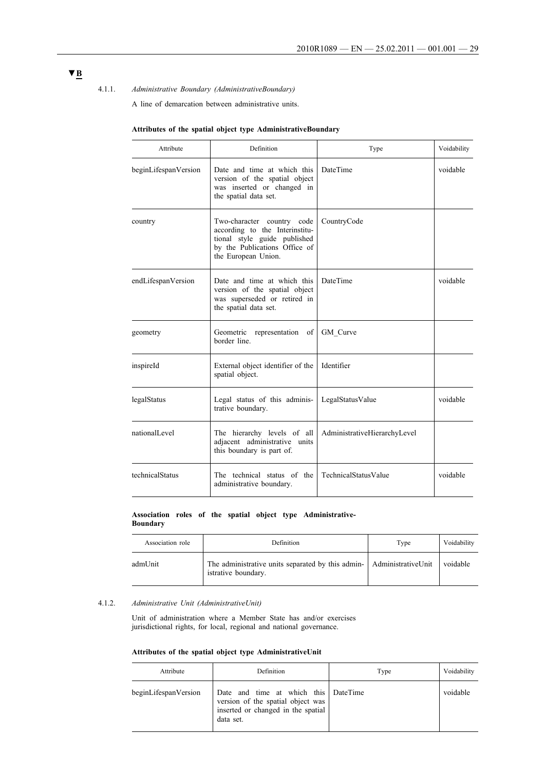▼B

4.1.1. *Administrative Boundary (AdministrativeBoundary)*

A line of demarcation between administrative units.

**Attributes of the spatial object type AdministrativeBoundary**

| Attribute | Definition | Type | Voidability |
|---|---|---|---|
| beginLifespanVersion | Date and time at which this version of the spatial object was inserted or changed in the spatial data set. | DateTime | voidable |
| country | Two-character country code according to the Interinstitutional style guide published by the Publications Office of the European Union. | CountryCode | |
| endLifespanVersion | Date and time at which this version of the spatial object was superseded or retired in the spatial data set. | DateTime | voidable |
| geometry | Geometric representation of border line. | GM_Curve | |
| inspireId | External object identifier of the spatial object. | Identifier | |
| legalStatus | Legal status of this administrative boundary. | LegalStatusValue | voidable |
| nationalLevel | The hierarchy levels of all adjacent administrative units this boundary is part of. | AdministrativeHierarchyLevel | |
| technicalStatus | The technical status of the administrative boundary. | TechnicalStatusValue | voidable |

**Association roles of the spatial object type AdministrativeBoundary**

| Association role | Definition | Type | Voidability |
|---|---|---|---|
| admUnit | The administrative units separated by this administrative boundary. | AdministrativeUnit | voidable |

4.1.2. *Administrative Unit (AdministrativeUnit)*

Unit of administration where a Member State has and/or exercises jurisdictional rights, for local, regional and national governance.

**Attributes of the spatial object type AdministrativeUnit**

| Attribute | Definition | Type | Voidability |
|---|---|---|---|
| beginLifespanVersion | Date and time at which this version of the spatial object was inserted or changed in the spatial data set. | DateTime | voidable |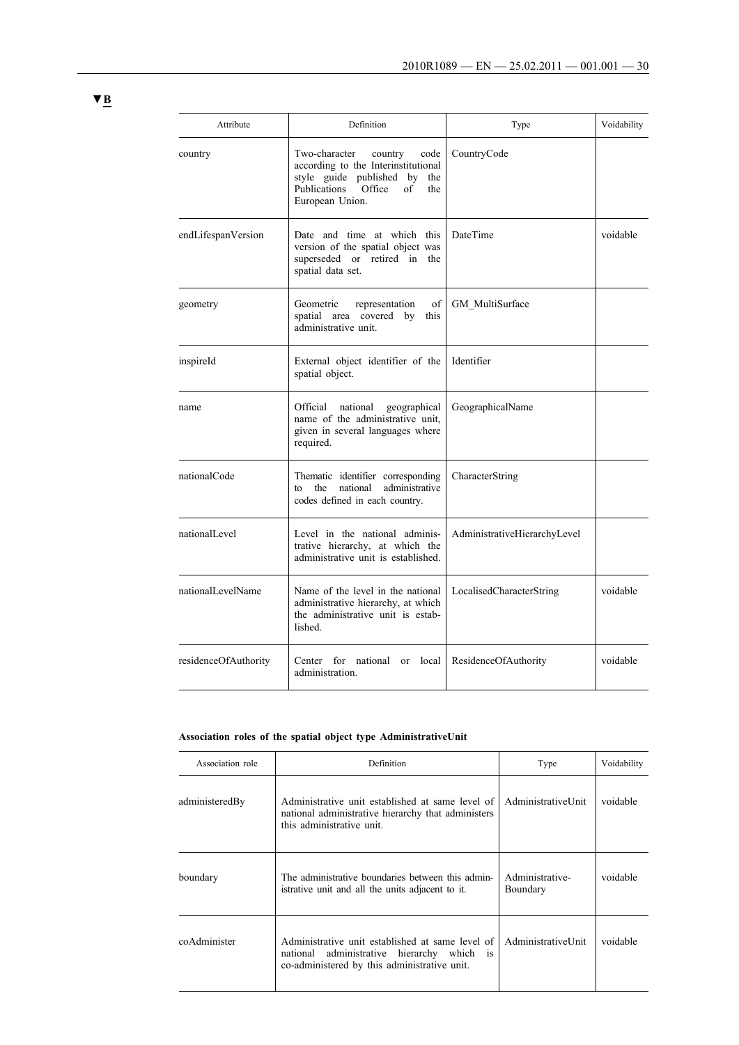▼B

| Attribute | Definition | Type | Voidability |
|---|---|---|---|
| country | Two-character country code according to the Interinstitutional style guide published by the Publications Office of the European Union. | CountryCode | |
| endLifespanVersion | Date and time at which this version of the spatial object was superseded or retired in the spatial data set. | DateTime | voidable |
| geometry | Geometric representation of spatial area covered by this administrative unit. | GM_MultiSurface | |
| inspireId | External object identifier of the spatial object. | Identifier | |
| name | Official national geographical name of the administrative unit, given in several languages where required. | GeographicalName | |
| nationalCode | Thematic identifier corresponding to the national administrative codes defined in each country. | CharacterString | |
| nationalLevel | Level in the national administrative hierarchy, at which the administrative unit is established. | AdministrativeHierarchyLevel | |
| nationalLevelName | Name of the level in the national administrative hierarchy, at which the administrative unit is established. | LocalisedCharacterString | voidable |
| residenceOfAuthority | Center for national or local administration. | ResidenceOfAuthority | voidable |

**Association roles of the spatial object type AdministrativeUnit**

| Association role | Definition | Type | Voidability |
|---|---|---|---|
| administeredBy | Administrative unit established at same level of national administrative hierarchy that administers this administrative unit. | AdministrativeUnit | voidable |
| boundary | The administrative boundaries between this administrative unit and all the units adjacent to it. | Administrative-Boundary | voidable |
| coAdminister | Administrative unit established at same level of national administrative hierarchy which is co-administered by this administrative unit. | AdministrativeUnit | voidable |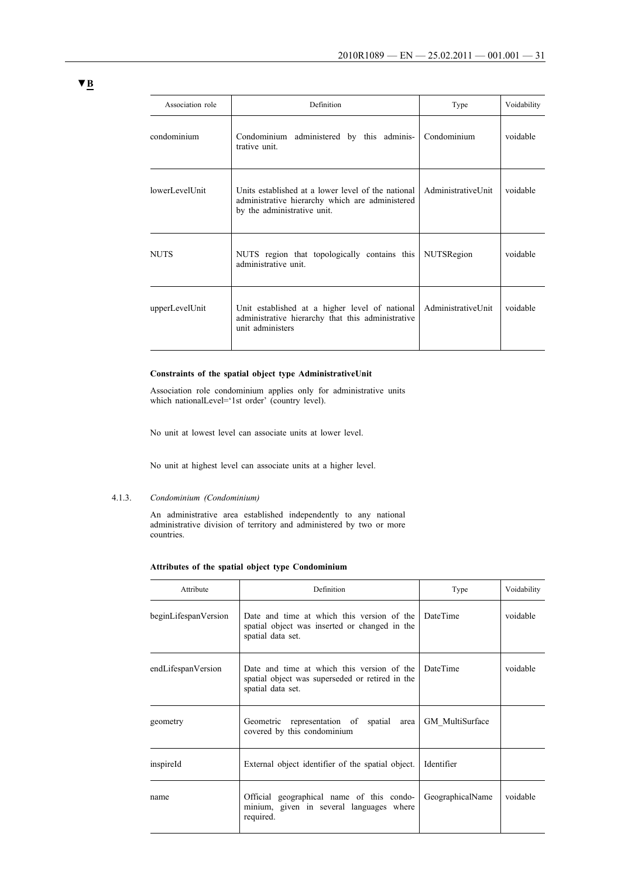▼B

| Association role | Definition | Type | Voidability |
|---|---|---|---|
| condominium | Condominium administered by this administrative unit. | Condominium | voidable |
| lowerLevelUnit | Units established at a lower level of the national administrative hierarchy which are administered by the administrative unit. | AdministrativeUnit | voidable |
| NUTS | NUTS region that topologically contains this administrative unit. | NUTSRegion | voidable |
| upperLevelUnit | Unit established at a higher level of national administrative hierarchy that this administrative unit administers | AdministrativeUnit | voidable |

**Constraints of the spatial object type AdministrativeUnit**

Association role condominium applies only for administrative units which nationalLevel='1st order' (country level).

No unit at lowest level can associate units at lower level.

No unit at highest level can associate units at a higher level.

4.1.3. *Condominium (Condominium)*

An administrative area established independently to any national administrative division of territory and administered by two or more countries.

**Attributes of the spatial object type Condominium**

| Attribute | Definition | Type | Voidability |
|---|---|---|---|
| beginLifespanVersion | Date and time at which this version of the spatial object was inserted or changed in the spatial data set. | DateTime | voidable |
| endLifespanVersion | Date and time at which this version of the spatial object was superseded or retired in the spatial data set. | DateTime | voidable |
| geometry | Geometric representation of spatial area covered by this condominium | GM_MultiSurface | |
| inspireId | External object identifier of the spatial object. | Identifier | |
| name | Official geographical name of this condominium, given in several languages where required. | GeographicalName | voidable |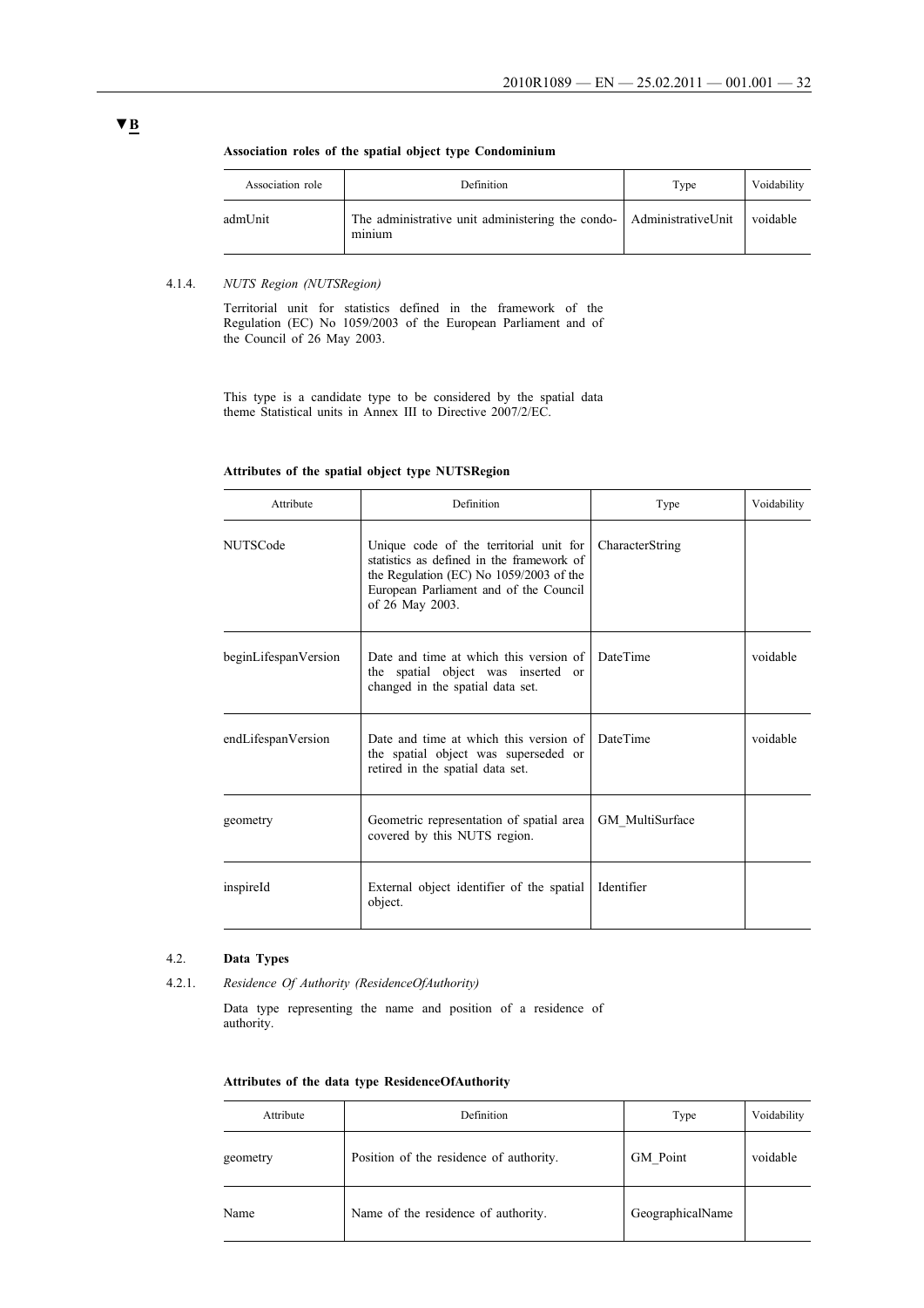▼B

**Association roles of the spatial object type Condominium**

| Association role | Definition | Type | Voidability |
|---|---|---|---|
| admUnit | The administrative unit administering the condominium | AdministrativeUnit | voidable |

4.1.4. *NUTS Region (NUTSRegion)*

Territorial unit for statistics defined in the framework of the Regulation (EC) No 1059/2003 of the European Parliament and of the Council of 26 May 2003.

This type is a candidate type to be considered by the spatial data theme Statistical units in Annex III to Directive 2007/2/EC.

**Attributes of the spatial object type NUTSRegion**

| Attribute | Definition | Type | Voidability |
|---|---|---|---|
| NUTSCode | Unique code of the territorial unit for statistics as defined in the framework of the Regulation (EC) No 1059/2003 of the European Parliament and of the Council of 26 May 2003. | CharacterString | |
| beginLifespanVersion | Date and time at which this version of the spatial object was inserted or changed in the spatial data set. | DateTime | voidable |
| endLifespanVersion | Date and time at which this version of the spatial object was superseded or retired in the spatial data set. | DateTime | voidable |
| geometry | Geometric representation of spatial area covered by this NUTS region. | GM_MultiSurface | |
| inspireId | External object identifier of the spatial object. | Identifier | |

4.2. **Data Types**

4.2.1. *Residence Of Authority (ResidenceOfAuthority)*

Data type representing the name and position of a residence of authority.

**Attributes of the data type ResidenceOfAuthority**

| Attribute | Definition | Type | Voidability |
|---|---|---|---|
| geometry | Position of the residence of authority. | GM_Point | voidable |
| Name | Name of the residence of authority. | GeographicalName | |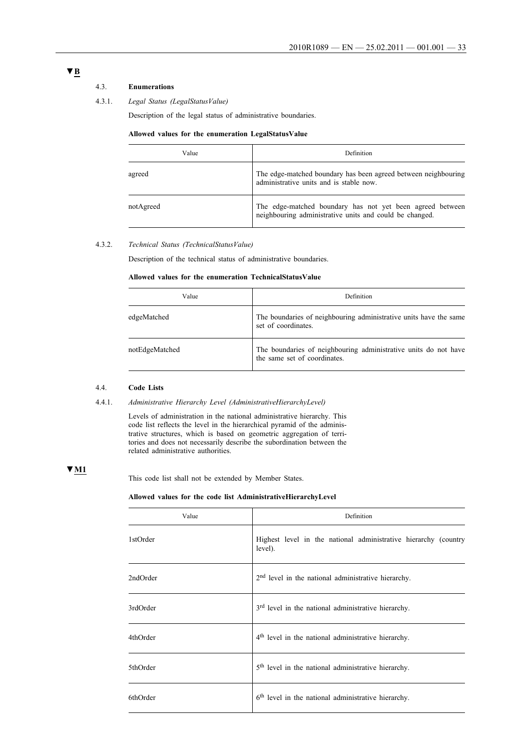▼B

### 4.3. **Enumerations**

#### 4.3.1. *Legal Status (LegalStatusValue)*

Description of the legal status of administrative boundaries.

**Allowed values for the enumeration LegalStatusValue**

| Value | Definition |
|---|---|
| agreed | The edge-matched boundary has been agreed between neighbouring administrative units and is stable now. |
| notAgreed | The edge-matched boundary has not yet been agreed between neighbouring administrative units and could be changed. |

#### 4.3.2. *Technical Status (TechnicalStatusValue)*

Description of the technical status of administrative boundaries.

**Allowed values for the enumeration TechnicalStatusValue**

| Value | Definition |
|---|---|
| edgeMatched | The boundaries of neighbouring administrative units have the same set of coordinates. |
| notEdgeMatched | The boundaries of neighbouring administrative units do not have the same set of coordinates. |

### 4.4. **Code Lists**

#### 4.4.1. *Administrative Hierarchy Level (AdministrativeHierarchyLevel)*

Levels of administration in the national administrative hierarchy. This code list reflects the level in the hierarchical pyramid of the administrative structures, which is based on geometric aggregation of territories and does not necessarily describe the subordination between the related administrative authorities.

▼M1

This code list shall not be extended by Member States.

**Allowed values for the code list AdministrativeHierarchyLevel**

| Value | Definition |
|---|---|
| 1stOrder | Highest level in the national administrative hierarchy (country level). |
| 2ndOrder | 2nd level in the national administrative hierarchy. |
| 3rdOrder | 3rd level in the national administrative hierarchy. |
| 4thOrder | 4th level in the national administrative hierarchy. |
| 5thOrder | 5th level in the national administrative hierarchy. |
| 6thOrder | 6th level in the national administrative hierarchy. |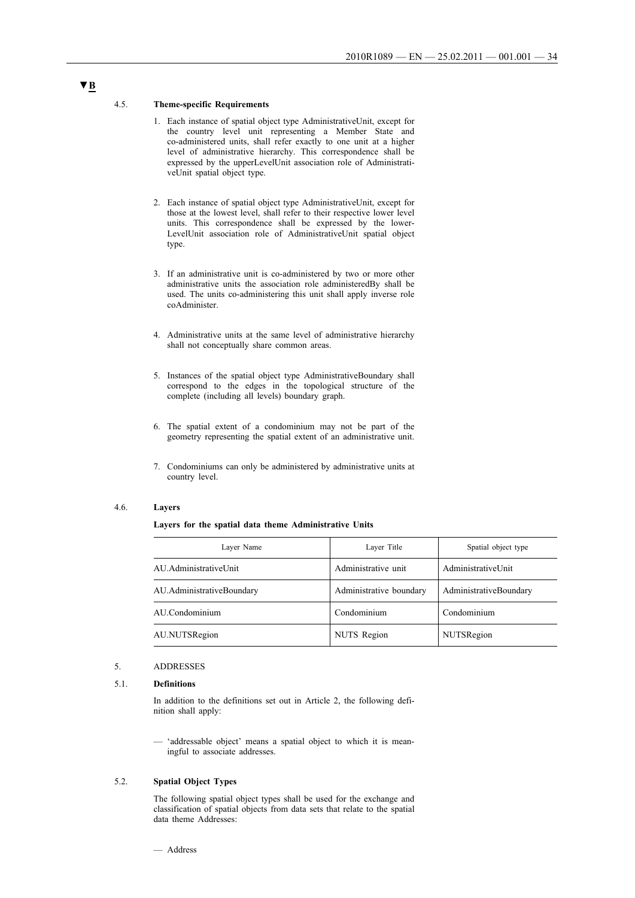▼B

### 4.5. Theme-specific Requirements

1. Each instance of spatial object type AdministrativeUnit, except for the country level unit representing a Member State and co-administered units, shall refer exactly to one unit at a higher level of administrative hierarchy. This correspondence shall be expressed by the upperLevelUnit association role of AdministrativeUnit spatial object type.

2. Each instance of spatial object type AdministrativeUnit, except for those at the lowest level, shall refer to their respective lower level units. This correspondence shall be expressed by the lowerLevelUnit association role of AdministrativeUnit spatial object type.

3. If an administrative unit is co-administered by two or more other administrative units the association role administeredBy shall be used. The units co-administering this unit shall apply inverse role coAdminister.

4. Administrative units at the same level of administrative hierarchy shall not conceptually share common areas.

5. Instances of the spatial object type AdministrativeBoundary shall correspond to the edges in the topological structure of the complete (including all levels) boundary graph.

6. The spatial extent of a condominium may not be part of the geometry representing the spatial extent of an administrative unit.

7. Condominiums can only be administered by administrative units at country level.

### 4.6. Layers

**Layers for the spatial data theme Administrative Units**

| Layer Name | Layer Title | Spatial object type |
|---|---|---|
| AU.AdministrativeUnit | Administrative unit | AdministrativeUnit |
| AU.AdministrativeBoundary | Administrative boundary | AdministrativeBoundary |
| AU.Condominium | Condominium | Condominium |
| AU.NUTSRegion | NUTS Region | NUTSRegion |

## 5. ADDRESSES

### 5.1. Definitions

In addition to the definitions set out in Article 2, the following definition shall apply:

— 'addressable object' means a spatial object to which it is meaningful to associate addresses.

### 5.2. Spatial Object Types

The following spatial object types shall be used for the exchange and classification of spatial objects from data sets that relate to the spatial data theme Addresses:

— Address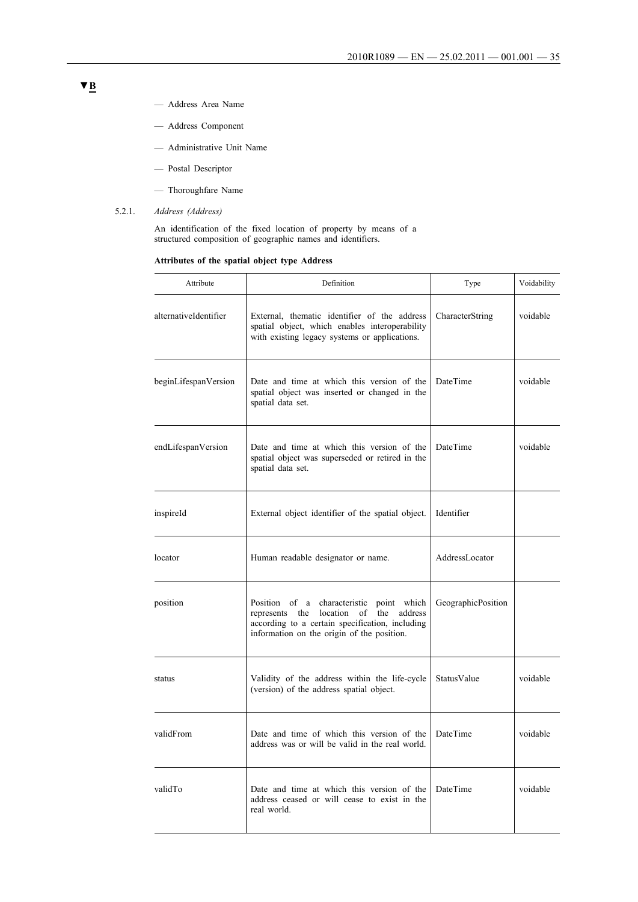▼B

— Address Area Name

— Address Component

— Administrative Unit Name

— Postal Descriptor

— Thoroughfare Name

5.2.1. *Address (Address)*

An identification of the fixed location of property by means of a structured composition of geographic names and identifiers.

**Attributes of the spatial object type Address**

| Attribute | Definition | Type | Voidability |
|---|---|---|---|
| alternativeIdentifier | External, thematic identifier of the address spatial object, which enables interoperability with existing legacy systems or applications. | CharacterString | voidable |
| beginLifespanVersion | Date and time at which this version of the spatial object was inserted or changed in the spatial data set. | DateTime | voidable |
| endLifespanVersion | Date and time at which this version of the spatial object was superseded or retired in the spatial data set. | DateTime | voidable |
| inspireId | External object identifier of the spatial object. | Identifier | |
| locator | Human readable designator or name. | AddressLocator | |
| position | Position of a characteristic point which represents the location of the address according to a certain specification, including information on the origin of the position. | GeographicPosition | |
| status | Validity of the address within the life-cycle (version) of the address spatial object. | StatusValue | voidable |
| validFrom | Date and time of which this version of the address was or will be valid in the real world. | DateTime | voidable |
| validTo | Date and time at which this version of the address ceased or will cease to exist in the real world. | DateTime | voidable |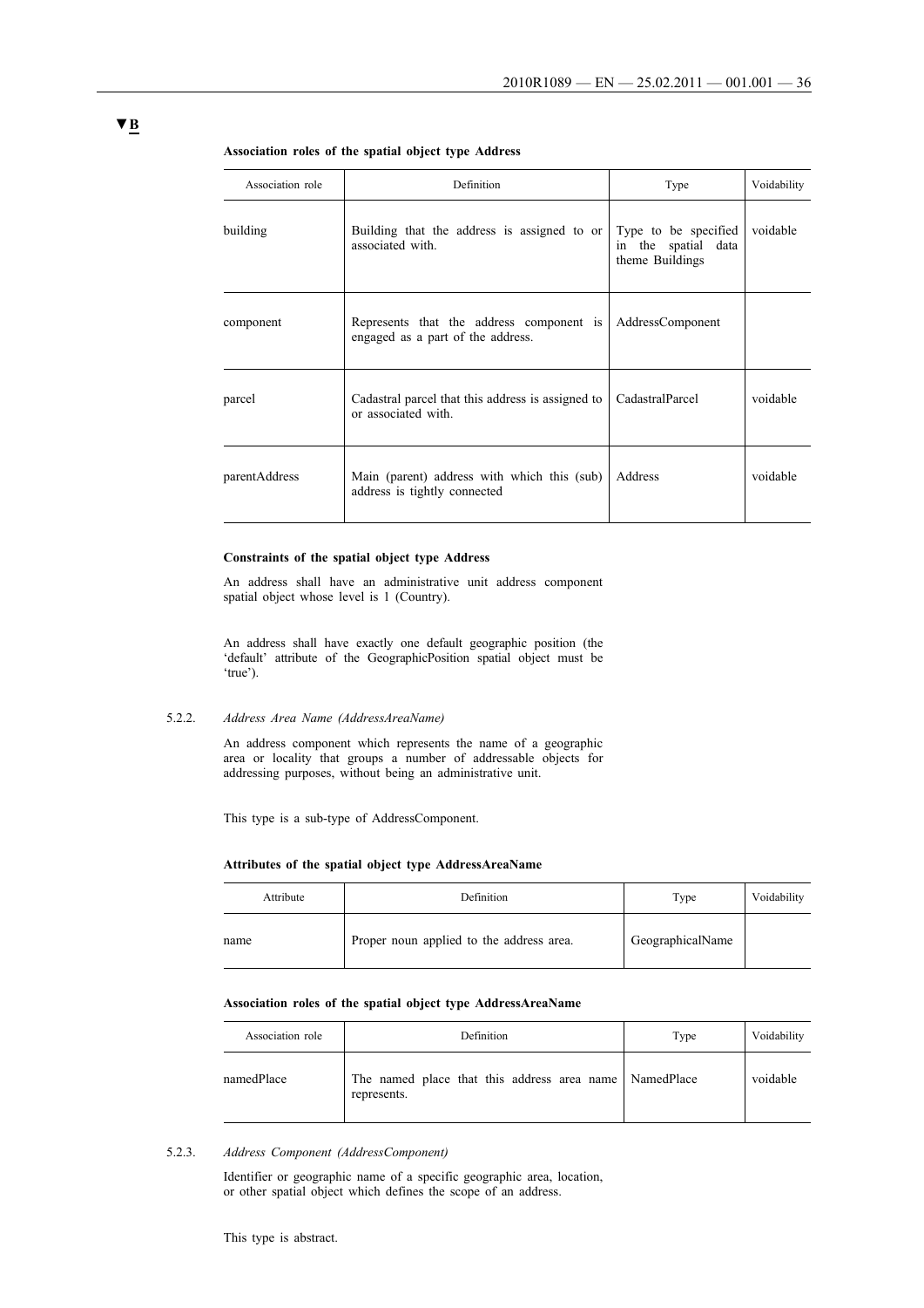▼B

**Association roles of the spatial object type Address**

| Association role | Definition | Type | Voidability |
|---|---|---|---|
| building | Building that the address is assigned to or associated with. | Type to be specified in the spatial data theme Buildings | voidable |
| component | Represents that the address component is engaged as a part of the address. | AddressComponent | |
| parcel | Cadastral parcel that this address is assigned to or associated with. | CadastralParcel | voidable |
| parentAddress | Main (parent) address with which this (sub) address is tightly connected | Address | voidable |

**Constraints of the spatial object type Address**

An address shall have an administrative unit address component spatial object whose level is 1 (Country).

An address shall have exactly one default geographic position (the 'default' attribute of the GeographicPosition spatial object must be 'true').

5.2.2. *Address Area Name (AddressAreaName)*

An address component which represents the name of a geographic area or locality that groups a number of addressable objects for addressing purposes, without being an administrative unit.

This type is a sub-type of AddressComponent.

**Attributes of the spatial object type AddressAreaName**

| Attribute | Definition | Type | Voidability |
|---|---|---|---|
| name | Proper noun applied to the address area. | GeographicalName | |

**Association roles of the spatial object type AddressAreaName**

| Association role | Definition | Type | Voidability |
|---|---|---|---|
| namedPlace | The named place that this address area name represents. | NamedPlace | voidable |

5.2.3. *Address Component (AddressComponent)*

Identifier or geographic name of a specific geographic area, location, or other spatial object which defines the scope of an address.

This type is abstract.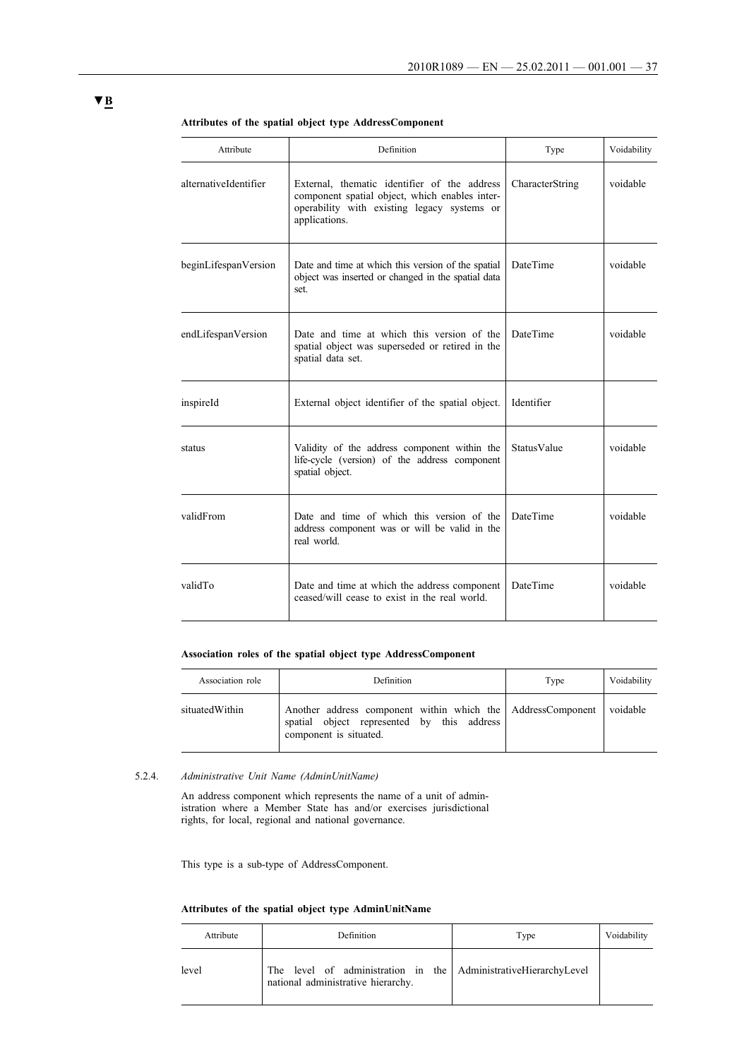▼B

**Attributes of the spatial object type AddressComponent**

| Attribute | Definition | Type | Voidability |
|---|---|---|---|
| alternativeIdentifier | External, thematic identifier of the address component spatial object, which enables interoperability with existing legacy systems or applications. | CharacterString | voidable |
| beginLifespanVersion | Date and time at which this version of the spatial object was inserted or changed in the spatial data set. | DateTime | voidable |
| endLifespanVersion | Date and time at which this version of the spatial object was superseded or retired in the spatial data set. | DateTime | voidable |
| inspireId | External object identifier of the spatial object. | Identifier | |
| status | Validity of the address component within the life-cycle (version) of the address component spatial object. | StatusValue | voidable |
| validFrom | Date and time of which this version of the address component was or will be valid in the real world. | DateTime | voidable |
| validTo | Date and time at which the address component ceased/will cease to exist in the real world. | DateTime | voidable |

**Association roles of the spatial object type AddressComponent**

| Association role | Definition | Type | Voidability |
|---|---|---|---|
| situatedWithin | Another address component within which the spatial object represented by this address component is situated. | AddressComponent | voidable |

5.2.4. *Administrative Unit Name (AdminUnitName)*

An address component which represents the name of a unit of administration where a Member State has and/or exercises jurisdictional rights, for local, regional and national governance.

This type is a sub-type of AddressComponent.

**Attributes of the spatial object type AdminUnitName**

| Attribute | Definition | Type | Voidability |
|---|---|---|---|
| level | The level of administration in the national administrative hierarchy. | AdministrativeHierarchyLevel | |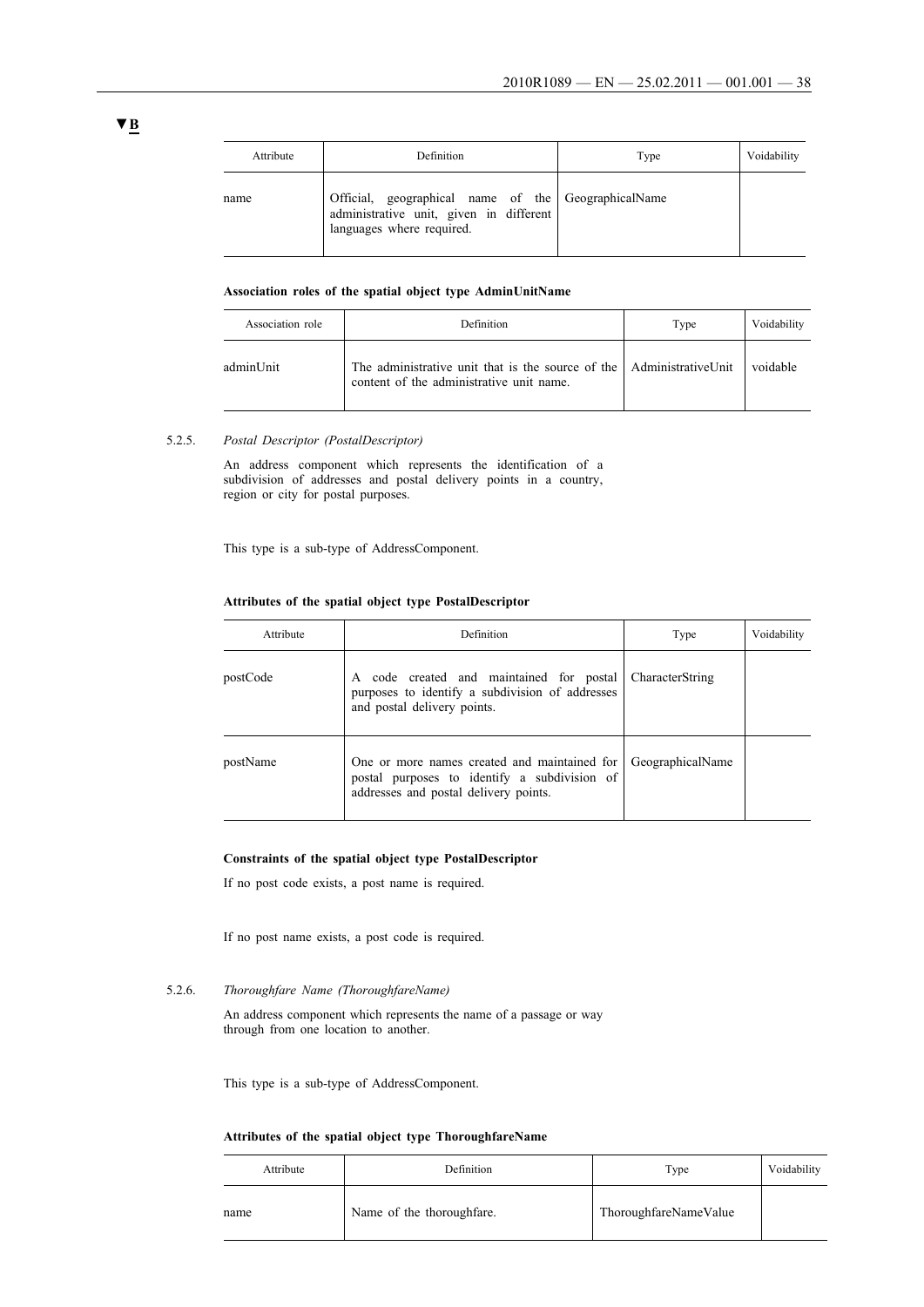▼B

| Attribute | Definition | Type | Voidability |
|---|---|---|---|
| name | Official, geographical name of the administrative unit, given in different languages where required. | GeographicalName | |

**Association roles of the spatial object type AdminUnitName**

| Association role | Definition | Type | Voidability |
|---|---|---|---|
| adminUnit | The administrative unit that is the source of the content of the administrative unit name. | AdministrativeUnit | voidable |

5.2.5. *Postal Descriptor (PostalDescriptor)*

An address component which represents the identification of a subdivision of addresses and postal delivery points in a country, region or city for postal purposes.

This type is a sub-type of AddressComponent.

**Attributes of the spatial object type PostalDescriptor**

| Attribute | Definition | Type | Voidability |
|---|---|---|---|
| postCode | A code created and maintained for postal purposes to identify a subdivision of addresses and postal delivery points. | CharacterString | |
| postName | One or more names created and maintained for postal purposes to identify a subdivision of addresses and postal delivery points. | GeographicalName | |

**Constraints of the spatial object type PostalDescriptor**

If no post code exists, a post name is required.

If no post name exists, a post code is required.

5.2.6. *Thoroughfare Name (ThoroughfareName)*

An address component which represents the name of a passage or way through from one location to another.

This type is a sub-type of AddressComponent.

**Attributes of the spatial object type ThoroughfareName**

| Attribute | Definition | Type | Voidability |
|---|---|---|---|
| name | Name of the thoroughfare. | ThoroughfareNameValue | |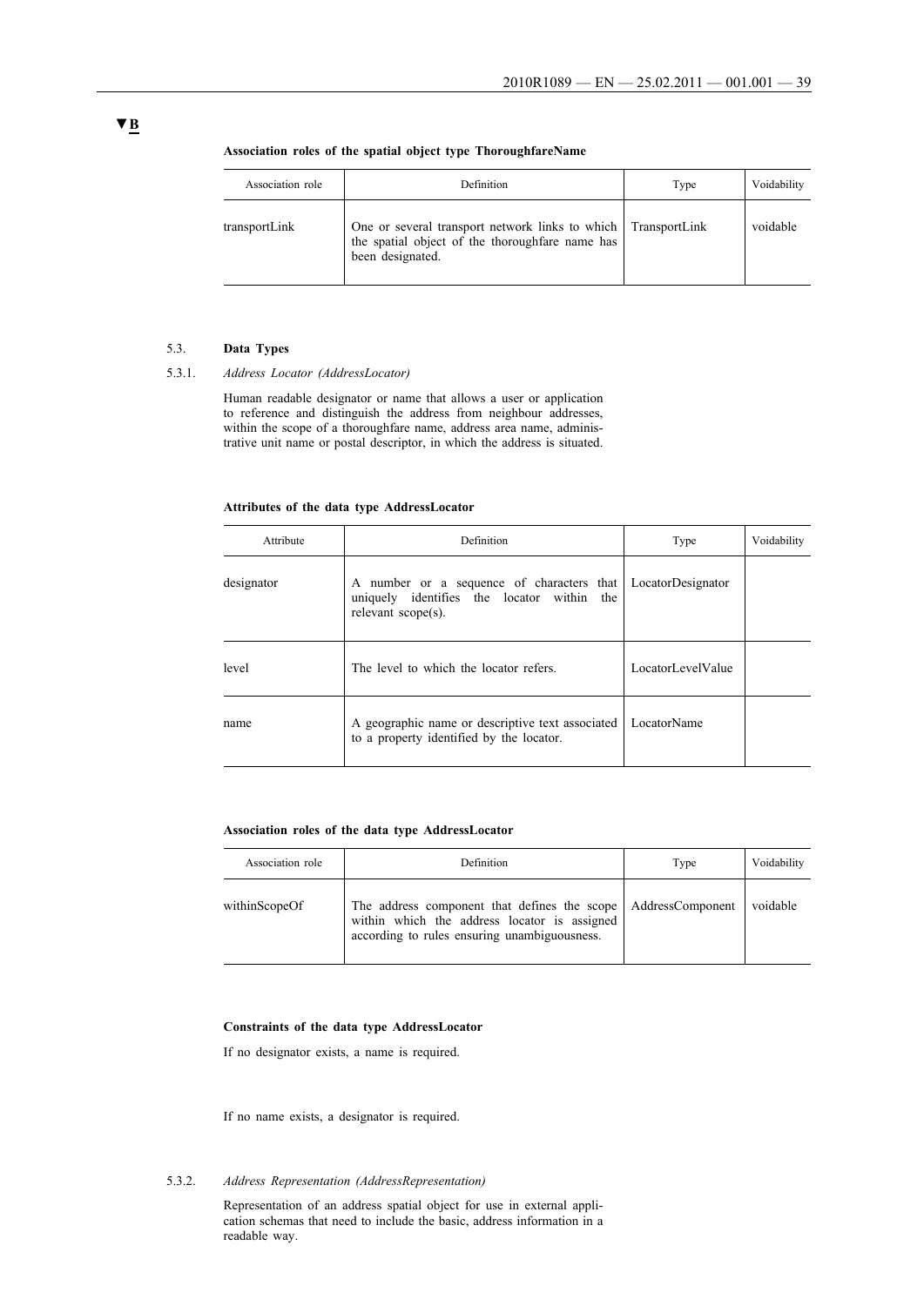▼B

**Association roles of the spatial object type ThoroughfareName**

| Association role | Definition | Type | Voidability |
|---|---|---|---|
| transportLink | One or several transport network links to which the spatial object of the thoroughfare name has been designated. | TransportLink | voidable |

5.3. **Data Types**

5.3.1. *Address Locator (AddressLocator)*

Human readable designator or name that allows a user or application to reference and distinguish the address from neighbour addresses, within the scope of a thoroughfare name, address area name, administrative unit name or postal descriptor, in which the address is situated.

**Attributes of the data type AddressLocator**

| Attribute | Definition | Type | Voidability |
|---|---|---|---|
| designator | A number or a sequence of characters that uniquely identifies the locator within the relevant scope(s). | LocatorDesignator | |
| level | The level to which the locator refers. | LocatorLevelValue | |
| name | A geographic name or descriptive text associated to a property identified by the locator. | LocatorName | |

**Association roles of the data type AddressLocator**

| Association role | Definition | Type | Voidability |
|---|---|---|---|
| withinScopeOf | The address component that defines the scope within which the address locator is assigned according to rules ensuring unambiguousness. | AddressComponent | voidable |

**Constraints of the data type AddressLocator**

If no designator exists, a name is required.

If no name exists, a designator is required.

5.3.2. *Address Representation (AddressRepresentation)*

Representation of an address spatial object for use in external application schemas that need to include the basic, address information in a readable way.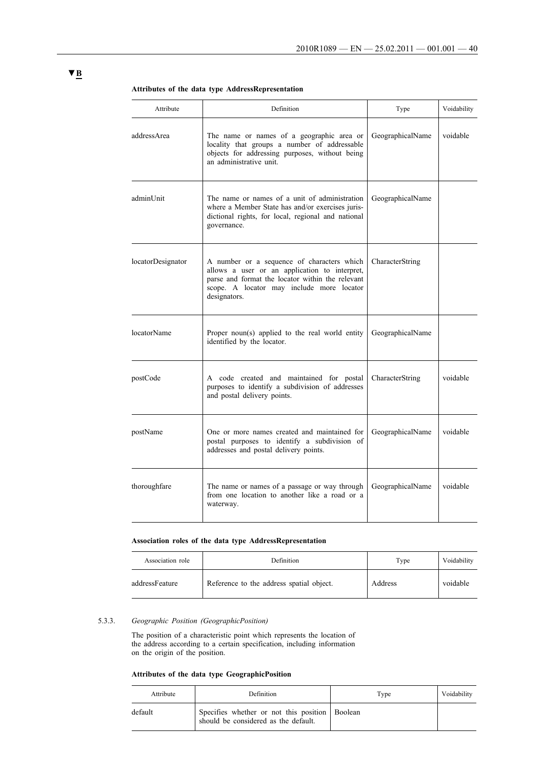▼B

**Attributes of the data type AddressRepresentation**

| Attribute | Definition | Type | Voidability |
|---|---|---|---|
| addressArea | The name or names of a geographic area or locality that groups a number of addressable objects for addressing purposes, without being an administrative unit. | GeographicalName | voidable |
| adminUnit | The name or names of a unit of administration where a Member State has and/or exercises jurisdictional rights, for local, regional and national governance. | GeographicalName | |
| locatorDesignator | A number or a sequence of characters which allows a user or an application to interpret, parse and format the locator within the relevant scope. A locator may include more locator designators. | CharacterString | |
| locatorName | Proper noun(s) applied to the real world entity identified by the locator. | GeographicalName | |
| postCode | A code created and maintained for postal purposes to identify a subdivision of addresses and postal delivery points. | CharacterString | voidable |
| postName | One or more names created and maintained for postal purposes to identify a subdivision of addresses and postal delivery points. | GeographicalName | voidable |
| thoroughfare | The name or names of a passage or way through from one location to another like a road or a waterway. | GeographicalName | voidable |

**Association roles of the data type AddressRepresentation**

| Association role | Definition | Type | Voidability |
|---|---|---|---|
| addressFeature | Reference to the address spatial object. | Address | voidable |

5.3.3. *Geographic Position (GeographicPosition)*

The position of a characteristic point which represents the location of the address according to a certain specification, including information on the origin of the position.

**Attributes of the data type GeographicPosition**

| Attribute | Definition | Type | Voidability |
|---|---|---|---|
| default | Specifies whether or not this position should be considered as the default. | Boolean | |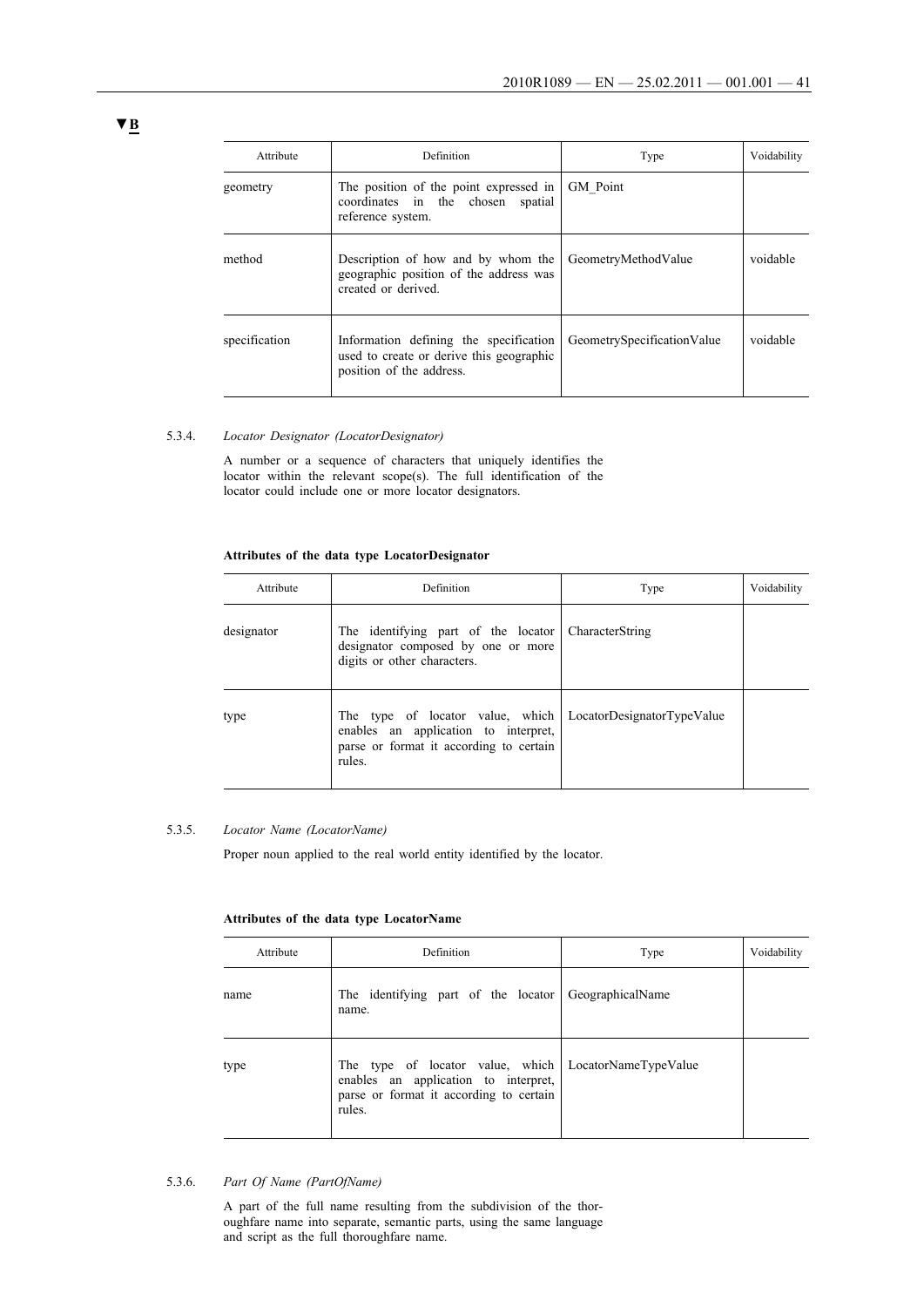▼B

| Attribute | Definition | Type | Voidability |
|---|---|---|---|
| geometry | The position of the point expressed in coordinates in the chosen spatial reference system. | GM_Point | |
| method | Description of how and by whom the geographic position of the address was created or derived. | GeometryMethodValue | voidable |
| specification | Information defining the specification used to create or derive this geographic position of the address. | GeometrySpecificationValue | voidable |

5.3.4. *Locator Designator (LocatorDesignator)*

A number or a sequence of characters that uniquely identifies the locator within the relevant scope(s). The full identification of the locator could include one or more locator designators.

**Attributes of the data type LocatorDesignator**

| Attribute | Definition | Type | Voidability |
|---|---|---|---|
| designator | The identifying part of the locator designator composed by one or more digits or other characters. | CharacterString | |
| type | The type of locator value, which enables an application to interpret, parse or format it according to certain rules. | LocatorDesignatorTypeValue | |

5.3.5. *Locator Name (LocatorName)*

Proper noun applied to the real world entity identified by the locator.

**Attributes of the data type LocatorName**

| Attribute | Definition | Type | Voidability |
|---|---|---|---|
| name | The identifying part of the locator name. | GeographicalName | |
| type | The type of locator value, which enables an application to interpret, parse or format it according to certain rules. | LocatorNameTypeValue | |

5.3.6. *Part Of Name (PartOfName)*

A part of the full name resulting from the subdivision of the thoroughfare name into separate, semantic parts, using the same language and script as the full thoroughfare name.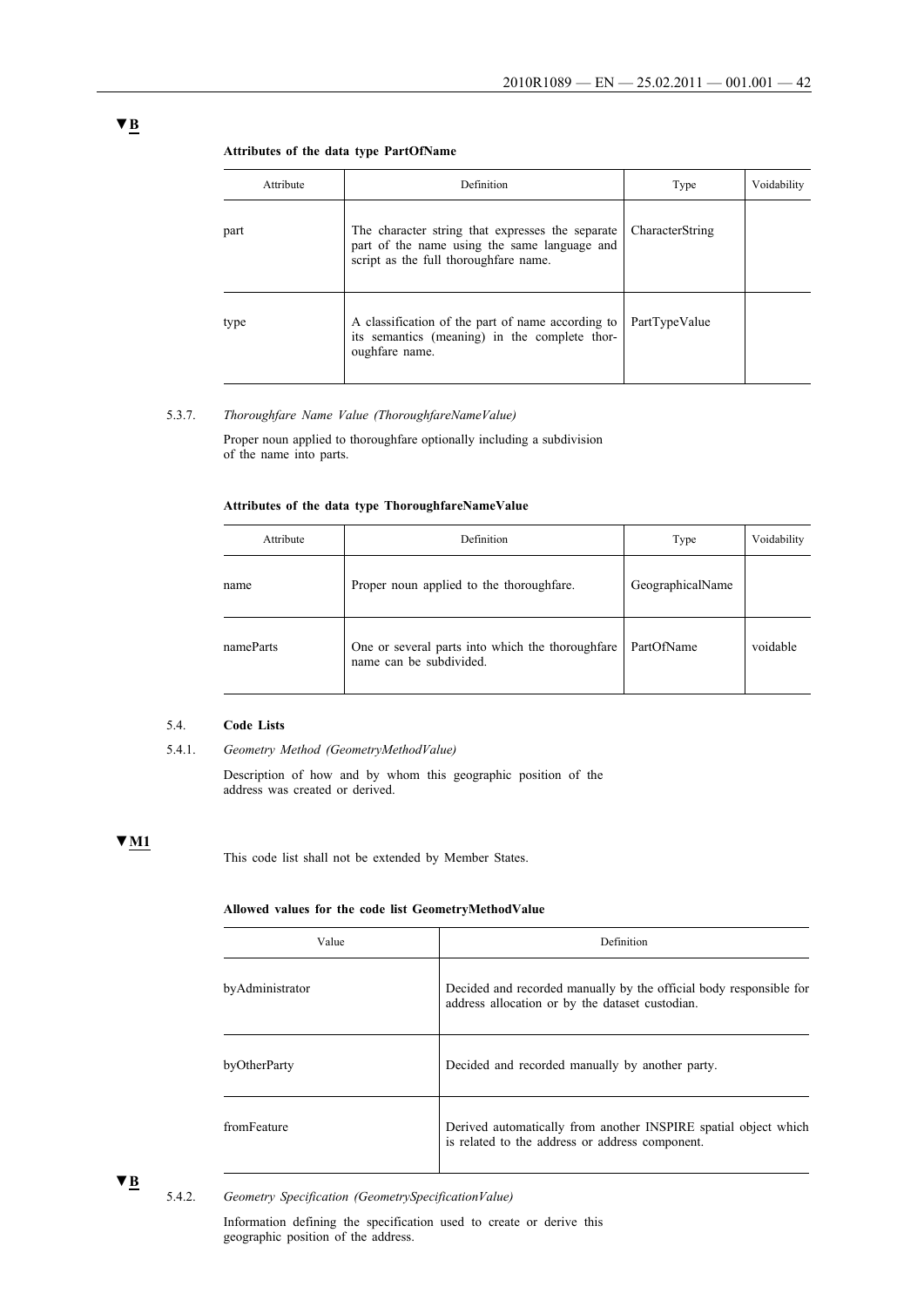▼B

**Attributes of the data type PartOfName**

| Attribute | Definition | Type | Voidability |
|---|---|---|---|
| part | The character string that expresses the separate part of the name using the same language and script as the full thoroughfare name. | CharacterString | |
| type | A classification of the part of name according to its semantics (meaning) in the complete thoroughfare name. | PartTypeValue | |

5.3.7. *Thoroughfare Name Value (ThoroughfareNameValue)*

Proper noun applied to thoroughfare optionally including a subdivision of the name into parts.

**Attributes of the data type ThoroughfareNameValue**

| Attribute | Definition | Type | Voidability |
|---|---|---|---|
| name | Proper noun applied to the thoroughfare. | GeographicalName | |
| nameParts | One or several parts into which the thoroughfare name can be subdivided. | PartOfName | voidable |

5.4. **Code Lists**

5.4.1. *Geometry Method (GeometryMethodValue)*

Description of how and by whom this geographic position of the address was created or derived.

▼M1

This code list shall not be extended by Member States.

**Allowed values for the code list GeometryMethodValue**

| Value | Definition |
|---|---|
| byAdministrator | Decided and recorded manually by the official body responsible for address allocation or by the dataset custodian. |
| byOtherParty | Decided and recorded manually by another party. |
| fromFeature | Derived automatically from another INSPIRE spatial object which is related to the address or address component. |

▼B

5.4.2. *Geometry Specification (GeometrySpecificationValue)*

Information defining the specification used to create or derive this geographic position of the address.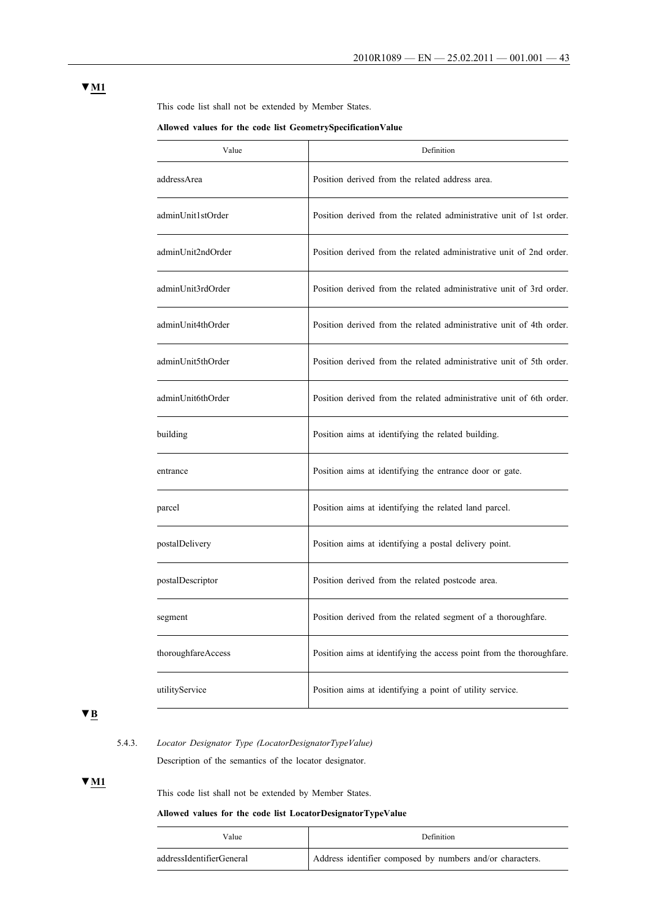▼M1

This code list shall not be extended by Member States.

**Allowed values for the code list GeometrySpecificationValue**

| Value | Definition |
|---|---|
| addressArea | Position derived from the related address area. |
| adminUnit1stOrder | Position derived from the related administrative unit of 1st order. |
| adminUnit2ndOrder | Position derived from the related administrative unit of 2nd order. |
| adminUnit3rdOrder | Position derived from the related administrative unit of 3rd order. |
| adminUnit4thOrder | Position derived from the related administrative unit of 4th order. |
| adminUnit5thOrder | Position derived from the related administrative unit of 5th order. |
| adminUnit6thOrder | Position derived from the related administrative unit of 6th order. |
| building | Position aims at identifying the related building. |
| entrance | Position aims at identifying the entrance door or gate. |
| parcel | Position aims at identifying the related land parcel. |
| postalDelivery | Position aims at identifying a postal delivery point. |
| postalDescriptor | Position derived from the related postcode area. |
| segment | Position derived from the related segment of a thoroughfare. |
| thoroughfareAccess | Position aims at identifying the access point from the thoroughfare. |
| utilityService | Position aims at identifying a point of utility service. |

▼B

5.4.3. *Locator Designator Type (LocatorDesignatorTypeValue)*

Description of the semantics of the locator designator.

▼M1

This code list shall not be extended by Member States.

**Allowed values for the code list LocatorDesignatorTypeValue**

| Value | Definition |
|---|---|
| addressIdentifierGeneral | Address identifier composed by numbers and/or characters. |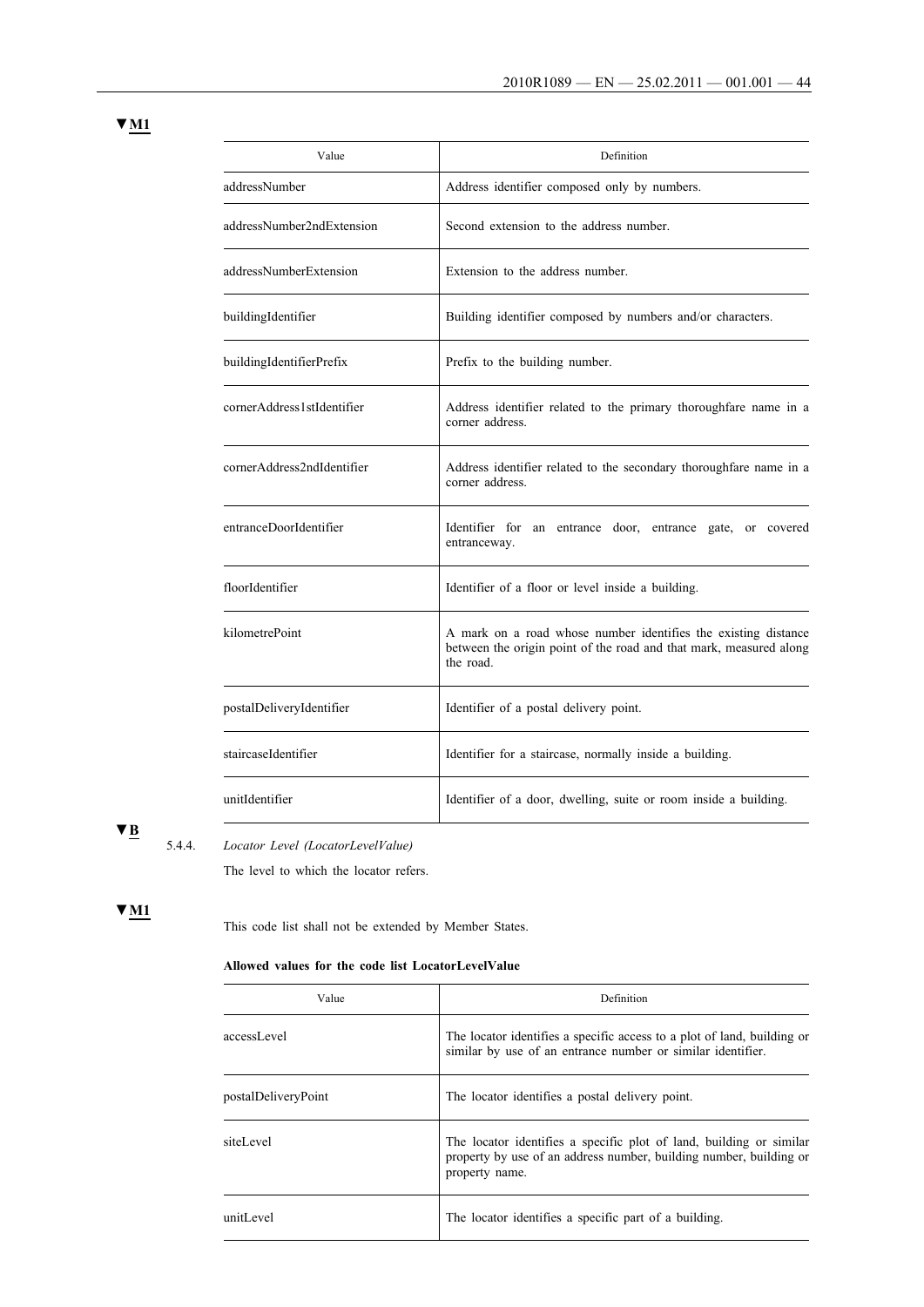▼M1

| Value | Definition |
|---|---|
| addressNumber | Address identifier composed only by numbers. |
| addressNumber2ndExtension | Second extension to the address number. |
| addressNumberExtension | Extension to the address number. |
| buildingIdentifier | Building identifier composed by numbers and/or characters. |
| buildingIdentifierPrefix | Prefix to the building number. |
| cornerAddress1stIdentifier | Address identifier related to the primary thoroughfare name in a corner address. |
| cornerAddress2ndIdentifier | Address identifier related to the secondary thoroughfare name in a corner address. |
| entranceDoorIdentifier | Identifier for an entrance door, entrance gate, or covered entranceway. |
| floorIdentifier | Identifier of a floor or level inside a building. |
| kilometrePoint | A mark on a road whose number identifies the existing distance between the origin point of the road and that mark, measured along the road. |
| postalDeliveryIdentifier | Identifier of a postal delivery point. |
| staircaseIdentifier | Identifier for a staircase, normally inside a building. |
| unitIdentifier | Identifier of a door, dwelling, suite or room inside a building. |

▼B

5.4.4. *Locator Level (LocatorLevelValue)*

The level to which the locator refers.

▼M1

This code list shall not be extended by Member States.

**Allowed values for the code list LocatorLevelValue**

| Value | Definition |
|---|---|
| accessLevel | The locator identifies a specific access to a plot of land, building or similar by use of an entrance number or similar identifier. |
| postalDeliveryPoint | The locator identifies a postal delivery point. |
| siteLevel | The locator identifies a specific plot of land, building or similar property by use of an address number, building number, building or property name. |
| unitLevel | The locator identifies a specific part of a building. |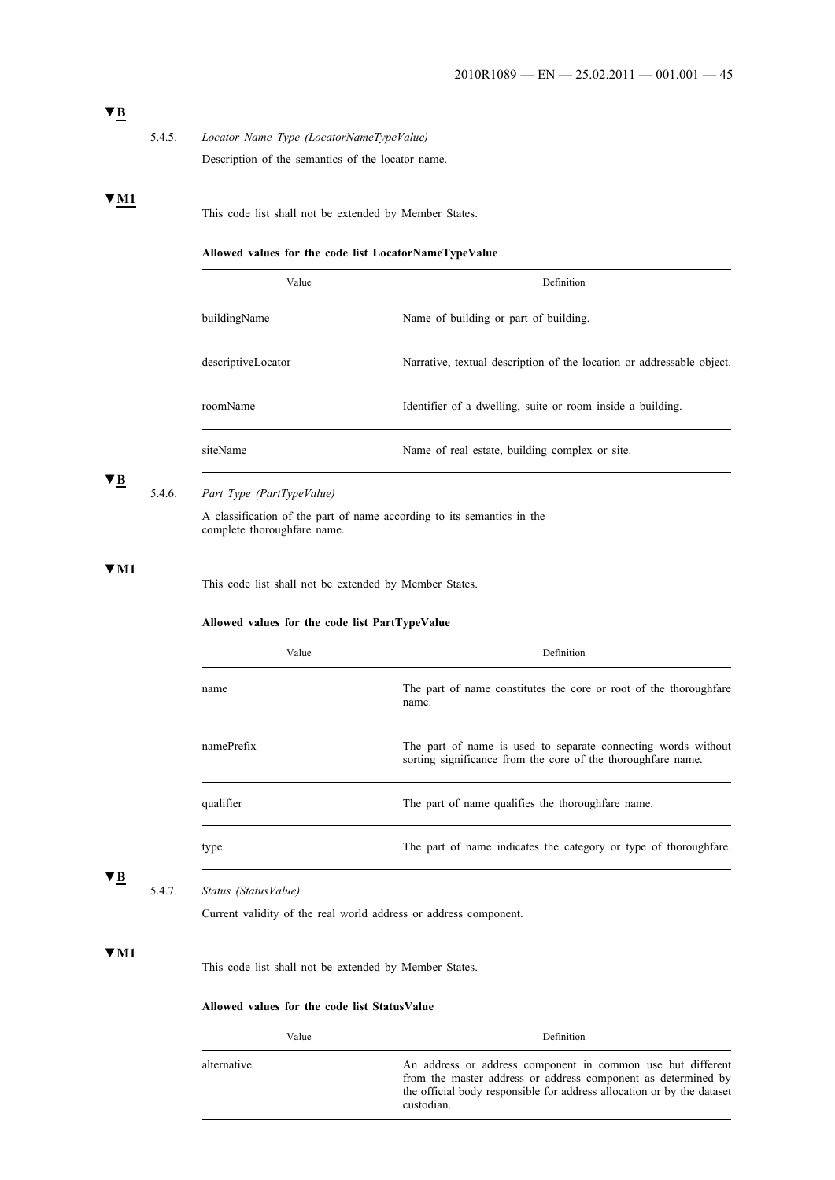▼B

5.4.5. *Locator Name Type (LocatorNameTypeValue)*

Description of the semantics of the locator name.

▼M1

This code list shall not be extended by Member States.

**Allowed values for the code list LocatorNameTypeValue**

| Value | Definition |
| --- | --- |
| buildingName | Name of building or part of building. |
| descriptiveLocator | Narrative, textual description of the location or addressable object. |
| roomName | Identifier of a dwelling, suite or room inside a building. |
| siteName | Name of real estate, building complex or site. |

▼B

5.4.6. *Part Type (PartTypeValue)*

A classification of the part of name according to its semantics in the complete thoroughfare name.

▼M1

This code list shall not be extended by Member States.

**Allowed values for the code list PartTypeValue**

| Value | Definition |
| --- | --- |
| name | The part of name constitutes the core or root of the thoroughfare name. |
| namePrefix | The part of name is used to separate connecting words without sorting significance from the core of the thoroughfare name. |
| qualifier | The part of name qualifies the thoroughfare name. |
| type | The part of name indicates the category or type of thoroughfare. |

▼B

5.4.7. *Status (StatusValue)*

Current validity of the real world address or address component.

▼M1

This code list shall not be extended by Member States.

**Allowed values for the code list StatusValue**

| Value | Definition |
| --- | --- |
| alternative | An address or address component in common use but different from the master address or address component as determined by the official body responsible for address allocation or by the dataset custodian. |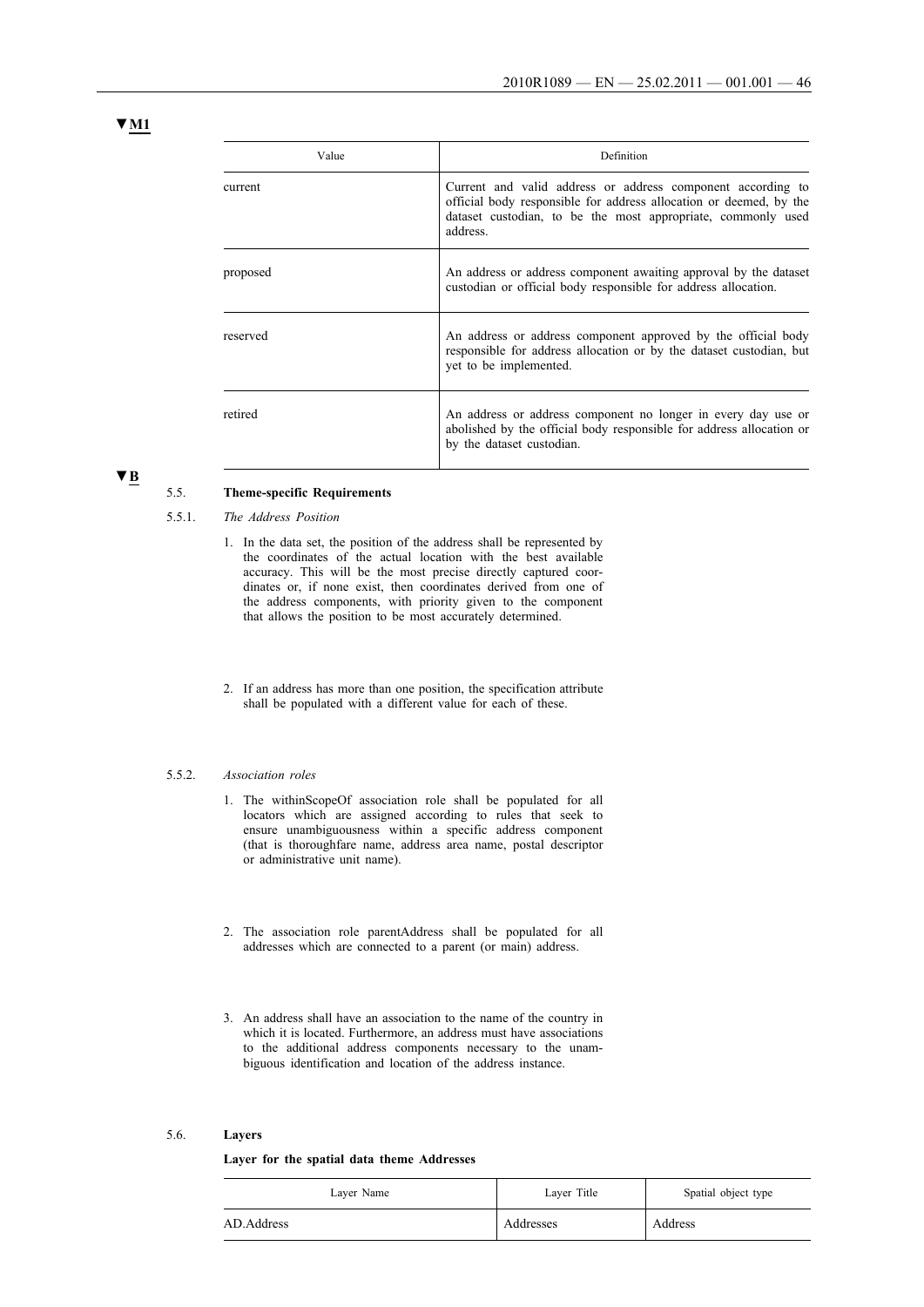▼M1

| Value | Definition |
| --- | --- |
| current | Current and valid address or address component according to official body responsible for address allocation or deemed, by the dataset custodian, to be the most appropriate, commonly used address. |
| proposed | An address or address component awaiting approval by the dataset custodian or official body responsible for address allocation. |
| reserved | An address or address component approved by the official body responsible for address allocation or by the dataset custodian, but yet to be implemented. |
| retired | An address or address component no longer in every day use or abolished by the official body responsible for address allocation or by the dataset custodian. |

▼B

## 5.5. Theme-specific Requirements

### 5.5.1. *The Address Position*

1. In the data set, the position of the address shall be represented by the coordinates of the actual location with the best available accuracy. This will be the most precise directly captured coordinates or, if none exist, then coordinates derived from one of the address components, with priority given to the component that allows the position to be most accurately determined.

2. If an address has more than one position, the specification attribute shall be populated with a different value for each of these.

### 5.5.2. *Association roles*

1. The withinScopeOf association role shall be populated for all locators which are assigned according to rules that seek to ensure unambiguousness within a specific address component (that is thoroughfare name, address area name, postal descriptor or administrative unit name).

2. The association role parentAddress shall be populated for all addresses which are connected to a parent (or main) address.

3. An address shall have an association to the name of the country in which it is located. Furthermore, an address must have associations to the additional address components necessary to the unambiguous identification and location of the address instance.

## 5.6. Layers

**Layer for the spatial data theme Addresses**

| Layer Name | Layer Title | Spatial object type |
| --- | --- | --- |
| AD.Address | Addresses | Address |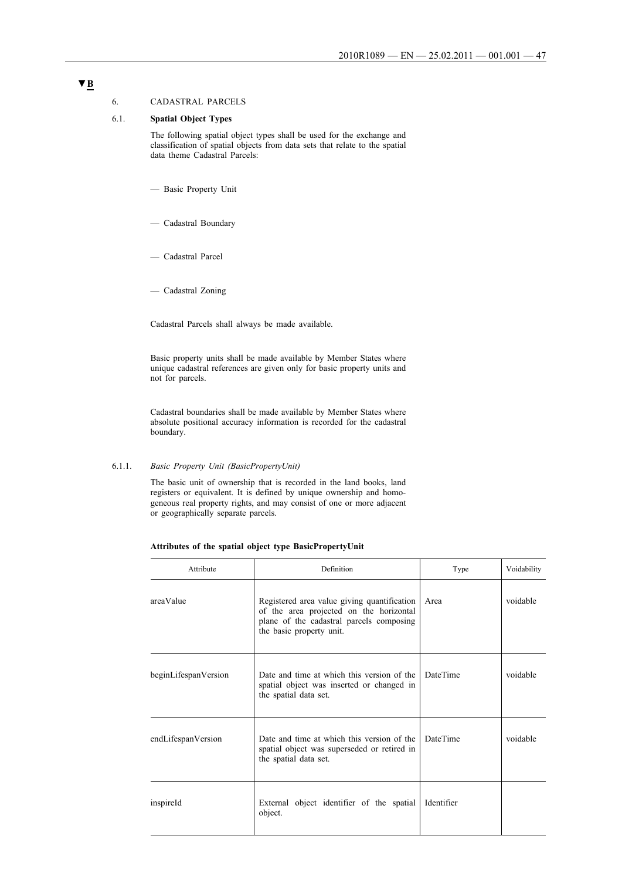**▼B**

6. CADASTRAL PARCELS

6.1. **Spatial Object Types**

The following spatial object types shall be used for the exchange and classification of spatial objects from data sets that relate to the spatial data theme Cadastral Parcels:

— Basic Property Unit

— Cadastral Boundary

— Cadastral Parcel

— Cadastral Zoning

Cadastral Parcels shall always be made available.

Basic property units shall be made available by Member States where unique cadastral references are given only for basic property units and not for parcels.

Cadastral boundaries shall be made available by Member States where absolute positional accuracy information is recorded for the cadastral boundary.

6.1.1. *Basic Property Unit (BasicPropertyUnit)*

The basic unit of ownership that is recorded in the land books, land registers or equivalent. It is defined by unique ownership and homogeneous real property rights, and may consist of one or more adjacent or geographically separate parcels.

**Attributes of the spatial object type BasicPropertyUnit**

| Attribute | Definition | Type | Voidability |
|---|---|---|---|
| areaValue | Registered area value giving quantification of the area projected on the horizontal plane of the cadastral parcels composing the basic property unit. | Area | voidable |
| beginLifespanVersion | Date and time at which this version of the spatial object was inserted or changed in the spatial data set. | DateTime | voidable |
| endLifespanVersion | Date and time at which this version of the spatial object was superseded or retired in the spatial data set. | DateTime | voidable |
| inspireId | External object identifier of the spatial object. | Identifier | |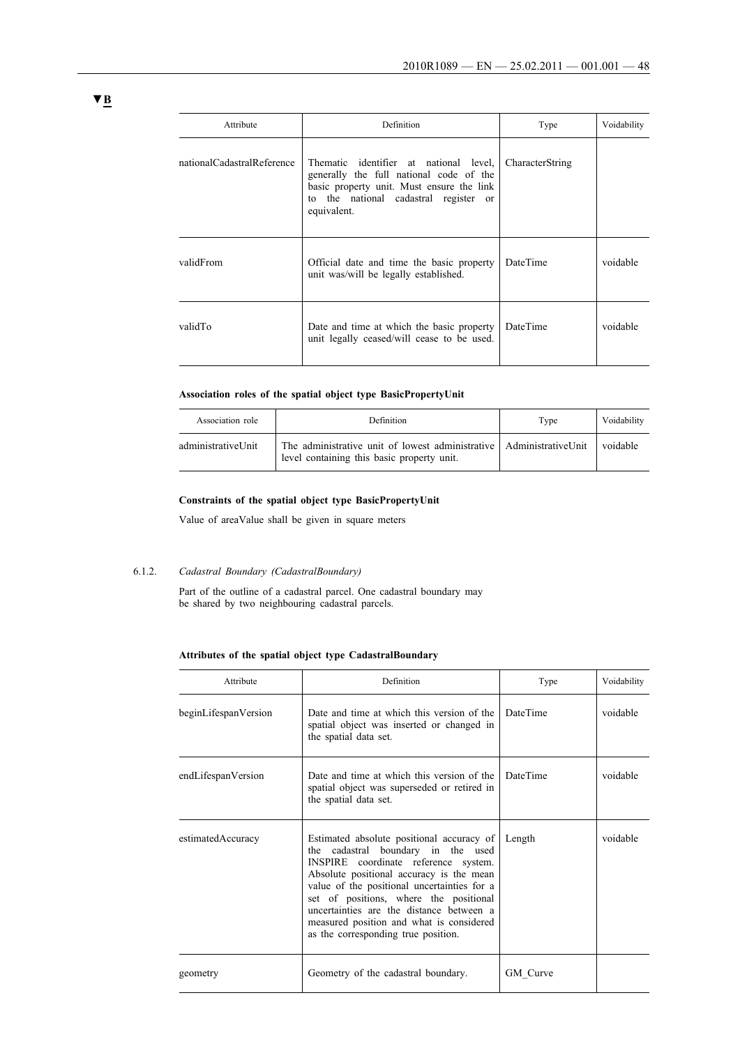▼B

| Attribute | Definition | Type | Voidability |
|---|---|---|---|
| nationalCadastralReference | Thematic identifier at national level, generally the full national code of the basic property unit. Must ensure the link to the national cadastral register or equivalent. | CharacterString | |
| validFrom | Official date and time the basic property unit was/will be legally established. | DateTime | voidable |
| validTo | Date and time at which the basic property unit legally ceased/will cease to be used. | DateTime | voidable |

**Association roles of the spatial object type BasicPropertyUnit**

| Association role | Definition | Type | Voidability |
|---|---|---|---|
| administrativeUnit | The administrative unit of lowest administrative level containing this basic property unit. | AdministrativeUnit | voidable |

**Constraints of the spatial object type BasicPropertyUnit**

Value of areaValue shall be given in square meters

6.1.2. *Cadastral Boundary (CadastralBoundary)*

Part of the outline of a cadastral parcel. One cadastral boundary may be shared by two neighbouring cadastral parcels.

**Attributes of the spatial object type CadastralBoundary**

| Attribute | Definition | Type | Voidability |
|---|---|---|---|
| beginLifespanVersion | Date and time at which this version of the spatial object was inserted or changed in the spatial data set. | DateTime | voidable |
| endLifespanVersion | Date and time at which this version of the spatial object was superseded or retired in the spatial data set. | DateTime | voidable |
| estimatedAccuracy | Estimated absolute positional accuracy of the cadastral boundary in the used INSPIRE coordinate reference system. Absolute positional accuracy is the mean value of the positional uncertainties for a set of positions, where the positional uncertainties are the distance between a measured position and what is considered as the corresponding true position. | Length | voidable |
| geometry | Geometry of the cadastral boundary. | GM_Curve | |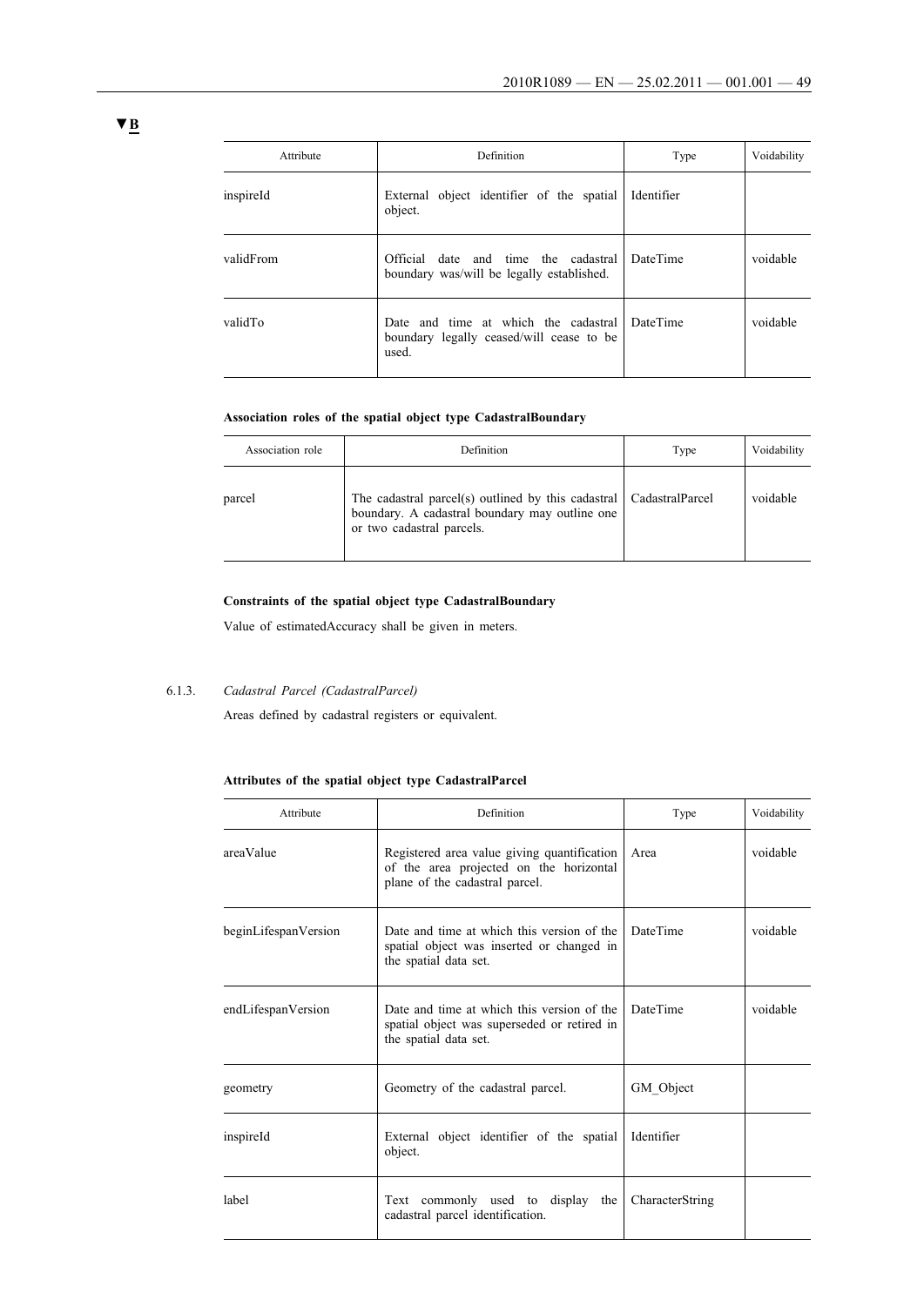**▼B**

| Attribute | Definition | Type | Voidability |
|---|---|---|---|
| inspireId | External object identifier of the spatial object. | Identifier | |
| validFrom | Official date and time the cadastral boundary was/will be legally established. | DateTime | voidable |
| validTo | Date and time at which the cadastral boundary legally ceased/will cease to be used. | DateTime | voidable |

**Association roles of the spatial object type CadastralBoundary**

| Association role | Definition | Type | Voidability |
|---|---|---|---|
| parcel | The cadastral parcel(s) outlined by this cadastral boundary. A cadastral boundary may outline one or two cadastral parcels. | CadastralParcel | voidable |

**Constraints of the spatial object type CadastralBoundary**

Value of estimatedAccuracy shall be given in meters.

6.1.3. *Cadastral Parcel (CadastralParcel)*

Areas defined by cadastral registers or equivalent.

**Attributes of the spatial object type CadastralParcel**

| Attribute | Definition | Type | Voidability |
|---|---|---|---|
| areaValue | Registered area value giving quantification of the area projected on the horizontal plane of the cadastral parcel. | Area | voidable |
| beginLifespanVersion | Date and time at which this version of the spatial object was inserted or changed in the spatial data set. | DateTime | voidable |
| endLifespanVersion | Date and time at which this version of the spatial object was superseded or retired in the spatial data set. | DateTime | voidable |
| geometry | Geometry of the cadastral parcel. | GM_Object | |
| inspireId | External object identifier of the spatial object. | Identifier | |
| label | Text commonly used to display the cadastral parcel identification. | CharacterString | |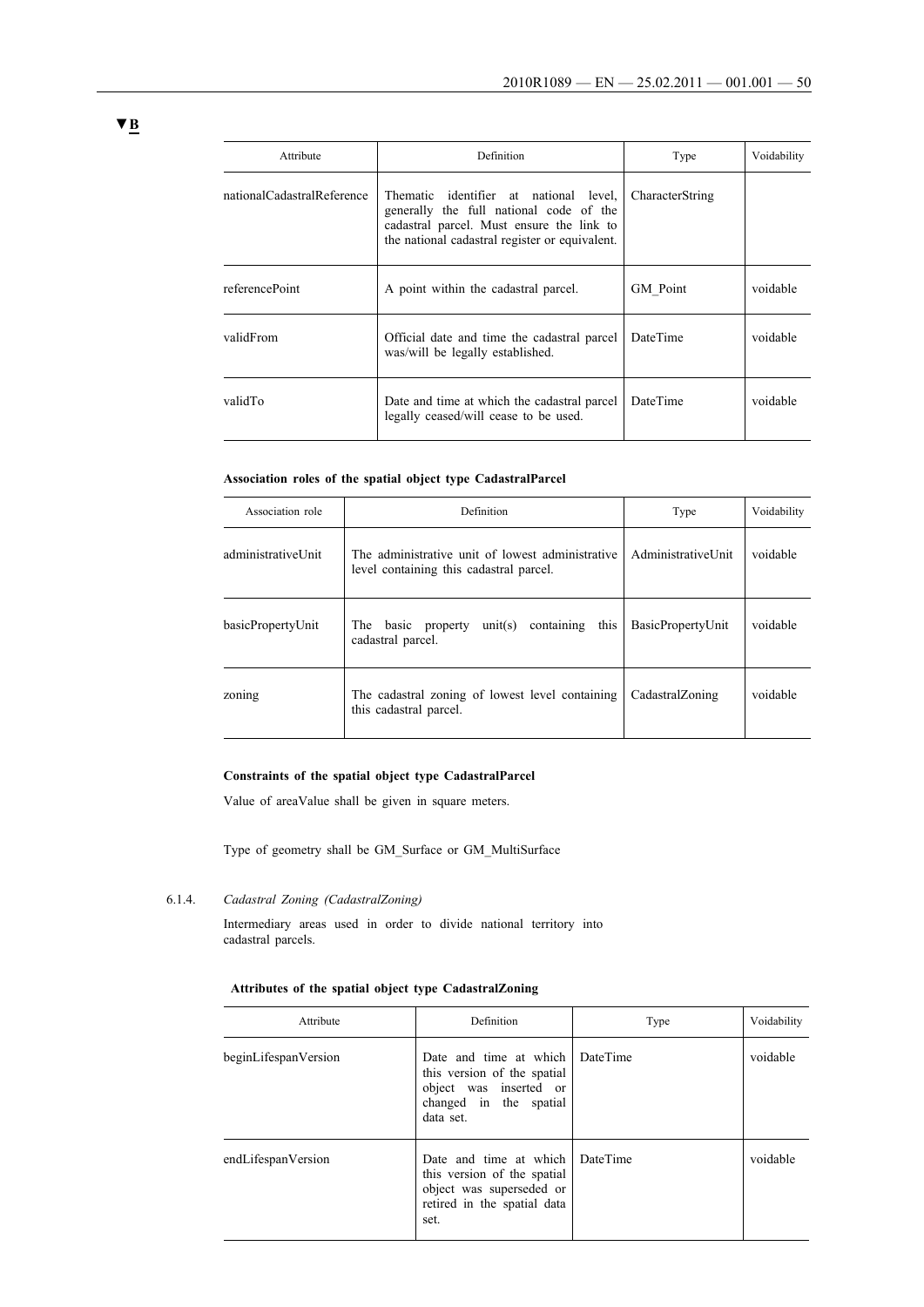▼B

| Attribute | Definition | Type | Voidability |
|---|---|---|---|
| nationalCadastralReference | Thematic identifier at national level, generally the full national code of the cadastral parcel. Must ensure the link to the national cadastral register or equivalent. | CharacterString | |
| referencePoint | A point within the cadastral parcel. | GM_Point | voidable |
| validFrom | Official date and time the cadastral parcel was/will be legally established. | DateTime | voidable |
| validTo | Date and time at which the cadastral parcel legally ceased/will cease to be used. | DateTime | voidable |

**Association roles of the spatial object type CadastralParcel**

| Association role | Definition | Type | Voidability |
|---|---|---|---|
| administrativeUnit | The administrative unit of lowest administrative level containing this cadastral parcel. | AdministrativeUnit | voidable |
| basicPropertyUnit | The basic property unit(s) containing this cadastral parcel. | BasicPropertyUnit | voidable |
| zoning | The cadastral zoning of lowest level containing this cadastral parcel. | CadastralZoning | voidable |

**Constraints of the spatial object type CadastralParcel**

Value of areaValue shall be given in square meters.

Type of geometry shall be GM_Surface or GM_MultiSurface

6.1.4. *Cadastral Zoning (CadastralZoning)*

Intermediary areas used in order to divide national territory into cadastral parcels.

**Attributes of the spatial object type CadastralZoning**

| Attribute | Definition | Type | Voidability |
|---|---|---|---|
| beginLifespanVersion | Date and time at which this version of the spatial object was inserted or changed in the spatial data set. | DateTime | voidable |
| endLifespanVersion | Date and time at which this version of the spatial object was superseded or retired in the spatial data set. | DateTime | voidable |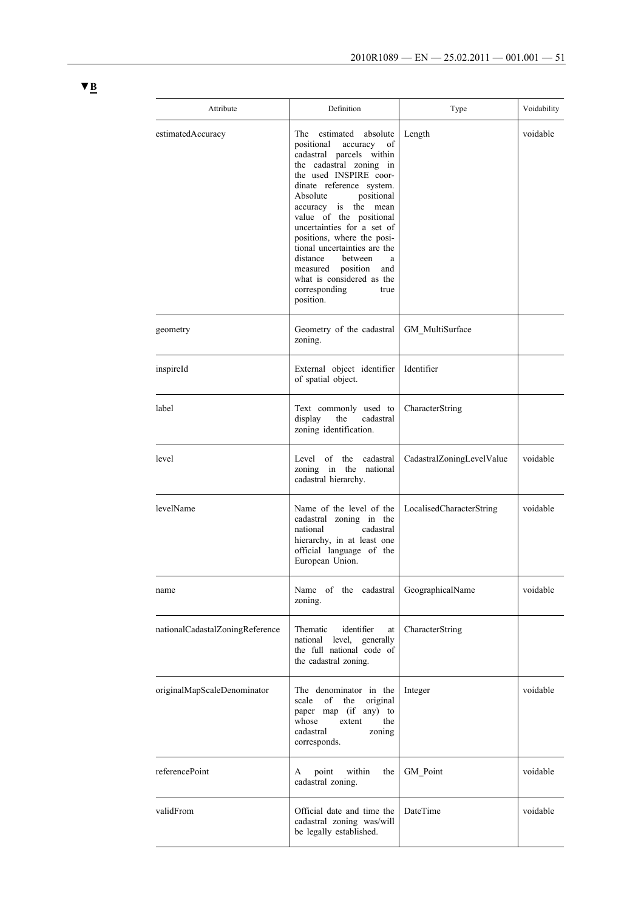▼B

| Attribute | Definition | Type | Voidability |
|---|---|---|---|
| estimatedAccuracy | The estimated absolute positional accuracy of cadastral parcels within the cadastral zoning in the used INSPIRE coordinate reference system. Absolute positional accuracy is the mean value of the positional uncertainties for a set of positions, where the positional uncertainties are the distance between a measured position and what is considered as the corresponding true position. | Length | voidable |
| geometry | Geometry of the cadastral zoning. | GM_MultiSurface | |
| inspireId | External object identifier of spatial object. | Identifier | |
| label | Text commonly used to display the cadastral zoning identification. | CharacterString | |
| level | Level of the cadastral zoning in the national cadastral hierarchy. | CadastralZoningLevelValue | voidable |
| levelName | Name of the level of the cadastral zoning in the national cadastral hierarchy, in at least one official language of the European Union. | LocalisedCharacterString | voidable |
| name | Name of the cadastral zoning. | GeographicalName | voidable |
| nationalCadastalZoningReference | Thematic identifier at national level, generally the full national code of the cadastral zoning. | CharacterString | |
| originalMapScaleDenominator | The denominator in the scale of the original paper map (if any) to whose extent the cadastral zoning corresponds. | Integer | voidable |
| referencePoint | A point within the cadastral zoning. | GM_Point | voidable |
| validFrom | Official date and time the cadastral zoning was/will be legally established. | DateTime | voidable |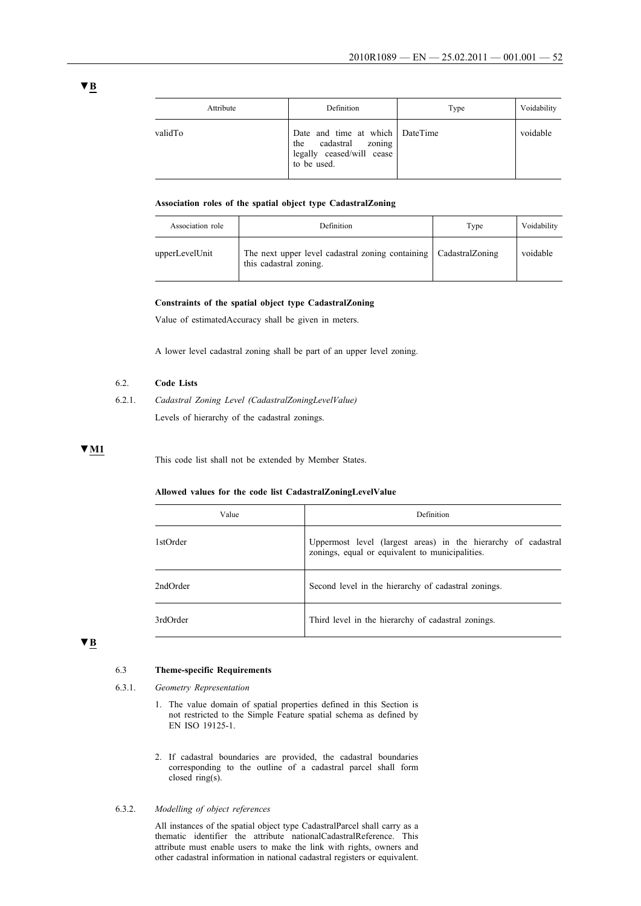▼B

| Attribute | Definition | Type | Voidability |
|---|---|---|---|
| validTo | Date and time at which the cadastral zoning legally ceased/will cease to be used. | DateTime | voidable |

**Association roles of the spatial object type CadastralZoning**

| Association role | Definition | Type | Voidability |
|---|---|---|---|
| upperLevelUnit | The next upper level cadastral zoning containing this cadastral zoning. | CadastralZoning | voidable |

**Constraints of the spatial object type CadastralZoning**

Value of estimatedAccuracy shall be given in meters.

A lower level cadastral zoning shall be part of an upper level zoning.

### 6.2. Code Lists

#### 6.2.1. *Cadastral Zoning Level (CadastralZoningLevelValue)*

Levels of hierarchy of the cadastral zonings.

▼M1

This code list shall not be extended by Member States.

**Allowed values for the code list CadastralZoningLevelValue**

| Value | Definition |
|---|---|
| 1stOrder | Uppermost level (largest areas) in the hierarchy of cadastral zonings, equal or equivalent to municipalities. |
| 2ndOrder | Second level in the hierarchy of cadastral zonings. |
| 3rdOrder | Third level in the hierarchy of cadastral zonings. |

▼B

### 6.3 Theme-specific Requirements

#### 6.3.1. *Geometry Representation*

1. The value domain of spatial properties defined in this Section is not restricted to the Simple Feature spatial schema as defined by EN ISO 19125-1.

2. If cadastral boundaries are provided, the cadastral boundaries corresponding to the outline of a cadastral parcel shall form closed ring(s).

#### 6.3.2. *Modelling of object references*

All instances of the spatial object type CadastralParcel shall carry as a thematic identifier the attribute nationalCadastralReference. This attribute must enable users to make the link with rights, owners and other cadastral information in national cadastral registers or equivalent.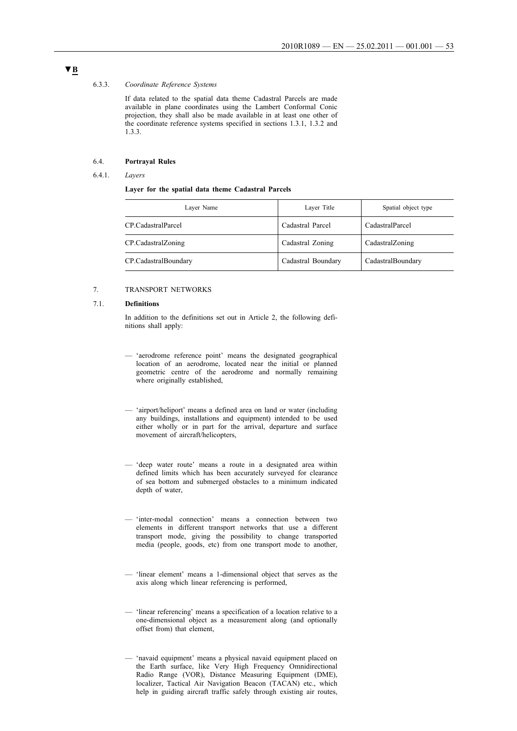▼B

6.3.3. *Coordinate Reference Systems*

If data related to the spatial data theme Cadastral Parcels are made available in plane coordinates using the Lambert Conformal Conic projection, they shall also be made available in at least one other of the coordinate reference systems specified in sections 1.3.1, 1.3.2 and 1.3.3.

6.4. **Portrayal Rules**

6.4.1. *Layers*

**Layer for the spatial data theme Cadastral Parcels**

| Layer Name | Layer Title | Spatial object type |
|---|---|---|
| CP.CadastralParcel | Cadastral Parcel | CadastralParcel |
| CP.CadastralZoning | Cadastral Zoning | CadastralZoning |
| CP.CadastralBoundary | Cadastral Boundary | CadastralBoundary |

7. TRANSPORT NETWORKS

7.1. **Definitions**

In addition to the definitions set out in Article 2, the following definitions shall apply:

— 'aerodrome reference point' means the designated geographical location of an aerodrome, located near the initial or planned geometric centre of the aerodrome and normally remaining where originally established,

— 'airport/heliport' means a defined area on land or water (including any buildings, installations and equipment) intended to be used either wholly or in part for the arrival, departure and surface movement of aircraft/helicopters,

— 'deep water route' means a route in a designated area within defined limits which has been accurately surveyed for clearance of sea bottom and submerged obstacles to a minimum indicated depth of water,

— 'inter-modal connection' means a connection between two elements in different transport networks that use a different transport mode, giving the possibility to change transported media (people, goods, etc) from one transport mode to another,

— 'linear element' means a 1-dimensional object that serves as the axis along which linear referencing is performed,

— 'linear referencing' means a specification of a location relative to a one-dimensional object as a measurement along (and optionally offset from) that element,

— 'navaid equipment' means a physical navaid equipment placed on the Earth surface, like Very High Frequency Omnidirectional Radio Range (VOR), Distance Measuring Equipment (DME), localizer, Tactical Air Navigation Beacon (TACAN) etc., which help in guiding aircraft traffic safely through existing air routes,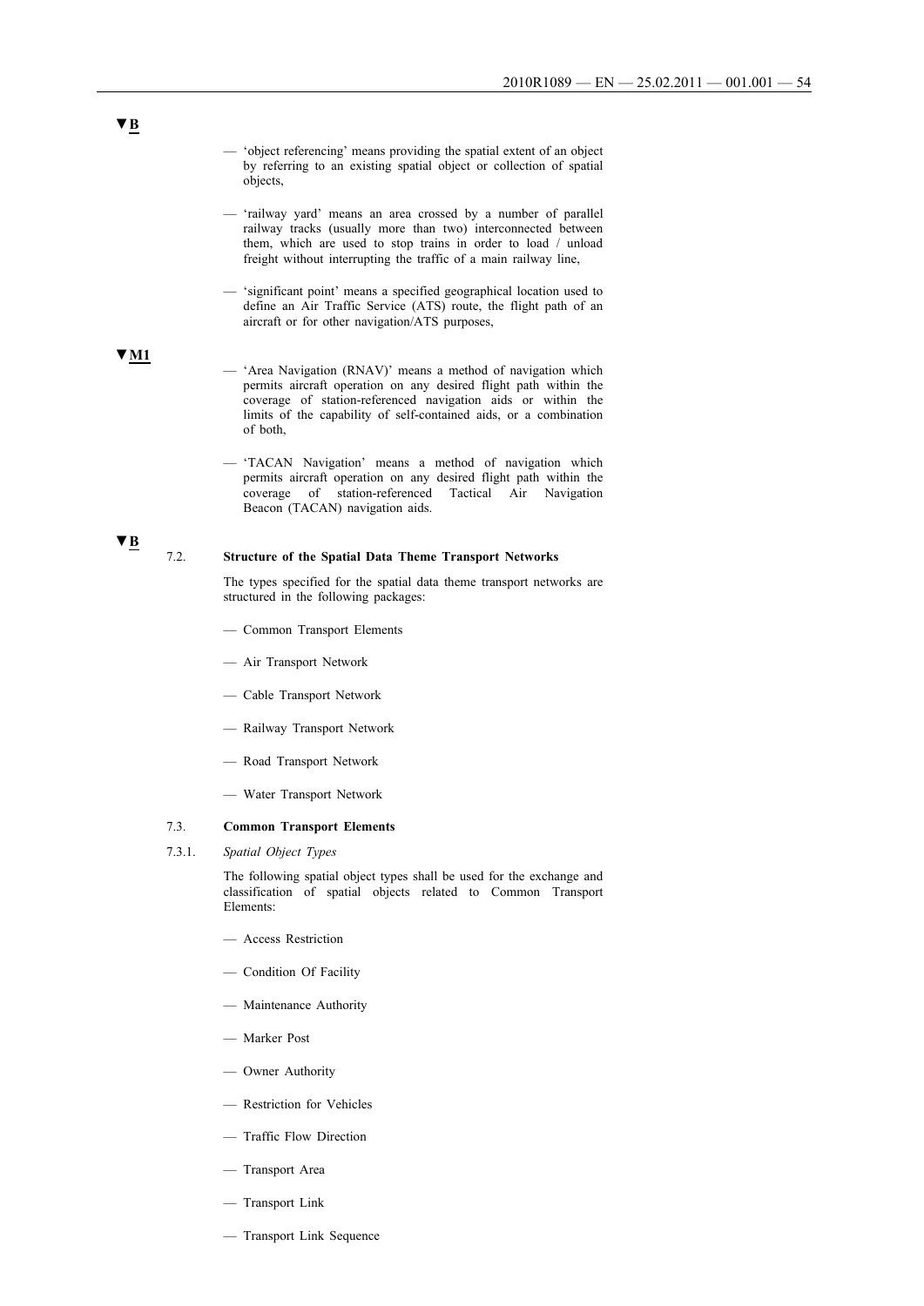▼B

— 'object referencing' means providing the spatial extent of an object by referring to an existing spatial object or collection of spatial objects,

— 'railway yard' means an area crossed by a number of parallel railway tracks (usually more than two) interconnected between them, which are used to stop trains in order to load / unload freight without interrupting the traffic of a main railway line,

— 'significant point' means a specified geographical location used to define an Air Traffic Service (ATS) route, the flight path of an aircraft or for other navigation/ATS purposes,

▼M1

— 'Area Navigation (RNAV)' means a method of navigation which permits aircraft operation on any desired flight path within the coverage of station-referenced navigation aids or within the limits of the capability of self-contained aids, or a combination of both,

— 'TACAN Navigation' means a method of navigation which permits aircraft operation on any desired flight path within the coverage of station-referenced Tactical Air Navigation Beacon (TACAN) navigation aids.

▼B

## 7.2. Structure of the Spatial Data Theme Transport Networks

The types specified for the spatial data theme transport networks are structured in the following packages:

— Common Transport Elements

— Air Transport Network

— Cable Transport Network

— Railway Transport Network

— Road Transport Network

— Water Transport Network

## 7.3. Common Transport Elements

### 7.3.1. *Spatial Object Types*

The following spatial object types shall be used for the exchange and classification of spatial objects related to Common Transport Elements:

— Access Restriction

— Condition Of Facility

— Maintenance Authority

— Marker Post

— Owner Authority

— Restriction for Vehicles

— Traffic Flow Direction

— Transport Area

— Transport Link

— Transport Link Sequence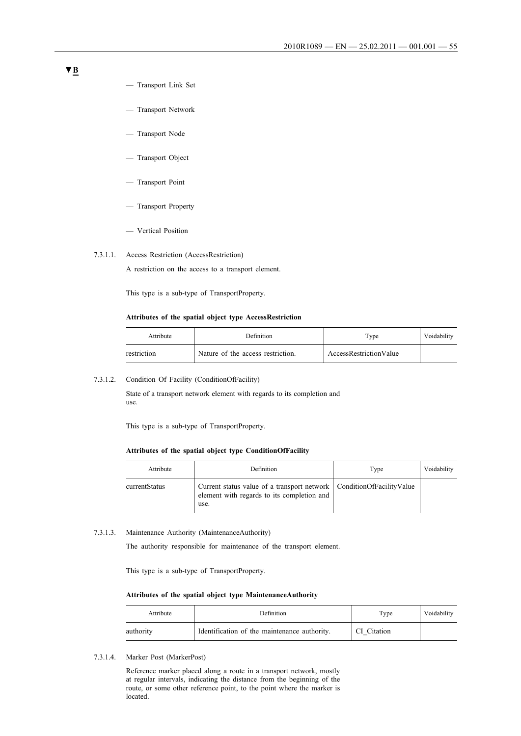▼B

— Transport Link Set

— Transport Network

— Transport Node

— Transport Object

— Transport Point

— Transport Property

— Vertical Position

7.3.1.1. Access Restriction (AccessRestriction)

A restriction on the access to a transport element.

This type is a sub-type of TransportProperty.

**Attributes of the spatial object type AccessRestriction**

| Attribute | Definition | Type | Voidability |
|---|---|---|---|
| restriction | Nature of the access restriction. | AccessRestrictionValue | |

7.3.1.2. Condition Of Facility (ConditionOfFacility)

State of a transport network element with regards to its completion and use.

This type is a sub-type of TransportProperty.

**Attributes of the spatial object type ConditionOfFacility**

| Attribute | Definition | Type | Voidability |
|---|---|---|---|
| currentStatus | Current status value of a transport network element with regards to its completion and use. | ConditionOfFacilityValue | |

7.3.1.3. Maintenance Authority (MaintenanceAuthority)

The authority responsible for maintenance of the transport element.

This type is a sub-type of TransportProperty.

**Attributes of the spatial object type MaintenanceAuthority**

| Attribute | Definition | Type | Voidability |
|---|---|---|---|
| authority | Identification of the maintenance authority. | CI_Citation | |

7.3.1.4. Marker Post (MarkerPost)

Reference marker placed along a route in a transport network, mostly at regular intervals, indicating the distance from the beginning of the route, or some other reference point, to the point where the marker is located.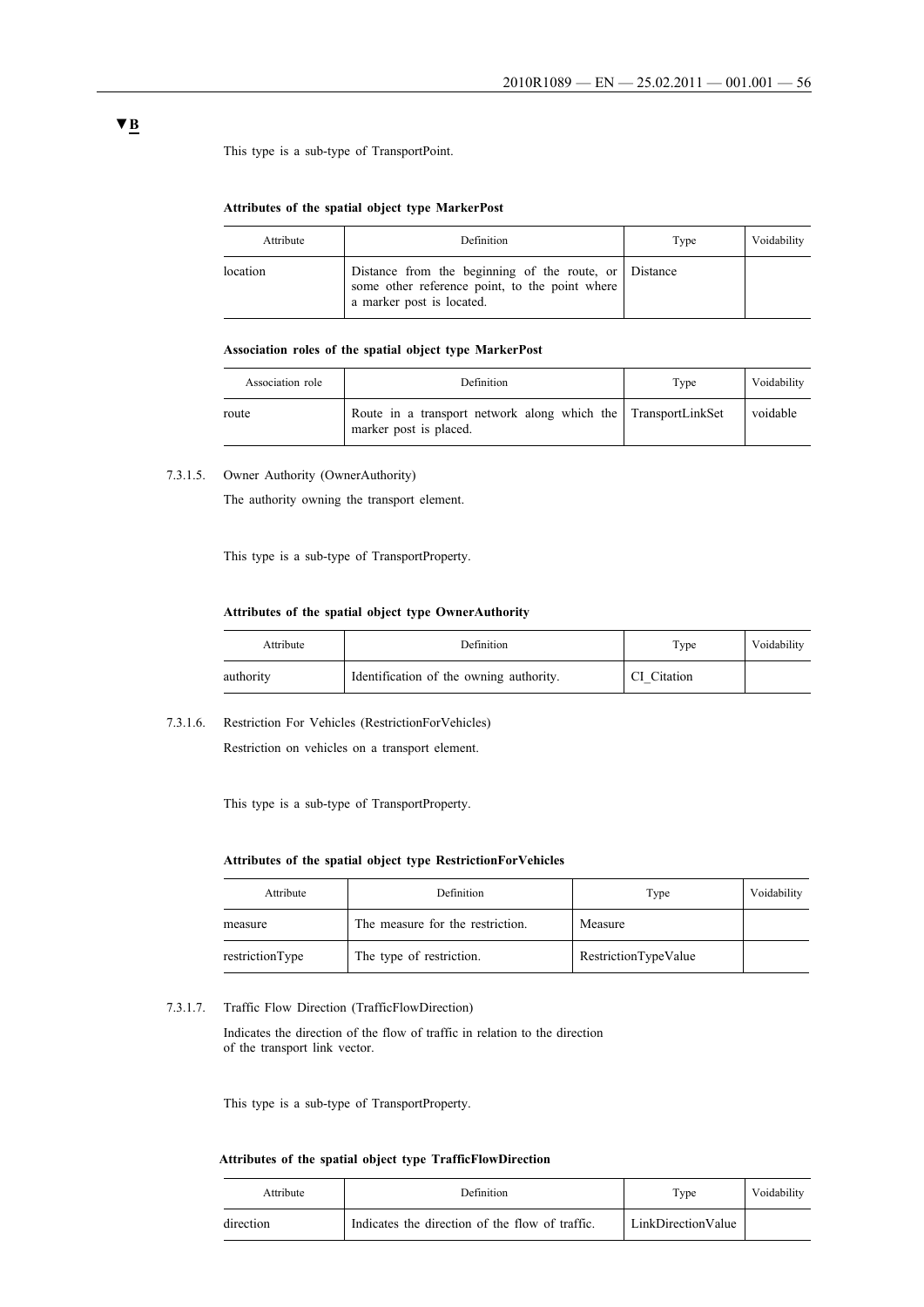▼B

This type is a sub-type of TransportPoint.

**Attributes of the spatial object type MarkerPost**

| Attribute | Definition | Type | Voidability |
|---|---|---|---|
| location | Distance from the beginning of the route, or some other reference point, to the point where a marker post is located. | Distance | |

**Association roles of the spatial object type MarkerPost**

| Association role | Definition | Type | Voidability |
|---|---|---|---|
| route | Route in a transport network along which the marker post is placed. | TransportLinkSet | voidable |

7.3.1.5. Owner Authority (OwnerAuthority)

The authority owning the transport element.

This type is a sub-type of TransportProperty.

**Attributes of the spatial object type OwnerAuthority**

| Attribute | Definition | Type | Voidability |
|---|---|---|---|
| authority | Identification of the owning authority. | CI_Citation | |

7.3.1.6. Restriction For Vehicles (RestrictionForVehicles)

Restriction on vehicles on a transport element.

This type is a sub-type of TransportProperty.

**Attributes of the spatial object type RestrictionForVehicles**

| Attribute | Definition | Type | Voidability |
|---|---|---|---|
| measure | The measure for the restriction. | Measure | |
| restrictionType | The type of restriction. | RestrictionTypeValue | |

7.3.1.7. Traffic Flow Direction (TrafficFlowDirection)

Indicates the direction of the flow of traffic in relation to the direction of the transport link vector.

This type is a sub-type of TransportProperty.

**Attributes of the spatial object type TrafficFlowDirection**

| Attribute | Definition | Type | Voidability |
|---|---|---|---|
| direction | Indicates the direction of the flow of traffic. | LinkDirectionValue | |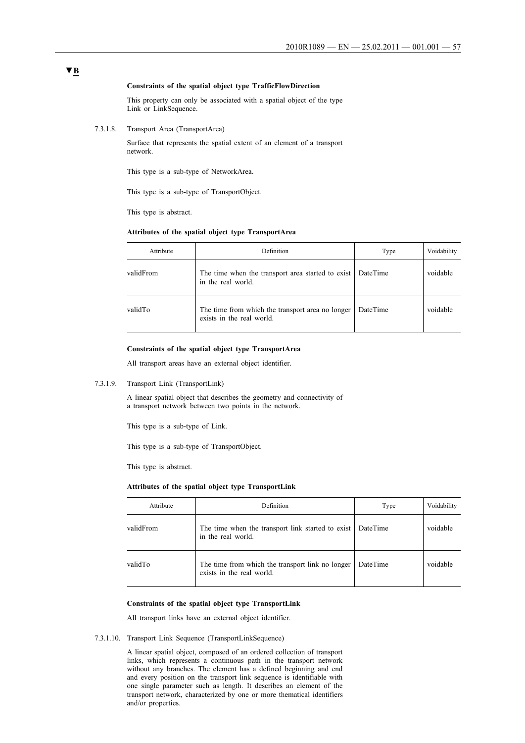▼B

**Constraints of the spatial object type TrafficFlowDirection**

This property can only be associated with a spatial object of the type Link or LinkSequence.

7.3.1.8. Transport Area (TransportArea)

Surface that represents the spatial extent of an element of a transport network.

This type is a sub-type of NetworkArea.

This type is a sub-type of TransportObject.

This type is abstract.

**Attributes of the spatial object type TransportArea**

| Attribute | Definition | Type | Voidability |
|---|---|---|---|
| validFrom | The time when the transport area started to exist in the real world. | DateTime | voidable |
| validTo | The time from which the transport area no longer exists in the real world. | DateTime | voidable |

**Constraints of the spatial object type TransportArea**

All transport areas have an external object identifier.

7.3.1.9. Transport Link (TransportLink)

A linear spatial object that describes the geometry and connectivity of a transport network between two points in the network.

This type is a sub-type of Link.

This type is a sub-type of TransportObject.

This type is abstract.

**Attributes of the spatial object type TransportLink**

| Attribute | Definition | Type | Voidability |
|---|---|---|---|
| validFrom | The time when the transport link started to exist in the real world. | DateTime | voidable |
| validTo | The time from which the transport link no longer exists in the real world. | DateTime | voidable |

**Constraints of the spatial object type TransportLink**

All transport links have an external object identifier.

7.3.1.10. Transport Link Sequence (TransportLinkSequence)

A linear spatial object, composed of an ordered collection of transport links, which represents a continuous path in the transport network without any branches. The element has a defined beginning and end and every position on the transport link sequence is identifiable with one single parameter such as length. It describes an element of the transport network, characterized by one or more thematical identifiers and/or properties.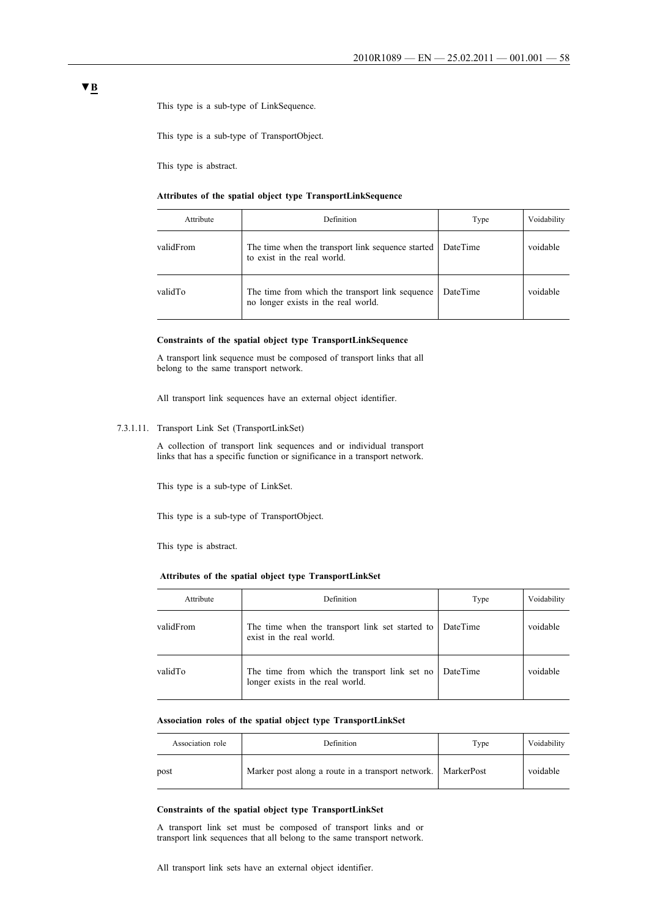▼B

This type is a sub-type of LinkSequence.

This type is a sub-type of TransportObject.

This type is abstract.

**Attributes of the spatial object type TransportLinkSequence**

| Attribute | Definition | Type | Voidability |
|---|---|---|---|
| validFrom | The time when the transport link sequence started to exist in the real world. | DateTime | voidable |
| validTo | The time from which the transport link sequence no longer exists in the real world. | DateTime | voidable |

**Constraints of the spatial object type TransportLinkSequence**

A transport link sequence must be composed of transport links that all belong to the same transport network.

All transport link sequences have an external object identifier.

7.3.1.11. Transport Link Set (TransportLinkSet)

A collection of transport link sequences and or individual transport links that has a specific function or significance in a transport network.

This type is a sub-type of LinkSet.

This type is a sub-type of TransportObject.

This type is abstract.

**Attributes of the spatial object type TransportLinkSet**

| Attribute | Definition | Type | Voidability |
|---|---|---|---|
| validFrom | The time when the transport link set started to exist in the real world. | DateTime | voidable |
| validTo | The time from which the transport link set no longer exists in the real world. | DateTime | voidable |

**Association roles of the spatial object type TransportLinkSet**

| Association role | Definition | Type | Voidability |
|---|---|---|---|
| post | Marker post along a route in a transport network. | MarkerPost | voidable |

**Constraints of the spatial object type TransportLinkSet**

A transport link set must be composed of transport links and or transport link sequences that all belong to the same transport network.

All transport link sets have an external object identifier.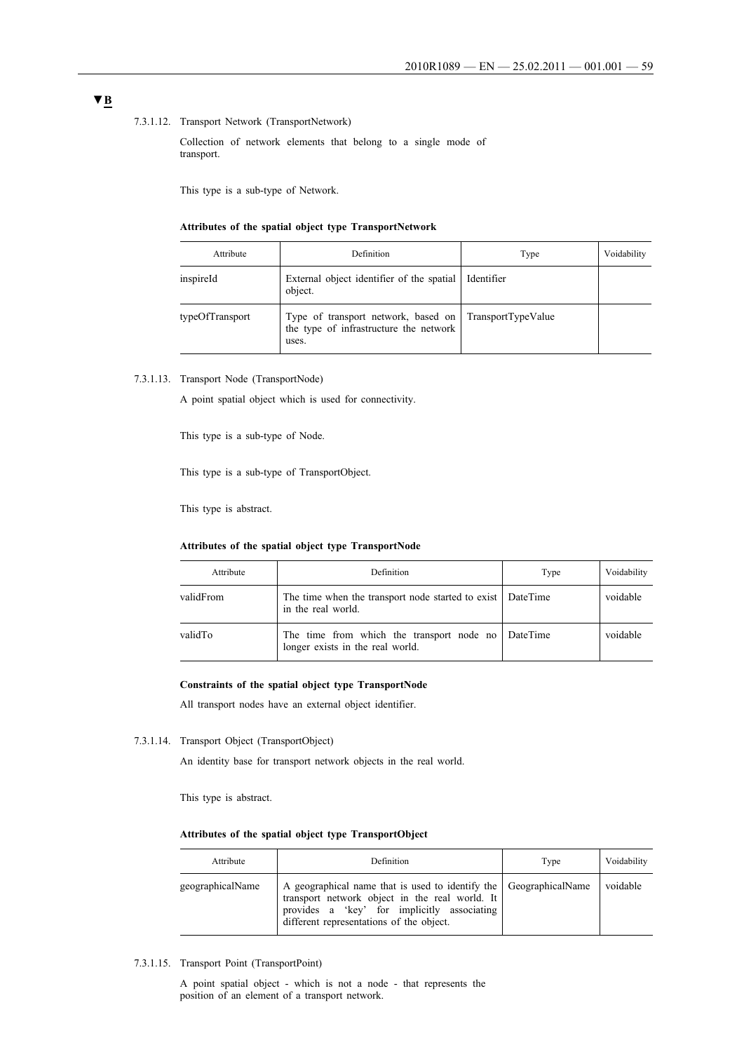**▼B**

7.3.1.12. Transport Network (TransportNetwork)

Collection of network elements that belong to a single mode of transport.

This type is a sub-type of Network.

**Attributes of the spatial object type TransportNetwork**

| Attribute | Definition | Type | Voidability |
|---|---|---|---|
| inspireId | External object identifier of the spatial object. | Identifier | |
| typeOfTransport | Type of transport network, based on the type of infrastructure the network uses. | TransportTypeValue | |

7.3.1.13. Transport Node (TransportNode)

A point spatial object which is used for connectivity.

This type is a sub-type of Node.

This type is a sub-type of TransportObject.

This type is abstract.

**Attributes of the spatial object type TransportNode**

| Attribute | Definition | Type | Voidability |
|---|---|---|---|
| validFrom | The time when the transport node started to exist in the real world. | DateTime | voidable |
| validTo | The time from which the transport node no longer exists in the real world. | DateTime | voidable |

**Constraints of the spatial object type TransportNode**

All transport nodes have an external object identifier.

7.3.1.14. Transport Object (TransportObject)

An identity base for transport network objects in the real world.

This type is abstract.

**Attributes of the spatial object type TransportObject**

| Attribute | Definition | Type | Voidability |
|---|---|---|---|
| geographicalName | A geographical name that is used to identify the transport network object in the real world. It provides a 'key' for implicitly associating different representations of the object. | GeographicalName | voidable |

7.3.1.15. Transport Point (TransportPoint)

A point spatial object - which is not a node - that represents the position of an element of a transport network.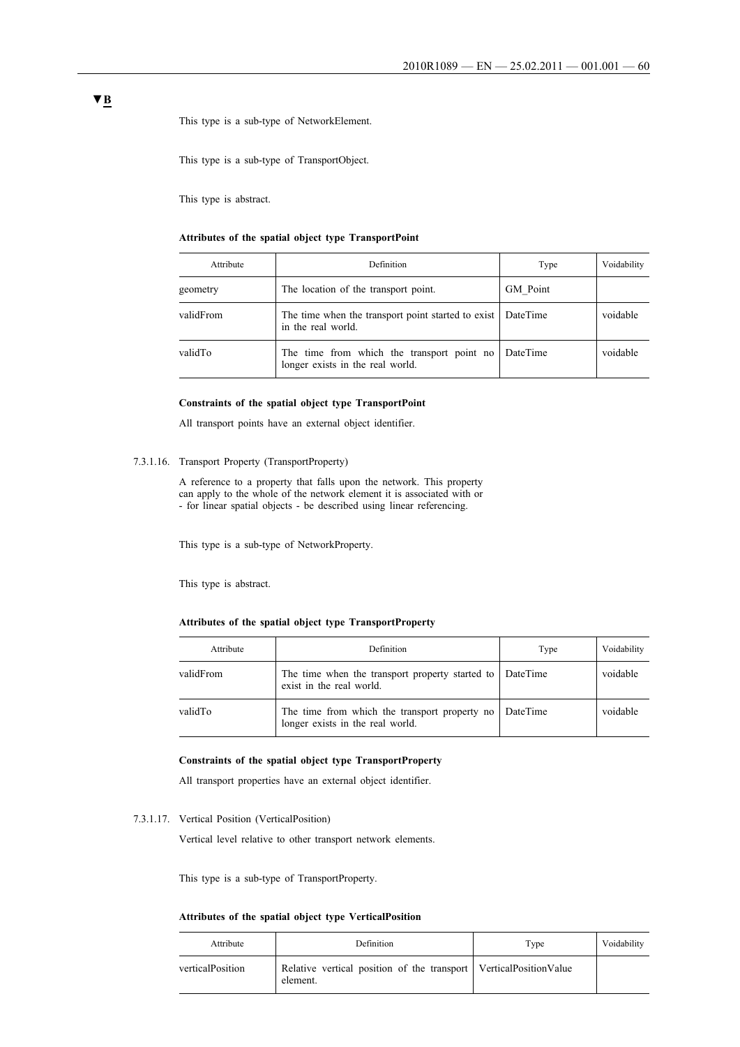This type is a sub-type of NetworkElement.

This type is a sub-type of TransportObject.

This type is abstract.

**Attributes of the spatial object type TransportPoint**

| Attribute | Definition | Type | Voidability |
|---|---|---|---|
| geometry | The location of the transport point. | GM_Point | |
| validFrom | The time when the transport point started to exist in the real world. | DateTime | voidable |
| validTo | The time from which the transport point no longer exists in the real world. | DateTime | voidable |

**Constraints of the spatial object type TransportPoint**

All transport points have an external object identifier.

7.3.1.16. Transport Property (TransportProperty)

A reference to a property that falls upon the network. This property can apply to the whole of the network element it is associated with or - for linear spatial objects - be described using linear referencing.

This type is a sub-type of NetworkProperty.

This type is abstract.

**Attributes of the spatial object type TransportProperty**

| Attribute | Definition | Type | Voidability |
|---|---|---|---|
| validFrom | The time when the transport property started to exist in the real world. | DateTime | voidable |
| validTo | The time from which the transport property no longer exists in the real world. | DateTime | voidable |

**Constraints of the spatial object type TransportProperty**

All transport properties have an external object identifier.

7.3.1.17. Vertical Position (VerticalPosition)

Vertical level relative to other transport network elements.

This type is a sub-type of TransportProperty.

**Attributes of the spatial object type VerticalPosition**

| Attribute | Definition | Type | Voidability |
|---|---|---|---|
| verticalPosition | Relative vertical position of the transport element. | VerticalPositionValue | |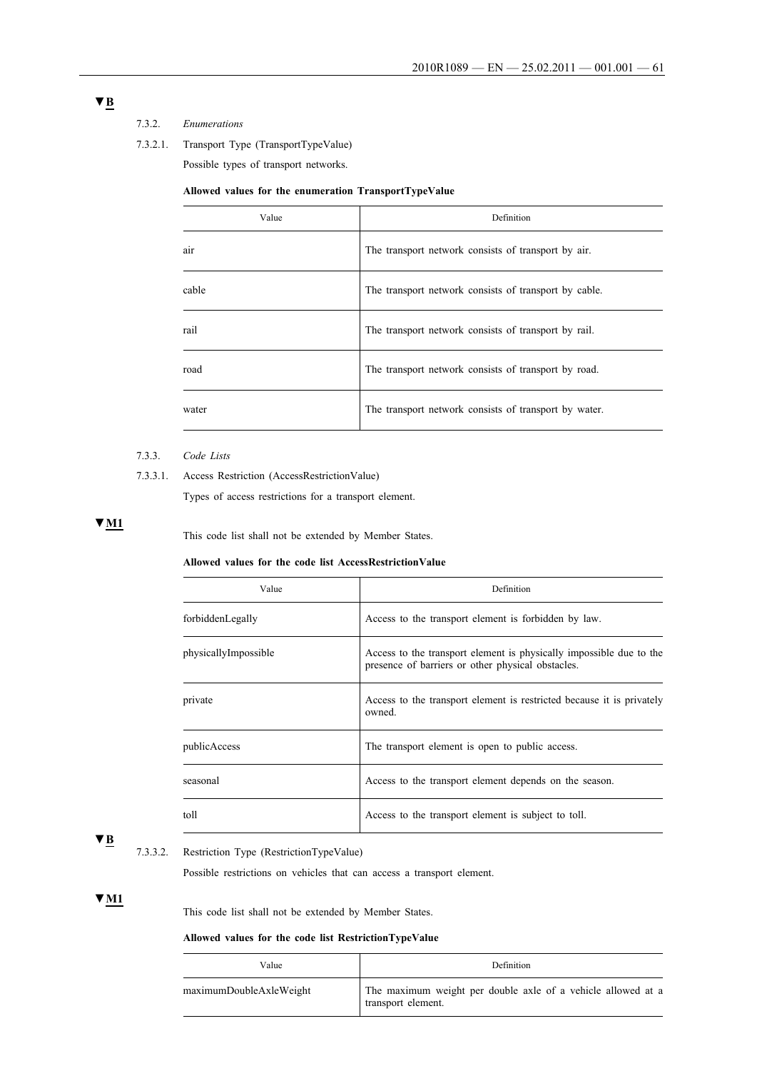▼B

7.3.2. *Enumerations*

7.3.2.1. Transport Type (TransportTypeValue)

Possible types of transport networks.

**Allowed values for the enumeration TransportTypeValue**

| Value | Definition |
|---|---|
| air | The transport network consists of transport by air. |
| cable | The transport network consists of transport by cable. |
| rail | The transport network consists of transport by rail. |
| road | The transport network consists of transport by road. |
| water | The transport network consists of transport by water. |

7.3.3. *Code Lists*

7.3.3.1. Access Restriction (AccessRestrictionValue)

Types of access restrictions for a transport element.

▼M1

This code list shall not be extended by Member States.

**Allowed values for the code list AccessRestrictionValue**

| Value | Definition |
|---|---|
| forbiddenLegally | Access to the transport element is forbidden by law. |
| physicallyImpossible | Access to the transport element is physically impossible due to the presence of barriers or other physical obstacles. |
| private | Access to the transport element is restricted because it is privately owned. |
| publicAccess | The transport element is open to public access. |
| seasonal | Access to the transport element depends on the season. |
| toll | Access to the transport element is subject to toll. |

▼B

7.3.3.2. Restriction Type (RestrictionTypeValue)

Possible restrictions on vehicles that can access a transport element.

▼M1

This code list shall not be extended by Member States.

**Allowed values for the code list RestrictionTypeValue**

| Value | Definition |
|---|---|
| maximumDoubleAxleWeight | The maximum weight per double axle of a vehicle allowed at a transport element. |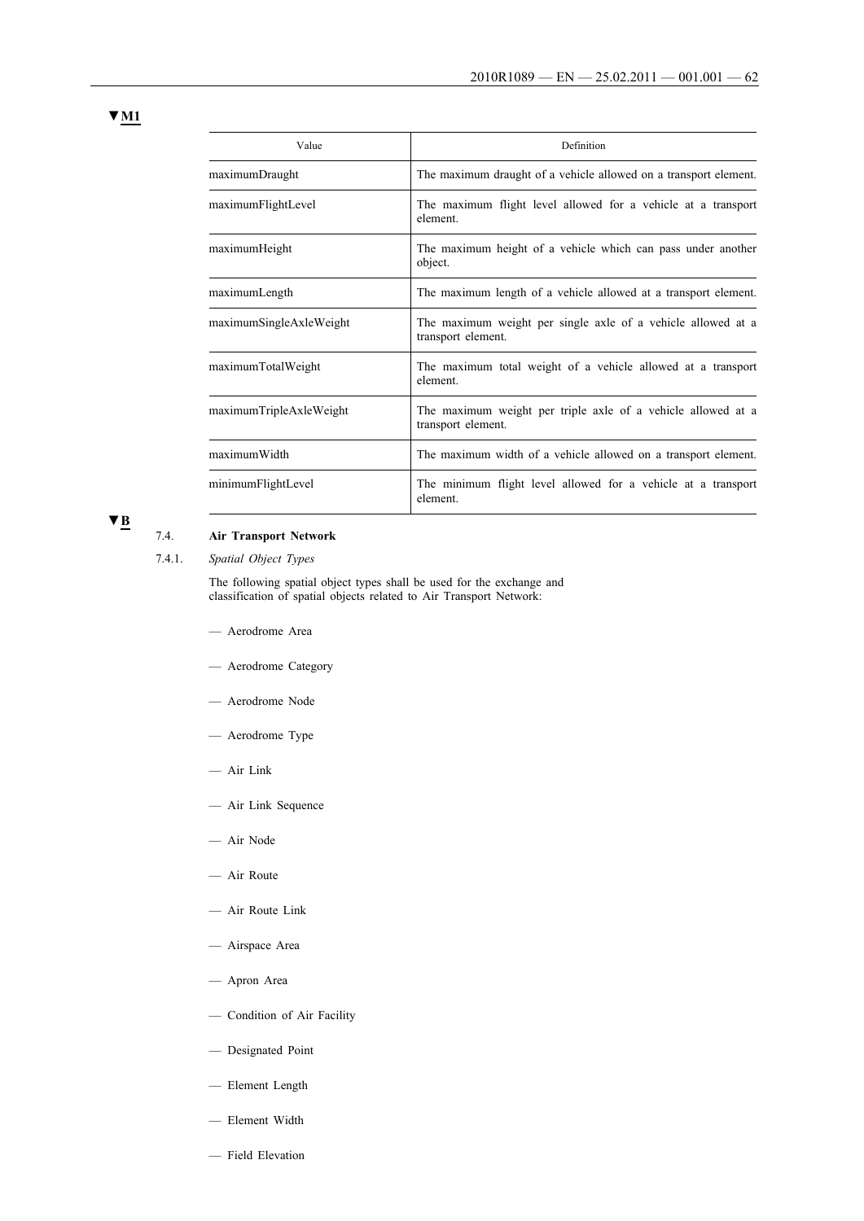▼M1

| Value | Definition |
|---|---|
| maximumDraught | The maximum draught of a vehicle allowed on a transport element. |
| maximumFlightLevel | The maximum flight level allowed for a vehicle at a transport element. |
| maximumHeight | The maximum height of a vehicle which can pass under another object. |
| maximumLength | The maximum length of a vehicle allowed at a transport element. |
| maximumSingleAxleWeight | The maximum weight per single axle of a vehicle allowed at a transport element. |
| maximumTotalWeight | The maximum total weight of a vehicle allowed at a transport element. |
| maximumTripleAxleWeight | The maximum weight per triple axle of a vehicle allowed at a transport element. |
| maximumWidth | The maximum width of a vehicle allowed on a transport element. |
| minimumFlightLevel | The minimum flight level allowed for a vehicle at a transport element. |

▼B

### 7.4. **Air Transport Network**

#### 7.4.1. *Spatial Object Types*

The following spatial object types shall be used for the exchange and classification of spatial objects related to Air Transport Network:

- Aerodrome Area
- Aerodrome Category
- Aerodrome Node
- Aerodrome Type
- Air Link
- Air Link Sequence
- Air Node
- Air Route
- Air Route Link
- Airspace Area
- Apron Area
- Condition of Air Facility
- Designated Point
- Element Length
- Element Width
- Field Elevation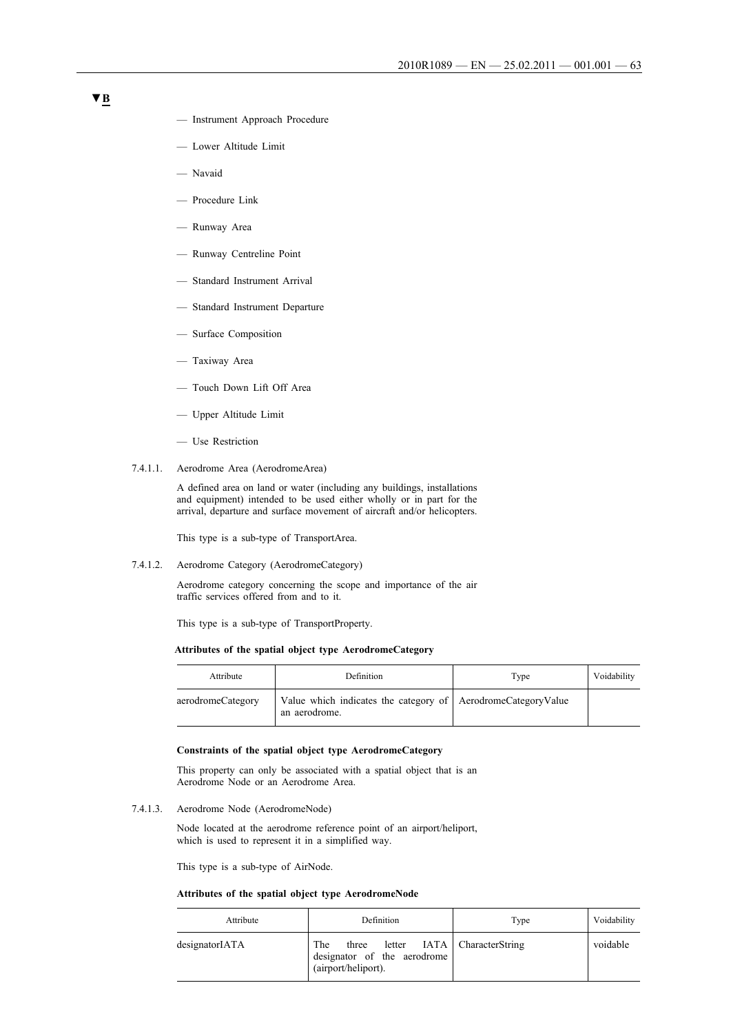▼B

- Instrument Approach Procedure
- Lower Altitude Limit
- Navaid
- Procedure Link
- Runway Area
- Runway Centreline Point
- Standard Instrument Arrival
- Standard Instrument Departure
- Surface Composition
- Taxiway Area
- Touch Down Lift Off Area
- Upper Altitude Limit
- Use Restriction

7.4.1.1. Aerodrome Area (AerodromeArea)

A defined area on land or water (including any buildings, installations and equipment) intended to be used either wholly or in part for the arrival, departure and surface movement of aircraft and/or helicopters.

This type is a sub-type of TransportArea.

7.4.1.2. Aerodrome Category (AerodromeCategory)

Aerodrome category concerning the scope and importance of the air traffic services offered from and to it.

This type is a sub-type of TransportProperty.

**Attributes of the spatial object type AerodromeCategory**

| Attribute | Definition | Type | Voidability |
|---|---|---|---|
| aerodromeCategory | Value which indicates the category of an aerodrome. | AerodromeCategoryValue | |

**Constraints of the spatial object type AerodromeCategory**

This property can only be associated with a spatial object that is an Aerodrome Node or an Aerodrome Area.

7.4.1.3. Aerodrome Node (AerodromeNode)

Node located at the aerodrome reference point of an airport/heliport, which is used to represent it in a simplified way.

This type is a sub-type of AirNode.

**Attributes of the spatial object type AerodromeNode**

| Attribute | Definition | Type | Voidability |
|---|---|---|---|
| designatorIATA | The three letter IATA designator of the aerodrome (airport/heliport). | CharacterString | voidable |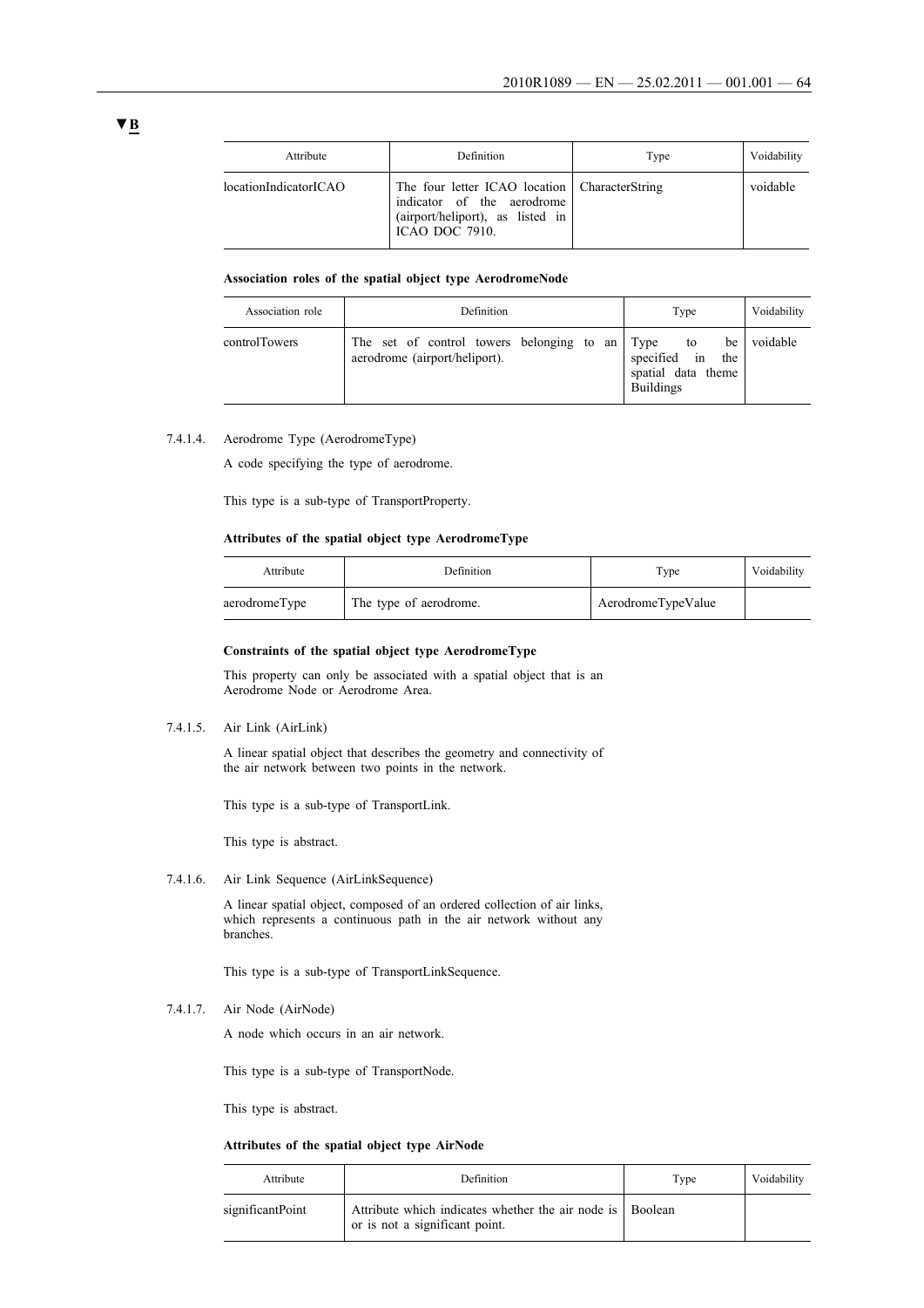▼B

| Attribute | Definition | Type | Voidability |
|---|---|---|---|
| locationIndicatorICAO | The four letter ICAO location indicator of the aerodrome (airport/heliport), as listed in ICAO DOC 7910. | CharacterString | voidable |

**Association roles of the spatial object type AerodromeNode**

| Association role | Definition | Type | Voidability |
|---|---|---|---|
| controlTowers | The set of control towers belonging to an aerodrome (airport/heliport). | Type to be specified in the spatial data theme Buildings | voidable |

7.4.1.4. Aerodrome Type (AerodromeType)

A code specifying the type of aerodrome.

This type is a sub-type of TransportProperty.

**Attributes of the spatial object type AerodromeType**

| Attribute | Definition | Type | Voidability |
|---|---|---|---|
| aerodromeType | The type of aerodrome. | AerodromeTypeValue | |

**Constraints of the spatial object type AerodromeType**

This property can only be associated with a spatial object that is an Aerodrome Node or Aerodrome Area.

7.4.1.5. Air Link (AirLink)

A linear spatial object that describes the geometry and connectivity of the air network between two points in the network.

This type is a sub-type of TransportLink.

This type is abstract.

7.4.1.6. Air Link Sequence (AirLinkSequence)

A linear spatial object, composed of an ordered collection of air links, which represents a continuous path in the air network without any branches.

This type is a sub-type of TransportLinkSequence.

7.4.1.7. Air Node (AirNode)

A node which occurs in an air network.

This type is a sub-type of TransportNode.

This type is abstract.

**Attributes of the spatial object type AirNode**

| Attribute | Definition | Type | Voidability |
|---|---|---|---|
| significantPoint | Attribute which indicates whether the air node is or is not a significant point. | Boolean | |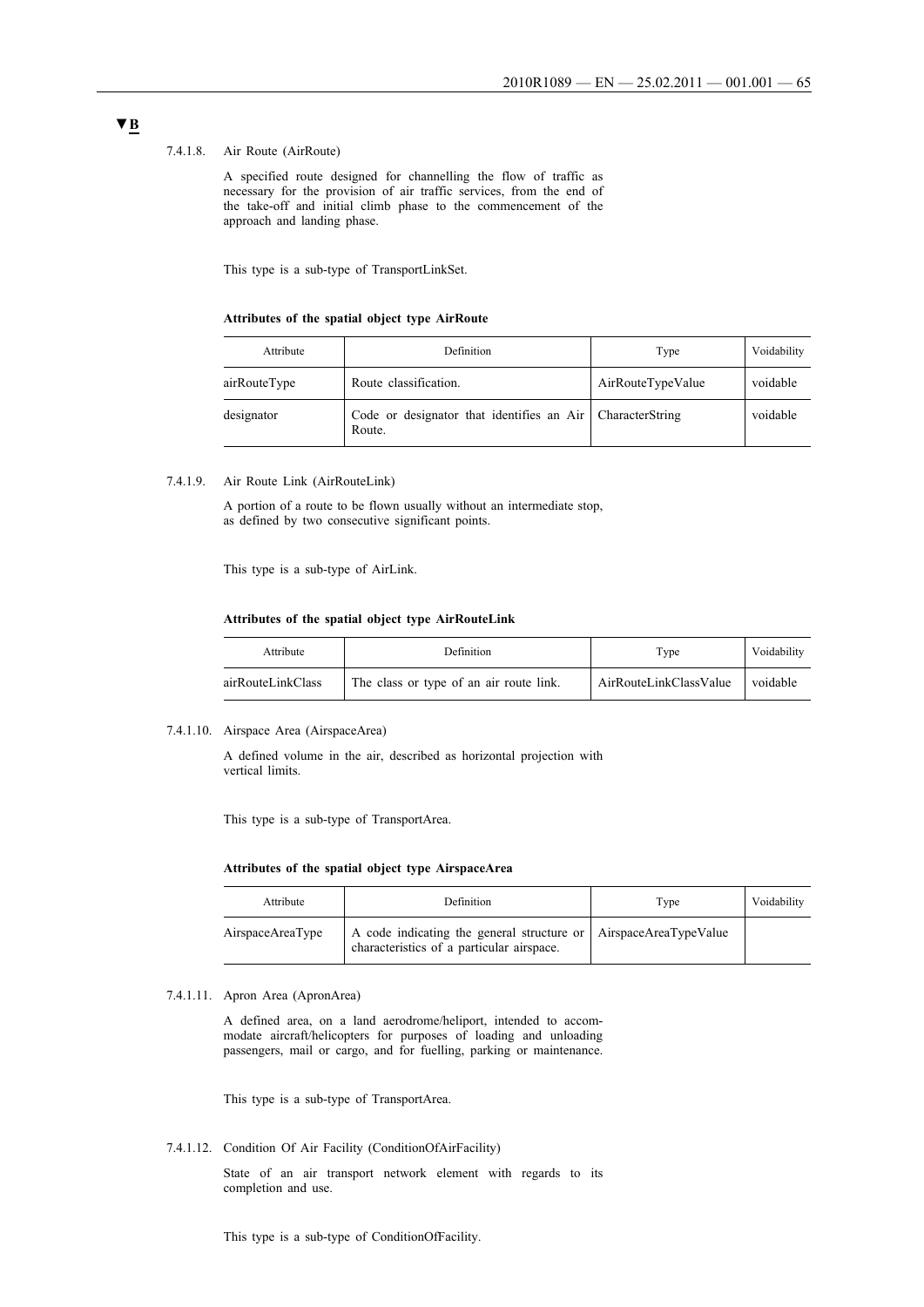▼B

7.4.1.8. Air Route (AirRoute)

A specified route designed for channelling the flow of traffic as necessary for the provision of air traffic services, from the end of the take-off and initial climb phase to the commencement of the approach and landing phase.

This type is a sub-type of TransportLinkSet.

**Attributes of the spatial object type AirRoute**

| Attribute | Definition | Type | Voidability |
|---|---|---|---|
| airRouteType | Route classification. | AirRouteTypeValue | voidable |
| designator | Code or designator that identifies an Air Route. | CharacterString | voidable |

7.4.1.9. Air Route Link (AirRouteLink)

A portion of a route to be flown usually without an intermediate stop, as defined by two consecutive significant points.

This type is a sub-type of AirLink.

**Attributes of the spatial object type AirRouteLink**

| Attribute | Definition | Type | Voidability |
|---|---|---|---|
| airRouteLinkClass | The class or type of an air route link. | AirRouteLinkClassValue | voidable |

7.4.1.10. Airspace Area (AirspaceArea)

A defined volume in the air, described as horizontal projection with vertical limits.

This type is a sub-type of TransportArea.

**Attributes of the spatial object type AirspaceArea**

| Attribute | Definition | Type | Voidability |
|---|---|---|---|
| AirspaceAreaType | A code indicating the general structure or characteristics of a particular airspace. | AirspaceAreaTypeValue | |

7.4.1.11. Apron Area (ApronArea)

A defined area, on a land aerodrome/heliport, intended to accommodate aircraft/helicopters for purposes of loading and unloading passengers, mail or cargo, and for fuelling, parking or maintenance.

This type is a sub-type of TransportArea.

7.4.1.12. Condition Of Air Facility (ConditionOfAirFacility)

State of an air transport network element with regards to its completion and use.

This type is a sub-type of ConditionOfFacility.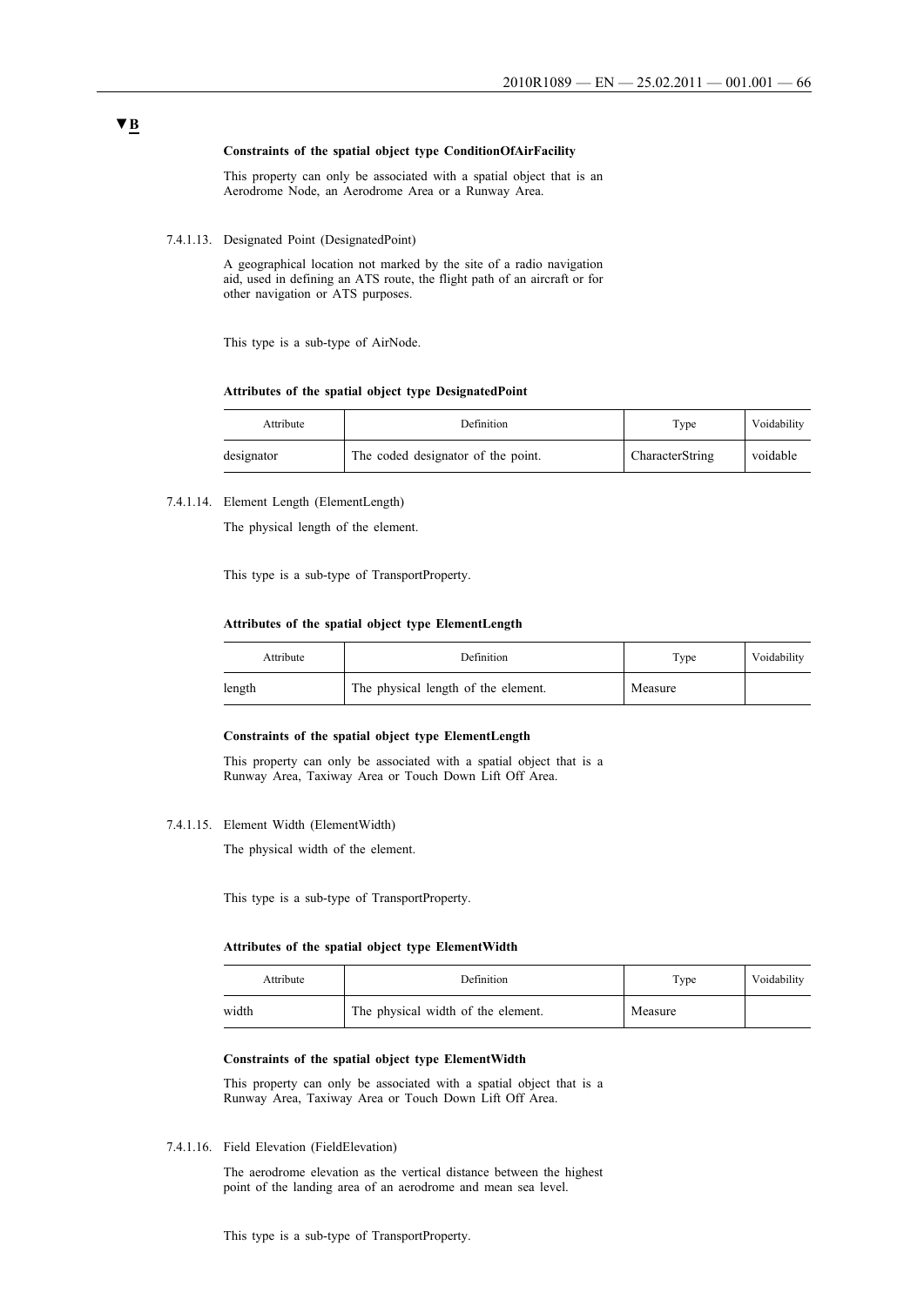**▼B**

**Constraints of the spatial object type ConditionOfAirFacility**

This property can only be associated with a spatial object that is an Aerodrome Node, an Aerodrome Area or a Runway Area.

7.4.1.13. Designated Point (DesignatedPoint)

A geographical location not marked by the site of a radio navigation aid, used in defining an ATS route, the flight path of an aircraft or for other navigation or ATS purposes.

This type is a sub-type of AirNode.

**Attributes of the spatial object type DesignatedPoint**

| Attribute | Definition | Type | Voidability |
|---|---|---|---|
| designator | The coded designator of the point. | CharacterString | voidable |

7.4.1.14. Element Length (ElementLength)

The physical length of the element.

This type is a sub-type of TransportProperty.

**Attributes of the spatial object type ElementLength**

| Attribute | Definition | Type | Voidability |
|---|---|---|---|
| length | The physical length of the element. | Measure | |

**Constraints of the spatial object type ElementLength**

This property can only be associated with a spatial object that is a Runway Area, Taxiway Area or Touch Down Lift Off Area.

7.4.1.15. Element Width (ElementWidth)

The physical width of the element.

This type is a sub-type of TransportProperty.

**Attributes of the spatial object type ElementWidth**

| Attribute | Definition | Type | Voidability |
|---|---|---|---|
| width | The physical width of the element. | Measure | |

**Constraints of the spatial object type ElementWidth**

This property can only be associated with a spatial object that is a Runway Area, Taxiway Area or Touch Down Lift Off Area.

7.4.1.16. Field Elevation (FieldElevation)

The aerodrome elevation as the vertical distance between the highest point of the landing area of an aerodrome and mean sea level.

This type is a sub-type of TransportProperty.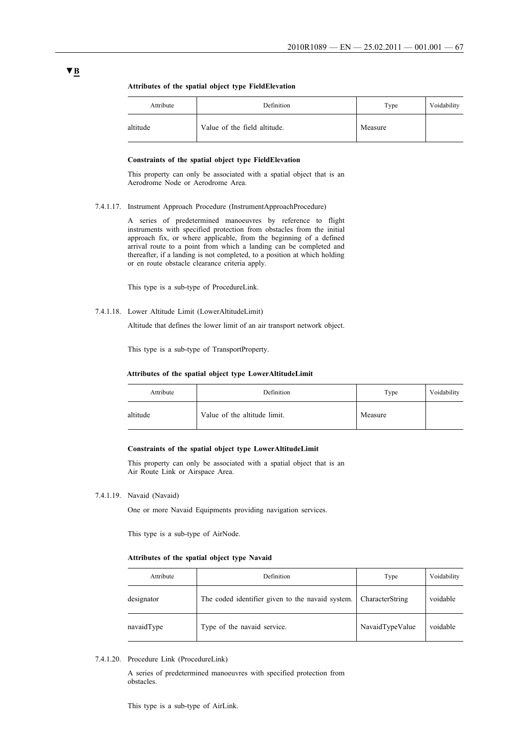▼B

**Attributes of the spatial object type FieldElevation**

| Attribute | Definition | Type | Voidability |
|---|---|---|---|
| altitude | Value of the field altitude. | Measure | |

**Constraints of the spatial object type FieldElevation**

This property can only be associated with a spatial object that is an Aerodrome Node or Aerodrome Area.

7.4.1.17. Instrument Approach Procedure (InstrumentApproachProcedure)

A series of predetermined manoeuvres by reference to flight instruments with specified protection from obstacles from the initial approach fix, or where applicable, from the beginning of a defined arrival route to a point from which a landing can be completed and thereafter, if a landing is not completed, to a position at which holding or en route obstacle clearance criteria apply.

This type is a sub-type of ProcedureLink.

7.4.1.18. Lower Altitude Limit (LowerAltitudeLimit)

Altitude that defines the lower limit of an air transport network object.

This type is a sub-type of TransportProperty.

**Attributes of the spatial object type LowerAltitudeLimit**

| Attribute | Definition | Type | Voidability |
|---|---|---|---|
| altitude | Value of the altitude limit. | Measure | |

**Constraints of the spatial object type LowerAltitudeLimit**

This property can only be associated with a spatial object that is an Air Route Link or Airspace Area.

7.4.1.19. Navaid (Navaid)

One or more Navaid Equipments providing navigation services.

This type is a sub-type of AirNode.

**Attributes of the spatial object type Navaid**

| Attribute | Definition | Type | Voidability |
|---|---|---|---|
| designator | The coded identifier given to the navaid system. | CharacterString | voidable |
| navaidType | Type of the navaid service. | NavaidTypeValue | voidable |

7.4.1.20. Procedure Link (ProcedureLink)

A series of predetermined manoeuvres with specified protection from obstacles.

This type is a sub-type of AirLink.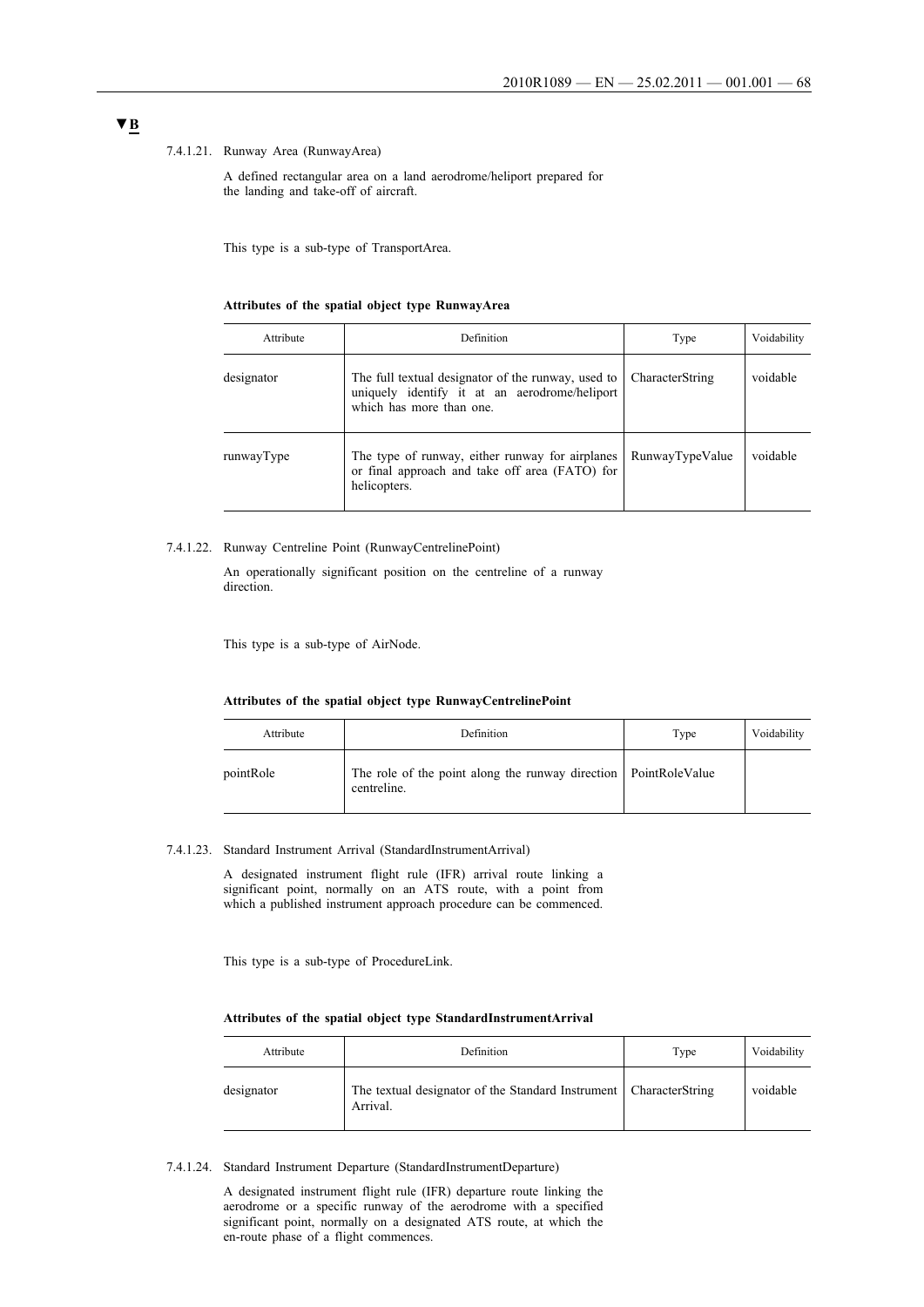▼B

#### 7.4.1.21. Runway Area (RunwayArea)

A defined rectangular area on a land aerodrome/heliport prepared for the landing and take-off of aircraft.

This type is a sub-type of TransportArea.

**Attributes of the spatial object type RunwayArea**

| Attribute | Definition | Type | Voidability |
|---|---|---|---|
| designator | The full textual designator of the runway, used to uniquely identify it at an aerodrome/heliport which has more than one. | CharacterString | voidable |
| runwayType | The type of runway, either runway for airplanes or final approach and take off area (FATO) for helicopters. | RunwayTypeValue | voidable |

#### 7.4.1.22. Runway Centreline Point (RunwayCentrelinePoint)

An operationally significant position on the centreline of a runway direction.

This type is a sub-type of AirNode.

**Attributes of the spatial object type RunwayCentrelinePoint**

| Attribute | Definition | Type | Voidability |
|---|---|---|---|
| pointRole | The role of the point along the runway direction centreline. | PointRoleValue | |

#### 7.4.1.23. Standard Instrument Arrival (StandardInstrumentArrival)

A designated instrument flight rule (IFR) arrival route linking a significant point, normally on an ATS route, with a point from which a published instrument approach procedure can be commenced.

This type is a sub-type of ProcedureLink.

**Attributes of the spatial object type StandardInstrumentArrival**

| Attribute | Definition | Type | Voidability |
|---|---|---|---|
| designator | The textual designator of the Standard Instrument Arrival. | CharacterString | voidable |

#### 7.4.1.24. Standard Instrument Departure (StandardInstrumentDeparture)

A designated instrument flight rule (IFR) departure route linking the aerodrome or a specific runway of the aerodrome with a specified significant point, normally on a designated ATS route, at which the en-route phase of a flight commences.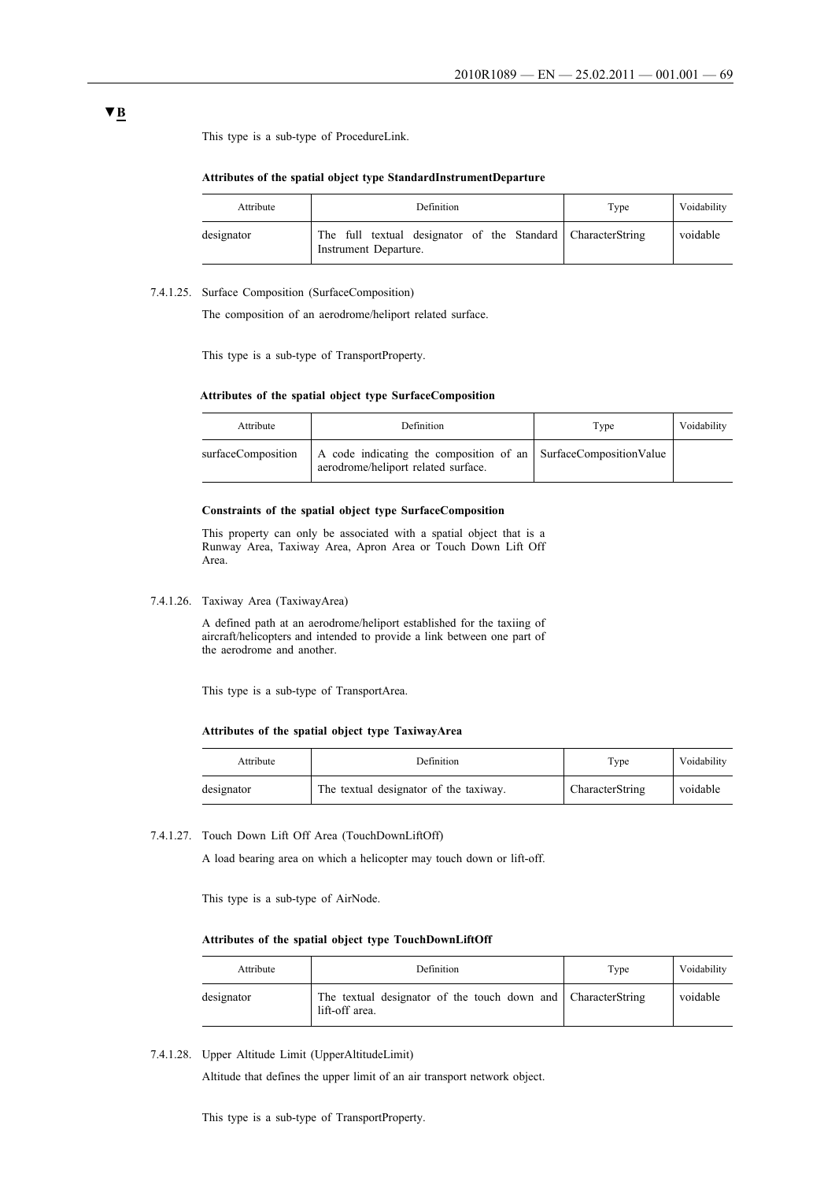▼B

This type is a sub-type of ProcedureLink.

**Attributes of the spatial object type StandardInstrumentDeparture**

| Attribute | Definition | Type | Voidability |
|---|---|---|---|
| designator | The full textual designator of the Standard Instrument Departure. | CharacterString | voidable |

7.4.1.25. Surface Composition (SurfaceComposition)

The composition of an aerodrome/heliport related surface.

This type is a sub-type of TransportProperty.

**Attributes of the spatial object type SurfaceComposition**

| Attribute | Definition | Type | Voidability |
|---|---|---|---|
| surfaceComposition | A code indicating the composition of an aerodrome/heliport related surface. | SurfaceCompositionValue | |

**Constraints of the spatial object type SurfaceComposition**

This property can only be associated with a spatial object that is a Runway Area, Taxiway Area, Apron Area or Touch Down Lift Off Area.

7.4.1.26. Taxiway Area (TaxiwayArea)

A defined path at an aerodrome/heliport established for the taxiing of aircraft/helicopters and intended to provide a link between one part of the aerodrome and another.

This type is a sub-type of TransportArea.

**Attributes of the spatial object type TaxiwayArea**

| Attribute | Definition | Type | Voidability |
|---|---|---|---|
| designator | The textual designator of the taxiway. | CharacterString | voidable |

7.4.1.27. Touch Down Lift Off Area (TouchDownLiftOff)

A load bearing area on which a helicopter may touch down or lift-off.

This type is a sub-type of AirNode.

**Attributes of the spatial object type TouchDownLiftOff**

| Attribute | Definition | Type | Voidability |
|---|---|---|---|
| designator | The textual designator of the touch down and lift-off area. | CharacterString | voidable |

7.4.1.28. Upper Altitude Limit (UpperAltitudeLimit)

Altitude that defines the upper limit of an air transport network object.

This type is a sub-type of TransportProperty.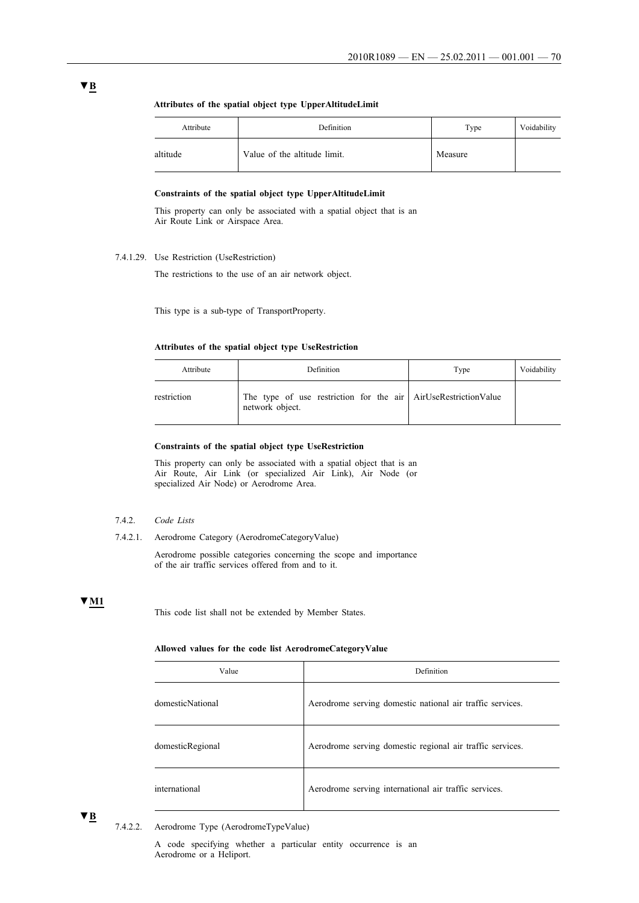▼B

**Attributes of the spatial object type UpperAltitudeLimit**

| Attribute | Definition | Type | Voidability |
|---|---|---|---|
| altitude | Value of the altitude limit. | Measure | |

**Constraints of the spatial object type UpperAltitudeLimit**

This property can only be associated with a spatial object that is an Air Route Link or Airspace Area.

7.4.1.29. Use Restriction (UseRestriction)

The restrictions to the use of an air network object.

This type is a sub-type of TransportProperty.

**Attributes of the spatial object type UseRestriction**

| Attribute | Definition | Type | Voidability |
|---|---|---|---|
| restriction | The type of use restriction for the air network object. | AirUseRestrictionValue | |

**Constraints of the spatial object type UseRestriction**

This property can only be associated with a spatial object that is an Air Route, Air Link (or specialized Air Link), Air Node (or specialized Air Node) or Aerodrome Area.

7.4.2. *Code Lists*

7.4.2.1. Aerodrome Category (AerodromeCategoryValue)

Aerodrome possible categories concerning the scope and importance of the air traffic services offered from and to it.

▼M1

This code list shall not be extended by Member States.

**Allowed values for the code list AerodromeCategoryValue**

| Value | Definition |
|---|---|
| domesticNational | Aerodrome serving domestic national air traffic services. |
| domesticRegional | Aerodrome serving domestic regional air traffic services. |
| international | Aerodrome serving international air traffic services. |

▼B

7.4.2.2. Aerodrome Type (AerodromeTypeValue)

A code specifying whether a particular entity occurrence is an Aerodrome or a Heliport.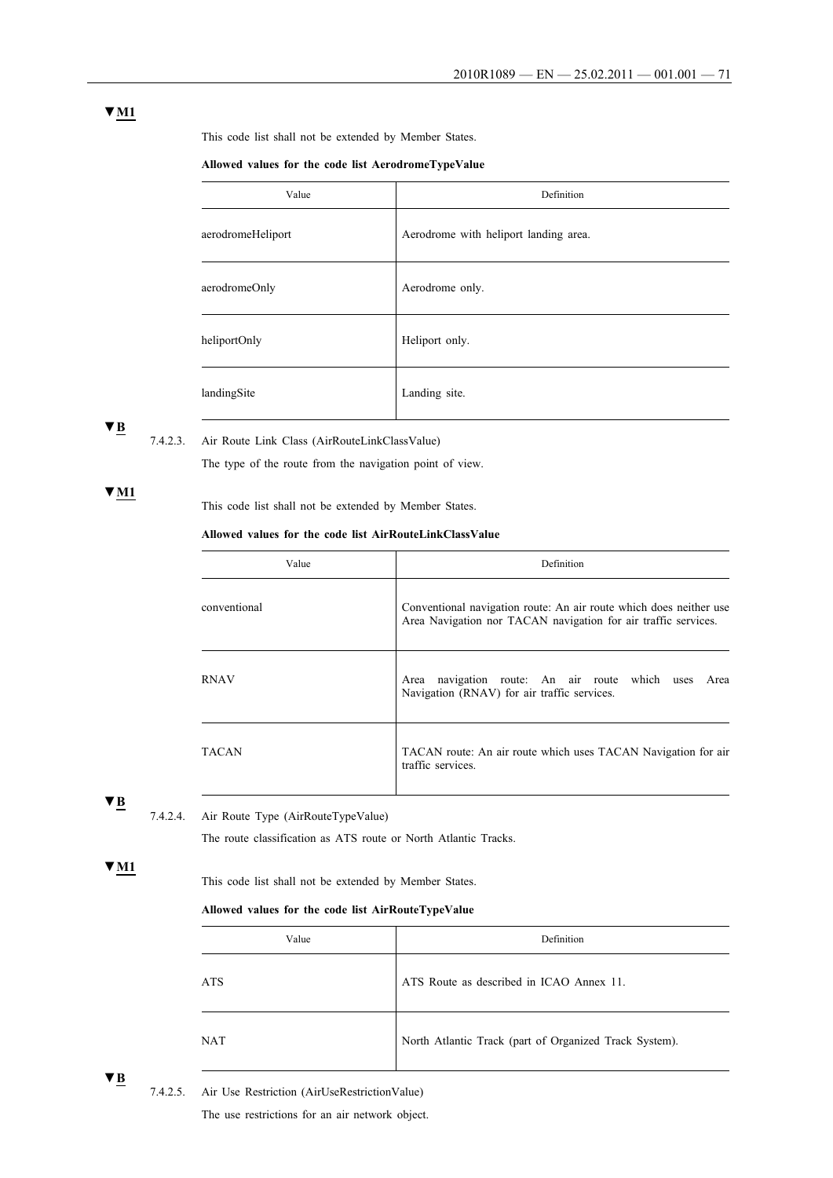▼M1

This code list shall not be extended by Member States.

**Allowed values for the code list AerodromeTypeValue**

| Value | Definition |
|---|---|
| aerodromeHeliport | Aerodrome with heliport landing area. |
| aerodromeOnly | Aerodrome only. |
| heliportOnly | Heliport only. |
| landingSite | Landing site. |

▼B

7.4.2.3. Air Route Link Class (AirRouteLinkClassValue)

The type of the route from the navigation point of view.

▼M1

This code list shall not be extended by Member States.

**Allowed values for the code list AirRouteLinkClassValue**

| Value | Definition |
|---|---|
| conventional | Conventional navigation route: An air route which does neither use Area Navigation nor TACAN navigation for air traffic services. |
| RNAV | Area navigation route: An air route which uses Area Navigation (RNAV) for air traffic services. |
| TACAN | TACAN route: An air route which uses TACAN Navigation for air traffic services. |

▼B

7.4.2.4. Air Route Type (AirRouteTypeValue)

The route classification as ATS route or North Atlantic Tracks.

▼M1

This code list shall not be extended by Member States.

**Allowed values for the code list AirRouteTypeValue**

| Value | Definition |
|---|---|
| ATS | ATS Route as described in ICAO Annex 11. |
| NAT | North Atlantic Track (part of Organized Track System). |

▼B

7.4.2.5. Air Use Restriction (AirUseRestrictionValue)

The use restrictions for an air network object.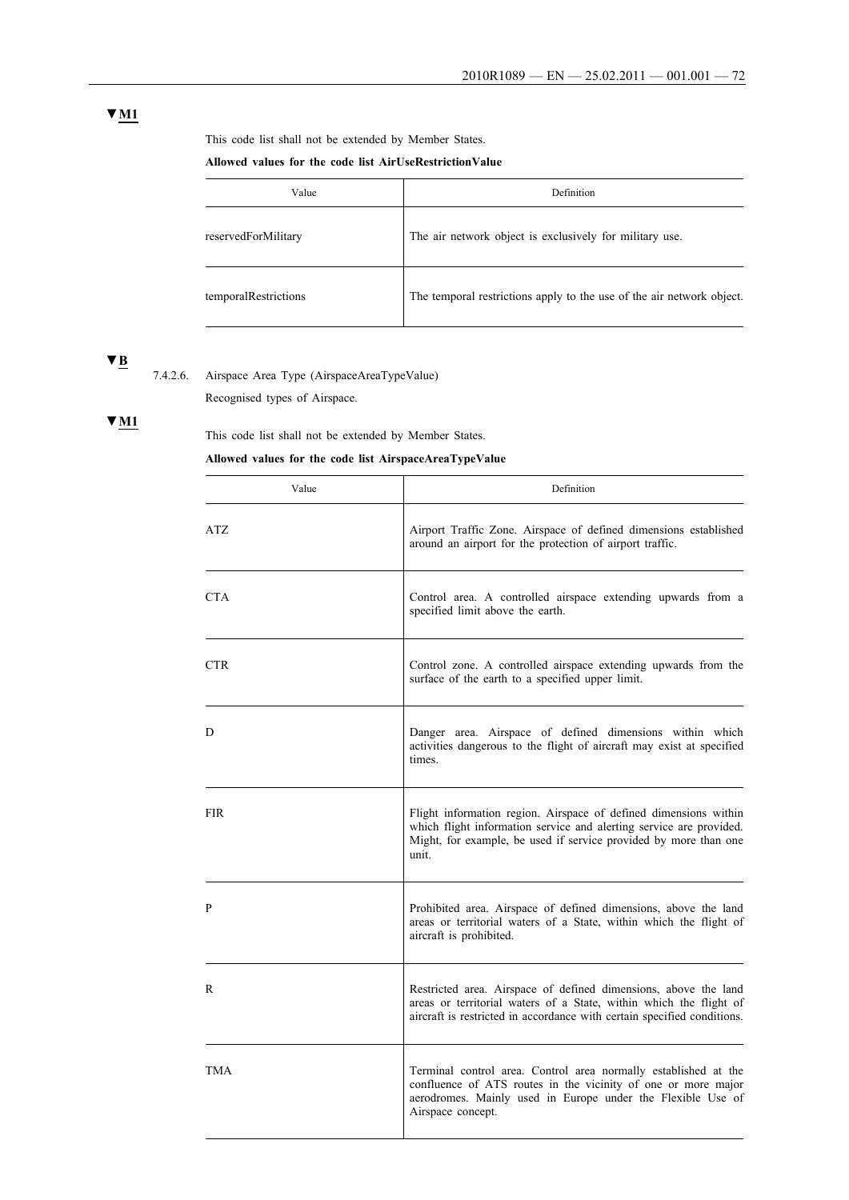▼**M1**

This code list shall not be extended by Member States.

**Allowed values for the code list AirUseRestrictionValue**

| Value | Definition |
|---|---|
| reservedForMilitary | The air network object is exclusively for military use. |
| temporalRestrictions | The temporal restrictions apply to the use of the air network object. |

▼**B**

7.4.2.6. Airspace Area Type (AirspaceAreaTypeValue)

Recognised types of Airspace.

▼**M1**

This code list shall not be extended by Member States.

**Allowed values for the code list AirspaceAreaTypeValue**

| Value | Definition |
|---|---|
| ATZ | Airport Traffic Zone. Airspace of defined dimensions established around an airport for the protection of airport traffic. |
| CTA | Control area. A controlled airspace extending upwards from a specified limit above the earth. |
| CTR | Control zone. A controlled airspace extending upwards from the surface of the earth to a specified upper limit. |
| D | Danger area. Airspace of defined dimensions within which activities dangerous to the flight of aircraft may exist at specified times. |
| FIR | Flight information region. Airspace of defined dimensions within which flight information service and alerting service are provided. Might, for example, be used if service provided by more than one unit. |
| P | Prohibited area. Airspace of defined dimensions, above the land areas or territorial waters of a State, within which the flight of aircraft is prohibited. |
| R | Restricted area. Airspace of defined dimensions, above the land areas or territorial waters of a State, within which the flight of aircraft is restricted in accordance with certain specified conditions. |
| TMA | Terminal control area. Control area normally established at the confluence of ATS routes in the vicinity of one or more major aerodromes. Mainly used in Europe under the Flexible Use of Airspace concept. |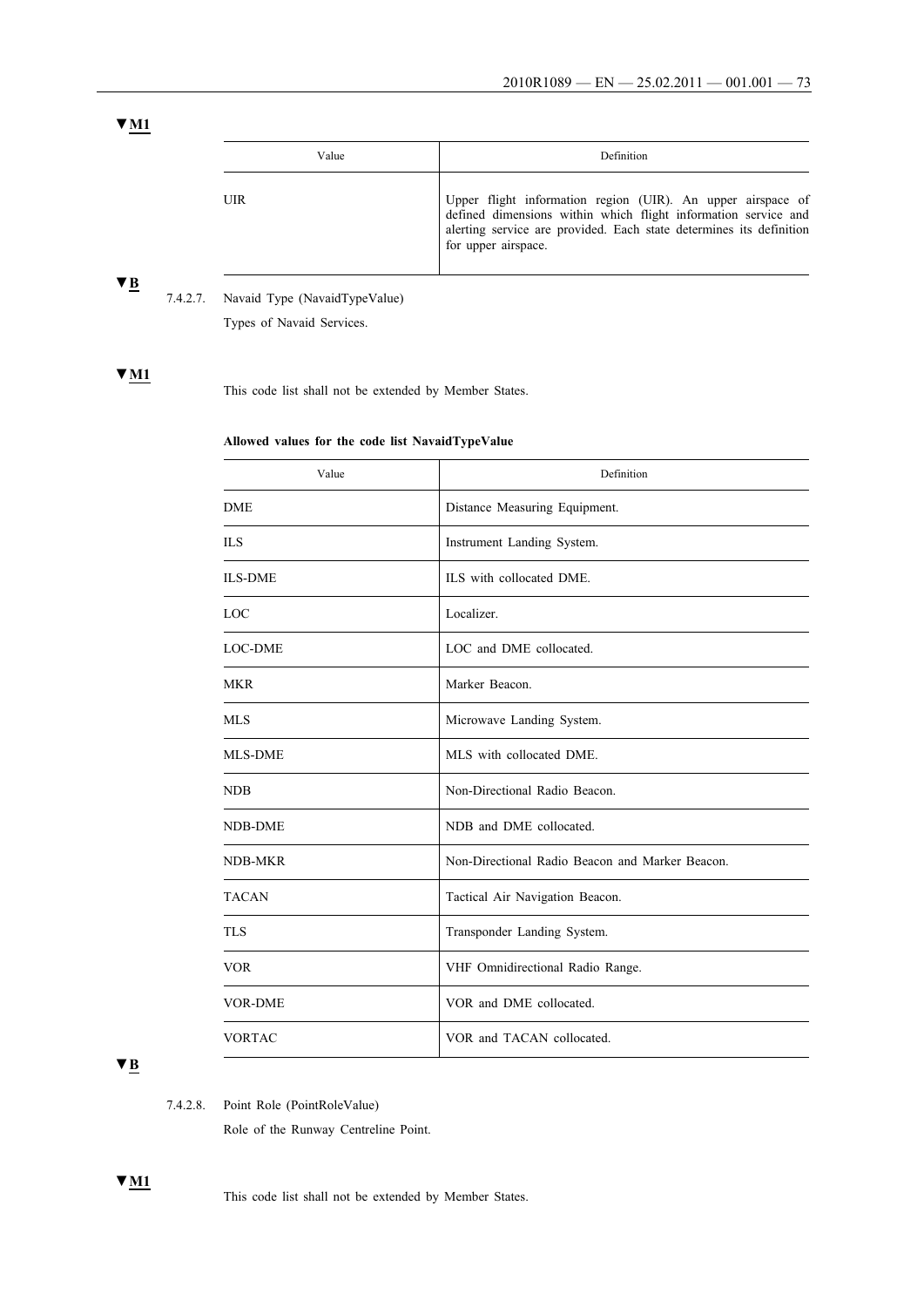▼M1

| Value | Definition |
|---|---|
| UIR | Upper flight information region (UIR). An upper airspace of defined dimensions within which flight information service and alerting service are provided. Each state determines its definition for upper airspace. |

▼B

7.4.2.7. Navaid Type (NavaidTypeValue)

Types of Navaid Services.

▼M1

This code list shall not be extended by Member States.

**Allowed values for the code list NavaidTypeValue**

| Value | Definition |
|---|---|
| DME | Distance Measuring Equipment. |
| ILS | Instrument Landing System. |
| ILS-DME | ILS with collocated DME. |
| LOC | Localizer. |
| LOC-DME | LOC and DME collocated. |
| MKR | Marker Beacon. |
| MLS | Microwave Landing System. |
| MLS-DME | MLS with collocated DME. |
| NDB | Non-Directional Radio Beacon. |
| NDB-DME | NDB and DME collocated. |
| NDB-MKR | Non-Directional Radio Beacon and Marker Beacon. |
| TACAN | Tactical Air Navigation Beacon. |
| TLS | Transponder Landing System. |
| VOR | VHF Omnidirectional Radio Range. |
| VOR-DME | VOR and DME collocated. |
| VORTAC | VOR and TACAN collocated. |

▼B

7.4.2.8. Point Role (PointRoleValue)

Role of the Runway Centreline Point.

▼M1

This code list shall not be extended by Member States.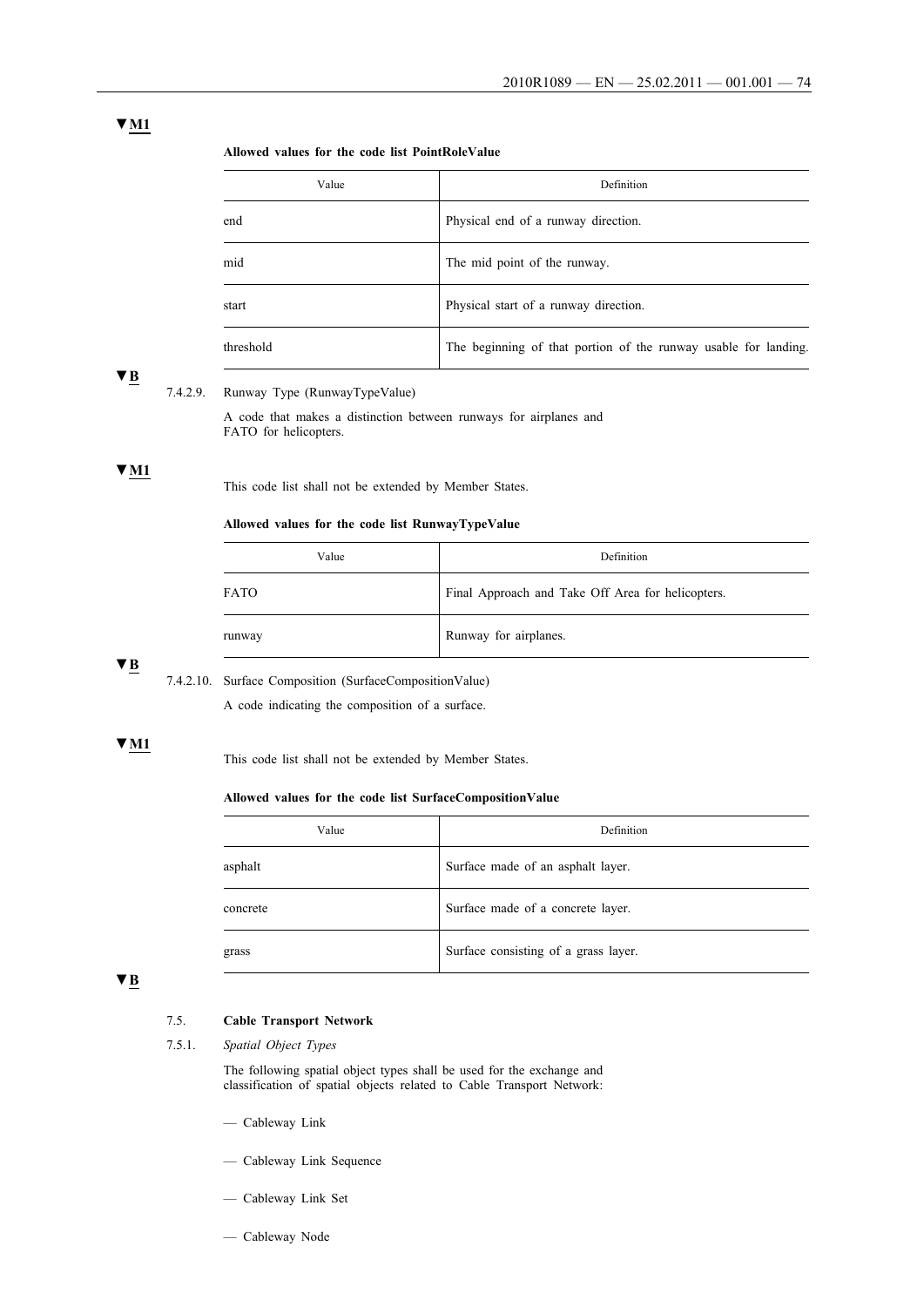▼M1

**Allowed values for the code list PointRoleValue**

| Value | Definition |
| --- | --- |
| end | Physical end of a runway direction. |
| mid | The mid point of the runway. |
| start | Physical start of a runway direction. |
| threshold | The beginning of that portion of the runway usable for landing. |

▼B

7.4.2.9. Runway Type (RunwayTypeValue)

A code that makes a distinction between runways for airplanes and FATO for helicopters.

▼M1

This code list shall not be extended by Member States.

**Allowed values for the code list RunwayTypeValue**

| Value | Definition |
| --- | --- |
| FATO | Final Approach and Take Off Area for helicopters. |
| runway | Runway for airplanes. |

▼B

7.4.2.10. Surface Composition (SurfaceCompositionValue)

A code indicating the composition of a surface.

▼M1

This code list shall not be extended by Member States.

**Allowed values for the code list SurfaceCompositionValue**

| Value | Definition |
| --- | --- |
| asphalt | Surface made of an asphalt layer. |
| concrete | Surface made of a concrete layer. |
| grass | Surface consisting of a grass layer. |

▼B

7.5. **Cable Transport Network**

7.5.1. *Spatial Object Types*

The following spatial object types shall be used for the exchange and classification of spatial objects related to Cable Transport Network:

— Cableway Link

— Cableway Link Sequence

— Cableway Link Set

— Cableway Node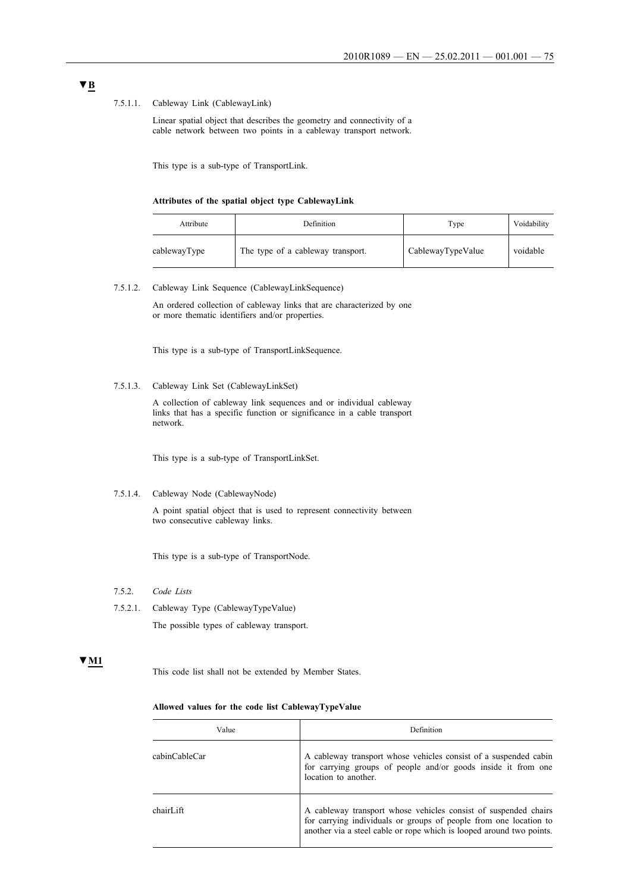▼B

7.5.1.1. Cableway Link (CablewayLink)

Linear spatial object that describes the geometry and connectivity of a cable network between two points in a cableway transport network.

This type is a sub-type of TransportLink.

**Attributes of the spatial object type CablewayLink**

| Attribute | Definition | Type | Voidability |
|---|---|---|---|
| cablewayType | The type of a cableway transport. | CablewayTypeValue | voidable |

7.5.1.2. Cableway Link Sequence (CablewayLinkSequence)

An ordered collection of cableway links that are characterized by one or more thematic identifiers and/or properties.

This type is a sub-type of TransportLinkSequence.

7.5.1.3. Cableway Link Set (CablewayLinkSet)

A collection of cableway link sequences and or individual cableway links that has a specific function or significance in a cable transport network.

This type is a sub-type of TransportLinkSet.

7.5.1.4. Cableway Node (CablewayNode)

A point spatial object that is used to represent connectivity between two consecutive cableway links.

This type is a sub-type of TransportNode.

7.5.2. *Code Lists*

7.5.2.1. Cableway Type (CablewayTypeValue)

The possible types of cableway transport.

▼M1

This code list shall not be extended by Member States.

**Allowed values for the code list CablewayTypeValue**

| Value | Definition |
|---|---|
| cabinCableCar | A cableway transport whose vehicles consist of a suspended cabin for carrying groups of people and/or goods inside it from one location to another. |
| chairLift | A cableway transport whose vehicles consist of suspended chairs for carrying individuals or groups of people from one location to another via a steel cable or rope which is looped around two points. |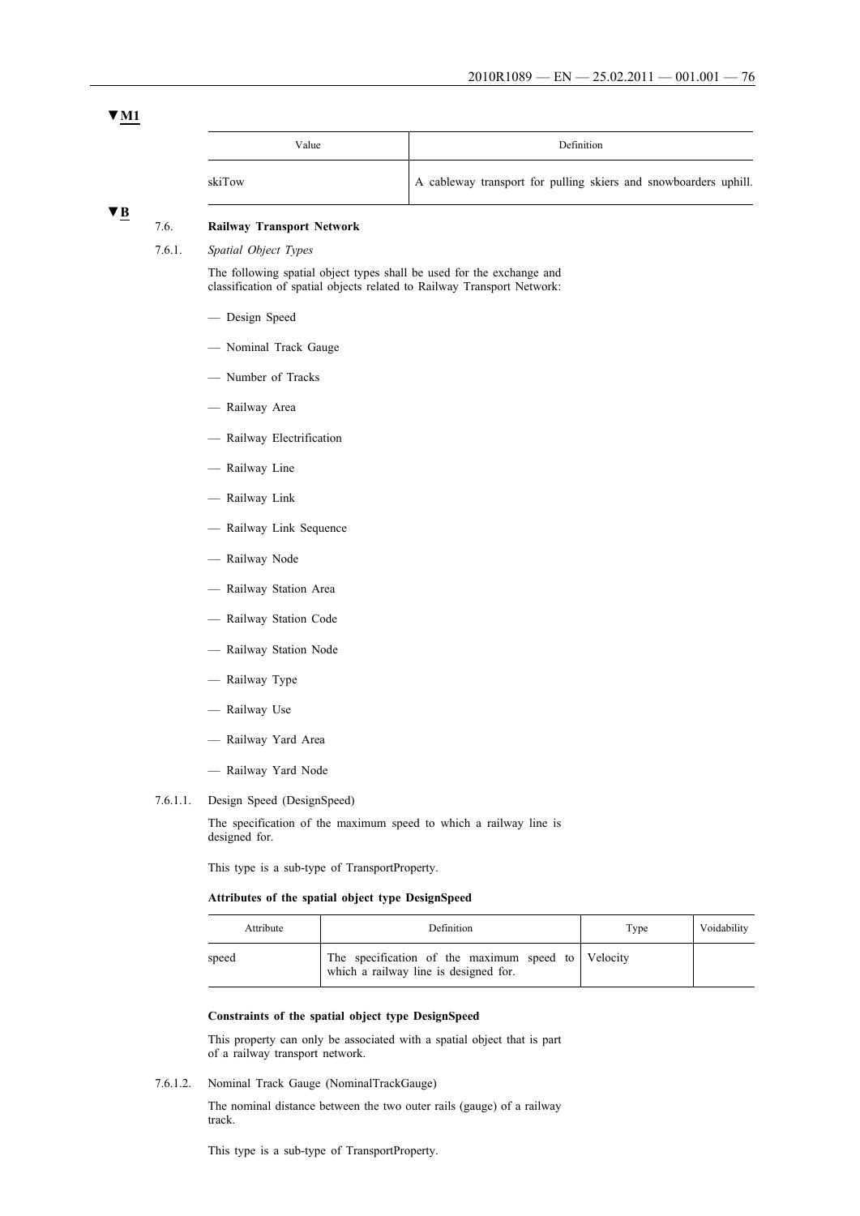▼M1

| Value | Definition |
|---|---|
| skiTow | A cableway transport for pulling skiers and snowboarders uphill. |

▼B

## 7.6. **Railway Transport Network**

### 7.6.1. *Spatial Object Types*

The following spatial object types shall be used for the exchange and classification of spatial objects related to Railway Transport Network:

- Design Speed
- Nominal Track Gauge
- Number of Tracks
- Railway Area
- Railway Electrification
- Railway Line
- Railway Link
- Railway Link Sequence
- Railway Node
- Railway Station Area
- Railway Station Code
- Railway Station Node
- Railway Type
- Railway Use
- Railway Yard Area
- Railway Yard Node

#### 7.6.1.1. Design Speed (DesignSpeed)

The specification of the maximum speed to which a railway line is designed for.

This type is a sub-type of TransportProperty.

**Attributes of the spatial object type DesignSpeed**

| Attribute | Definition | Type | Voidability |
|---|---|---|---|
| speed | The specification of the maximum speed to which a railway line is designed for. | Velocity | |

**Constraints of the spatial object type DesignSpeed**

This property can only be associated with a spatial object that is part of a railway transport network.

#### 7.6.1.2. Nominal Track Gauge (NominalTrackGauge)

The nominal distance between the two outer rails (gauge) of a railway track.

This type is a sub-type of TransportProperty.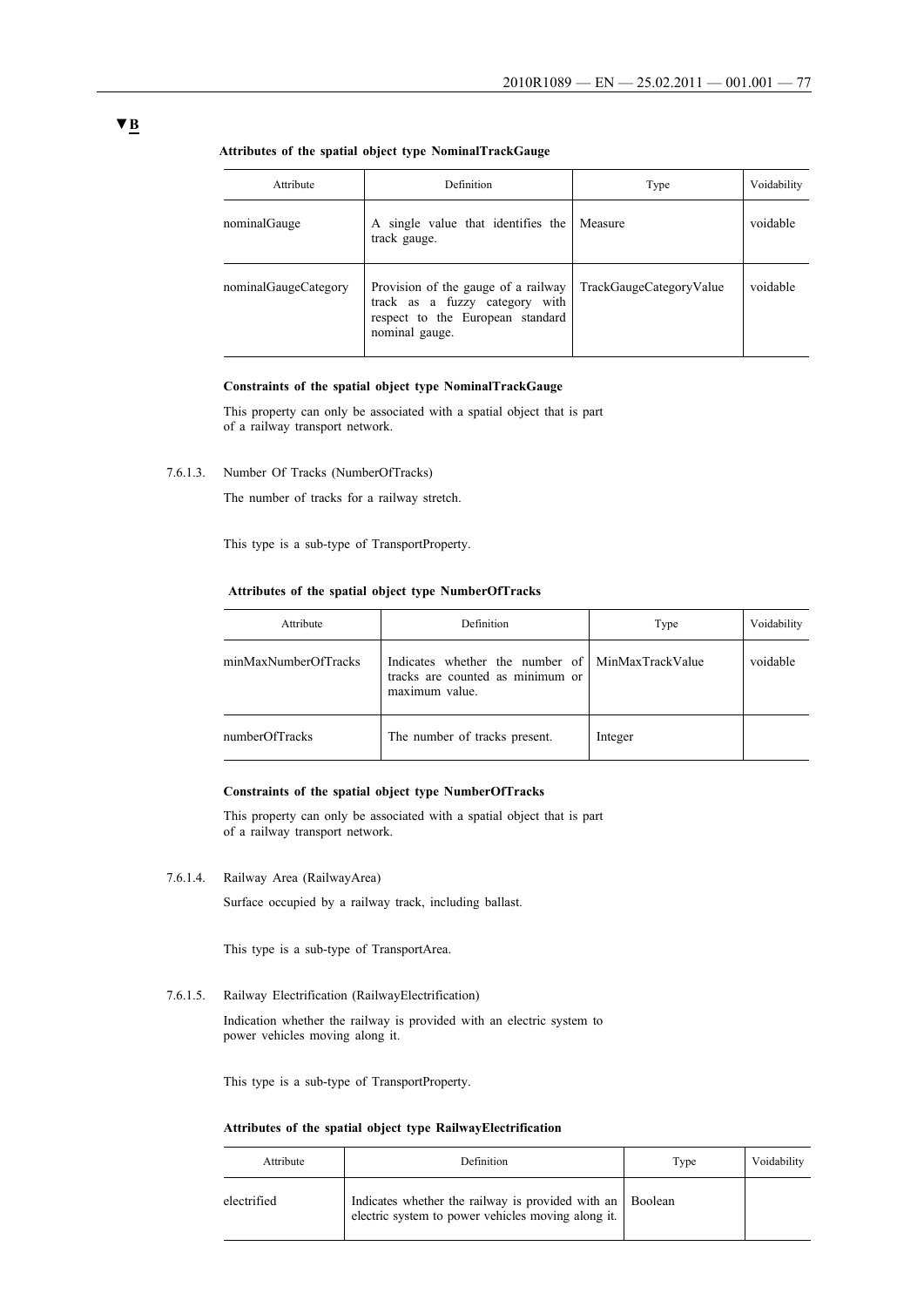▼B

**Attributes of the spatial object type NominalTrackGauge**

| Attribute | Definition | Type | Voidability |
| --- | --- | --- | --- |
| nominalGauge | A single value that identifies the track gauge. | Measure | voidable |
| nominalGaugeCategory | Provision of the gauge of a railway track as a fuzzy category with respect to the European standard nominal gauge. | TrackGaugeCategoryValue | voidable |

**Constraints of the spatial object type NominalTrackGauge**

This property can only be associated with a spatial object that is part of a railway transport network.

7.6.1.3. Number Of Tracks (NumberOfTracks)

The number of tracks for a railway stretch.

This type is a sub-type of TransportProperty.

**Attributes of the spatial object type NumberOfTracks**

| Attribute | Definition | Type | Voidability |
| --- | --- | --- | --- |
| minMaxNumberOfTracks | Indicates whether the number of tracks are counted as minimum or maximum value. | MinMaxTrackValue | voidable |
| numberOfTracks | The number of tracks present. | Integer | |

**Constraints of the spatial object type NumberOfTracks**

This property can only be associated with a spatial object that is part of a railway transport network.

7.6.1.4. Railway Area (RailwayArea)

Surface occupied by a railway track, including ballast.

This type is a sub-type of TransportArea.

7.6.1.5. Railway Electrification (RailwayElectrification)

Indication whether the railway is provided with an electric system to power vehicles moving along it.

This type is a sub-type of TransportProperty.

**Attributes of the spatial object type RailwayElectrification**

| Attribute | Definition | Type | Voidability |
| --- | --- | --- | --- |
| electrified | Indicates whether the railway is provided with an electric system to power vehicles moving along it. | Boolean | |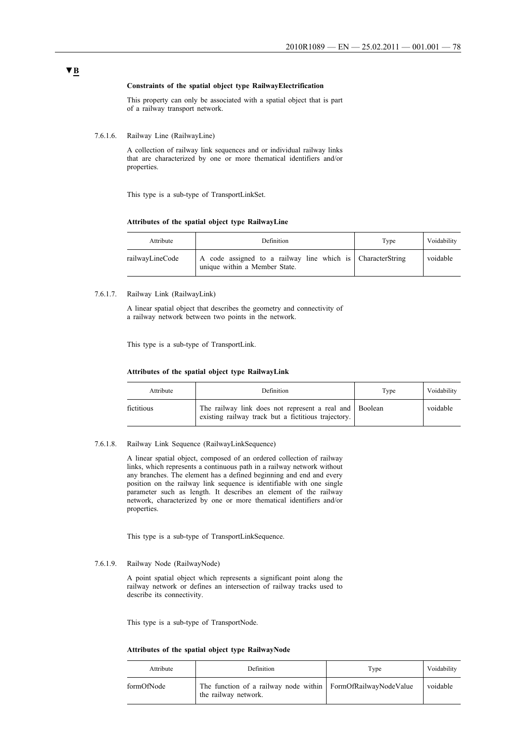**Constraints of the spatial object type RailwayElectrification**

This property can only be associated with a spatial object that is part of a railway transport network.

7.6.1.6. Railway Line (RailwayLine)

A collection of railway link sequences and or individual railway links that are characterized by one or more thematical identifiers and/or properties.

This type is a sub-type of TransportLinkSet.

**Attributes of the spatial object type RailwayLine**

| Attribute | Definition | Type | Voidability |
|---|---|---|---|
| railwayLineCode | A code assigned to a railway line which is unique within a Member State. | CharacterString | voidable |

7.6.1.7. Railway Link (RailwayLink)

A linear spatial object that describes the geometry and connectivity of a railway network between two points in the network.

This type is a sub-type of TransportLink.

**Attributes of the spatial object type RailwayLink**

| Attribute | Definition | Type | Voidability |
|---|---|---|---|
| fictitious | The railway link does not represent a real and existing railway track but a fictitious trajectory. | Boolean | voidable |

7.6.1.8. Railway Link Sequence (RailwayLinkSequence)

A linear spatial object, composed of an ordered collection of railway links, which represents a continuous path in a railway network without any branches. The element has a defined beginning and end and every position on the railway link sequence is identifiable with one single parameter such as length. It describes an element of the railway network, characterized by one or more thematical identifiers and/or properties.

This type is a sub-type of TransportLinkSequence.

7.6.1.9. Railway Node (RailwayNode)

A point spatial object which represents a significant point along the railway network or defines an intersection of railway tracks used to describe its connectivity.

This type is a sub-type of TransportNode.

**Attributes of the spatial object type RailwayNode**

| Attribute | Definition | Type | Voidability |
|---|---|---|---|
| formOfNode | The function of a railway node within the railway network. | FormOfRailwayNodeValue | voidable |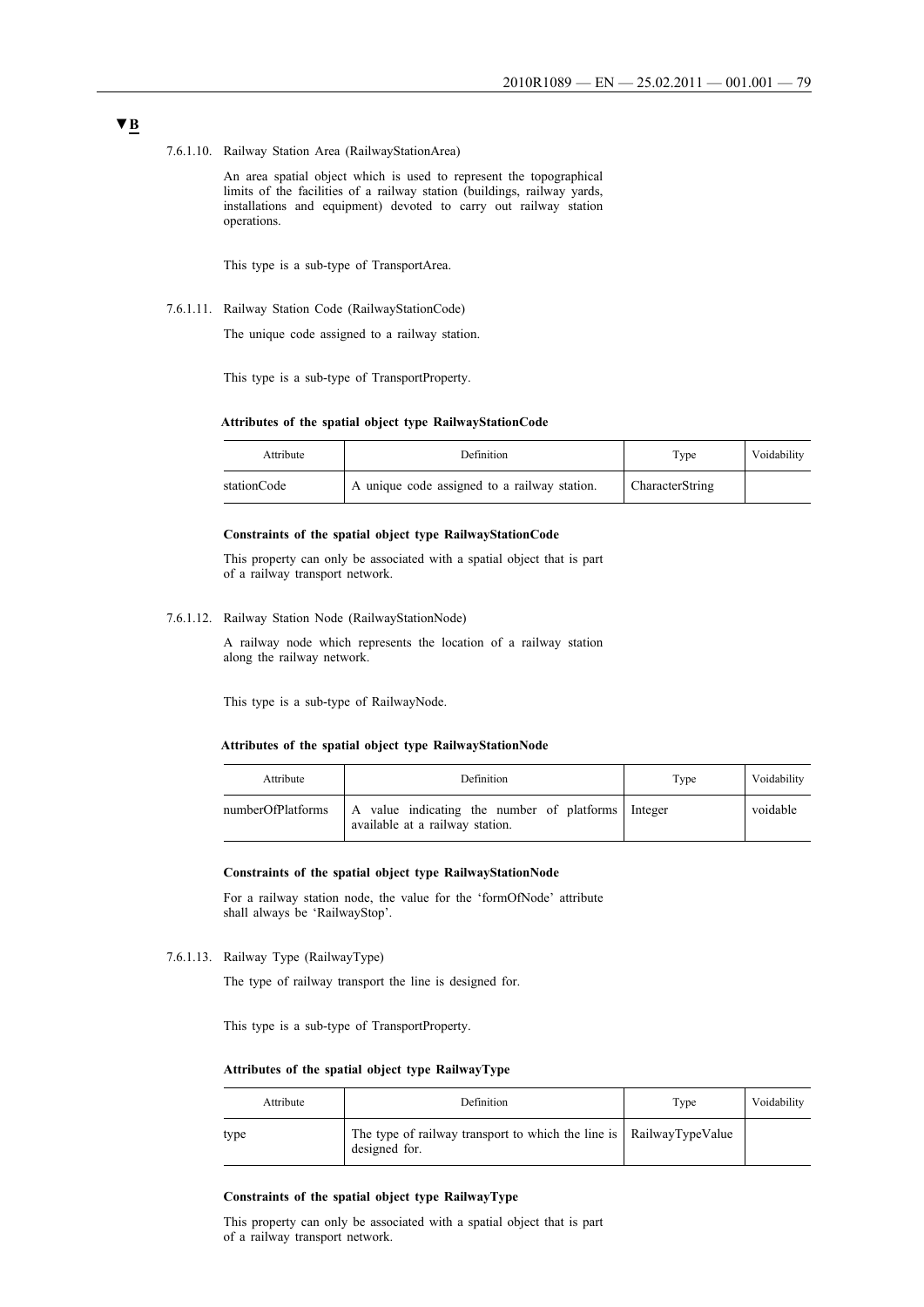▼B

7.6.1.10. Railway Station Area (RailwayStationArea)

An area spatial object which is used to represent the topographical limits of the facilities of a railway station (buildings, railway yards, installations and equipment) devoted to carry out railway station operations.

This type is a sub-type of TransportArea.

7.6.1.11. Railway Station Code (RailwayStationCode)

The unique code assigned to a railway station.

This type is a sub-type of TransportProperty.

**Attributes of the spatial object type RailwayStationCode**

| Attribute | Definition | Type | Voidability |
|---|---|---|---|
| stationCode | A unique code assigned to a railway station. | CharacterString | |

**Constraints of the spatial object type RailwayStationCode**

This property can only be associated with a spatial object that is part of a railway transport network.

7.6.1.12. Railway Station Node (RailwayStationNode)

A railway node which represents the location of a railway station along the railway network.

This type is a sub-type of RailwayNode.

**Attributes of the spatial object type RailwayStationNode**

| Attribute | Definition | Type | Voidability |
|---|---|---|---|
| numberOfPlatforms | A value indicating the number of platforms available at a railway station. | Integer | voidable |

**Constraints of the spatial object type RailwayStationNode**

For a railway station node, the value for the 'formOfNode' attribute shall always be 'RailwayStop'.

7.6.1.13. Railway Type (RailwayType)

The type of railway transport the line is designed for.

This type is a sub-type of TransportProperty.

**Attributes of the spatial object type RailwayType**

| Attribute | Definition | Type | Voidability |
|---|---|---|---|
| type | The type of railway transport to which the line is designed for. | RailwayTypeValue | |

**Constraints of the spatial object type RailwayType**

This property can only be associated with a spatial object that is part of a railway transport network.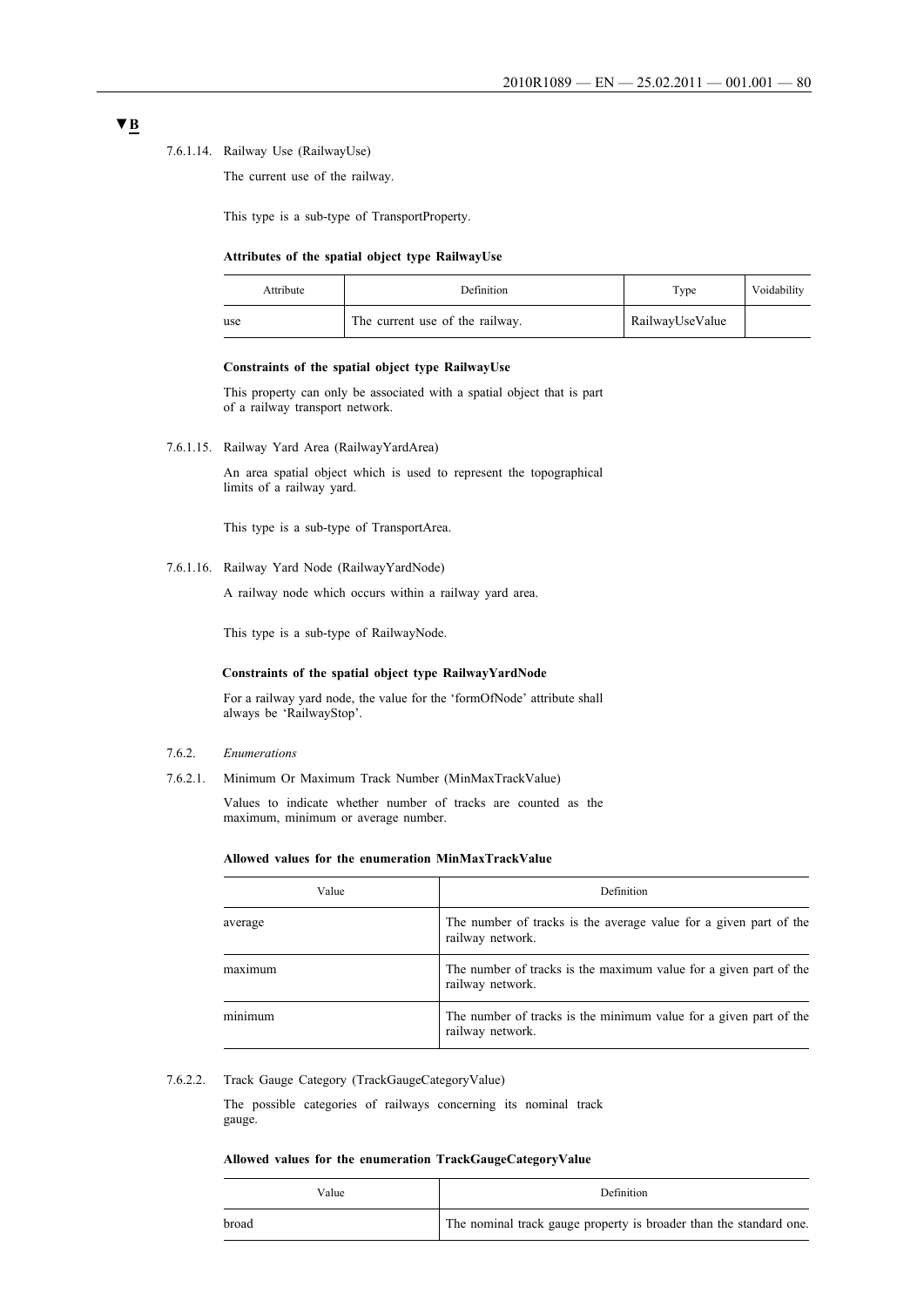▼B

7.6.1.14. Railway Use (RailwayUse)

The current use of the railway.

This type is a sub-type of TransportProperty.

**Attributes of the spatial object type RailwayUse**

| Attribute | Definition | Type | Voidability |
|---|---|---|---|
| use | The current use of the railway. | RailwayUseValue | |

**Constraints of the spatial object type RailwayUse**

This property can only be associated with a spatial object that is part of a railway transport network.

7.6.1.15. Railway Yard Area (RailwayYardArea)

An area spatial object which is used to represent the topographical limits of a railway yard.

This type is a sub-type of TransportArea.

7.6.1.16. Railway Yard Node (RailwayYardNode)

A railway node which occurs within a railway yard area.

This type is a sub-type of RailwayNode.

**Constraints of the spatial object type RailwayYardNode**

For a railway yard node, the value for the 'formOfNode' attribute shall always be 'RailwayStop'.

7.6.2. *Enumerations*

7.6.2.1. Minimum Or Maximum Track Number (MinMaxTrackValue)

Values to indicate whether number of tracks are counted as the maximum, minimum or average number.

**Allowed values for the enumeration MinMaxTrackValue**

| Value | Definition |
|---|---|
| average | The number of tracks is the average value for a given part of the railway network. |
| maximum | The number of tracks is the maximum value for a given part of the railway network. |
| minimum | The number of tracks is the minimum value for a given part of the railway network. |

7.6.2.2. Track Gauge Category (TrackGaugeCategoryValue)

The possible categories of railways concerning its nominal track gauge.

**Allowed values for the enumeration TrackGaugeCategoryValue**

| Value | Definition |
|---|---|
| broad | The nominal track gauge property is broader than the standard one. |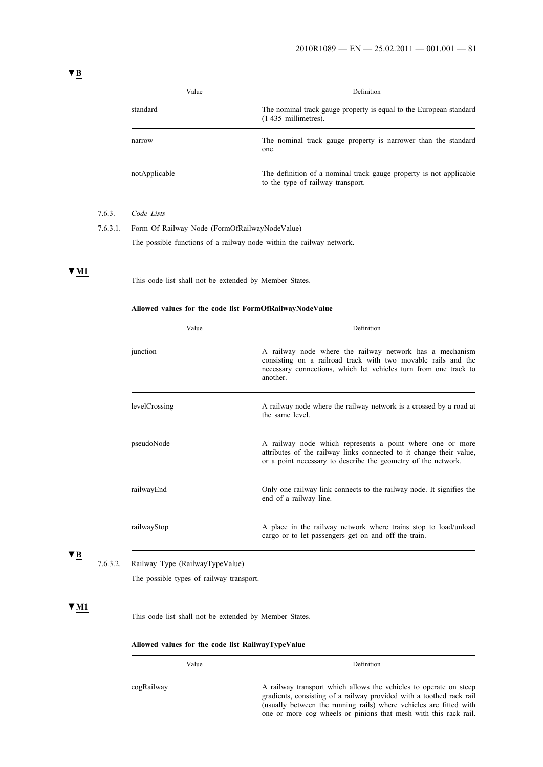▼B

| Value | Definition |
|---|---|
| standard | The nominal track gauge property is equal to the European standard (1 435 millimetres). |
| narrow | The nominal track gauge property is narrower than the standard one. |
| notApplicable | The definition of a nominal track gauge property is not applicable to the type of railway transport. |

7.6.3. *Code Lists*

7.6.3.1. Form Of Railway Node (FormOfRailwayNodeValue)

The possible functions of a railway node within the railway network.

▼M1

This code list shall not be extended by Member States.

**Allowed values for the code list FormOfRailwayNodeValue**

| Value | Definition |
|---|---|
| junction | A railway node where the railway network has a mechanism consisting on a railroad track with two movable rails and the necessary connections, which let vehicles turn from one track to another. |
| levelCrossing | A railway node where the railway network is a crossed by a road at the same level. |
| pseudoNode | A railway node which represents a point where one or more attributes of the railway links connected to it change their value, or a point necessary to describe the geometry of the network. |
| railwayEnd | Only one railway link connects to the railway node. It signifies the end of a railway line. |
| railwayStop | A place in the railway network where trains stop to load/unload cargo or to let passengers get on and off the train. |

▼B

7.6.3.2. Railway Type (RailwayTypeValue)

The possible types of railway transport.

▼M1

This code list shall not be extended by Member States.

**Allowed values for the code list RailwayTypeValue**

| Value | Definition |
|---|---|
| cogRailway | A railway transport which allows the vehicles to operate on steep gradients, consisting of a railway provided with a toothed rack rail (usually between the running rails) where vehicles are fitted with one or more cog wheels or pinions that mesh with this rack rail. |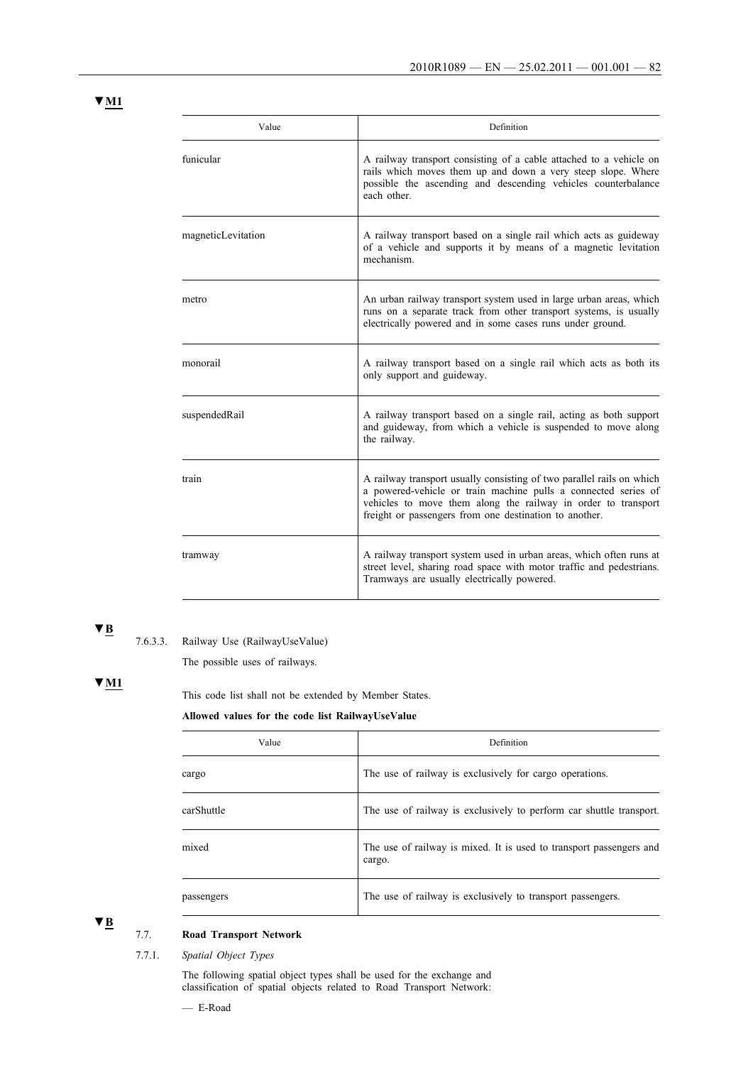▼M1

| Value | Definition |
|---|---|
| funicular | A railway transport consisting of a cable attached to a vehicle on rails which moves them up and down a very steep slope. Where possible the ascending and descending vehicles counterbalance each other. |
| magneticLevitation | A railway transport based on a single rail which acts as guideway of a vehicle and supports it by means of a magnetic levitation mechanism. |
| metro | An urban railway transport system used in large urban areas, which runs on a separate track from other transport systems, is usually electrically powered and in some cases runs under ground. |
| monorail | A railway transport based on a single rail which acts as both its only support and guideway. |
| suspendedRail | A railway transport based on a single rail, acting as both support and guideway, from which a vehicle is suspended to move along the railway. |
| train | A railway transport usually consisting of two parallel rails on which a powered-vehicle or train machine pulls a connected series of vehicles to move them along the railway in order to transport freight or passengers from one destination to another. |
| tramway | A railway transport system used in urban areas, which often runs at street level, sharing road space with motor traffic and pedestrians. Tramways are usually electrically powered. |

▼B

7.6.3.3. Railway Use (RailwayUseValue)

The possible uses of railways.

▼M1

This code list shall not be extended by Member States.

**Allowed values for the code list RailwayUseValue**

| Value | Definition |
|---|---|
| cargo | The use of railway is exclusively for cargo operations. |
| carShuttle | The use of railway is exclusively to perform car shuttle transport. |
| mixed | The use of railway is mixed. It is used to transport passengers and cargo. |
| passengers | The use of railway is exclusively to transport passengers. |

▼B

### 7.7. Road Transport Network

7.7.1. *Spatial Object Types*

The following spatial object types shall be used for the exchange and classification of spatial objects related to Road Transport Network:

— E-Road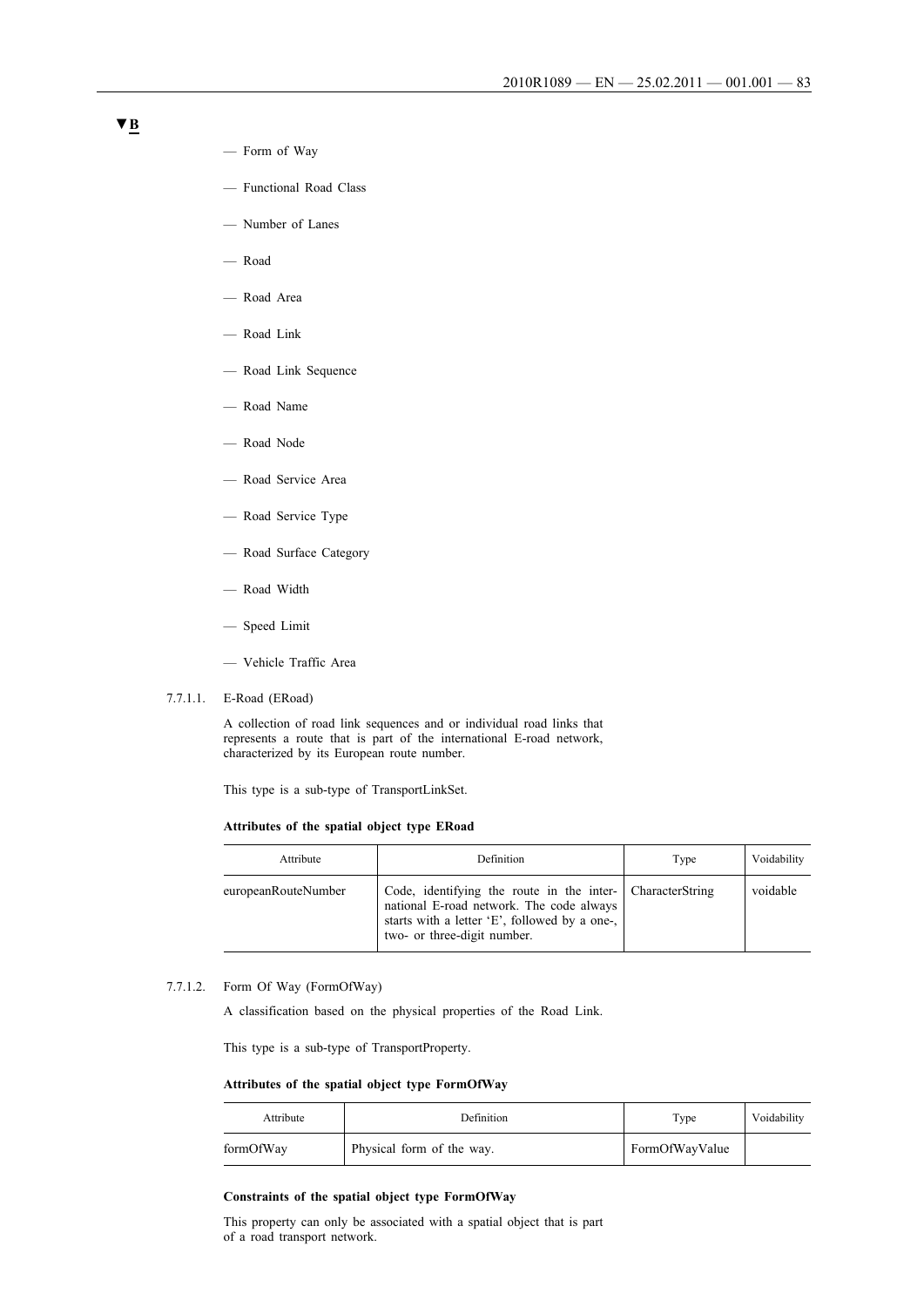▼B

— Form of Way

— Functional Road Class

— Number of Lanes

— Road

— Road Area

— Road Link

— Road Link Sequence

— Road Name

— Road Node

— Road Service Area

— Road Service Type

— Road Surface Category

— Road Width

— Speed Limit

— Vehicle Traffic Area

7.7.1.1. E-Road (ERoad)

A collection of road link sequences and or individual road links that represents a route that is part of the international E-road network, characterized by its European route number.

This type is a sub-type of TransportLinkSet.

**Attributes of the spatial object type ERoad**

| Attribute | Definition | Type | Voidability |
|---|---|---|---|
| europeanRouteNumber | Code, identifying the route in the international E-road network. The code always starts with a letter 'E', followed by a one-, two- or three-digit number. | CharacterString | voidable |

7.7.1.2. Form Of Way (FormOfWay)

A classification based on the physical properties of the Road Link.

This type is a sub-type of TransportProperty.

**Attributes of the spatial object type FormOfWay**

| Attribute | Definition | Type | Voidability |
|---|---|---|---|
| formOfWay | Physical form of the way. | FormOfWayValue | |

**Constraints of the spatial object type FormOfWay**

This property can only be associated with a spatial object that is part of a road transport network.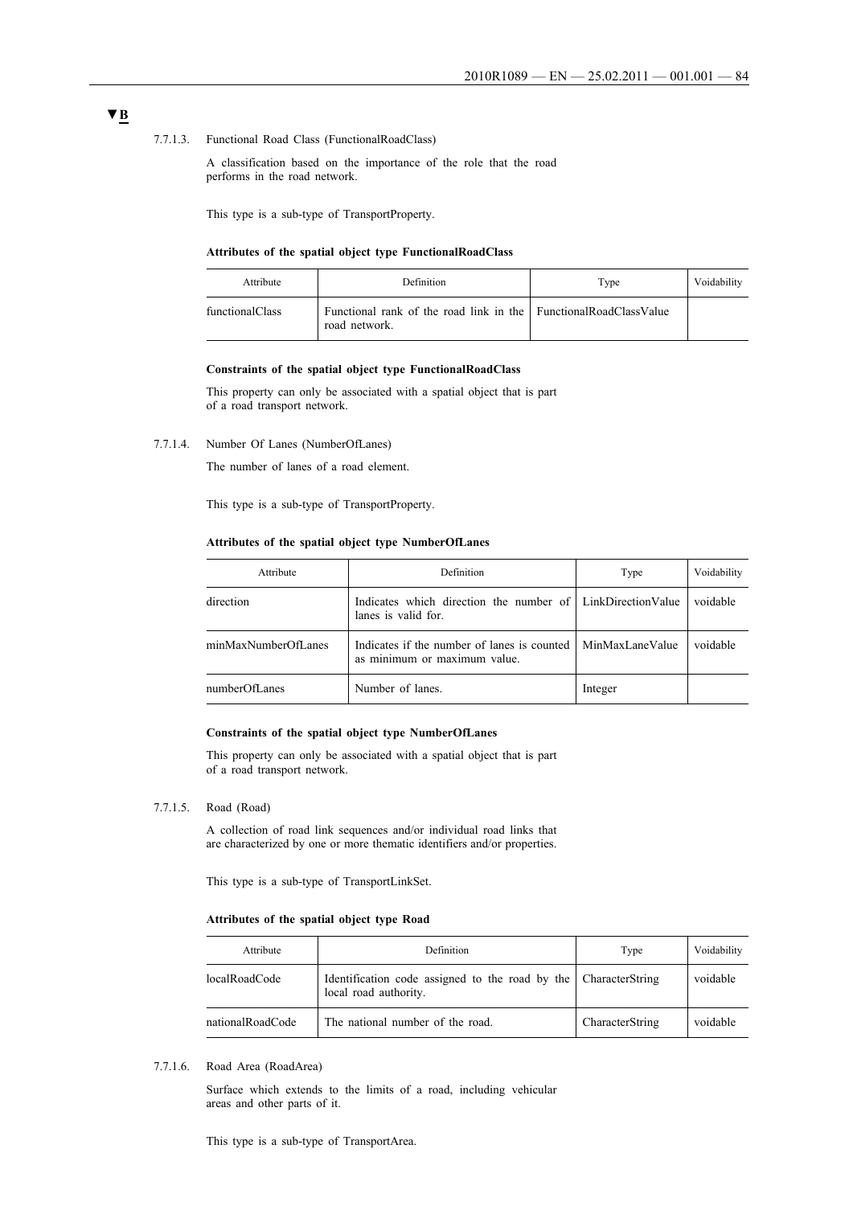▼B

7.7.1.3. Functional Road Class (FunctionalRoadClass)

A classification based on the importance of the role that the road performs in the road network.

This type is a sub-type of TransportProperty.

**Attributes of the spatial object type FunctionalRoadClass**

| Attribute | Definition | Type | Voidability |
|---|---|---|---|
| functionalClass | Functional rank of the road link in the road network. | FunctionalRoadClassValue | |

**Constraints of the spatial object type FunctionalRoadClass**

This property can only be associated with a spatial object that is part of a road transport network.

7.7.1.4. Number Of Lanes (NumberOfLanes)

The number of lanes of a road element.

This type is a sub-type of TransportProperty.

**Attributes of the spatial object type NumberOfLanes**

| Attribute | Definition | Type | Voidability |
|---|---|---|---|
| direction | Indicates which direction the number of lanes is valid for. | LinkDirectionValue | voidable |
| minMaxNumberOfLanes | Indicates if the number of lanes is counted as minimum or maximum value. | MinMaxLaneValue | voidable |
| numberOfLanes | Number of lanes. | Integer | |

**Constraints of the spatial object type NumberOfLanes**

This property can only be associated with a spatial object that is part of a road transport network.

7.7.1.5. Road (Road)

A collection of road link sequences and/or individual road links that are characterized by one or more thematic identifiers and/or properties.

This type is a sub-type of TransportLinkSet.

**Attributes of the spatial object type Road**

| Attribute | Definition | Type | Voidability |
|---|---|---|---|
| localRoadCode | Identification code assigned to the road by the local road authority. | CharacterString | voidable |
| nationalRoadCode | The national number of the road. | CharacterString | voidable |

7.7.1.6. Road Area (RoadArea)

Surface which extends to the limits of a road, including vehicular areas and other parts of it.

This type is a sub-type of TransportArea.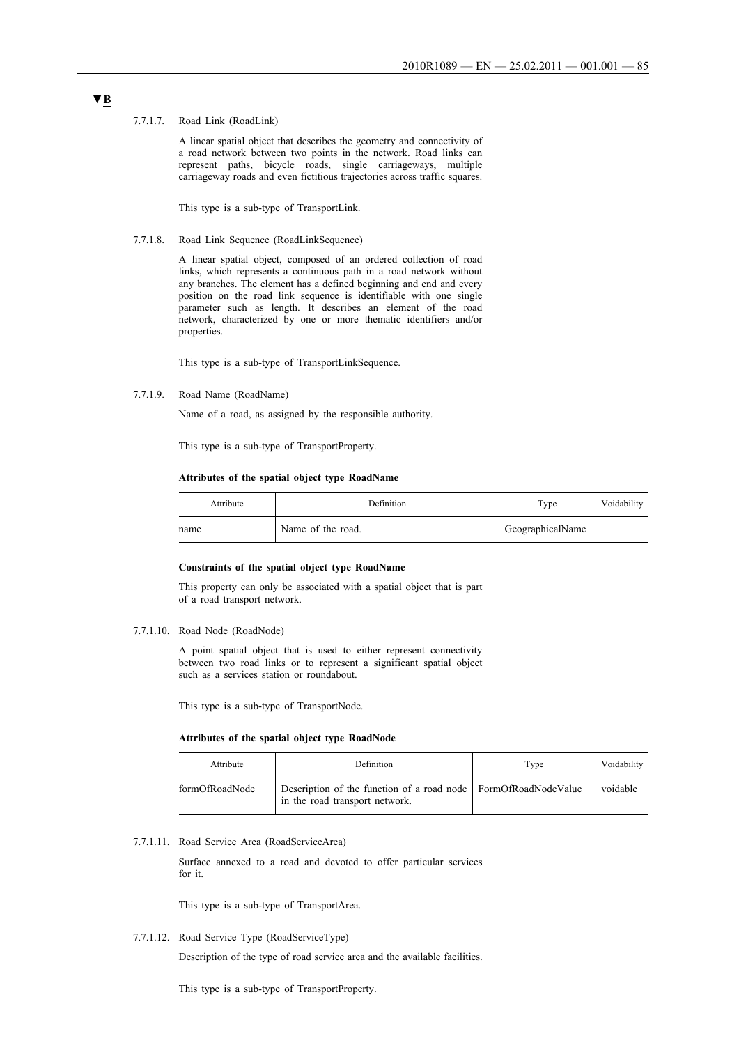▼B

7.7.1.7. Road Link (RoadLink)

A linear spatial object that describes the geometry and connectivity of a road network between two points in the network. Road links can represent paths, bicycle roads, single carriageways, multiple carriageway roads and even fictitious trajectories across traffic squares.

This type is a sub-type of TransportLink.

7.7.1.8. Road Link Sequence (RoadLinkSequence)

A linear spatial object, composed of an ordered collection of road links, which represents a continuous path in a road network without any branches. The element has a defined beginning and end and every position on the road link sequence is identifiable with one single parameter such as length. It describes an element of the road network, characterized by one or more thematic identifiers and/or properties.

This type is a sub-type of TransportLinkSequence.

7.7.1.9. Road Name (RoadName)

Name of a road, as assigned by the responsible authority.

This type is a sub-type of TransportProperty.

**Attributes of the spatial object type RoadName**

| Attribute | Definition | Type | Voidability |
|---|---|---|---|
| name | Name of the road. | GeographicalName | |

**Constraints of the spatial object type RoadName**

This property can only be associated with a spatial object that is part of a road transport network.

7.7.1.10. Road Node (RoadNode)

A point spatial object that is used to either represent connectivity between two road links or to represent a significant spatial object such as a services station or roundabout.

This type is a sub-type of TransportNode.

**Attributes of the spatial object type RoadNode**

| Attribute | Definition | Type | Voidability |
|---|---|---|---|
| formOfRoadNode | Description of the function of a road node in the road transport network. | FormOfRoadNodeValue | voidable |

7.7.1.11. Road Service Area (RoadServiceArea)

Surface annexed to a road and devoted to offer particular services for it.

This type is a sub-type of TransportArea.

7.7.1.12. Road Service Type (RoadServiceType)

Description of the type of road service area and the available facilities.

This type is a sub-type of TransportProperty.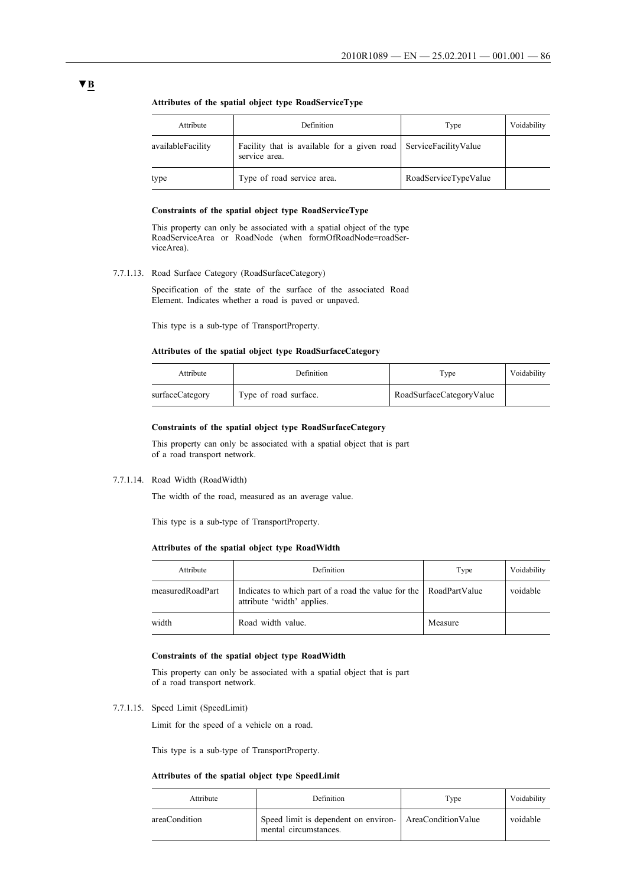▼B

**Attributes of the spatial object type RoadServiceType**

| Attribute | Definition | Type | Voidability |
|---|---|---|---|
| availableFacility | Facility that is available for a given road service area. | ServiceFacilityValue | |
| type | Type of road service area. | RoadServiceTypeValue | |

**Constraints of the spatial object type RoadServiceType**

This property can only be associated with a spatial object of the type RoadServiceArea or RoadNode (when formOfRoadNode=roadServiceArea).

7.7.1.13. Road Surface Category (RoadSurfaceCategory)

Specification of the state of the surface of the associated Road Element. Indicates whether a road is paved or unpaved.

This type is a sub-type of TransportProperty.

**Attributes of the spatial object type RoadSurfaceCategory**

| Attribute | Definition | Type | Voidability |
|---|---|---|---|
| surfaceCategory | Type of road surface. | RoadSurfaceCategoryValue | |

**Constraints of the spatial object type RoadSurfaceCategory**

This property can only be associated with a spatial object that is part of a road transport network.

7.7.1.14. Road Width (RoadWidth)

The width of the road, measured as an average value.

This type is a sub-type of TransportProperty.

**Attributes of the spatial object type RoadWidth**

| Attribute | Definition | Type | Voidability |
|---|---|---|---|
| measuredRoadPart | Indicates to which part of a road the value for the attribute 'width' applies. | RoadPartValue | voidable |
| width | Road width value. | Measure | |

**Constraints of the spatial object type RoadWidth**

This property can only be associated with a spatial object that is part of a road transport network.

7.7.1.15. Speed Limit (SpeedLimit)

Limit for the speed of a vehicle on a road.

This type is a sub-type of TransportProperty.

**Attributes of the spatial object type SpeedLimit**

| Attribute | Definition | Type | Voidability |
|---|---|---|---|
| areaCondition | Speed limit is dependent on environmental circumstances. | AreaConditionValue | voidable |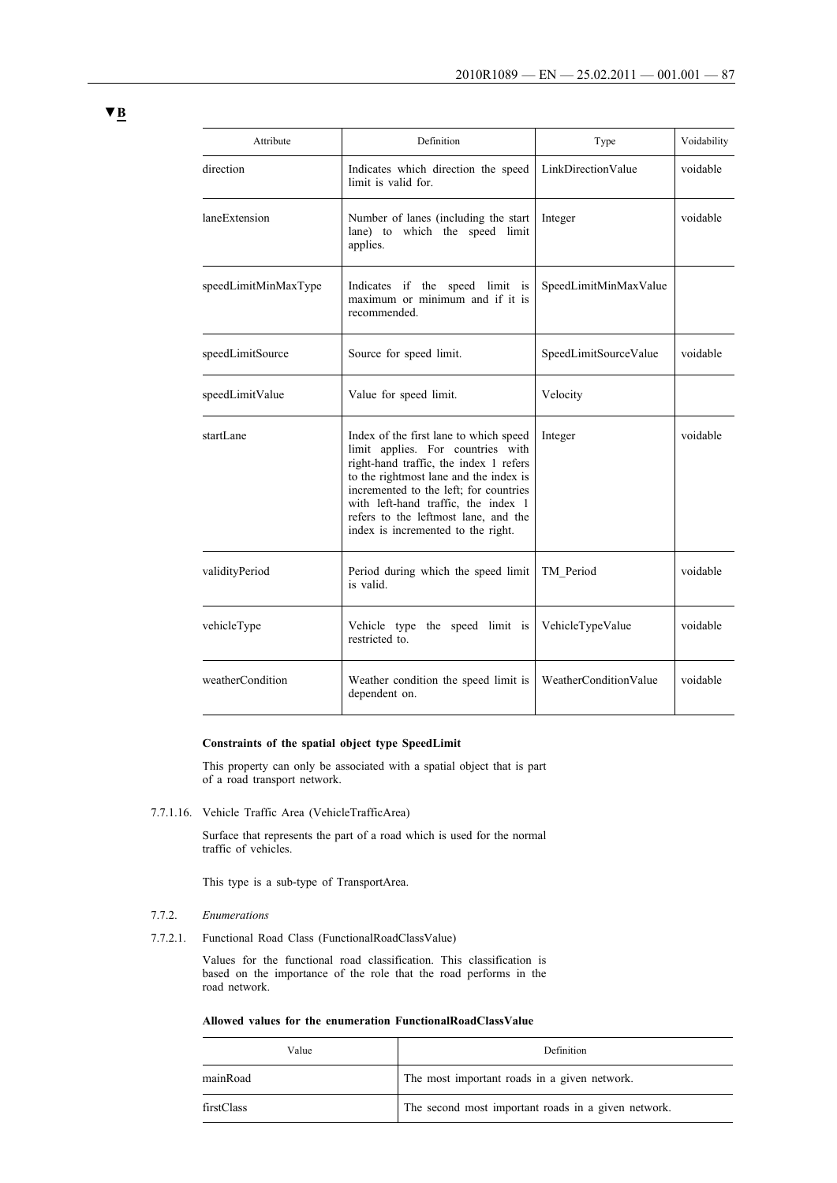▼B

| Attribute | Definition | Type | Voidability |
|---|---|---|---|
| direction | Indicates which direction the speed limit is valid for. | LinkDirectionValue | voidable |
| laneExtension | Number of lanes (including the start lane) to which the speed limit applies. | Integer | voidable |
| speedLimitMinMaxType | Indicates if the speed limit is maximum or minimum and if it is recommended. | SpeedLimitMinMaxValue | |
| speedLimitSource | Source for speed limit. | SpeedLimitSourceValue | voidable |
| speedLimitValue | Value for speed limit. | Velocity | |
| startLane | Index of the first lane to which speed limit applies. For countries with right-hand traffic, the index 1 refers to the rightmost lane and the index is incremented to the left; for countries with left-hand traffic, the index 1 refers to the leftmost lane, and the index is incremented to the right. | Integer | voidable |
| validityPeriod | Period during which the speed limit is valid. | TM_Period | voidable |
| vehicleType | Vehicle type the speed limit is restricted to. | VehicleTypeValue | voidable |
| weatherCondition | Weather condition the speed limit is dependent on. | WeatherConditionValue | voidable |

**Constraints of the spatial object type SpeedLimit**

This property can only be associated with a spatial object that is part of a road transport network.

7.7.1.16. Vehicle Traffic Area (VehicleTrafficArea)

Surface that represents the part of a road which is used for the normal traffic of vehicles.

This type is a sub-type of TransportArea.

7.7.2. *Enumerations*

7.7.2.1. Functional Road Class (FunctionalRoadClassValue)

Values for the functional road classification. This classification is based on the importance of the role that the road performs in the road network.

**Allowed values for the enumeration FunctionalRoadClassValue**

| Value | Definition |
|---|---|
| mainRoad | The most important roads in a given network. |
| firstClass | The second most important roads in a given network. |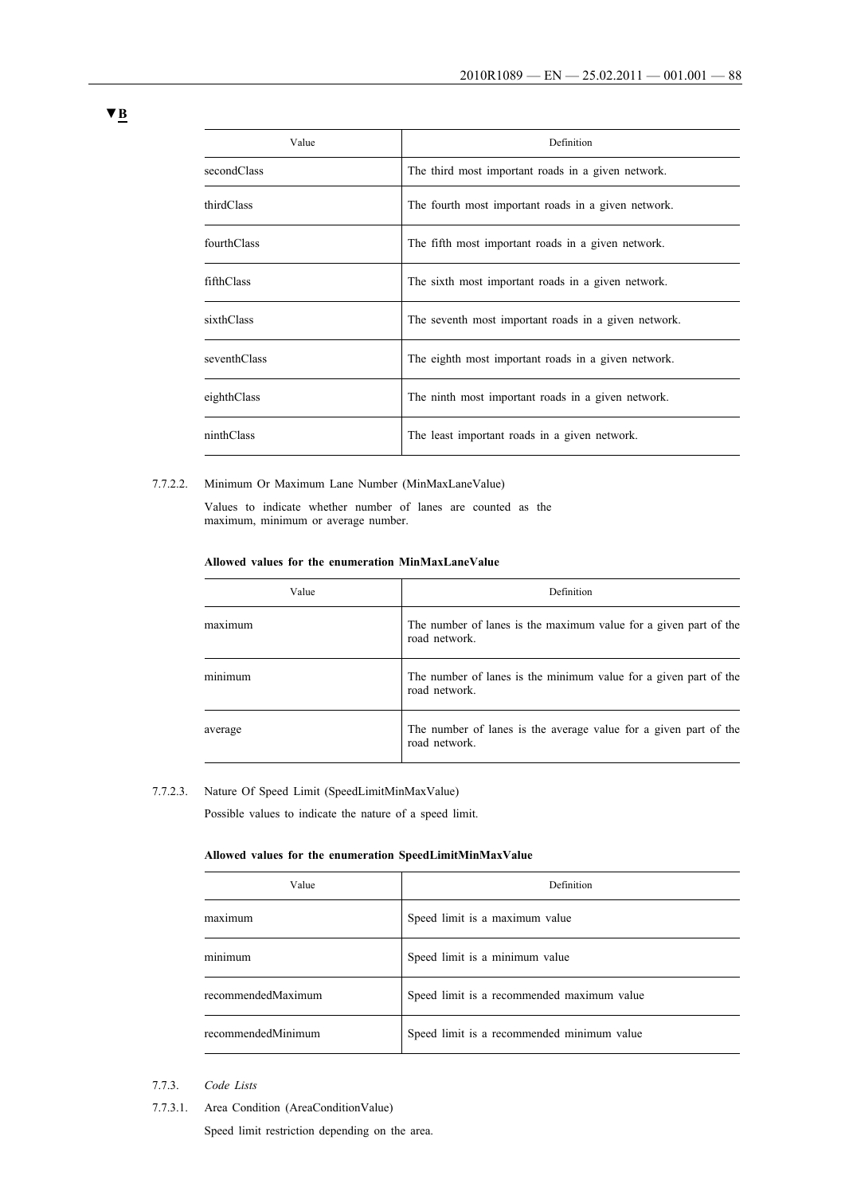▼B

| Value | Definition |
|---|---|
| secondClass | The third most important roads in a given network. |
| thirdClass | The fourth most important roads in a given network. |
| fourthClass | The fifth most important roads in a given network. |
| fifthClass | The sixth most important roads in a given network. |
| sixthClass | The seventh most important roads in a given network. |
| seventhClass | The eighth most important roads in a given network. |
| eighthClass | The ninth most important roads in a given network. |
| ninthClass | The least important roads in a given network. |

7.7.2.2. Minimum Or Maximum Lane Number (MinMaxLaneValue)

Values to indicate whether number of lanes are counted as the maximum, minimum or average number.

**Allowed values for the enumeration MinMaxLaneValue**

| Value | Definition |
|---|---|
| maximum | The number of lanes is the maximum value for a given part of the road network. |
| minimum | The number of lanes is the minimum value for a given part of the road network. |
| average | The number of lanes is the average value for a given part of the road network. |

7.7.2.3. Nature Of Speed Limit (SpeedLimitMinMaxValue)

Possible values to indicate the nature of a speed limit.

**Allowed values for the enumeration SpeedLimitMinMaxValue**

| Value | Definition |
|---|---|
| maximum | Speed limit is a maximum value |
| minimum | Speed limit is a minimum value |
| recommendedMaximum | Speed limit is a recommended maximum value |
| recommendedMinimum | Speed limit is a recommended minimum value |

7.7.3. *Code Lists*

7.7.3.1. Area Condition (AreaConditionValue)

Speed limit restriction depending on the area.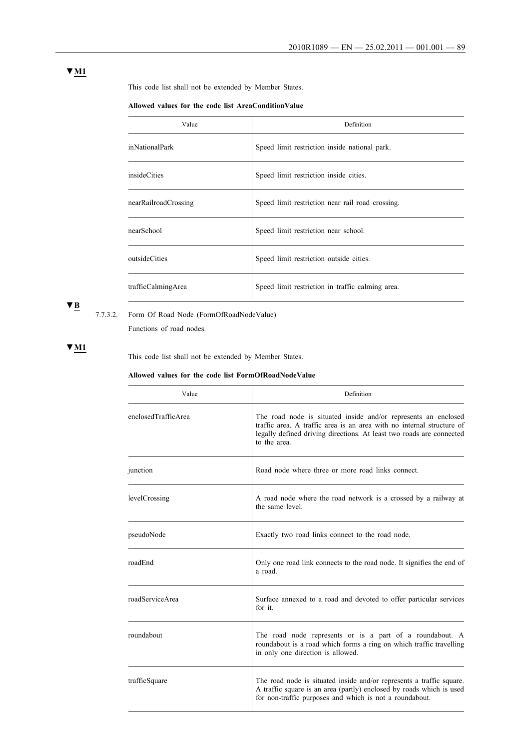▼M1

This code list shall not be extended by Member States.

**Allowed values for the code list AreaConditionValue**

| Value | Definition |
|---|---|
| inNationalPark | Speed limit restriction inside national park. |
| insideCities | Speed limit restriction inside cities. |
| nearRailroadCrossing | Speed limit restriction near rail road crossing. |
| nearSchool | Speed limit restriction near school. |
| outsideCities | Speed limit restriction outside cities. |
| trafficCalmingArea | Speed limit restriction in traffic calming area. |

▼B

7.7.3.2. Form Of Road Node (FormOfRoadNodeValue)

Functions of road nodes.

▼M1

This code list shall not be extended by Member States.

**Allowed values for the code list FormOfRoadNodeValue**

| Value | Definition |
|---|---|
| enclosedTrafficArea | The road node is situated inside and/or represents an enclosed traffic area. A traffic area is an area with no internal structure of legally defined driving directions. At least two roads are connected to the area. |
| junction | Road node where three or more road links connect. |
| levelCrossing | A road node where the road network is a crossed by a railway at the same level. |
| pseudoNode | Exactly two road links connect to the road node. |
| roadEnd | Only one road link connects to the road node. It signifies the end of a road. |
| roadServiceArea | Surface annexed to a road and devoted to offer particular services for it. |
| roundabout | The road node represents or is a part of a roundabout. A roundabout is a road which forms a ring on which traffic travelling in only one direction is allowed. |
| trafficSquare | The road node is situated inside and/or represents a traffic square. A traffic square is an area (partly) enclosed by roads which is used for non-traffic purposes and which is not a roundabout. |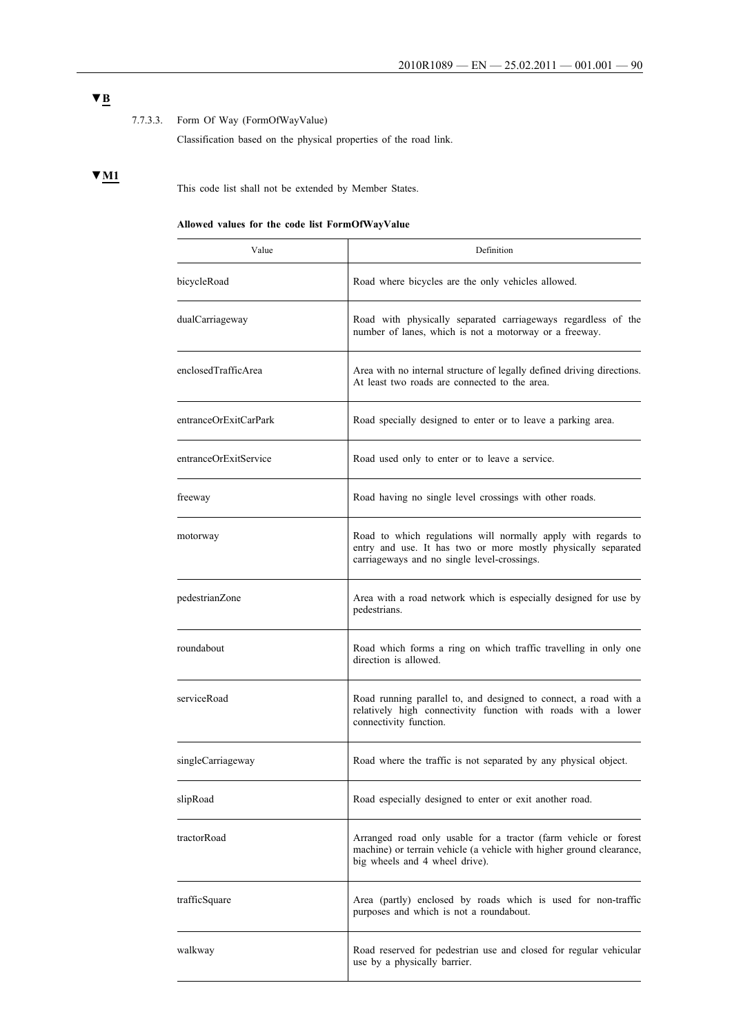▼B

7.7.3.3. Form Of Way (FormOfWayValue)

Classification based on the physical properties of the road link.

▼M1

This code list shall not be extended by Member States.

**Allowed values for the code list FormOfWayValue**

| Value | Definition |
|---|---|
| bicycleRoad | Road where bicycles are the only vehicles allowed. |
| dualCarriageway | Road with physically separated carriageways regardless of the number of lanes, which is not a motorway or a freeway. |
| enclosedTrafficArea | Area with no internal structure of legally defined driving directions. At least two roads are connected to the area. |
| entranceOrExitCarPark | Road specially designed to enter or to leave a parking area. |
| entranceOrExitService | Road used only to enter or to leave a service. |
| freeway | Road having no single level crossings with other roads. |
| motorway | Road to which regulations will normally apply with regards to entry and use. It has two or more mostly physically separated carriageways and no single level-crossings. |
| pedestrianZone | Area with a road network which is especially designed for use by pedestrians. |
| roundabout | Road which forms a ring on which traffic travelling in only one direction is allowed. |
| serviceRoad | Road running parallel to, and designed to connect, a road with a relatively high connectivity function with roads with a lower connectivity function. |
| singleCarriageway | Road where the traffic is not separated by any physical object. |
| slipRoad | Road especially designed to enter or exit another road. |
| tractorRoad | Arranged road only usable for a tractor (farm vehicle or forest machine) or terrain vehicle (a vehicle with higher ground clearance, big wheels and 4 wheel drive). |
| trafficSquare | Area (partly) enclosed by roads which is used for non-traffic purposes and which is not a roundabout. |
| walkway | Road reserved for pedestrian use and closed for regular vehicular use by a physically barrier. |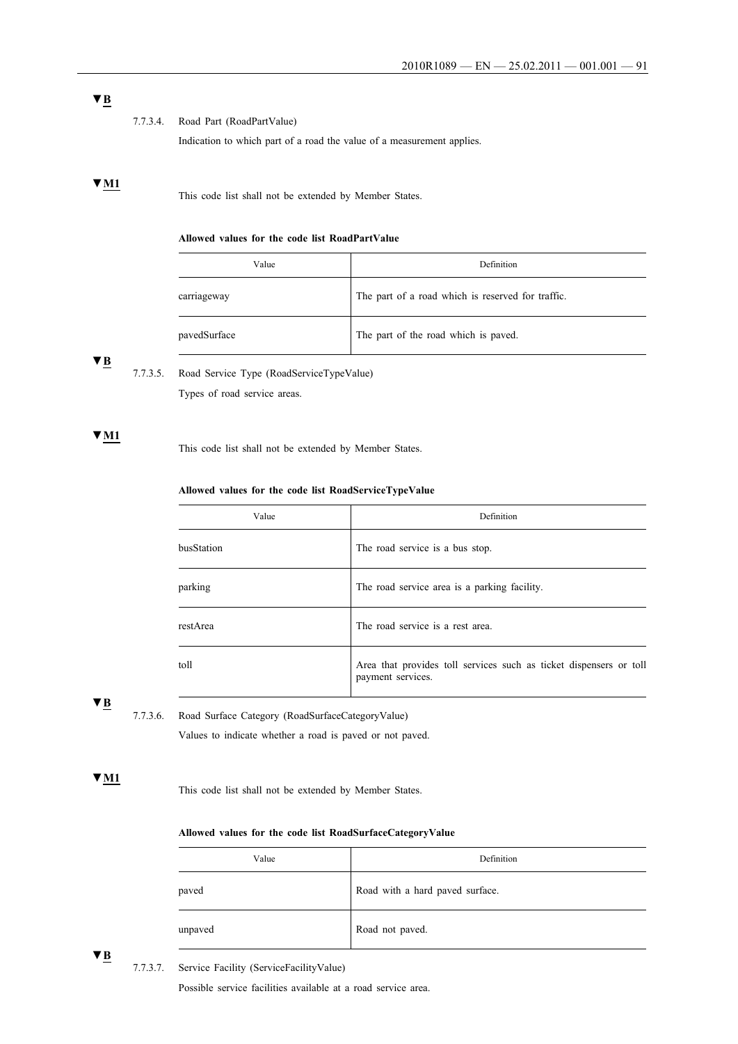▼B

7.7.3.4. Road Part (RoadPartValue)

Indication to which part of a road the value of a measurement applies.

▼M1

This code list shall not be extended by Member States.

**Allowed values for the code list RoadPartValue**

| Value | Definition |
|---|---|
| carriageway | The part of a road which is reserved for traffic. |
| pavedSurface | The part of the road which is paved. |

▼B

7.7.3.5. Road Service Type (RoadServiceTypeValue)

Types of road service areas.

▼M1

This code list shall not be extended by Member States.

**Allowed values for the code list RoadServiceTypeValue**

| Value | Definition |
|---|---|
| busStation | The road service is a bus stop. |
| parking | The road service area is a parking facility. |
| restArea | The road service is a rest area. |
| toll | Area that provides toll services such as ticket dispensers or toll payment services. |

▼B

7.7.3.6. Road Surface Category (RoadSurfaceCategoryValue)

Values to indicate whether a road is paved or not paved.

▼M1

This code list shall not be extended by Member States.

**Allowed values for the code list RoadSurfaceCategoryValue**

| Value | Definition |
|---|---|
| paved | Road with a hard paved surface. |
| unpaved | Road not paved. |

▼B

7.7.3.7. Service Facility (ServiceFacilityValue)

Possible service facilities available at a road service area.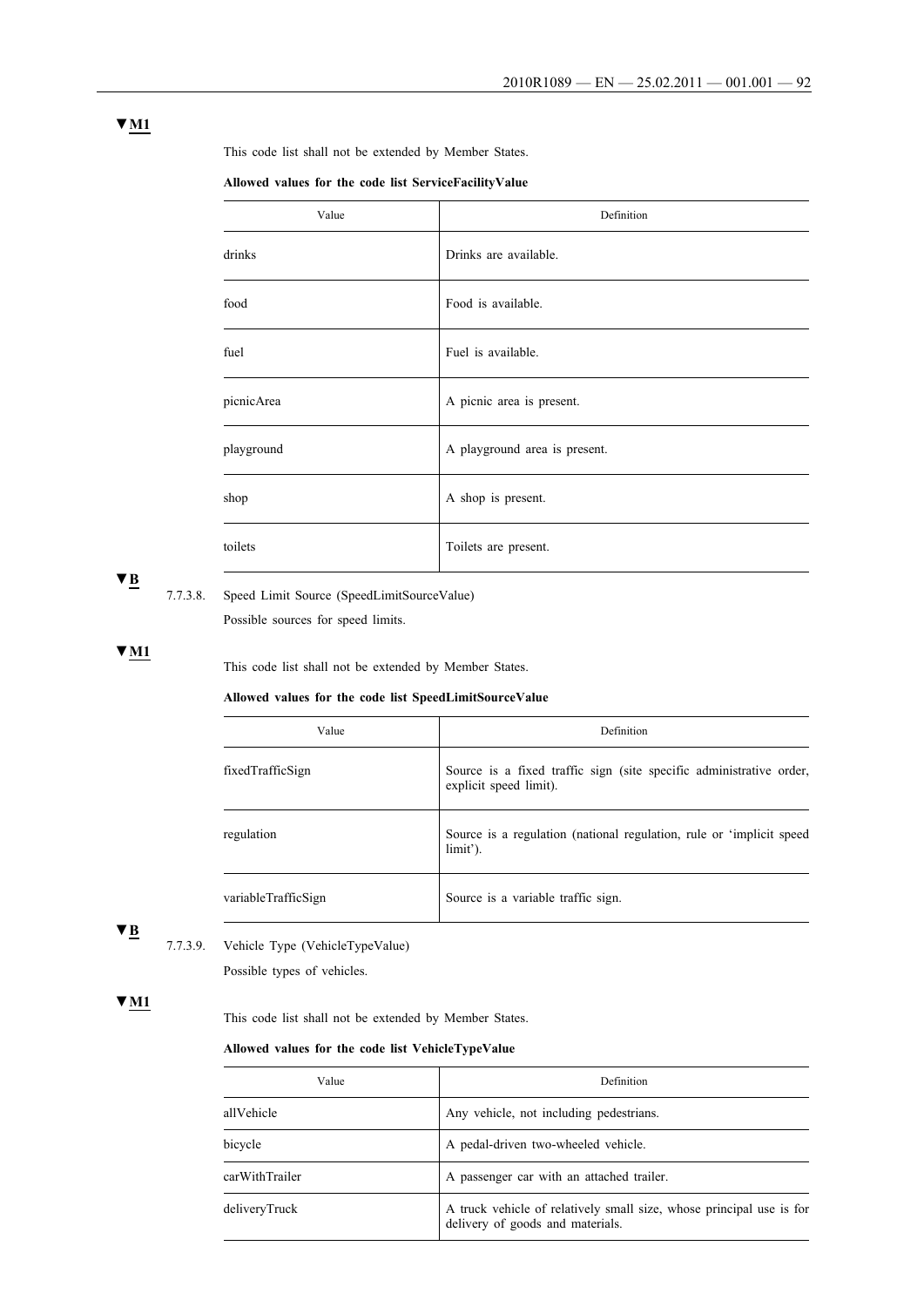▼M1

This code list shall not be extended by Member States.

**Allowed values for the code list ServiceFacilityValue**

| Value | Definition |
|---|---|
| drinks | Drinks are available. |
| food | Food is available. |
| fuel | Fuel is available. |
| picnicArea | A picnic area is present. |
| playground | A playground area is present. |
| shop | A shop is present. |
| toilets | Toilets are present. |

▼B

7.7.3.8. Speed Limit Source (SpeedLimitSourceValue)

Possible sources for speed limits.

▼M1

This code list shall not be extended by Member States.

**Allowed values for the code list SpeedLimitSourceValue**

| Value | Definition |
|---|---|
| fixedTrafficSign | Source is a fixed traffic sign (site specific administrative order, explicit speed limit). |
| regulation | Source is a regulation (national regulation, rule or 'implicit speed limit'). |
| variableTrafficSign | Source is a variable traffic sign. |

▼B

7.7.3.9. Vehicle Type (VehicleTypeValue)

Possible types of vehicles.

▼M1

This code list shall not be extended by Member States.

**Allowed values for the code list VehicleTypeValue**

| Value | Definition |
|---|---|
| allVehicle | Any vehicle, not including pedestrians. |
| bicycle | A pedal-driven two-wheeled vehicle. |
| carWithTrailer | A passenger car with an attached trailer. |
| deliveryTruck | A truck vehicle of relatively small size, whose principal use is for delivery of goods and materials. |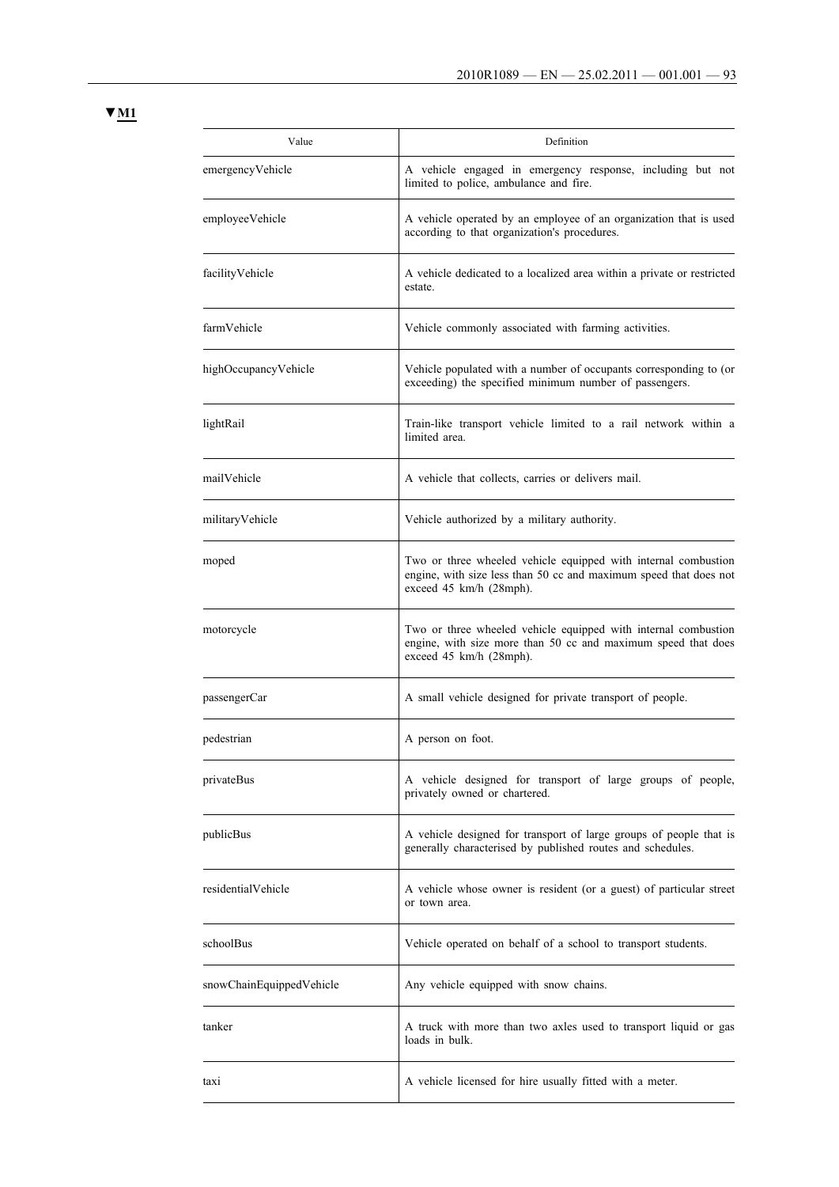▼M1

| Value | Definition |
|---|---|
| emergencyVehicle | A vehicle engaged in emergency response, including but not limited to police, ambulance and fire. |
| employeeVehicle | A vehicle operated by an employee of an organization that is used according to that organization's procedures. |
| facilityVehicle | A vehicle dedicated to a localized area within a private or restricted estate. |
| farmVehicle | Vehicle commonly associated with farming activities. |
| highOccupancyVehicle | Vehicle populated with a number of occupants corresponding to (or exceeding) the specified minimum number of passengers. |
| lightRail | Train-like transport vehicle limited to a rail network within a limited area. |
| mailVehicle | A vehicle that collects, carries or delivers mail. |
| militaryVehicle | Vehicle authorized by a military authority. |
| moped | Two or three wheeled vehicle equipped with internal combustion engine, with size less than 50 cc and maximum speed that does not exceed 45 km/h (28mph). |
| motorcycle | Two or three wheeled vehicle equipped with internal combustion engine, with size more than 50 cc and maximum speed that does exceed 45 km/h (28mph). |
| passengerCar | A small vehicle designed for private transport of people. |
| pedestrian | A person on foot. |
| privateBus | A vehicle designed for transport of large groups of people, privately owned or chartered. |
| publicBus | A vehicle designed for transport of large groups of people that is generally characterised by published routes and schedules. |
| residentialVehicle | A vehicle whose owner is resident (or a guest) of particular street or town area. |
| schoolBus | Vehicle operated on behalf of a school to transport students. |
| snowChainEquippedVehicle | Any vehicle equipped with snow chains. |
| tanker | A truck with more than two axles used to transport liquid or gas loads in bulk. |
| taxi | A vehicle licensed for hire usually fitted with a meter. |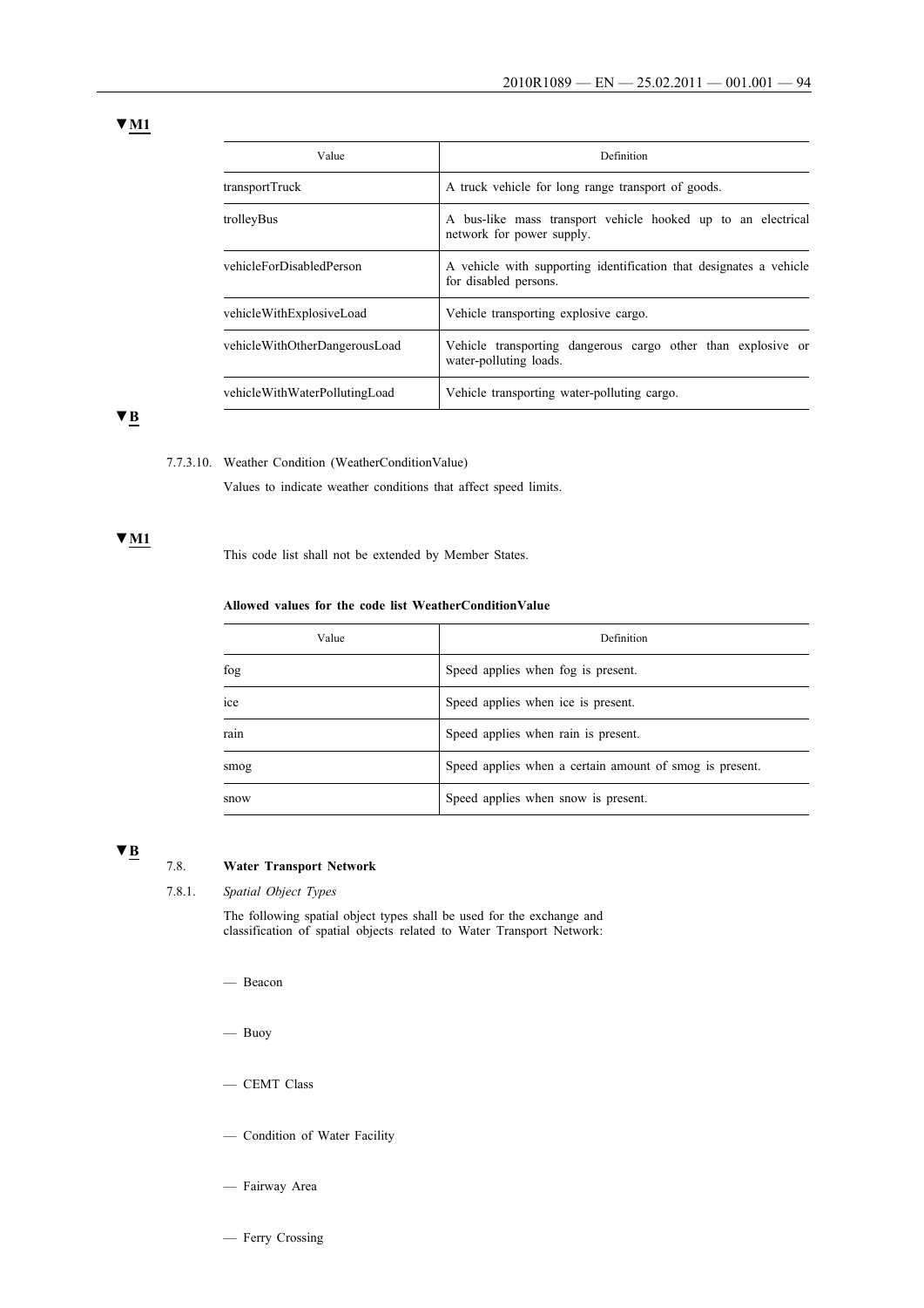▼M1

| Value | Definition |
|---|---|
| transportTruck | A truck vehicle for long range transport of goods. |
| trolleyBus | A bus-like mass transport vehicle hooked up to an electrical network for power supply. |
| vehicleForDisabledPerson | A vehicle with supporting identification that designates a vehicle for disabled persons. |
| vehicleWithExplosiveLoad | Vehicle transporting explosive cargo. |
| vehicleWithOtherDangerousLoad | Vehicle transporting dangerous cargo other than explosive or water-polluting loads. |
| vehicleWithWaterPollutingLoad | Vehicle transporting water-polluting cargo. |

▼B

7.7.3.10. Weather Condition (WeatherConditionValue)

Values to indicate weather conditions that affect speed limits.

▼M1

This code list shall not be extended by Member States.

**Allowed values for the code list WeatherConditionValue**

| Value | Definition |
|---|---|
| fog | Speed applies when fog is present. |
| ice | Speed applies when ice is present. |
| rain | Speed applies when rain is present. |
| smog | Speed applies when a certain amount of smog is present. |
| snow | Speed applies when snow is present. |

▼B

## 7.8. **Water Transport Network**

### 7.8.1. *Spatial Object Types*

The following spatial object types shall be used for the exchange and classification of spatial objects related to Water Transport Network:

- Beacon
- Buoy
- CEMT Class
- Condition of Water Facility
- Fairway Area
- Ferry Crossing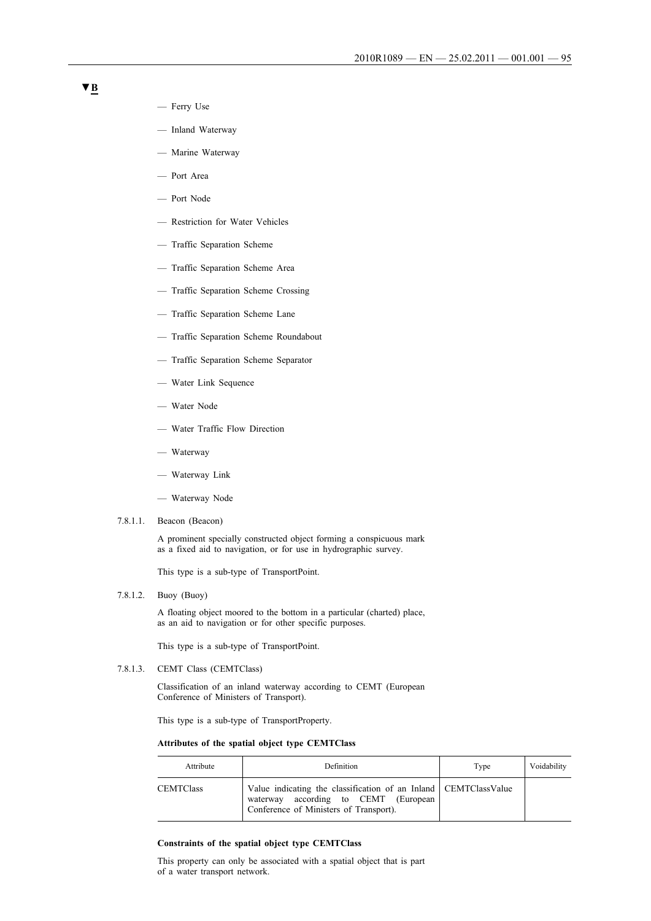▼B

- Ferry Use
- Inland Waterway
- Marine Waterway
- Port Area
- Port Node
- Restriction for Water Vehicles
- Traffic Separation Scheme
- Traffic Separation Scheme Area
- Traffic Separation Scheme Crossing
- Traffic Separation Scheme Lane
- Traffic Separation Scheme Roundabout
- Traffic Separation Scheme Separator
- Water Link Sequence
- Water Node
- Water Traffic Flow Direction
- Waterway
- Waterway Link
- Waterway Node

7.8.1.1. Beacon (Beacon)

A prominent specially constructed object forming a conspicuous mark as a fixed aid to navigation, or for use in hydrographic survey.

This type is a sub-type of TransportPoint.

7.8.1.2. Buoy (Buoy)

A floating object moored to the bottom in a particular (charted) place, as an aid to navigation or for other specific purposes.

This type is a sub-type of TransportPoint.

7.8.1.3. CEMT Class (CEMTClass)

Classification of an inland waterway according to CEMT (European Conference of Ministers of Transport).

This type is a sub-type of TransportProperty.

**Attributes of the spatial object type CEMTClass**

| Attribute | Definition | Type | Voidability |
|---|---|---|---|
| CEMTClass | Value indicating the classification of an Inland waterway according to CEMT (European Conference of Ministers of Transport). | CEMTClassValue | |

**Constraints of the spatial object type CEMTClass**

This property can only be associated with a spatial object that is part of a water transport network.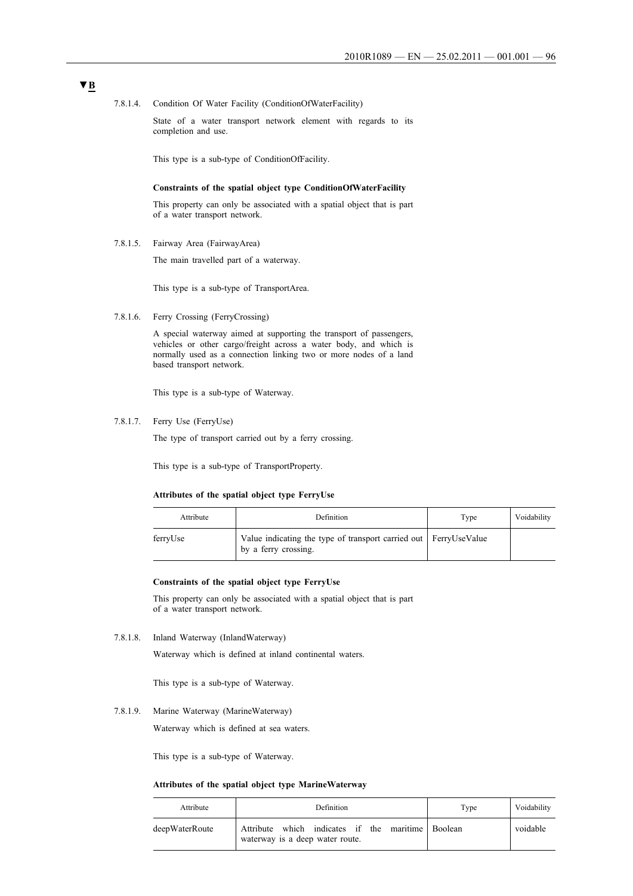**▼B**

7.8.1.4. Condition Of Water Facility (ConditionOfWaterFacility)

State of a water transport network element with regards to its completion and use.

This type is a sub-type of ConditionOfFacility.

**Constraints of the spatial object type ConditionOfWaterFacility**

This property can only be associated with a spatial object that is part of a water transport network.

7.8.1.5. Fairway Area (FairwayArea)

The main travelled part of a waterway.

This type is a sub-type of TransportArea.

7.8.1.6. Ferry Crossing (FerryCrossing)

A special waterway aimed at supporting the transport of passengers, vehicles or other cargo/freight across a water body, and which is normally used as a connection linking two or more nodes of a land based transport network.

This type is a sub-type of Waterway.

7.8.1.7. Ferry Use (FerryUse)

The type of transport carried out by a ferry crossing.

This type is a sub-type of TransportProperty.

**Attributes of the spatial object type FerryUse**

| Attribute | Definition | Type | Voidability |
|---|---|---|---|
| ferryUse | Value indicating the type of transport carried out by a ferry crossing. | FerryUseValue | |

**Constraints of the spatial object type FerryUse**

This property can only be associated with a spatial object that is part of a water transport network.

7.8.1.8. Inland Waterway (InlandWaterway)

Waterway which is defined at inland continental waters.

This type is a sub-type of Waterway.

7.8.1.9. Marine Waterway (MarineWaterway)

Waterway which is defined at sea waters.

This type is a sub-type of Waterway.

**Attributes of the spatial object type MarineWaterway**

| Attribute | Definition | Type | Voidability |
|---|---|---|---|
| deepWaterRoute | Attribute which indicates if the maritime waterway is a deep water route. | Boolean | voidable |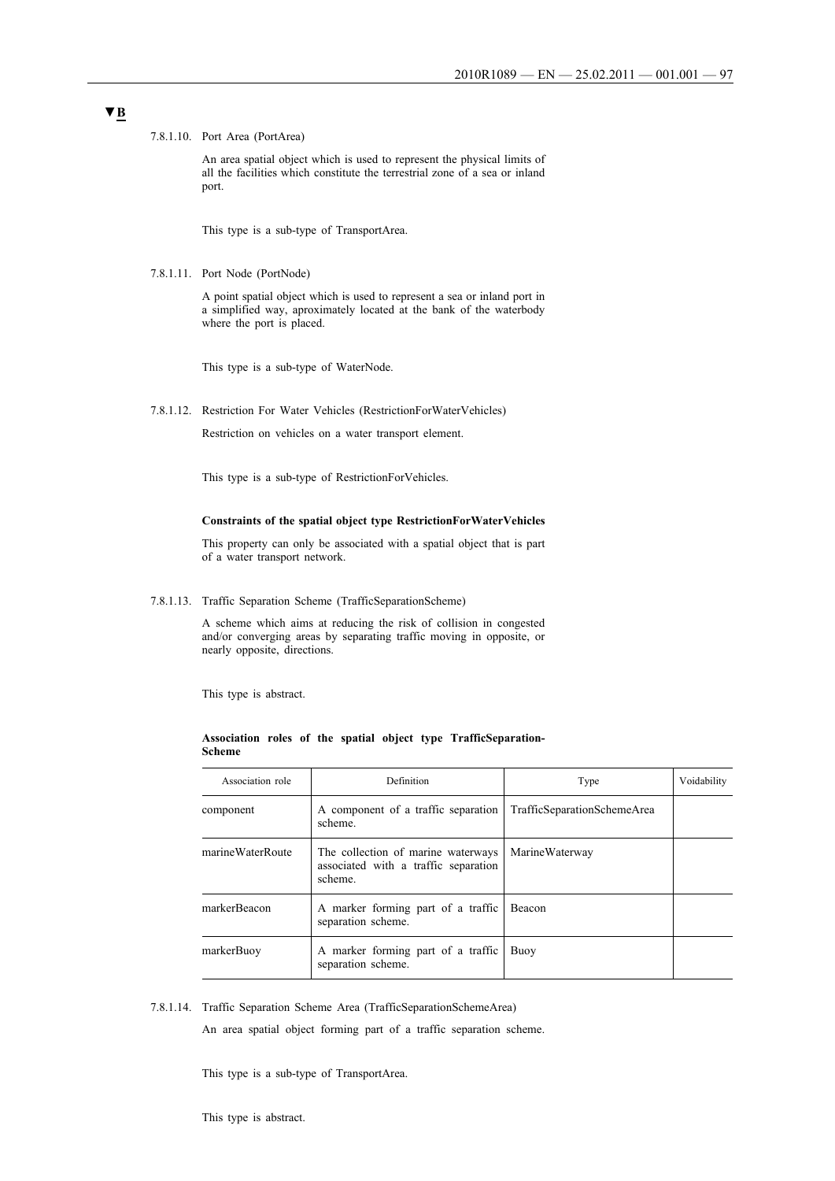▼B

7.8.1.10. Port Area (PortArea)

An area spatial object which is used to represent the physical limits of all the facilities which constitute the terrestrial zone of a sea or inland port.

This type is a sub-type of TransportArea.

7.8.1.11. Port Node (PortNode)

A point spatial object which is used to represent a sea or inland port in a simplified way, aproximately located at the bank of the waterbody where the port is placed.

This type is a sub-type of WaterNode.

7.8.1.12. Restriction For Water Vehicles (RestrictionForWaterVehicles)

Restriction on vehicles on a water transport element.

This type is a sub-type of RestrictionForVehicles.

**Constraints of the spatial object type RestrictionForWaterVehicles**

This property can only be associated with a spatial object that is part of a water transport network.

7.8.1.13. Traffic Separation Scheme (TrafficSeparationScheme)

A scheme which aims at reducing the risk of collision in congested and/or converging areas by separating traffic moving in opposite, or nearly opposite, directions.

This type is abstract.

**Association roles of the spatial object type TrafficSeparation-Scheme**

| Association role | Definition | Type | Voidability |
|---|---|---|---|
| component | A component of a traffic separation scheme. | TrafficSeparationSchemeArea | |
| marineWaterRoute | The collection of marine waterways associated with a traffic separation scheme. | MarineWaterway | |
| markerBeacon | A marker forming part of a traffic separation scheme. | Beacon | |
| markerBuoy | A marker forming part of a traffic separation scheme. | Buoy | |

7.8.1.14. Traffic Separation Scheme Area (TrafficSeparationSchemeArea)

An area spatial object forming part of a traffic separation scheme.

This type is a sub-type of TransportArea.

This type is abstract.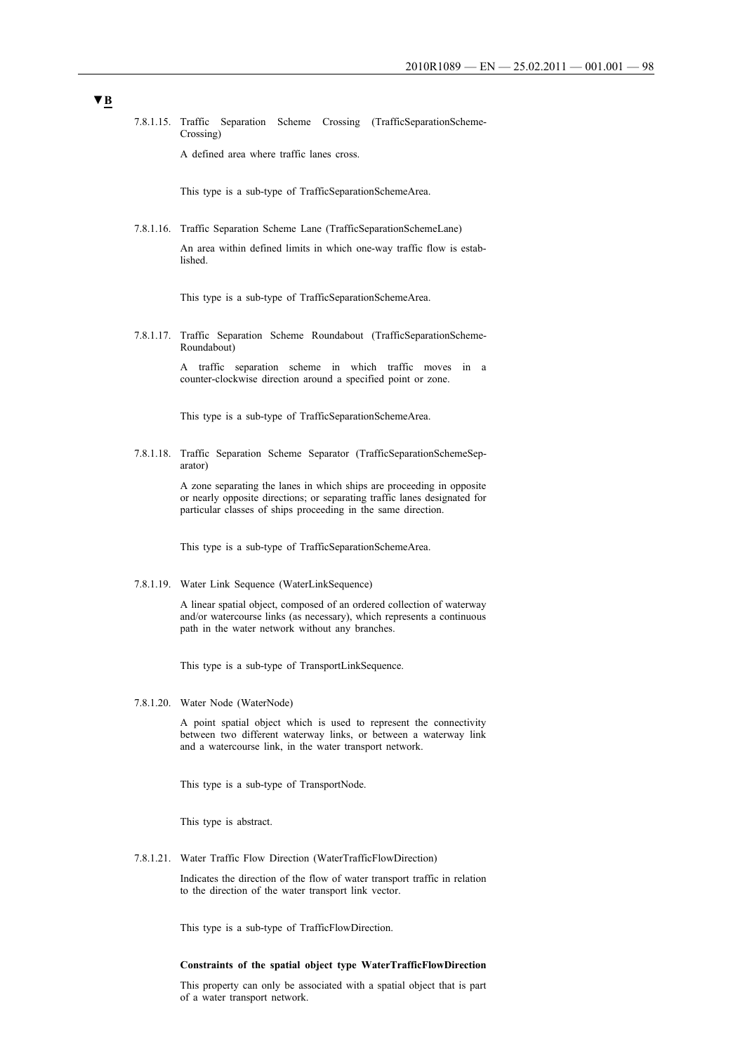**▼B**

7.8.1.15. Traffic Separation Scheme Crossing (TrafficSeparationScheme-Crossing)

A defined area where traffic lanes cross.

This type is a sub-type of TrafficSeparationSchemeArea.

7.8.1.16. Traffic Separation Scheme Lane (TrafficSeparationSchemeLane)

An area within defined limits in which one-way traffic flow is established.

This type is a sub-type of TrafficSeparationSchemeArea.

7.8.1.17. Traffic Separation Scheme Roundabout (TrafficSeparationScheme-Roundabout)

A traffic separation scheme in which traffic moves in a counter-clockwise direction around a specified point or zone.

This type is a sub-type of TrafficSeparationSchemeArea.

7.8.1.18. Traffic Separation Scheme Separator (TrafficSeparationSchemeSeparator)

A zone separating the lanes in which ships are proceeding in opposite or nearly opposite directions; or separating traffic lanes designated for particular classes of ships proceeding in the same direction.

This type is a sub-type of TrafficSeparationSchemeArea.

7.8.1.19. Water Link Sequence (WaterLinkSequence)

A linear spatial object, composed of an ordered collection of waterway and/or watercourse links (as necessary), which represents a continuous path in the water network without any branches.

This type is a sub-type of TransportLinkSequence.

7.8.1.20. Water Node (WaterNode)

A point spatial object which is used to represent the connectivity between two different waterway links, or between a waterway link and a watercourse link, in the water transport network.

This type is a sub-type of TransportNode.

This type is abstract.

7.8.1.21. Water Traffic Flow Direction (WaterTrafficFlowDirection)

Indicates the direction of the flow of water transport traffic in relation to the direction of the water transport link vector.

This type is a sub-type of TrafficFlowDirection.

**Constraints of the spatial object type WaterTrafficFlowDirection**

This property can only be associated with a spatial object that is part of a water transport network.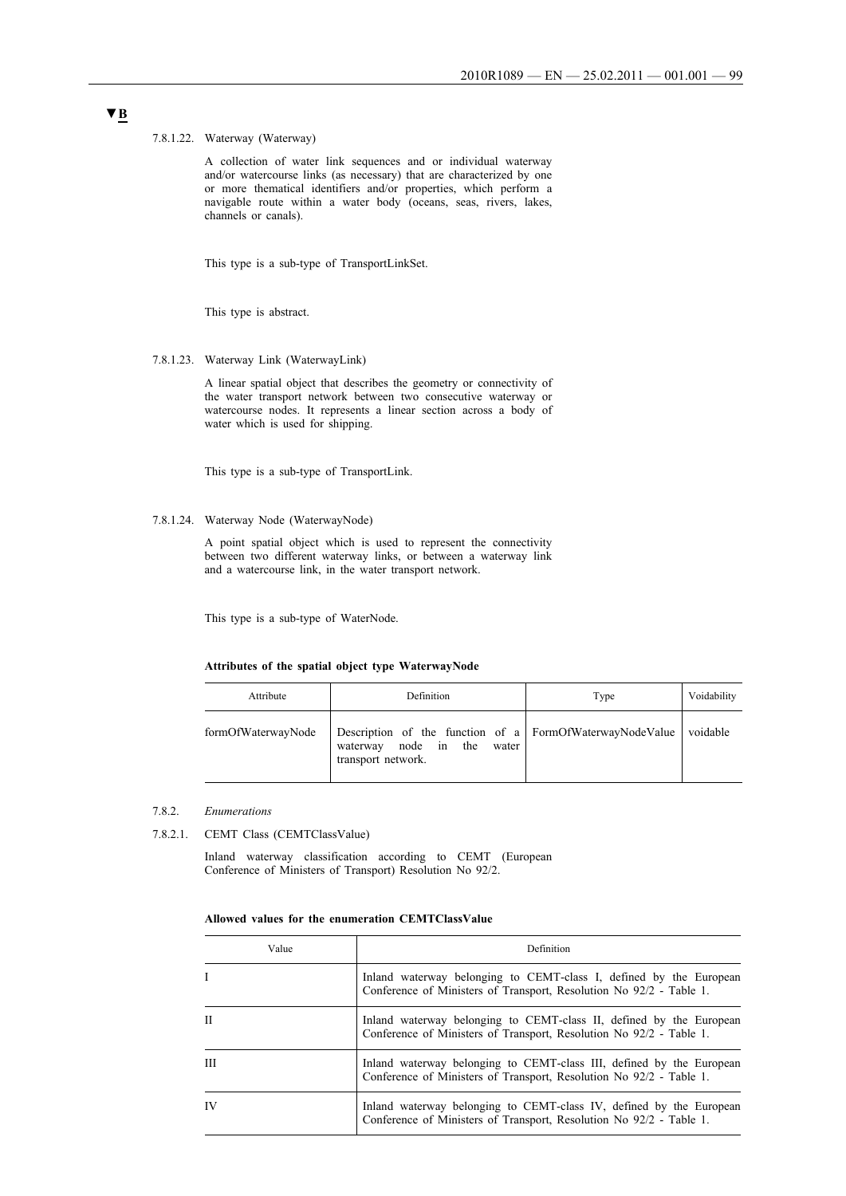**▼B**

7.8.1.22. Waterway (Waterway)

A collection of water link sequences and or individual waterway and/or watercourse links (as necessary) that are characterized by one or more thematical identifiers and/or properties, which perform a navigable route within a water body (oceans, seas, rivers, lakes, channels or canals).

This type is a sub-type of TransportLinkSet.

This type is abstract.

7.8.1.23. Waterway Link (WaterwayLink)

A linear spatial object that describes the geometry or connectivity of the water transport network between two consecutive waterway or watercourse nodes. It represents a linear section across a body of water which is used for shipping.

This type is a sub-type of TransportLink.

7.8.1.24. Waterway Node (WaterwayNode)

A point spatial object which is used to represent the connectivity between two different waterway links, or between a waterway link and a watercourse link, in the water transport network.

This type is a sub-type of WaterNode.

**Attributes of the spatial object type WaterwayNode**

| Attribute | Definition | Type | Voidability |
|---|---|---|---|
| formOfWaterwayNode | Description of the function of a waterway node in the water transport network. | FormOfWaterwayNodeValue | voidable |

7.8.2. *Enumerations*

7.8.2.1. CEMT Class (CEMTClassValue)

Inland waterway classification according to CEMT (European Conference of Ministers of Transport) Resolution No 92/2.

**Allowed values for the enumeration CEMTClassValue**

| Value | Definition |
|---|---|
| I | Inland waterway belonging to CEMT-class I, defined by the European Conference of Ministers of Transport, Resolution No 92/2 - Table 1. |
| II | Inland waterway belonging to CEMT-class II, defined by the European Conference of Ministers of Transport, Resolution No 92/2 - Table 1. |
| III | Inland waterway belonging to CEMT-class III, defined by the European Conference of Ministers of Transport, Resolution No 92/2 - Table 1. |
| IV | Inland waterway belonging to CEMT-class IV, defined by the European Conference of Ministers of Transport, Resolution No 92/2 - Table 1. |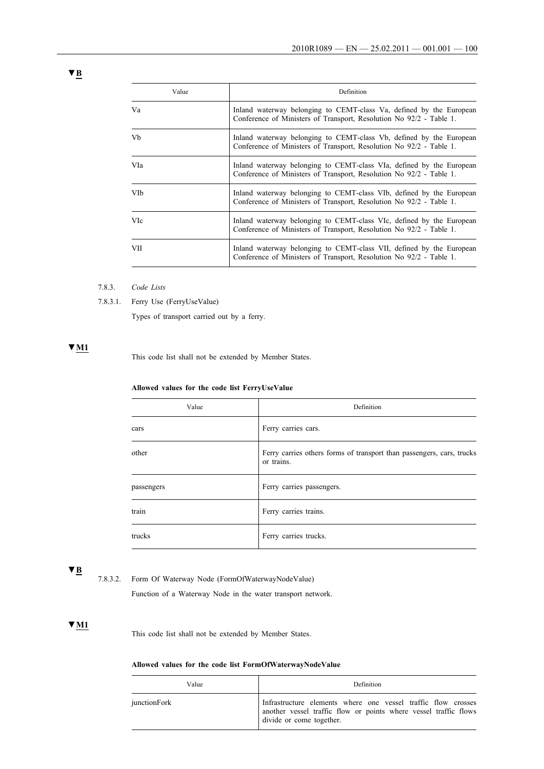▼B

| Value | Definition |
|---|---|
| Va | Inland waterway belonging to CEMT-class Va, defined by the European Conference of Ministers of Transport, Resolution No 92/2 - Table 1. |
| Vb | Inland waterway belonging to CEMT-class Vb, defined by the European Conference of Ministers of Transport, Resolution No 92/2 - Table 1. |
| VIa | Inland waterway belonging to CEMT-class VIa, defined by the European Conference of Ministers of Transport, Resolution No 92/2 - Table 1. |
| VIb | Inland waterway belonging to CEMT-class VIb, defined by the European Conference of Ministers of Transport, Resolution No 92/2 - Table 1. |
| VIc | Inland waterway belonging to CEMT-class VIc, defined by the European Conference of Ministers of Transport, Resolution No 92/2 - Table 1. |
| VII | Inland waterway belonging to CEMT-class VII, defined by the European Conference of Ministers of Transport, Resolution No 92/2 - Table 1. |

7.8.3. *Code Lists*

7.8.3.1. Ferry Use (FerryUseValue)

Types of transport carried out by a ferry.

▼M1

This code list shall not be extended by Member States.

**Allowed values for the code list FerryUseValue**

| Value | Definition |
|---|---|
| cars | Ferry carries cars. |
| other | Ferry carries others forms of transport than passengers, cars, trucks or trains. |
| passengers | Ferry carries passengers. |
| train | Ferry carries trains. |
| trucks | Ferry carries trucks. |

▼B

7.8.3.2. Form Of Waterway Node (FormOfWaterwayNodeValue)

Function of a Waterway Node in the water transport network.

▼M1

This code list shall not be extended by Member States.

**Allowed values for the code list FormOfWaterwayNodeValue**

| Value | Definition |
|---|---|
| junctionFork | Infrastructure elements where one vessel traffic flow crosses another vessel traffic flow or points where vessel traffic flows divide or come together. |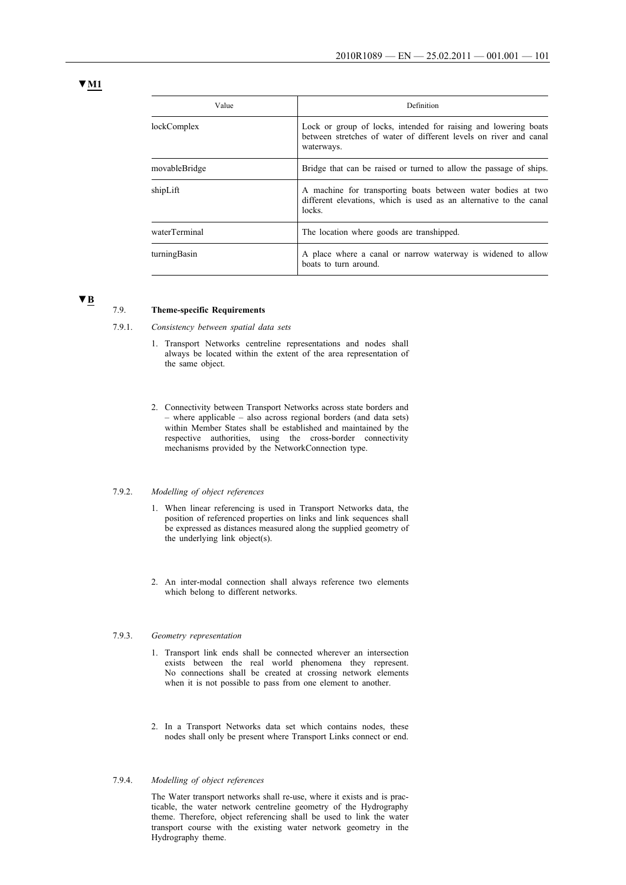▼M1

| Value | Definition |
| --- | --- |
| lockComplex | Lock or group of locks, intended for raising and lowering boats between stretches of water of different levels on river and canal waterways. |
| movableBridge | Bridge that can be raised or turned to allow the passage of ships. |
| shipLift | A machine for transporting boats between water bodies at two different elevations, which is used as an alternative to the canal locks. |
| waterTerminal | The location where goods are transhipped. |
| turningBasin | A place where a canal or narrow waterway is widened to allow boats to turn around. |

▼B

## 7.9. Theme-specific Requirements

### 7.9.1. *Consistency between spatial data sets*

1. Transport Networks centreline representations and nodes shall always be located within the extent of the area representation of the same object.

2. Connectivity between Transport Networks across state borders and – where applicable – also across regional borders (and data sets) within Member States shall be established and maintained by the respective authorities, using the cross-border connectivity mechanisms provided by the NetworkConnection type.

### 7.9.2. *Modelling of object references*

1. When linear referencing is used in Transport Networks data, the position of referenced properties on links and link sequences shall be expressed as distances measured along the supplied geometry of the underlying link object(s).

2. An inter-modal connection shall always reference two elements which belong to different networks.

### 7.9.3. *Geometry representation*

1. Transport link ends shall be connected wherever an intersection exists between the real world phenomena they represent. No connections shall be created at crossing network elements when it is not possible to pass from one element to another.

2. In a Transport Networks data set which contains nodes, these nodes shall only be present where Transport Links connect or end.

### 7.9.4. *Modelling of object references*

The Water transport networks shall re-use, where it exists and is practicable, the water network centreline geometry of the Hydrography theme. Therefore, object referencing shall be used to link the water transport course with the existing water network geometry in the Hydrography theme.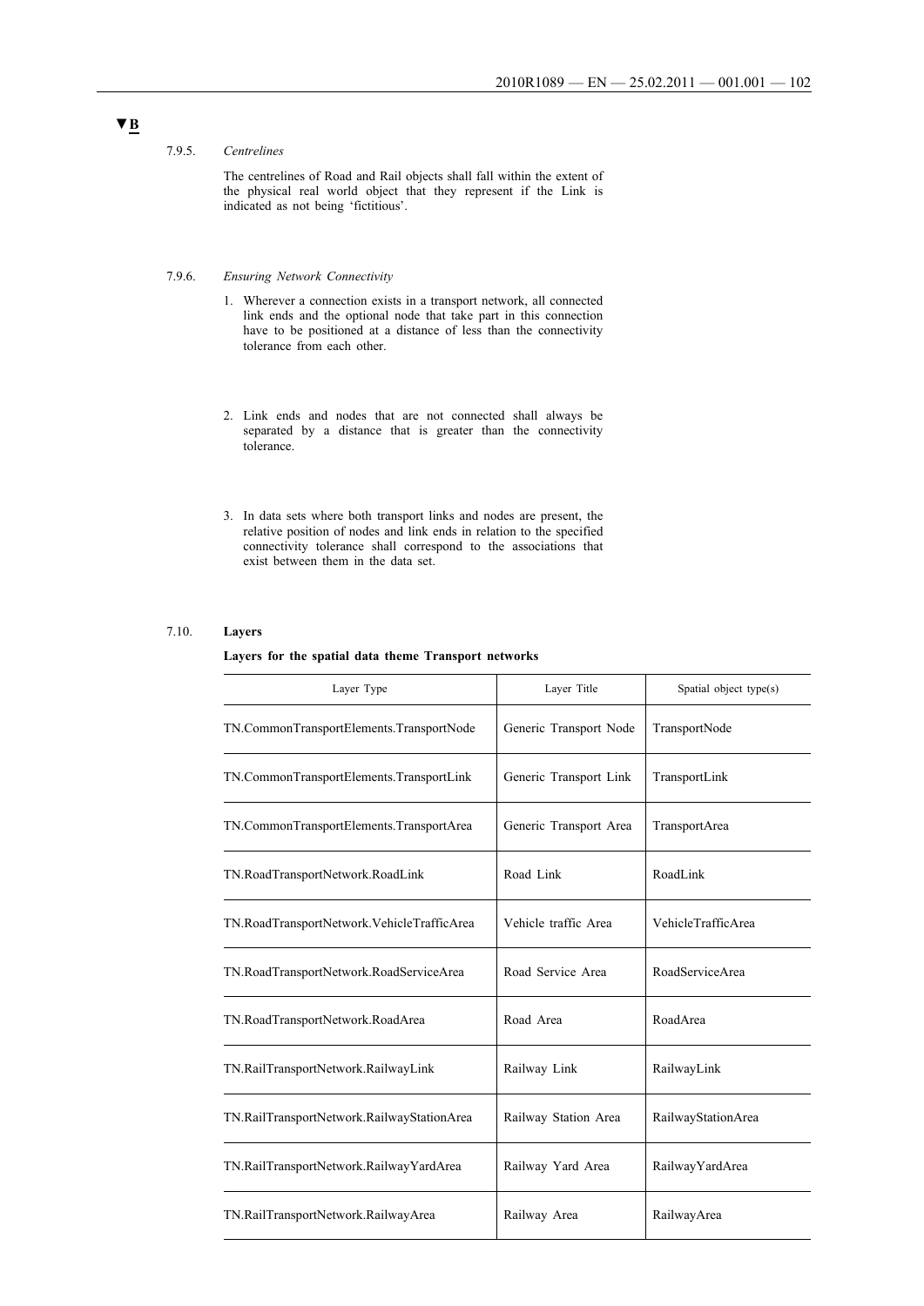▼B

7.9.5. *Centrelines*

The centrelines of Road and Rail objects shall fall within the extent of the physical real world object that they represent if the Link is indicated as not being 'fictitious'.

7.9.6. *Ensuring Network Connectivity*

1. Wherever a connection exists in a transport network, all connected link ends and the optional node that take part in this connection have to be positioned at a distance of less than the connectivity tolerance from each other.

2. Link ends and nodes that are not connected shall always be separated by a distance that is greater than the connectivity tolerance.

3. In data sets where both transport links and nodes are present, the relative position of nodes and link ends in relation to the specified connectivity tolerance shall correspond to the associations that exist between them in the data set.

7.10. **Layers**

**Layers for the spatial data theme Transport networks**

| Layer Type | Layer Title | Spatial object type(s) |
|---|---|---|
| TN.CommonTransportElements.TransportNode | Generic Transport Node | TransportNode |
| TN.CommonTransportElements.TransportLink | Generic Transport Link | TransportLink |
| TN.CommonTransportElements.TransportArea | Generic Transport Area | TransportArea |
| TN.RoadTransportNetwork.RoadLink | Road Link | RoadLink |
| TN.RoadTransportNetwork.VehicleTrafficArea | Vehicle traffic Area | VehicleTrafficArea |
| TN.RoadTransportNetwork.RoadServiceArea | Road Service Area | RoadServiceArea |
| TN.RoadTransportNetwork.RoadArea | Road Area | RoadArea |
| TN.RailTransportNetwork.RailwayLink | Railway Link | RailwayLink |
| TN.RailTransportNetwork.RailwayStationArea | Railway Station Area | RailwayStationArea |
| TN.RailTransportNetwork.RailwayYardArea | Railway Yard Area | RailwayYardArea |
| TN.RailTransportNetwork.RailwayArea | Railway Area | RailwayArea |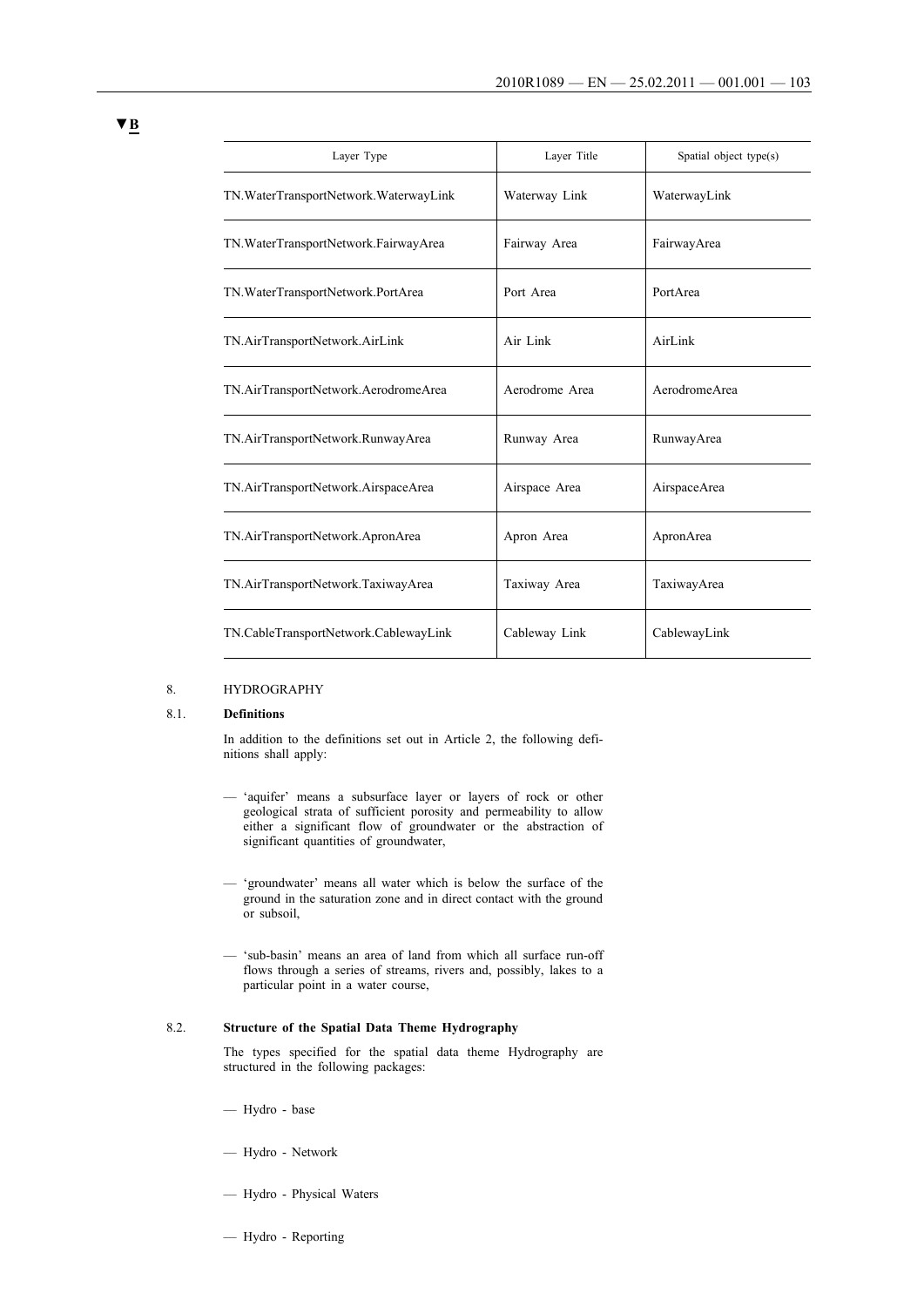▼B

| Layer Type | Layer Title | Spatial object type(s) |
|---|---|---|
| TN.WaterTransportNetwork.WaterwayLink | Waterway Link | WaterwayLink |
| TN.WaterTransportNetwork.FairwayArea | Fairway Area | FairwayArea |
| TN.WaterTransportNetwork.PortArea | Port Area | PortArea |
| TN.AirTransportNetwork.AirLink | Air Link | AirLink |
| TN.AirTransportNetwork.AerodromeArea | Aerodrome Area | AerodromeArea |
| TN.AirTransportNetwork.RunwayArea | Runway Area | RunwayArea |
| TN.AirTransportNetwork.AirspaceArea | Airspace Area | AirspaceArea |
| TN.AirTransportNetwork.ApronArea | Apron Area | ApronArea |
| TN.AirTransportNetwork.TaxiwayArea | Taxiway Area | TaxiwayArea |
| TN.CableTransportNetwork.CablewayLink | Cableway Link | CablewayLink |

8. HYDROGRAPHY

8.1. **Definitions**

In addition to the definitions set out in Article 2, the following definitions shall apply:

— 'aquifer' means a subsurface layer or layers of rock or other geological strata of sufficient porosity and permeability to allow either a significant flow of groundwater or the abstraction of significant quantities of groundwater,

— 'groundwater' means all water which is below the surface of the ground in the saturation zone and in direct contact with the ground or subsoil,

— 'sub-basin' means an area of land from which all surface run-off flows through a series of streams, rivers and, possibly, lakes to a particular point in a water course,

8.2. **Structure of the Spatial Data Theme Hydrography**

The types specified for the spatial data theme Hydrography are structured in the following packages:

— Hydro - base

— Hydro - Network

— Hydro - Physical Waters

— Hydro - Reporting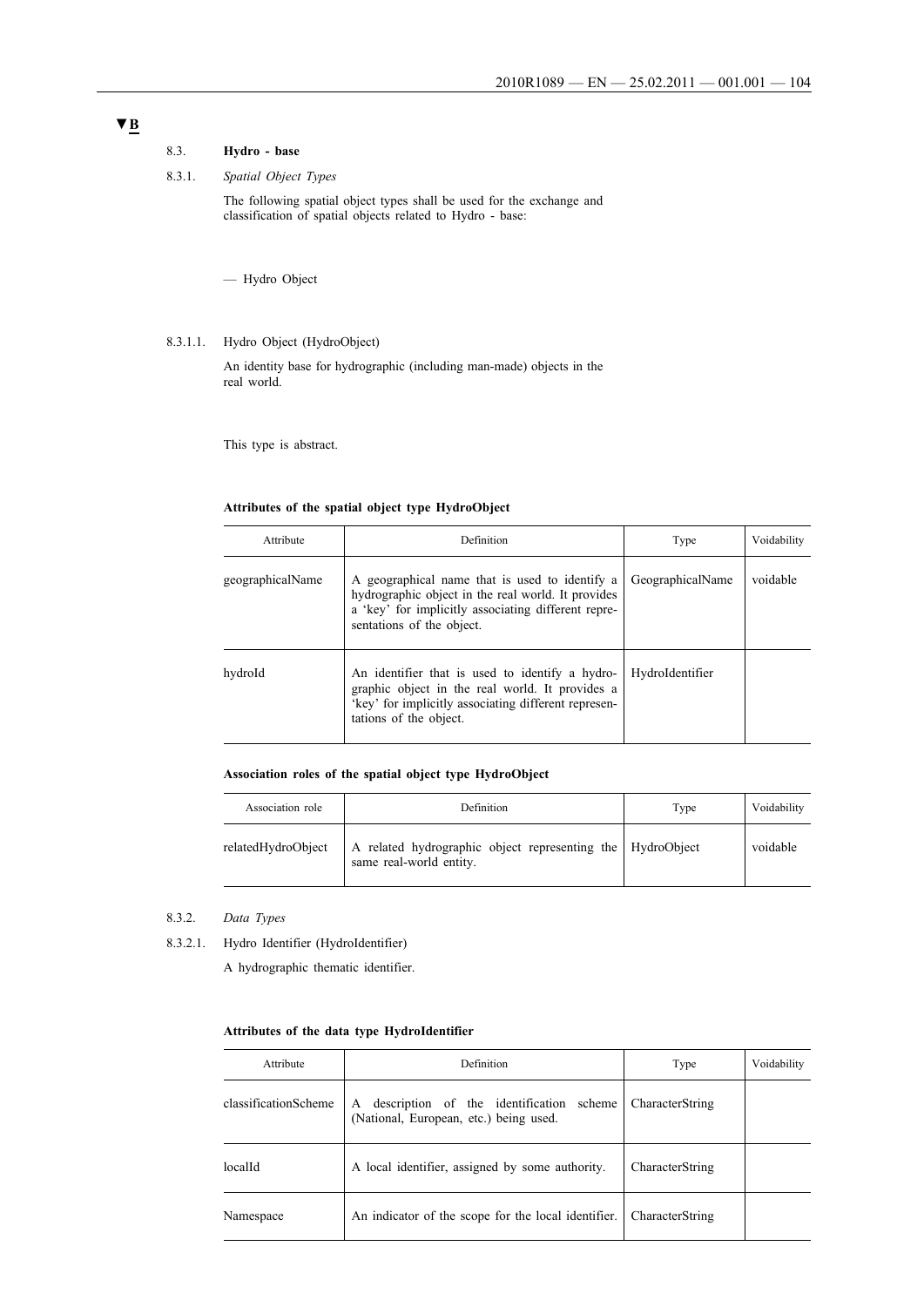▼B

### 8.3. **Hydro - base**

#### 8.3.1. *Spatial Object Types*

The following spatial object types shall be used for the exchange and classification of spatial objects related to Hydro - base:

— Hydro Object

##### 8.3.1.1. Hydro Object (HydroObject)

An identity base for hydrographic (including man-made) objects in the real world.

This type is abstract.

**Attributes of the spatial object type HydroObject**

| Attribute | Definition | Type | Voidability |
|---|---|---|---|
| geographicalName | A geographical name that is used to identify a hydrographic object in the real world. It provides a 'key' for implicitly associating different representations of the object. | GeographicalName | voidable |
| hydroId | An identifier that is used to identify a hydrographic object in the real world. It provides a 'key' for implicitly associating different representations of the object. | HydroIdentifier | |

**Association roles of the spatial object type HydroObject**

| Association role | Definition | Type | Voidability |
|---|---|---|---|
| relatedHydroObject | A related hydrographic object representing the same real-world entity. | HydroObject | voidable |

#### 8.3.2. *Data Types*

##### 8.3.2.1. Hydro Identifier (HydroIdentifier)

A hydrographic thematic identifier.

**Attributes of the data type HydroIdentifier**

| Attribute | Definition | Type | Voidability |
|---|---|---|---|
| classificationScheme | A description of the identification scheme (National, European, etc.) being used. | CharacterString | |
| localId | A local identifier, assigned by some authority. | CharacterString | |
| Namespace | An indicator of the scope for the local identifier. | CharacterString | |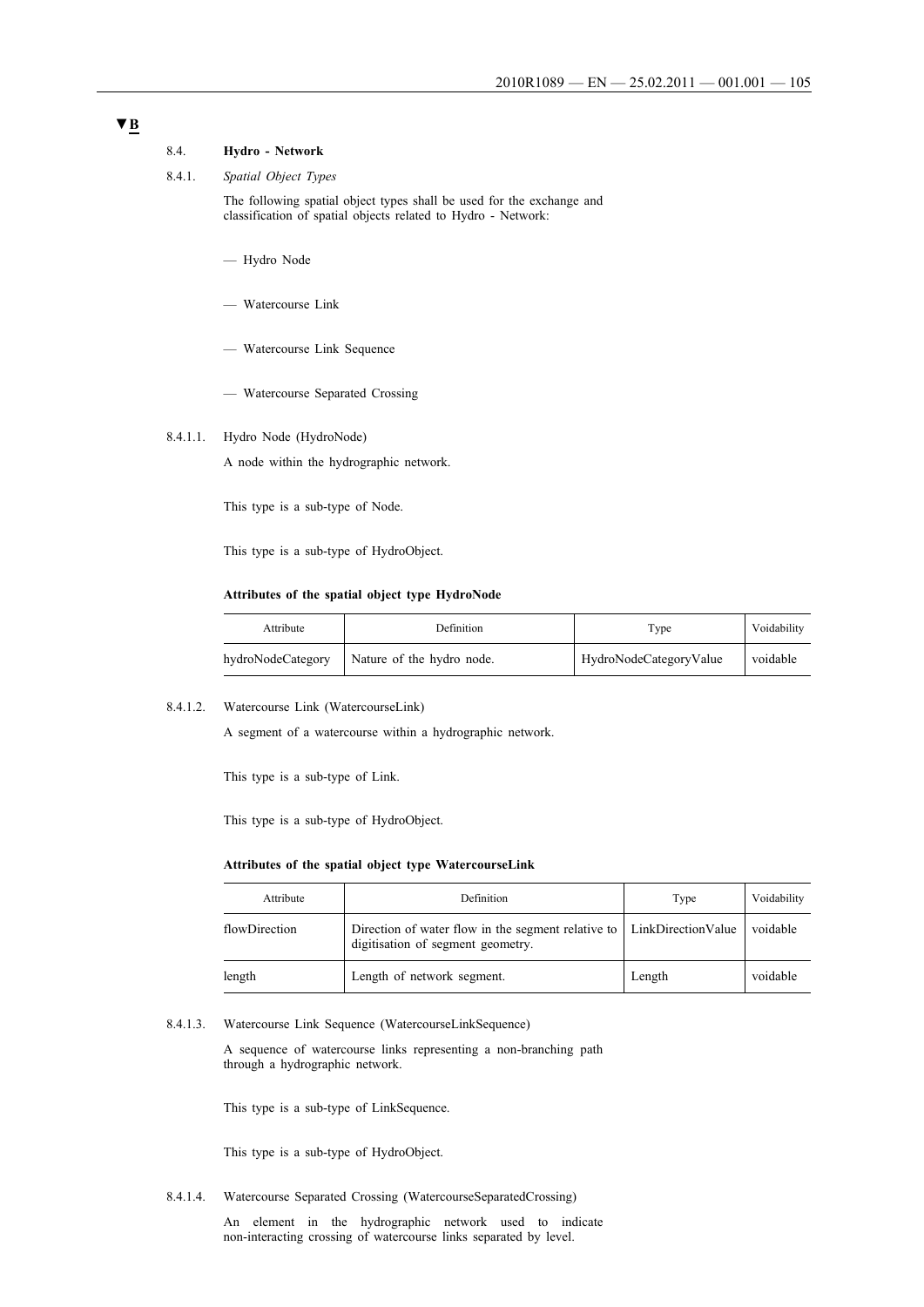▼B

### 8.4. **Hydro - Network**

#### 8.4.1. *Spatial Object Types*

The following spatial object types shall be used for the exchange and classification of spatial objects related to Hydro - Network:

— Hydro Node

— Watercourse Link

— Watercourse Link Sequence

— Watercourse Separated Crossing

##### 8.4.1.1. Hydro Node (HydroNode)

A node within the hydrographic network.

This type is a sub-type of Node.

This type is a sub-type of HydroObject.

**Attributes of the spatial object type HydroNode**

| Attribute | Definition | Type | Voidability |
|---|---|---|---|
| hydroNodeCategory | Nature of the hydro node. | HydroNodeCategoryValue | voidable |

##### 8.4.1.2. Watercourse Link (WatercourseLink)

A segment of a watercourse within a hydrographic network.

This type is a sub-type of Link.

This type is a sub-type of HydroObject.

**Attributes of the spatial object type WatercourseLink**

| Attribute | Definition | Type | Voidability |
|---|---|---|---|
| flowDirection | Direction of water flow in the segment relative to digitisation of segment geometry. | LinkDirectionValue | voidable |
| length | Length of network segment. | Length | voidable |

##### 8.4.1.3. Watercourse Link Sequence (WatercourseLinkSequence)

A sequence of watercourse links representing a non-branching path through a hydrographic network.

This type is a sub-type of LinkSequence.

This type is a sub-type of HydroObject.

##### 8.4.1.4. Watercourse Separated Crossing (WatercourseSeparatedCrossing)

An element in the hydrographic network used to indicate non-interacting crossing of watercourse links separated by level.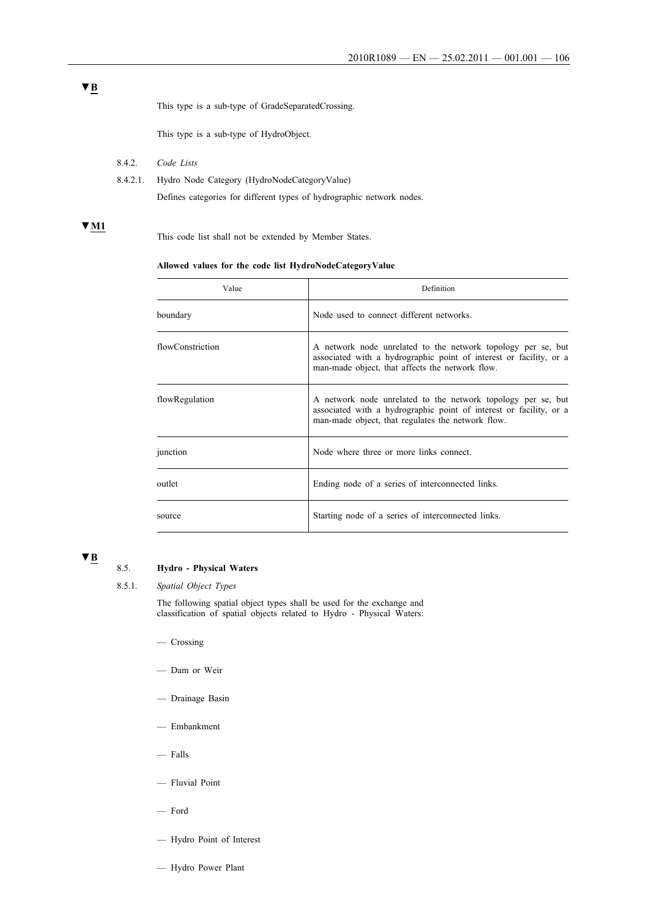▼B

This type is a sub-type of GradeSeparatedCrossing.

This type is a sub-type of HydroObject.

8.4.2. *Code Lists*

8.4.2.1. Hydro Node Category (HydroNodeCategoryValue)

Defines categories for different types of hydrographic network nodes.

▼M1

This code list shall not be extended by Member States.

**Allowed values for the code list HydroNodeCategoryValue**

| Value | Definition |
|---|---|
| boundary | Node used to connect different networks. |
| flowConstriction | A network node unrelated to the network topology per se, but associated with a hydrographic point of interest or facility, or a man-made object, that affects the network flow. |
| flowRegulation | A network node unrelated to the network topology per se, but associated with a hydrographic point of interest or facility, or a man-made object, that regulates the network flow. |
| junction | Node where three or more links connect. |
| outlet | Ending node of a series of interconnected links. |
| source | Starting node of a series of interconnected links. |

▼B

## 8.5. Hydro - Physical Waters

8.5.1. *Spatial Object Types*

The following spatial object types shall be used for the exchange and classification of spatial objects related to Hydro - Physical Waters:

— Crossing

— Dam or Weir

— Drainage Basin

— Embankment

— Falls

— Fluvial Point

— Ford

— Hydro Point of Interest

— Hydro Power Plant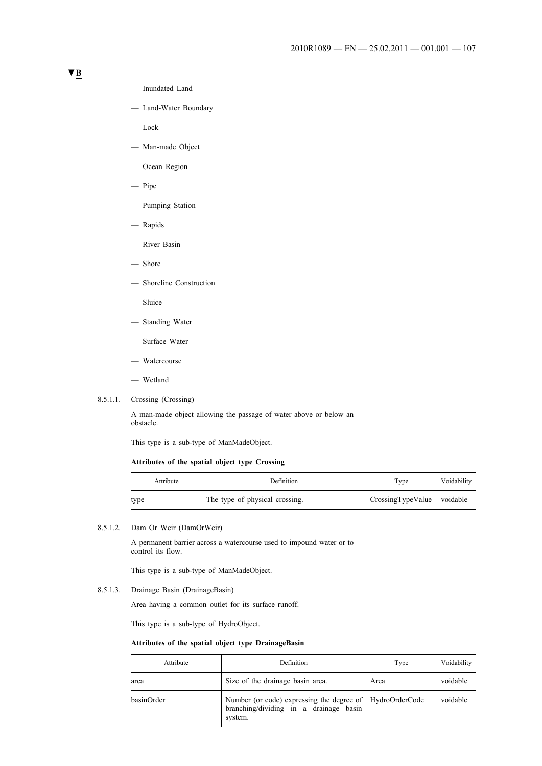▼B

— Inundated Land

— Land-Water Boundary

— Lock

— Man-made Object

— Ocean Region

— Pipe

— Pumping Station

— Rapids

— River Basin

— Shore

— Shoreline Construction

— Sluice

— Standing Water

— Surface Water

— Watercourse

— Wetland

8.5.1.1. Crossing (Crossing)

A man-made object allowing the passage of water above or below an obstacle.

This type is a sub-type of ManMadeObject.

**Attributes of the spatial object type Crossing**

| Attribute | Definition | Type | Voidability |
|---|---|---|---|
| type | The type of physical crossing. | CrossingTypeValue | voidable |

8.5.1.2. Dam Or Weir (DamOrWeir)

A permanent barrier across a watercourse used to impound water or to control its flow.

This type is a sub-type of ManMadeObject.

8.5.1.3. Drainage Basin (DrainageBasin)

Area having a common outlet for its surface runoff.

This type is a sub-type of HydroObject.

**Attributes of the spatial object type DrainageBasin**

| Attribute | Definition | Type | Voidability |
|---|---|---|---|
| area | Size of the drainage basin area. | Area | voidable |
| basinOrder | Number (or code) expressing the degree of branching/dividing in a drainage basin system. | HydroOrderCode | voidable |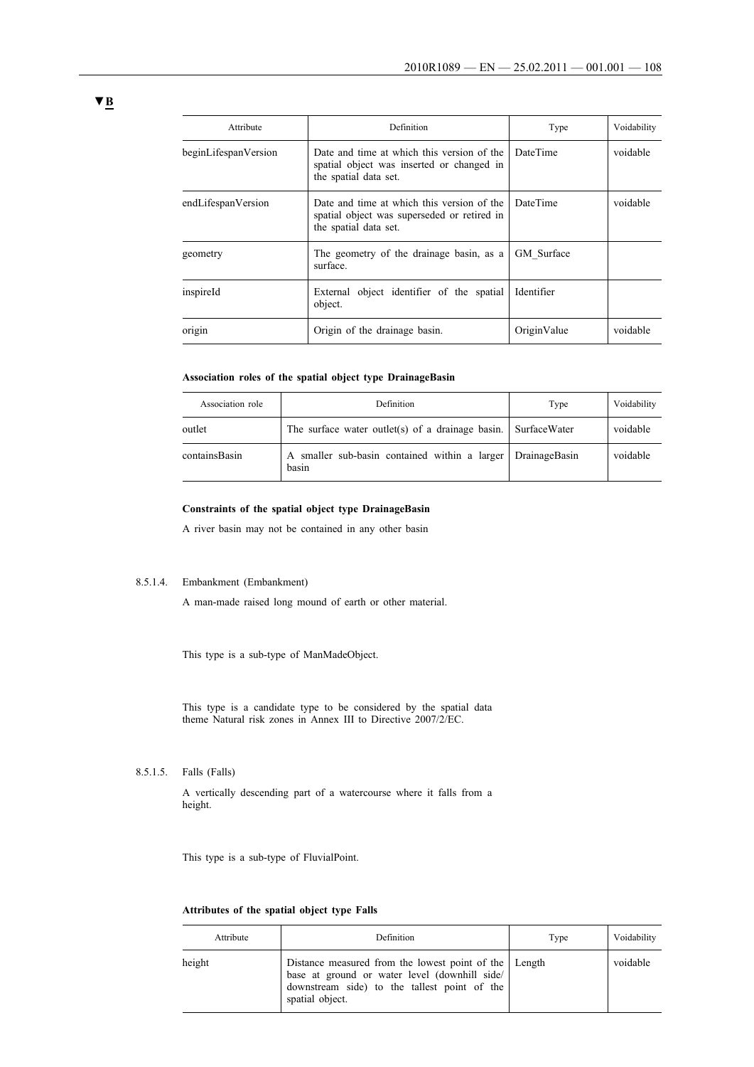▼B

| Attribute | Definition | Type | Voidability |
|---|---|---|---|
| beginLifespanVersion | Date and time at which this version of the spatial object was inserted or changed in the spatial data set. | DateTime | voidable |
| endLifespanVersion | Date and time at which this version of the spatial object was superseded or retired in the spatial data set. | DateTime | voidable |
| geometry | The geometry of the drainage basin, as a surface. | GM_Surface | |
| inspireId | External object identifier of the spatial object. | Identifier | |
| origin | Origin of the drainage basin. | OriginValue | voidable |

**Association roles of the spatial object type DrainageBasin**

| Association role | Definition | Type | Voidability |
|---|---|---|---|
| outlet | The surface water outlet(s) of a drainage basin. | SurfaceWater | voidable |
| containsBasin | A smaller sub-basin contained within a larger basin | DrainageBasin | voidable |

**Constraints of the spatial object type DrainageBasin**

A river basin may not be contained in any other basin

8.5.1.4. Embankment (Embankment)

A man-made raised long mound of earth or other material.

This type is a sub-type of ManMadeObject.

This type is a candidate type to be considered by the spatial data theme Natural risk zones in Annex III to Directive 2007/2/EC.

8.5.1.5. Falls (Falls)

A vertically descending part of a watercourse where it falls from a height.

This type is a sub-type of FluvialPoint.

**Attributes of the spatial object type Falls**

| Attribute | Definition | Type | Voidability |
|---|---|---|---|
| height | Distance measured from the lowest point of the base at ground or water level (downhill side/ downstream side) to the tallest point of the spatial object. | Length | voidable |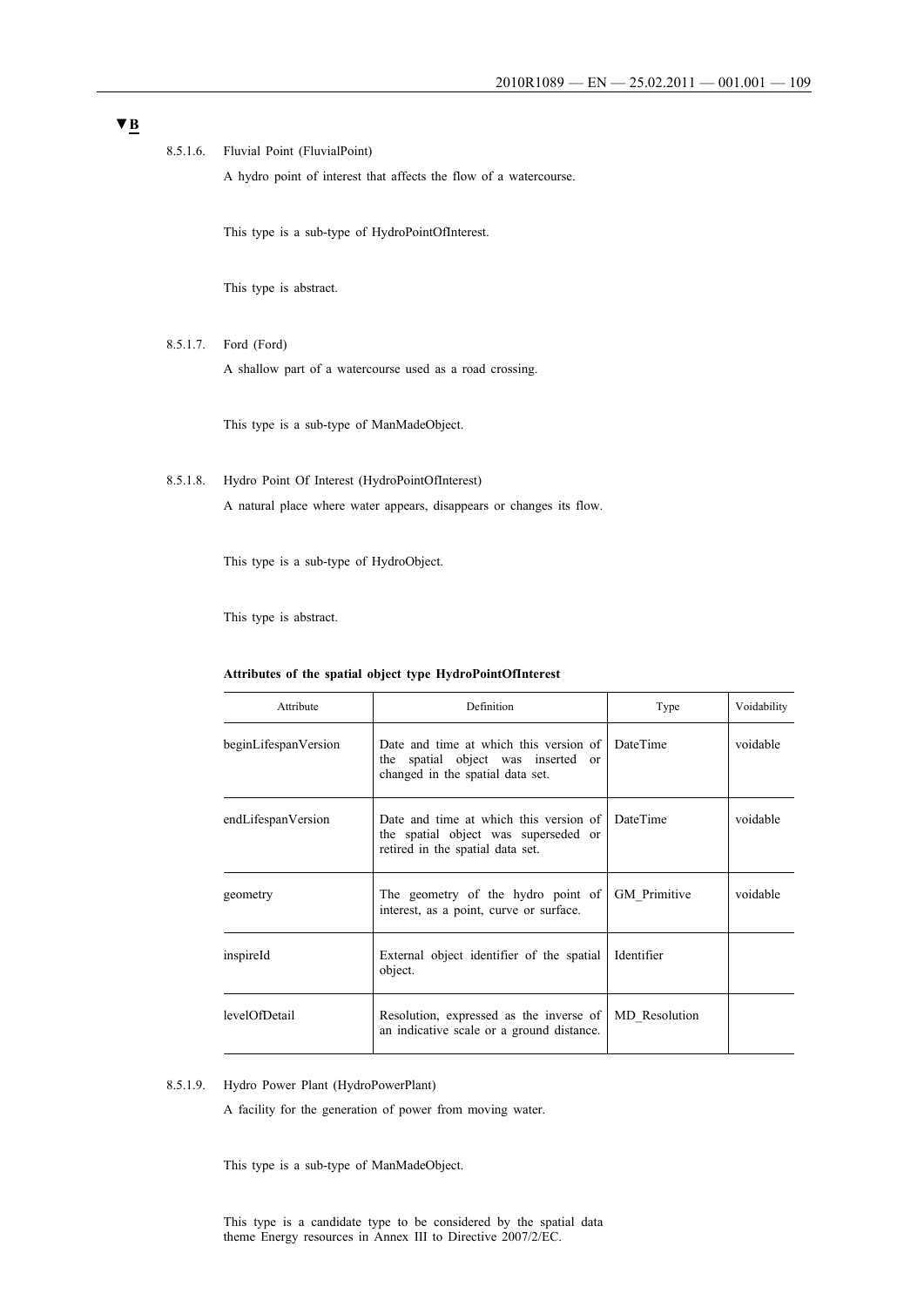**▼B**

8.5.1.6. Fluvial Point (FluvialPoint)

A hydro point of interest that affects the flow of a watercourse.

This type is a sub-type of HydroPointOfInterest.

This type is abstract.

8.5.1.7. Ford (Ford)

A shallow part of a watercourse used as a road crossing.

This type is a sub-type of ManMadeObject.

8.5.1.8. Hydro Point Of Interest (HydroPointOfInterest)

A natural place where water appears, disappears or changes its flow.

This type is a sub-type of HydroObject.

This type is abstract.

**Attributes of the spatial object type HydroPointOfInterest**

| Attribute | Definition | Type | Voidability |
|---|---|---|---|
| beginLifespanVersion | Date and time at which this version of the spatial object was inserted or changed in the spatial data set. | DateTime | voidable |
| endLifespanVersion | Date and time at which this version of the spatial object was superseded or retired in the spatial data set. | DateTime | voidable |
| geometry | The geometry of the hydro point of interest, as a point, curve or surface. | GM_Primitive | voidable |
| inspireId | External object identifier of the spatial object. | Identifier | |
| levelOfDetail | Resolution, expressed as the inverse of an indicative scale or a ground distance. | MD_Resolution | |

8.5.1.9. Hydro Power Plant (HydroPowerPlant)

A facility for the generation of power from moving water.

This type is a sub-type of ManMadeObject.

This type is a candidate type to be considered by the spatial data theme Energy resources in Annex III to Directive 2007/2/EC.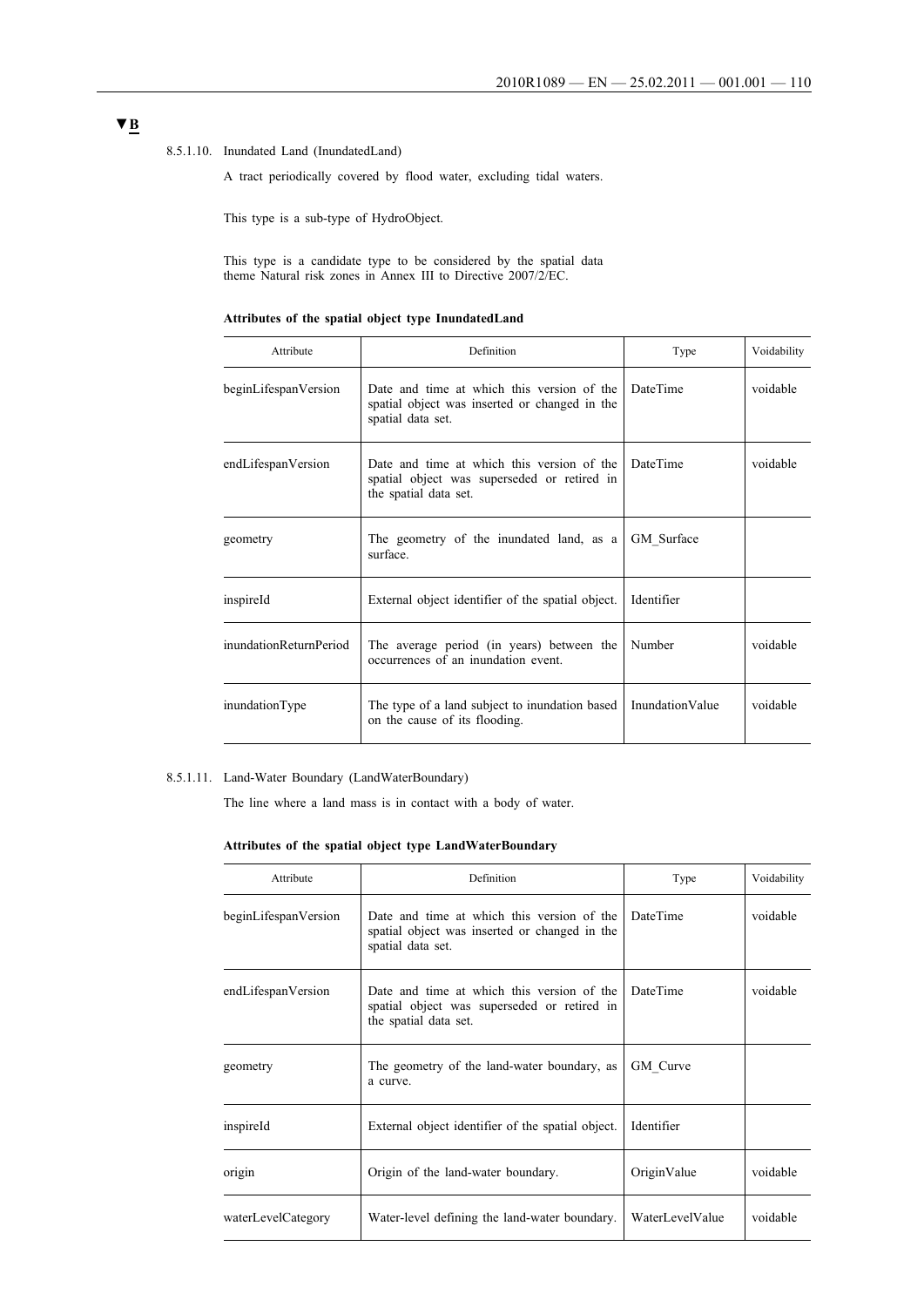**▼B**

8.5.1.10. Inundated Land (InundatedLand)

A tract periodically covered by flood water, excluding tidal waters.

This type is a sub-type of HydroObject.

This type is a candidate type to be considered by the spatial data theme Natural risk zones in Annex III to Directive 2007/2/EC.

**Attributes of the spatial object type InundatedLand**

| Attribute | Definition | Type | Voidability |
|---|---|---|---|
| beginLifespanVersion | Date and time at which this version of the spatial object was inserted or changed in the spatial data set. | DateTime | voidable |
| endLifespanVersion | Date and time at which this version of the spatial object was superseded or retired in the spatial data set. | DateTime | voidable |
| geometry | The geometry of the inundated land, as a surface. | GM_Surface | |
| inspireId | External object identifier of the spatial object. | Identifier | |
| inundationReturnPeriod | The average period (in years) between the occurrences of an inundation event. | Number | voidable |
| inundationType | The type of a land subject to inundation based on the cause of its flooding. | InundationValue | voidable |

8.5.1.11. Land-Water Boundary (LandWaterBoundary)

The line where a land mass is in contact with a body of water.

**Attributes of the spatial object type LandWaterBoundary**

| Attribute | Definition | Type | Voidability |
|---|---|---|---|
| beginLifespanVersion | Date and time at which this version of the spatial object was inserted or changed in the spatial data set. | DateTime | voidable |
| endLifespanVersion | Date and time at which this version of the spatial object was superseded or retired in the spatial data set. | DateTime | voidable |
| geometry | The geometry of the land-water boundary, as a curve. | GM_Curve | |
| inspireId | External object identifier of the spatial object. | Identifier | |
| origin | Origin of the land-water boundary. | OriginValue | voidable |
| waterLevelCategory | Water-level defining the land-water boundary. | WaterLevelValue | voidable |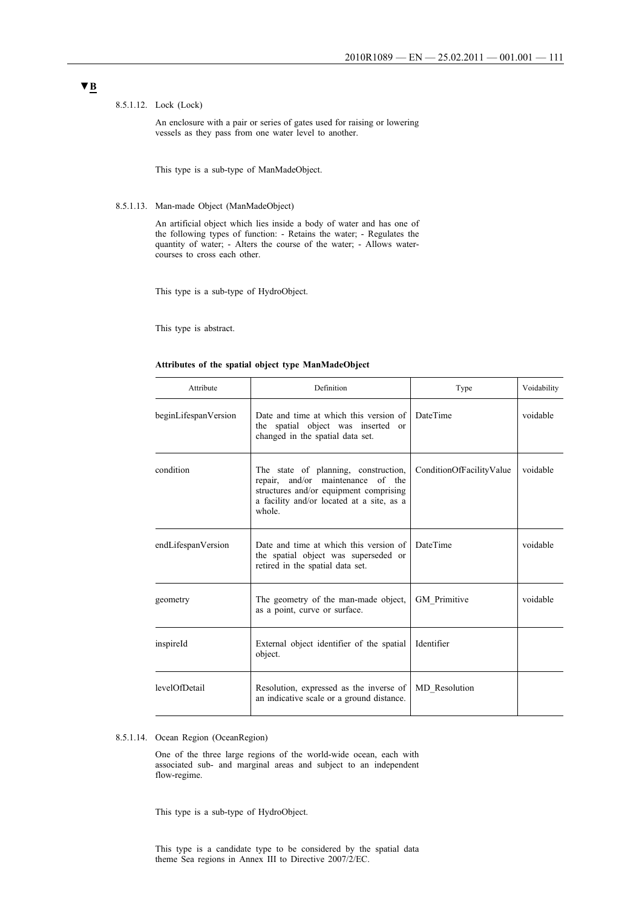▼B

8.5.1.12. Lock (Lock)

An enclosure with a pair or series of gates used for raising or lowering vessels as they pass from one water level to another.

This type is a sub-type of ManMadeObject.

8.5.1.13. Man-made Object (ManMadeObject)

An artificial object which lies inside a body of water and has one of the following types of function: - Retains the water; - Regulates the quantity of water; - Alters the course of the water; - Allows water-courses to cross each other.

This type is a sub-type of HydroObject.

This type is abstract.

**Attributes of the spatial object type ManMadeObject**

| Attribute | Definition | Type | Voidability |
|---|---|---|---|
| beginLifespanVersion | Date and time at which this version of the spatial object was inserted or changed in the spatial data set. | DateTime | voidable |
| condition | The state of planning, construction, repair, and/or maintenance of the structures and/or equipment comprising a facility and/or located at a site, as a whole. | ConditionOfFacilityValue | voidable |
| endLifespanVersion | Date and time at which this version of the spatial object was superseded or retired in the spatial data set. | DateTime | voidable |
| geometry | The geometry of the man-made object, as a point, curve or surface. | GM_Primitive | voidable |
| inspireId | External object identifier of the spatial object. | Identifier | |
| levelOfDetail | Resolution, expressed as the inverse of an indicative scale or a ground distance. | MD_Resolution | |

8.5.1.14. Ocean Region (OceanRegion)

One of the three large regions of the world-wide ocean, each with associated sub- and marginal areas and subject to an independent flow-regime.

This type is a sub-type of HydroObject.

This type is a candidate type to be considered by the spatial data theme Sea regions in Annex III to Directive 2007/2/EC.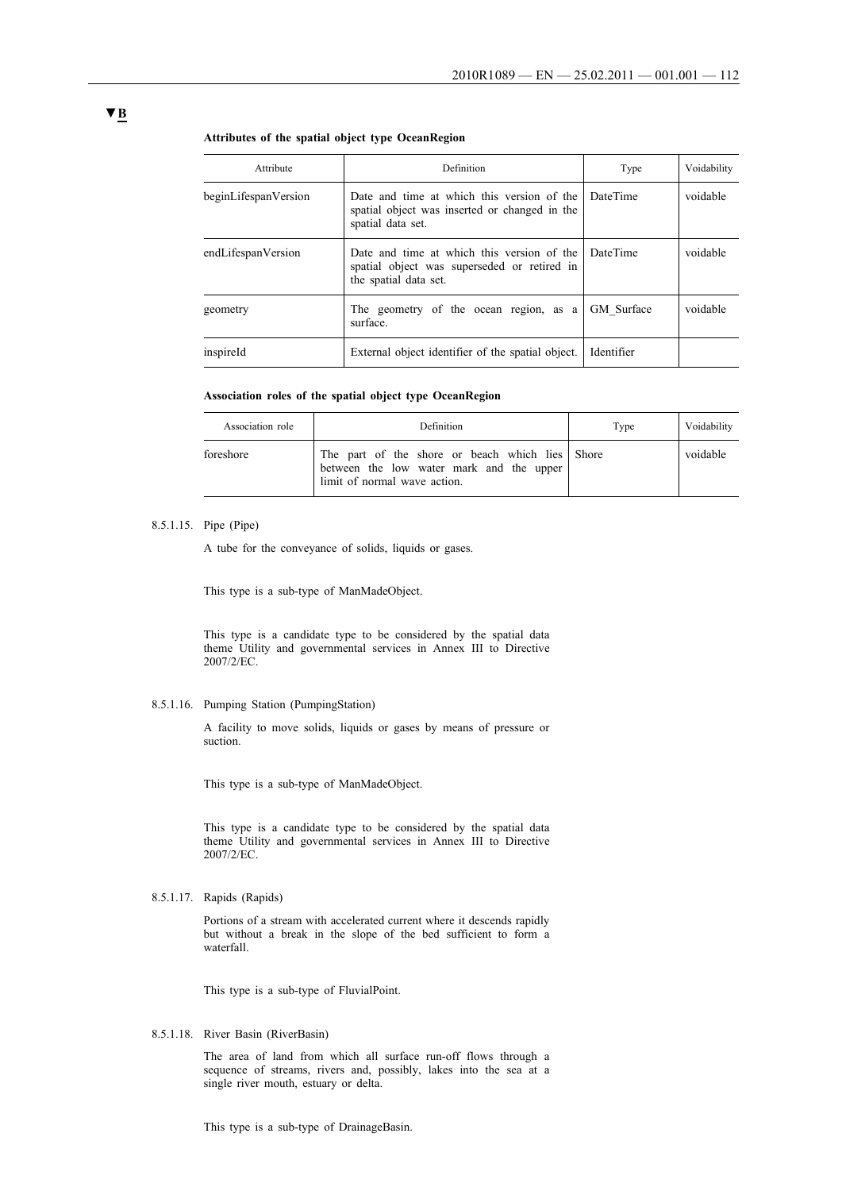▼B

**Attributes of the spatial object type OceanRegion**

| Attribute | Definition | Type | Voidability |
|---|---|---|---|
| beginLifespanVersion | Date and time at which this version of the spatial object was inserted or changed in the spatial data set. | DateTime | voidable |
| endLifespanVersion | Date and time at which this version of the spatial object was superseded or retired in the spatial data set. | DateTime | voidable |
| geometry | The geometry of the ocean region, as a surface. | GM_Surface | voidable |
| inspireId | External object identifier of the spatial object. | Identifier | |

**Association roles of the spatial object type OceanRegion**

| Association role | Definition | Type | Voidability |
|---|---|---|---|
| foreshore | The part of the shore or beach which lies between the low water mark and the upper limit of normal wave action. | Shore | voidable |

8.5.1.15. Pipe (Pipe)

A tube for the conveyance of solids, liquids or gases.

This type is a sub-type of ManMadeObject.

This type is a candidate type to be considered by the spatial data theme Utility and governmental services in Annex III to Directive 2007/2/EC.

8.5.1.16. Pumping Station (PumpingStation)

A facility to move solids, liquids or gases by means of pressure or suction.

This type is a sub-type of ManMadeObject.

This type is a candidate type to be considered by the spatial data theme Utility and governmental services in Annex III to Directive 2007/2/EC.

8.5.1.17. Rapids (Rapids)

Portions of a stream with accelerated current where it descends rapidly but without a break in the slope of the bed sufficient to form a waterfall.

This type is a sub-type of FluvialPoint.

8.5.1.18. River Basin (RiverBasin)

The area of land from which all surface run-off flows through a sequence of streams, rivers and, possibly, lakes into the sea at a single river mouth, estuary or delta.

This type is a sub-type of DrainageBasin.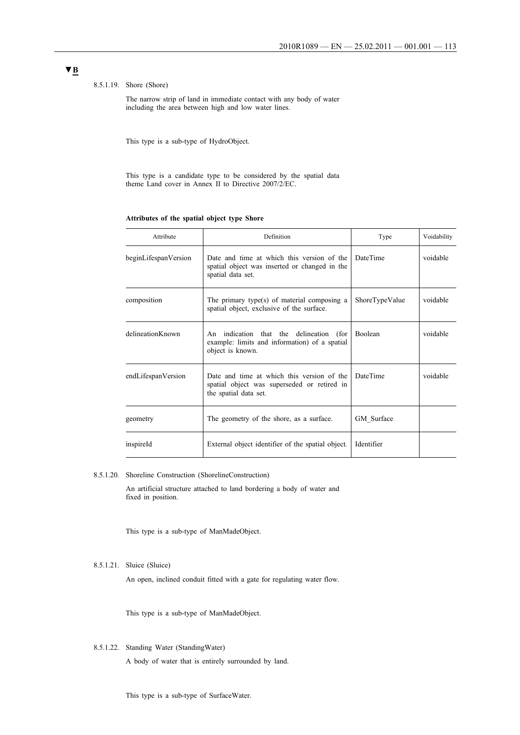**▼B**

8.5.1.19. Shore (Shore)

The narrow strip of land in immediate contact with any body of water including the area between high and low water lines.

This type is a sub-type of HydroObject.

This type is a candidate type to be considered by the spatial data theme Land cover in Annex II to Directive 2007/2/EC.

**Attributes of the spatial object type Shore**

| Attribute | Definition | Type | Voidability |
|---|---|---|---|
| beginLifespanVersion | Date and time at which this version of the spatial object was inserted or changed in the spatial data set. | DateTime | voidable |
| composition | The primary type(s) of material composing a spatial object, exclusive of the surface. | ShoreTypeValue | voidable |
| delineationKnown | An indication that the delineation (for example: limits and information) of a spatial object is known. | Boolean | voidable |
| endLifespanVersion | Date and time at which this version of the spatial object was superseded or retired in the spatial data set. | DateTime | voidable |
| geometry | The geometry of the shore, as a surface. | GM_Surface | |
| inspireId | External object identifier of the spatial object. | Identifier | |

8.5.1.20. Shoreline Construction (ShorelineConstruction)

An artificial structure attached to land bordering a body of water and fixed in position.

This type is a sub-type of ManMadeObject.

8.5.1.21. Sluice (Sluice)

An open, inclined conduit fitted with a gate for regulating water flow.

This type is a sub-type of ManMadeObject.

8.5.1.22. Standing Water (StandingWater)

A body of water that is entirely surrounded by land.

This type is a sub-type of SurfaceWater.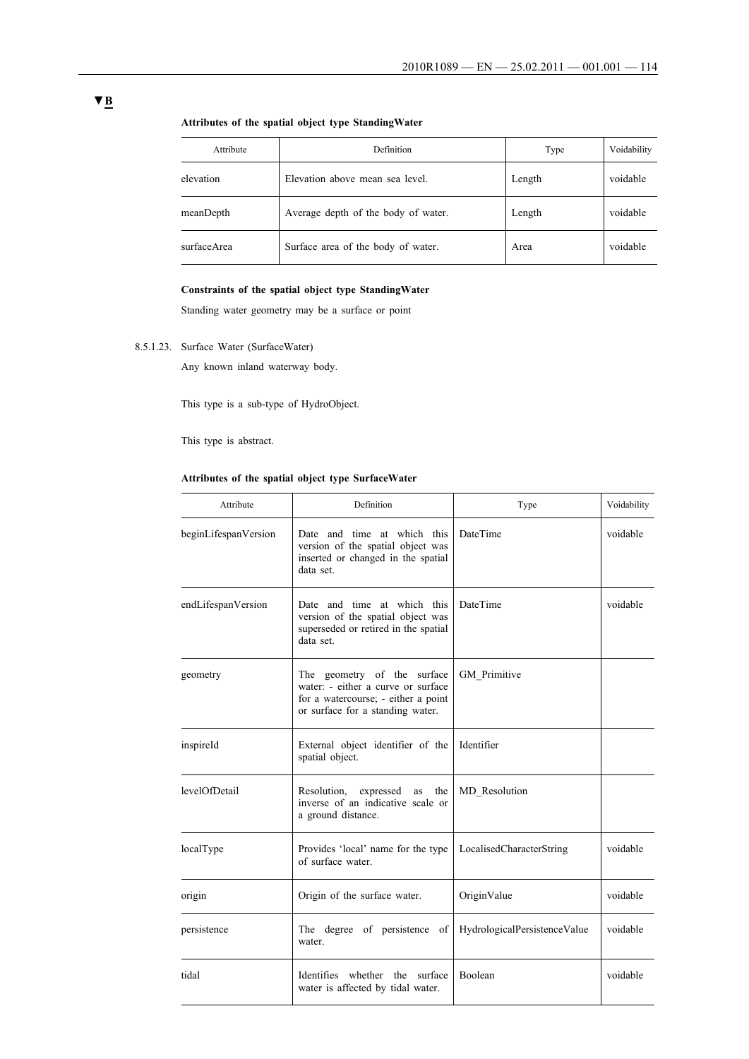▼B

**Attributes of the spatial object type StandingWater**

| Attribute | Definition | Type | Voidability |
|---|---|---|---|
| elevation | Elevation above mean sea level. | Length | voidable |
| meanDepth | Average depth of the body of water. | Length | voidable |
| surfaceArea | Surface area of the body of water. | Area | voidable |

**Constraints of the spatial object type StandingWater**

Standing water geometry may be a surface or point

8.5.1.23. Surface Water (SurfaceWater)

Any known inland waterway body.

This type is a sub-type of HydroObject.

This type is abstract.

**Attributes of the spatial object type SurfaceWater**

| Attribute | Definition | Type | Voidability |
|---|---|---|---|
| beginLifespanVersion | Date and time at which this version of the spatial object was inserted or changed in the spatial data set. | DateTime | voidable |
| endLifespanVersion | Date and time at which this version of the spatial object was superseded or retired in the spatial data set. | DateTime | voidable |
| geometry | The geometry of the surface water: - either a curve or surface for a watercourse; - either a point or surface for a standing water. | GM_Primitive | |
| inspireId | External object identifier of the spatial object. | Identifier | |
| levelOfDetail | Resolution, expressed as the inverse of an indicative scale or a ground distance. | MD_Resolution | |
| localType | Provides 'local' name for the type of surface water. | LocalisedCharacterString | voidable |
| origin | Origin of the surface water. | OriginValue | voidable |
| persistence | The degree of persistence of water. | HydrologicalPersistenceValue | voidable |
| tidal | Identifies whether the surface water is affected by tidal water. | Boolean | voidable |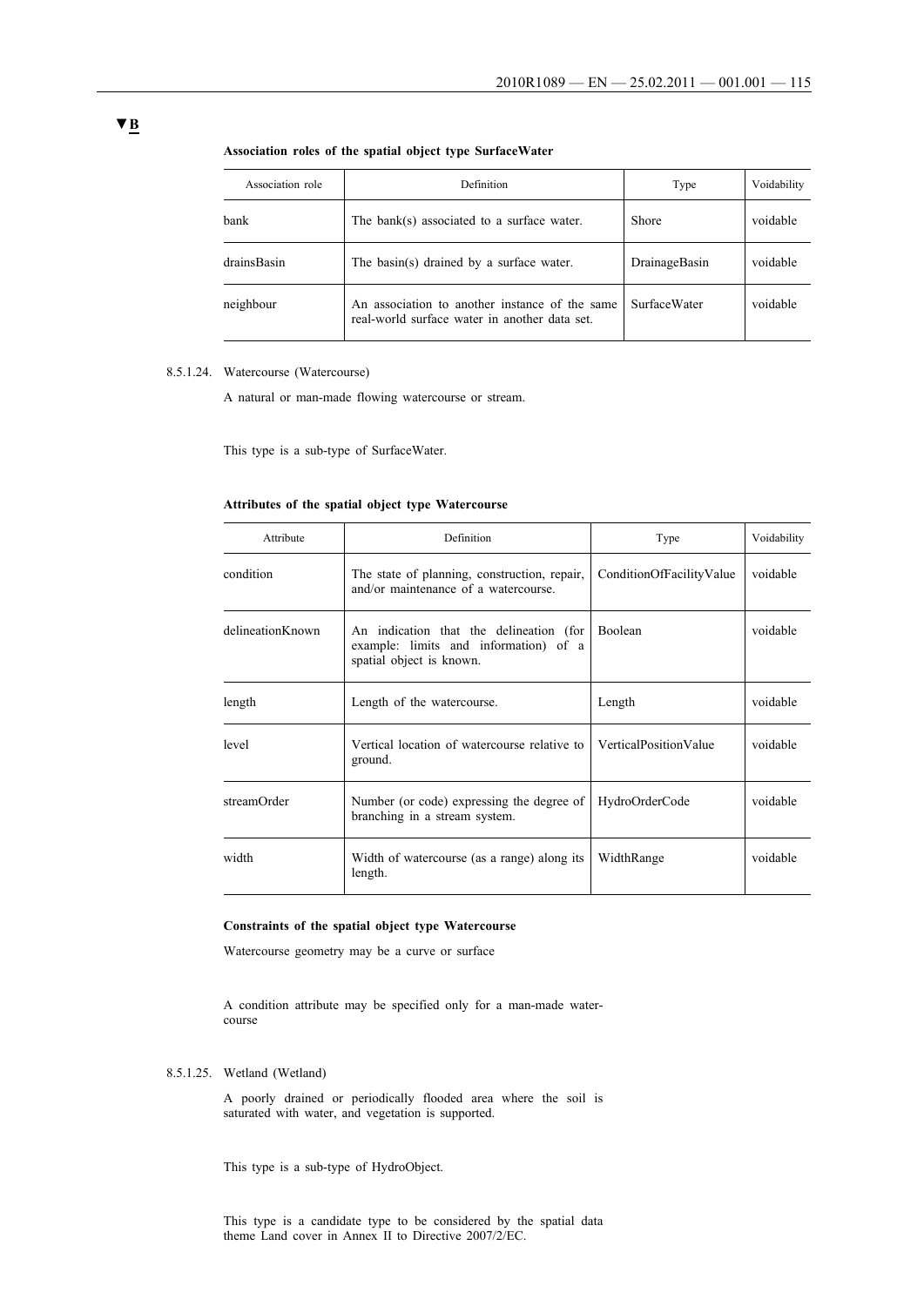▼B

**Association roles of the spatial object type SurfaceWater**

| Association role | Definition | Type | Voidability |
|---|---|---|---|
| bank | The bank(s) associated to a surface water. | Shore | voidable |
| drainsBasin | The basin(s) drained by a surface water. | DrainageBasin | voidable |
| neighbour | An association to another instance of the same real-world surface water in another data set. | SurfaceWater | voidable |

8.5.1.24. Watercourse (Watercourse)

A natural or man-made flowing watercourse or stream.

This type is a sub-type of SurfaceWater.

**Attributes of the spatial object type Watercourse**

| Attribute | Definition | Type | Voidability |
|---|---|---|---|
| condition | The state of planning, construction, repair, and/or maintenance of a watercourse. | ConditionOfFacilityValue | voidable |
| delineationKnown | An indication that the delineation (for example: limits and information) of a spatial object is known. | Boolean | voidable |
| length | Length of the watercourse. | Length | voidable |
| level | Vertical location of watercourse relative to ground. | VerticalPositionValue | voidable |
| streamOrder | Number (or code) expressing the degree of branching in a stream system. | HydroOrderCode | voidable |
| width | Width of watercourse (as a range) along its length. | WidthRange | voidable |

**Constraints of the spatial object type Watercourse**

Watercourse geometry may be a curve or surface

A condition attribute may be specified only for a man-made watercourse

8.5.1.25. Wetland (Wetland)

A poorly drained or periodically flooded area where the soil is saturated with water, and vegetation is supported.

This type is a sub-type of HydroObject.

This type is a candidate type to be considered by the spatial data theme Land cover in Annex II to Directive 2007/2/EC.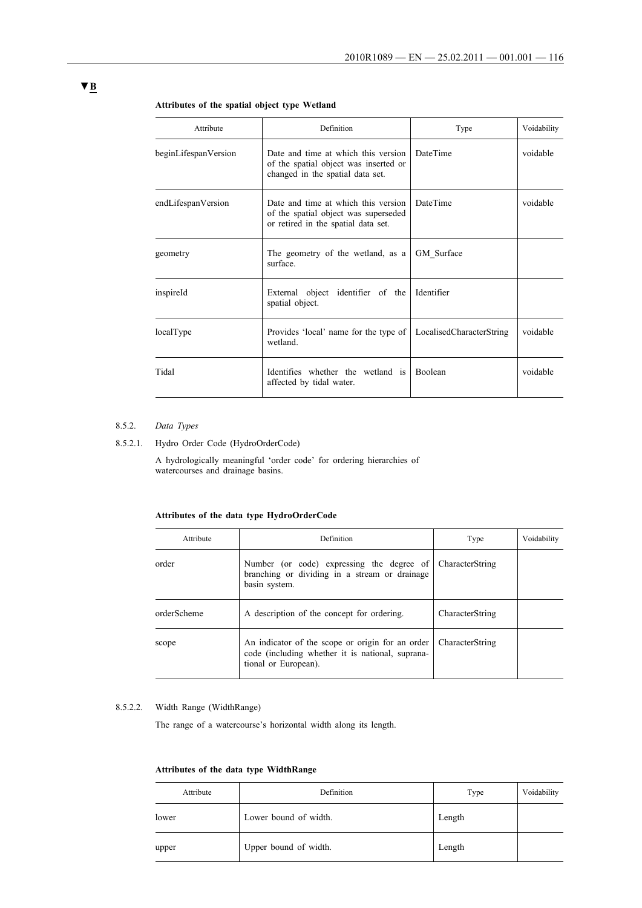▼B

**Attributes of the spatial object type Wetland**

| Attribute | Definition | Type | Voidability |
|---|---|---|---|
| beginLifespanVersion | Date and time at which this version of the spatial object was inserted or changed in the spatial data set. | DateTime | voidable |
| endLifespanVersion | Date and time at which this version of the spatial object was superseded or retired in the spatial data set. | DateTime | voidable |
| geometry | The geometry of the wetland, as a surface. | GM_Surface | |
| inspireId | External object identifier of the spatial object. | Identifier | |
| localType | Provides 'local' name for the type of wetland. | LocalisedCharacterString | voidable |
| Tidal | Identifies whether the wetland is affected by tidal water. | Boolean | voidable |

8.5.2. *Data Types*

8.5.2.1. Hydro Order Code (HydroOrderCode)

A hydrologically meaningful 'order code' for ordering hierarchies of watercourses and drainage basins.

**Attributes of the data type HydroOrderCode**

| Attribute | Definition | Type | Voidability |
|---|---|---|---|
| order | Number (or code) expressing the degree of branching or dividing in a stream or drainage basin system. | CharacterString | |
| orderScheme | A description of the concept for ordering. | CharacterString | |
| scope | An indicator of the scope or origin for an order code (including whether it is national, supranational or European). | CharacterString | |

8.5.2.2. Width Range (WidthRange)

The range of a watercourse's horizontal width along its length.

**Attributes of the data type WidthRange**

| Attribute | Definition | Type | Voidability |
|---|---|---|---|
| lower | Lower bound of width. | Length | |
| upper | Upper bound of width. | Length | |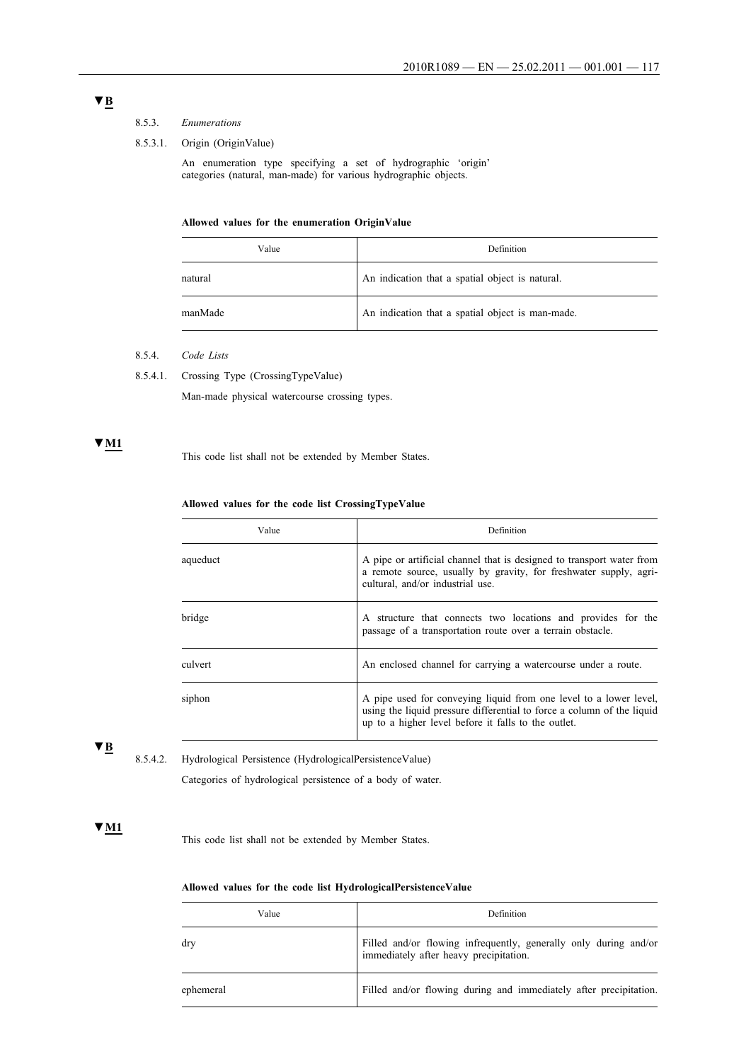▼B

8.5.3. *Enumerations*

8.5.3.1. Origin (OriginValue)

An enumeration type specifying a set of hydrographic 'origin' categories (natural, man-made) for various hydrographic objects.

**Allowed values for the enumeration OriginValue**

| Value | Definition |
|---|---|
| natural | An indication that a spatial object is natural. |
| manMade | An indication that a spatial object is man-made. |

8.5.4. *Code Lists*

8.5.4.1. Crossing Type (CrossingTypeValue)

Man-made physical watercourse crossing types.

▼M1

This code list shall not be extended by Member States.

**Allowed values for the code list CrossingTypeValue**

| Value | Definition |
|---|---|
| aqueduct | A pipe or artificial channel that is designed to transport water from a remote source, usually by gravity, for freshwater supply, agricultural, and/or industrial use. |
| bridge | A structure that connects two locations and provides for the passage of a transportation route over a terrain obstacle. |
| culvert | An enclosed channel for carrying a watercourse under a route. |
| siphon | A pipe used for conveying liquid from one level to a lower level, using the liquid pressure differential to force a column of the liquid up to a higher level before it falls to the outlet. |

▼B

8.5.4.2. Hydrological Persistence (HydrologicalPersistenceValue)

Categories of hydrological persistence of a body of water.

▼M1

This code list shall not be extended by Member States.

**Allowed values for the code list HydrologicalPersistenceValue**

| Value | Definition |
|---|---|
| dry | Filled and/or flowing infrequently, generally only during and/or immediately after heavy precipitation. |
| ephemeral | Filled and/or flowing during and immediately after precipitation. |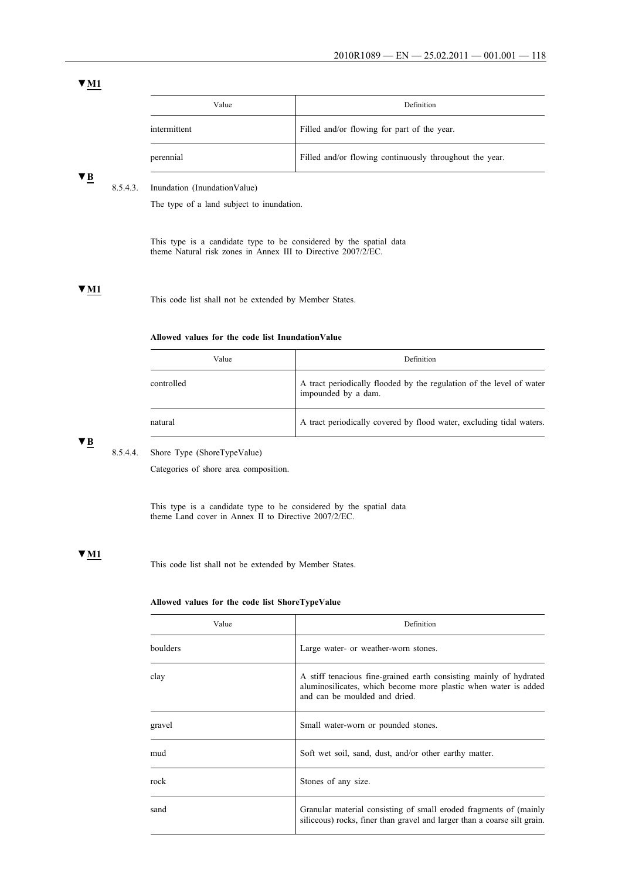▼M1

| Value | Definition |
| --- | --- |
| intermittent | Filled and/or flowing for part of the year. |
| perennial | Filled and/or flowing continuously throughout the year. |

▼B

8.5.4.3. Inundation (InundationValue)

The type of a land subject to inundation.

This type is a candidate type to be considered by the spatial data theme Natural risk zones in Annex III to Directive 2007/2/EC.

▼M1

This code list shall not be extended by Member States.

**Allowed values for the code list InundationValue**

| Value | Definition |
| --- | --- |
| controlled | A tract periodically flooded by the regulation of the level of water impounded by a dam. |
| natural | A tract periodically covered by flood water, excluding tidal waters. |

▼B

8.5.4.4. Shore Type (ShoreTypeValue)

Categories of shore area composition.

This type is a candidate type to be considered by the spatial data theme Land cover in Annex II to Directive 2007/2/EC.

▼M1

This code list shall not be extended by Member States.

**Allowed values for the code list ShoreTypeValue**

| Value | Definition |
| --- | --- |
| boulders | Large water- or weather-worn stones. |
| clay | A stiff tenacious fine-grained earth consisting mainly of hydrated aluminosilicates, which become more plastic when water is added and can be moulded and dried. |
| gravel | Small water-worn or pounded stones. |
| mud | Soft wet soil, sand, dust, and/or other earthy matter. |
| rock | Stones of any size. |
| sand | Granular material consisting of small eroded fragments of (mainly siliceous) rocks, finer than gravel and larger than a coarse silt grain. |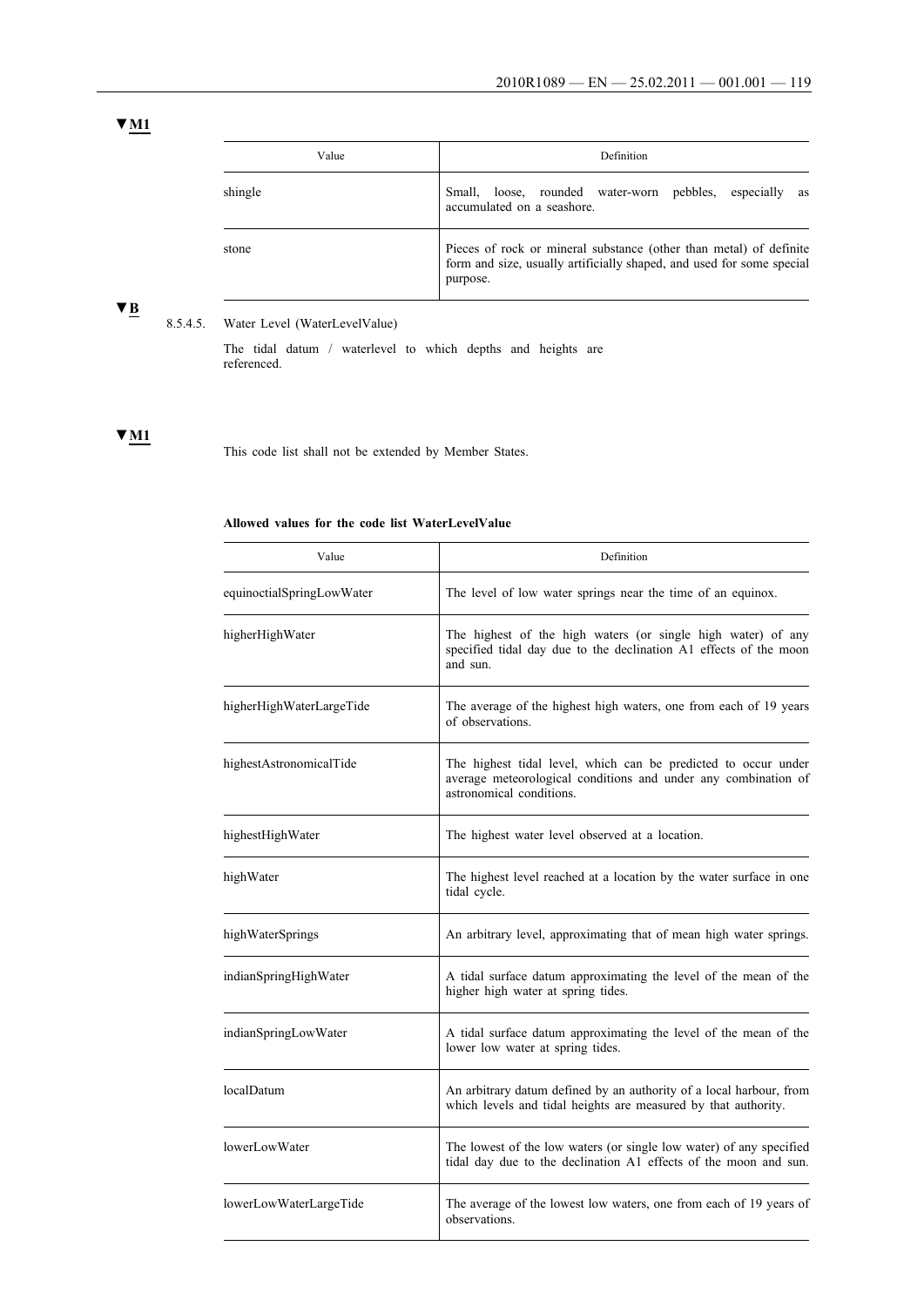▼M1

| Value | Definition |
|---|---|
| shingle | Small, loose, rounded water-worn pebbles, especially as accumulated on a seashore. |
| stone | Pieces of rock or mineral substance (other than metal) of definite form and size, usually artificially shaped, and used for some special purpose. |

▼B

8.5.4.5. Water Level (WaterLevelValue)

The tidal datum / waterlevel to which depths and heights are referenced.

▼M1

This code list shall not be extended by Member States.

**Allowed values for the code list WaterLevelValue**

| Value | Definition |
|---|---|
| equinoctialSpringLowWater | The level of low water springs near the time of an equinox. |
| higherHighWater | The highest of the high waters (or single high water) of any specified tidal day due to the declination A1 effects of the moon and sun. |
| higherHighWaterLargeTide | The average of the highest high waters, one from each of 19 years of observations. |
| highestAstronomicalTide | The highest tidal level, which can be predicted to occur under average meteorological conditions and under any combination of astronomical conditions. |
| highestHighWater | The highest water level observed at a location. |
| highWater | The highest level reached at a location by the water surface in one tidal cycle. |
| highWaterSprings | An arbitrary level, approximating that of mean high water springs. |
| indianSpringHighWater | A tidal surface datum approximating the level of the mean of the higher high water at spring tides. |
| indianSpringLowWater | A tidal surface datum approximating the level of the mean of the lower low water at spring tides. |
| localDatum | An arbitrary datum defined by an authority of a local harbour, from which levels and tidal heights are measured by that authority. |
| lowerLowWater | The lowest of the low waters (or single low water) of any specified tidal day due to the declination A1 effects of the moon and sun. |
| lowerLowWaterLargeTide | The average of the lowest low waters, one from each of 19 years of observations. |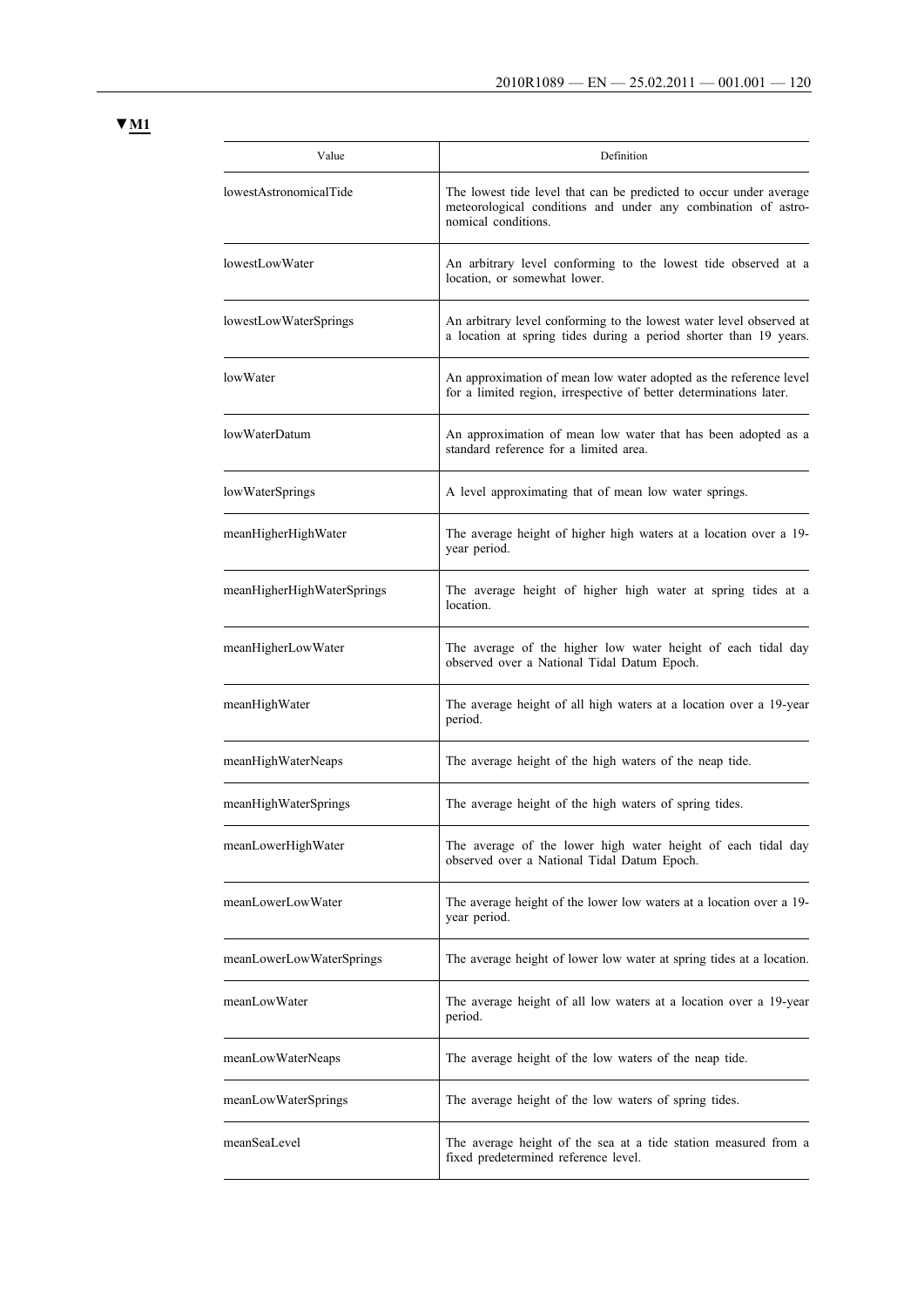▼M1

| Value | Definition |
|---|---|
| lowestAstronomicalTide | The lowest tide level that can be predicted to occur under average meteorological conditions and under any combination of astronomical conditions. |
| lowestLowWater | An arbitrary level conforming to the lowest tide observed at a location, or somewhat lower. |
| lowestLowWaterSprings | An arbitrary level conforming to the lowest water level observed at a location at spring tides during a period shorter than 19 years. |
| lowWater | An approximation of mean low water adopted as the reference level for a limited region, irrespective of better determinations later. |
| lowWaterDatum | An approximation of mean low water that has been adopted as a standard reference for a limited area. |
| lowWaterSprings | A level approximating that of mean low water springs. |
| meanHigherHighWater | The average height of higher high waters at a location over a 19-year period. |
| meanHigherHighWaterSprings | The average height of higher high water at spring tides at a location. |
| meanHigherLowWater | The average of the higher low water height of each tidal day observed over a National Tidal Datum Epoch. |
| meanHighWater | The average height of all high waters at a location over a 19-year period. |
| meanHighWaterNeaps | The average height of the high waters of the neap tide. |
| meanHighWaterSprings | The average height of the high waters of spring tides. |
| meanLowerHighWater | The average of the lower high water height of each tidal day observed over a National Tidal Datum Epoch. |
| meanLowerLowWater | The average height of the lower low waters at a location over a 19-year period. |
| meanLowerLowWaterSprings | The average height of lower low water at spring tides at a location. |
| meanLowWater | The average height of all low waters at a location over a 19-year period. |
| meanLowWaterNeaps | The average height of the low waters of the neap tide. |
| meanLowWaterSprings | The average height of the low waters of spring tides. |
| meanSeaLevel | The average height of the sea at a tide station measured from a fixed predetermined reference level. |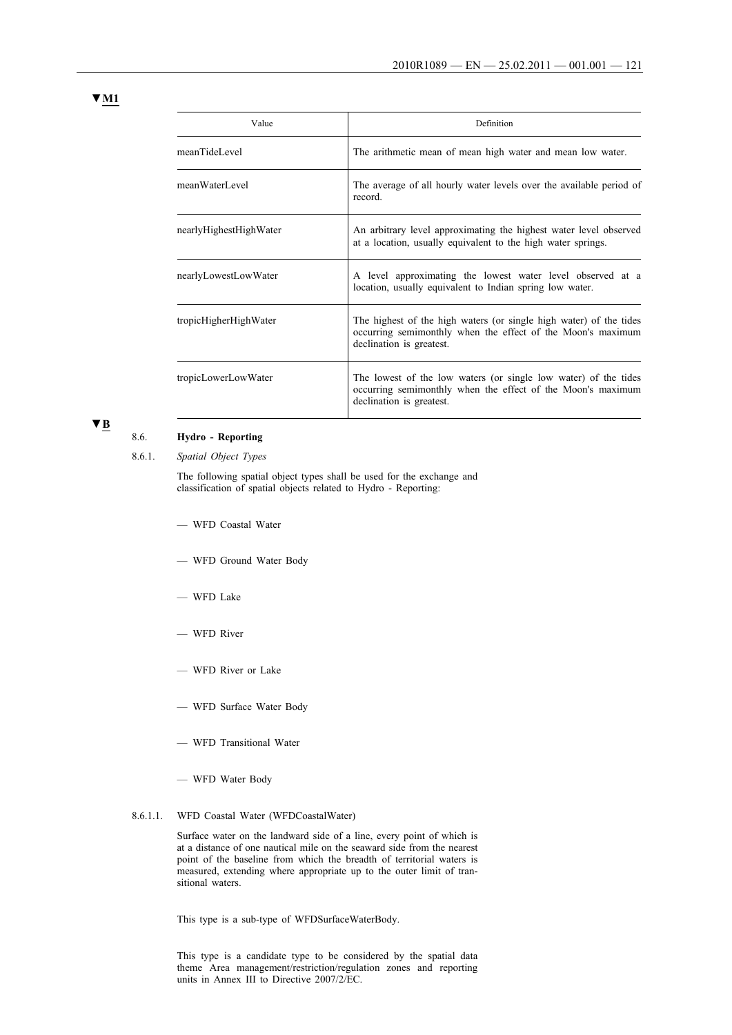▼M1

| Value | Definition |
| --- | --- |
| meanTideLevel | The arithmetic mean of mean high water and mean low water. |
| meanWaterLevel | The average of all hourly water levels over the available period of record. |
| nearlyHighestHighWater | An arbitrary level approximating the highest water level observed at a location, usually equivalent to the high water springs. |
| nearlyLowestLowWater | A level approximating the lowest water level observed at a location, usually equivalent to Indian spring low water. |
| tropicHigherHighWater | The highest of the high waters (or single high water) of the tides occurring semimonthly when the effect of the Moon's maximum declination is greatest. |
| tropicLowerLowWater | The lowest of the low waters (or single low water) of the tides occurring semimonthly when the effect of the Moon's maximum declination is greatest. |

▼B

## 8.6. Hydro - Reporting

### 8.6.1. *Spatial Object Types*

The following spatial object types shall be used for the exchange and classification of spatial objects related to Hydro - Reporting:

— WFD Coastal Water

— WFD Ground Water Body

— WFD Lake

— WFD River

— WFD River or Lake

— WFD Surface Water Body

— WFD Transitional Water

— WFD Water Body

#### 8.6.1.1. WFD Coastal Water (WFDCoastalWater)

Surface water on the landward side of a line, every point of which is at a distance of one nautical mile on the seaward side from the nearest point of the baseline from which the breadth of territorial waters is measured, extending where appropriate up to the outer limit of transitional waters.

This type is a sub-type of WFDSurfaceWaterBody.

This type is a candidate type to be considered by the spatial data theme Area management/restriction/regulation zones and reporting units in Annex III to Directive 2007/2/EC.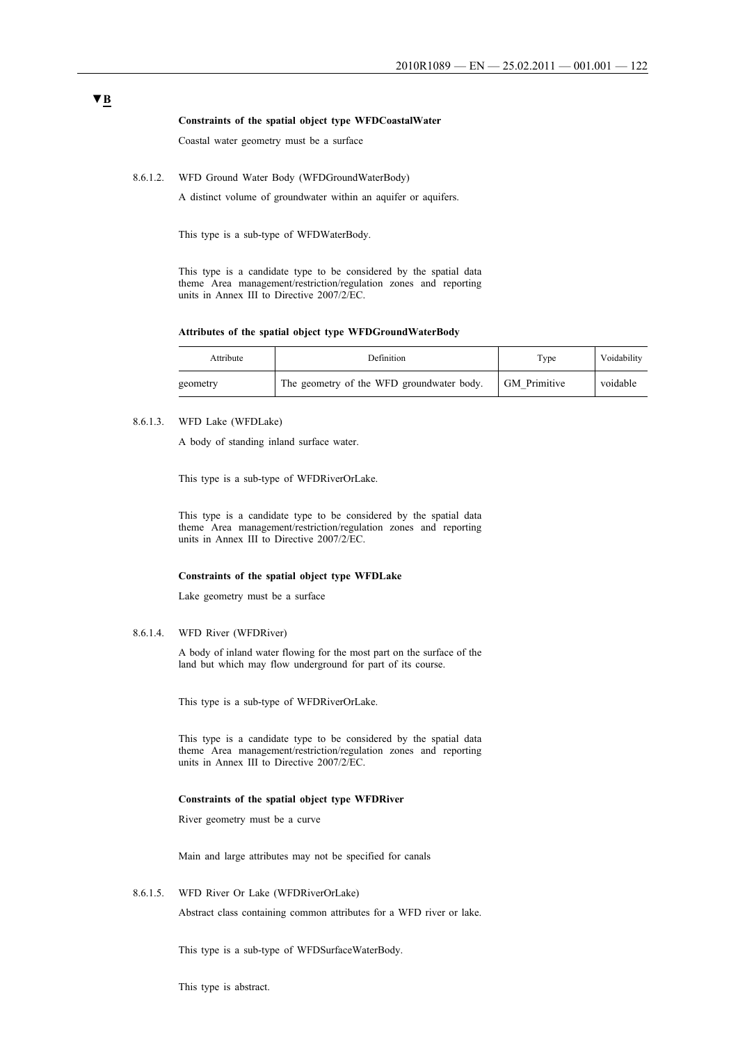▼B

**Constraints of the spatial object type WFDCoastalWater**

Coastal water geometry must be a surface

8.6.1.2. WFD Ground Water Body (WFDGroundWaterBody)

A distinct volume of groundwater within an aquifer or aquifers.

This type is a sub-type of WFDWaterBody.

This type is a candidate type to be considered by the spatial data theme Area management/restriction/regulation zones and reporting units in Annex III to Directive 2007/2/EC.

**Attributes of the spatial object type WFDGroundWaterBody**

| Attribute | Definition | Type | Voidability |
|---|---|---|---|
| geometry | The geometry of the WFD groundwater body. | GM_Primitive | voidable |

8.6.1.3. WFD Lake (WFDLake)

A body of standing inland surface water.

This type is a sub-type of WFDRiverOrLake.

This type is a candidate type to be considered by the spatial data theme Area management/restriction/regulation zones and reporting units in Annex III to Directive 2007/2/EC.

**Constraints of the spatial object type WFDLake**

Lake geometry must be a surface

8.6.1.4. WFD River (WFDRiver)

A body of inland water flowing for the most part on the surface of the land but which may flow underground for part of its course.

This type is a sub-type of WFDRiverOrLake.

This type is a candidate type to be considered by the spatial data theme Area management/restriction/regulation zones and reporting units in Annex III to Directive 2007/2/EC.

**Constraints of the spatial object type WFDRiver**

River geometry must be a curve

Main and large attributes may not be specified for canals

8.6.1.5. WFD River Or Lake (WFDRiverOrLake)

Abstract class containing common attributes for a WFD river or lake.

This type is a sub-type of WFDSurfaceWaterBody.

This type is abstract.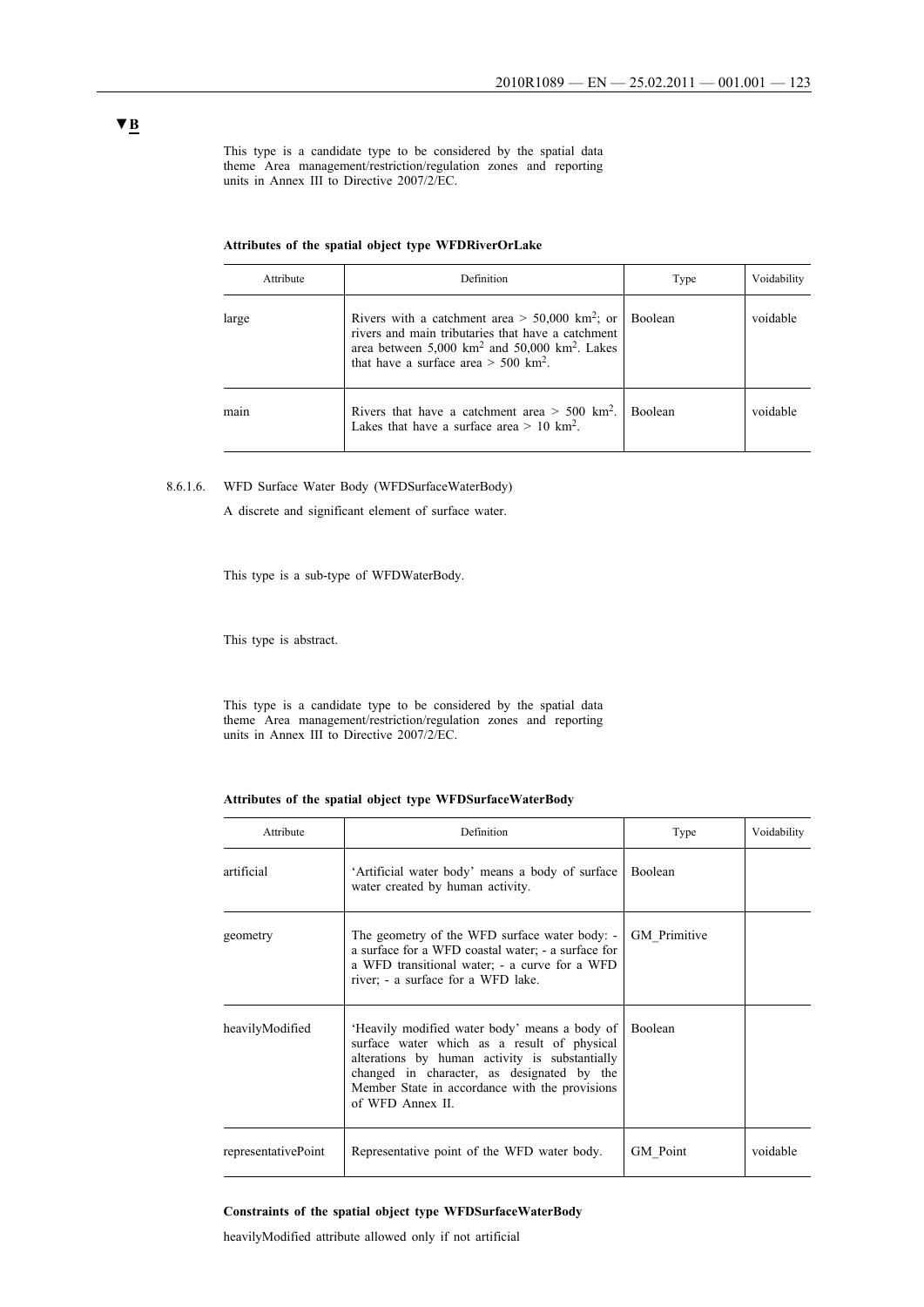▼B

This type is a candidate type to be considered by the spatial data theme Area management/restriction/regulation zones and reporting units in Annex III to Directive 2007/2/EC.

**Attributes of the spatial object type WFDRiverOrLake**

| Attribute | Definition | Type | Voidability |
|---|---|---|---|
| large | Rivers with a catchment area > 50,000 $km^2$; or rivers and main tributaries that have a catchment area between 5,000 $km^2$ and 50,000 $km^2$. Lakes that have a surface area > 500 $km^2$. | Boolean | voidable |
| main | Rivers that have a catchment area > 500 $km^2$. Lakes that have a surface area > 10 $km^2$. | Boolean | voidable |

8.6.1.6. WFD Surface Water Body (WFDSurfaceWaterBody)

A discrete and significant element of surface water.

This type is a sub-type of WFDWaterBody.

This type is abstract.

This type is a candidate type to be considered by the spatial data theme Area management/restriction/regulation zones and reporting units in Annex III to Directive 2007/2/EC.

**Attributes of the spatial object type WFDSurfaceWaterBody**

| Attribute | Definition | Type | Voidability |
|---|---|---|---|
| artificial | 'Artificial water body' means a body of surface water created by human activity. | Boolean | |
| geometry | The geometry of the WFD surface water body: - a surface for a WFD coastal water; - a surface for a WFD transitional water; - a curve for a WFD river; - a surface for a WFD lake. | GM_Primitive | |
| heavilyModified | 'Heavily modified water body' means a body of surface water which as a result of physical alterations by human activity is substantially changed in character, as designated by the Member State in accordance with the provisions of WFD Annex II. | Boolean | |
| representativePoint | Representative point of the WFD water body. | GM_Point | voidable |

**Constraints of the spatial object type WFDSurfaceWaterBody**

heavilyModified attribute allowed only if not artificial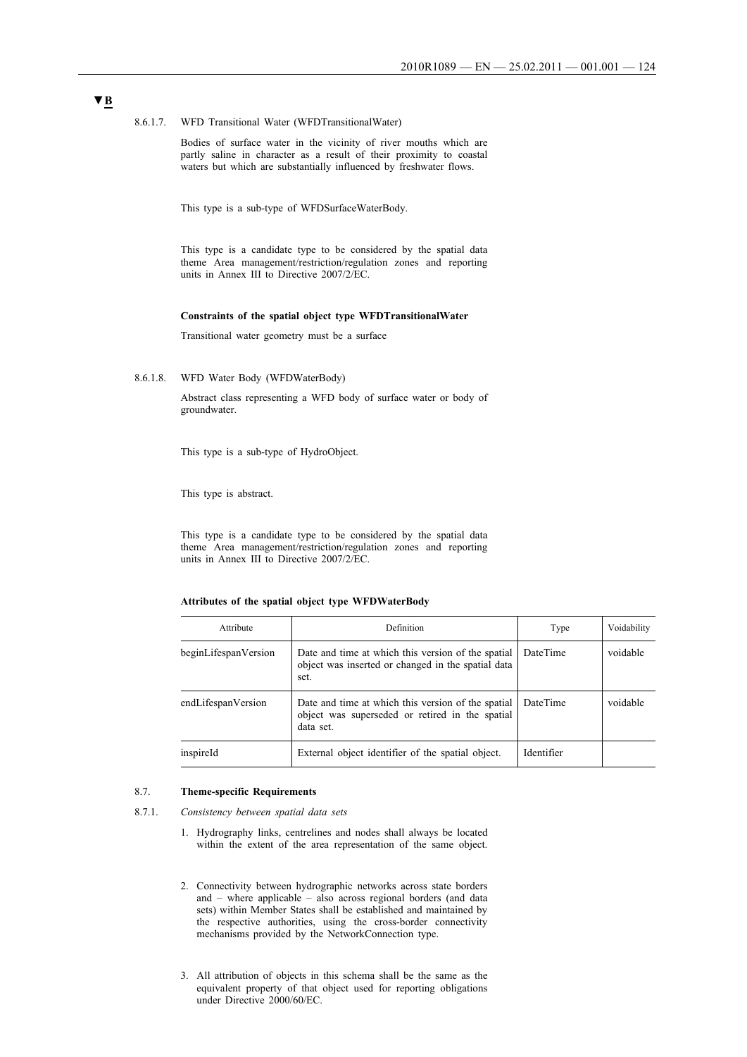**▼B**

8.6.1.7. WFD Transitional Water (WFDTransitionalWater)

Bodies of surface water in the vicinity of river mouths which are partly saline in character as a result of their proximity to coastal waters but which are substantially influenced by freshwater flows.

This type is a sub-type of WFDSurfaceWaterBody.

This type is a candidate type to be considered by the spatial data theme Area management/restriction/regulation zones and reporting units in Annex III to Directive 2007/2/EC.

**Constraints of the spatial object type WFDTransitionalWater**

Transitional water geometry must be a surface

8.6.1.8. WFD Water Body (WFDWaterBody)

Abstract class representing a WFD body of surface water or body of groundwater.

This type is a sub-type of HydroObject.

This type is abstract.

This type is a candidate type to be considered by the spatial data theme Area management/restriction/regulation zones and reporting units in Annex III to Directive 2007/2/EC.

**Attributes of the spatial object type WFDWaterBody**

| Attribute | Definition | Type | Voidability |
|---|---|---|---|
| beginLifespanVersion | Date and time at which this version of the spatial object was inserted or changed in the spatial data set. | DateTime | voidable |
| endLifespanVersion | Date and time at which this version of the spatial object was superseded or retired in the spatial data set. | DateTime | voidable |
| inspireId | External object identifier of the spatial object. | Identifier | |

## 8.7. Theme-specific Requirements

### 8.7.1. *Consistency between spatial data sets*

1. Hydrography links, centrelines and nodes shall always be located within the extent of the area representation of the same object.
2. Connectivity between hydrographic networks across state borders and – where applicable – also across regional borders (and data sets) within Member States shall be established and maintained by the respective authorities, using the cross-border connectivity mechanisms provided by the NetworkConnection type.
3. All attribution of objects in this schema shall be the same as the equivalent property of that object used for reporting obligations under Directive 2000/60/EC.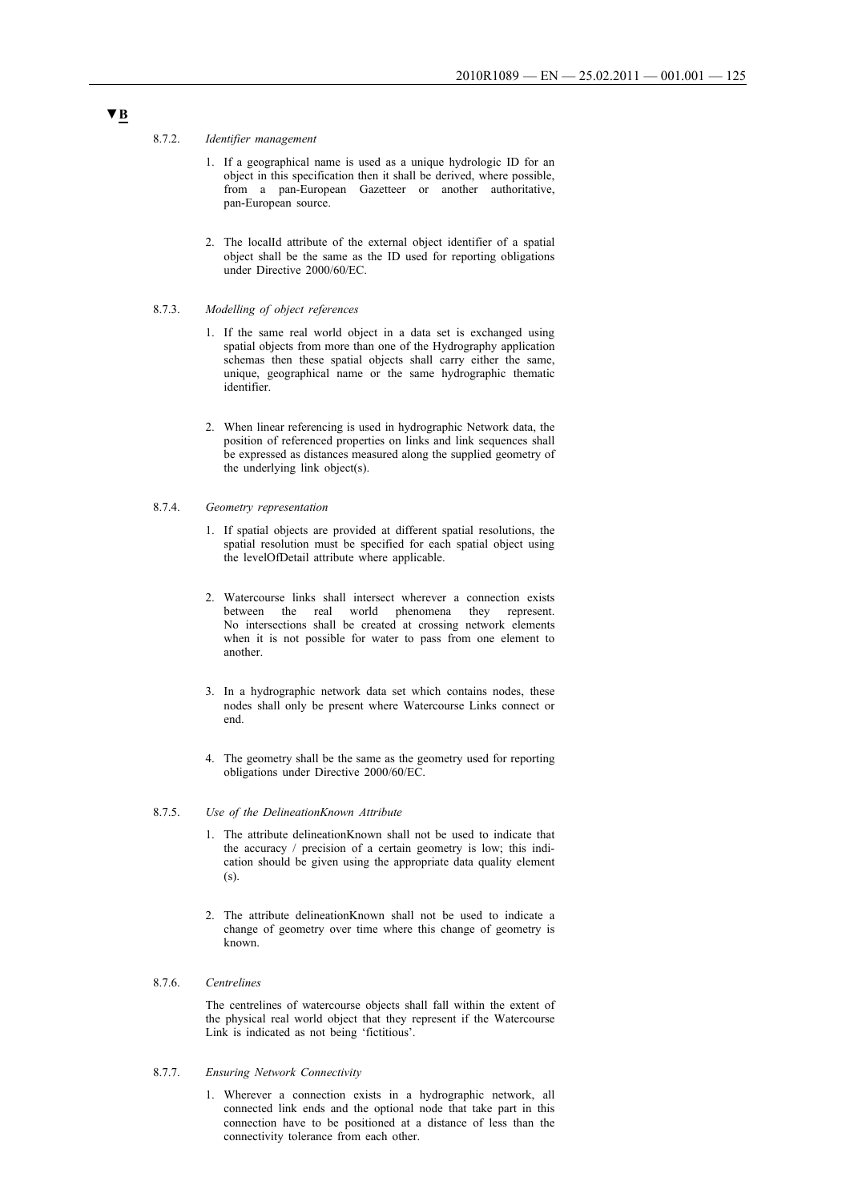**▼B**

8.7.2. *Identifier management*

1. If a geographical name is used as a unique hydrologic ID for an object in this specification then it shall be derived, where possible, from a pan-European Gazetteer or another authoritative, pan-European source.

2. The localId attribute of the external object identifier of a spatial object shall be the same as the ID used for reporting obligations under Directive 2000/60/EC.

8.7.3. *Modelling of object references*

1. If the same real world object in a data set is exchanged using spatial objects from more than one of the Hydrography application schemas then these spatial objects shall carry either the same, unique, geographical name or the same hydrographic thematic identifier.

2. When linear referencing is used in hydrographic Network data, the position of referenced properties on links and link sequences shall be expressed as distances measured along the supplied geometry of the underlying link object(s).

8.7.4. *Geometry representation*

1. If spatial objects are provided at different spatial resolutions, the spatial resolution must be specified for each spatial object using the levelOfDetail attribute where applicable.

2. Watercourse links shall intersect wherever a connection exists between the real world phenomena they represent. No intersections shall be created at crossing network elements when it is not possible for water to pass from one element to another.

3. In a hydrographic network data set which contains nodes, these nodes shall only be present where Watercourse Links connect or end.

4. The geometry shall be the same as the geometry used for reporting obligations under Directive 2000/60/EC.

8.7.5. *Use of the DelineationKnown Attribute*

1. The attribute delineationKnown shall not be used to indicate that the accuracy / precision of a certain geometry is low; this indication should be given using the appropriate data quality element (s).

2. The attribute delineationKnown shall not be used to indicate a change of geometry over time where this change of geometry is known.

8.7.6. *Centrelines*

The centrelines of watercourse objects shall fall within the extent of the physical real world object that they represent if the Watercourse Link is indicated as not being 'fictitious'.

8.7.7. *Ensuring Network Connectivity*

1. Wherever a connection exists in a hydrographic network, all connected link ends and the optional node that take part in this connection have to be positioned at a distance of less than the connectivity tolerance from each other.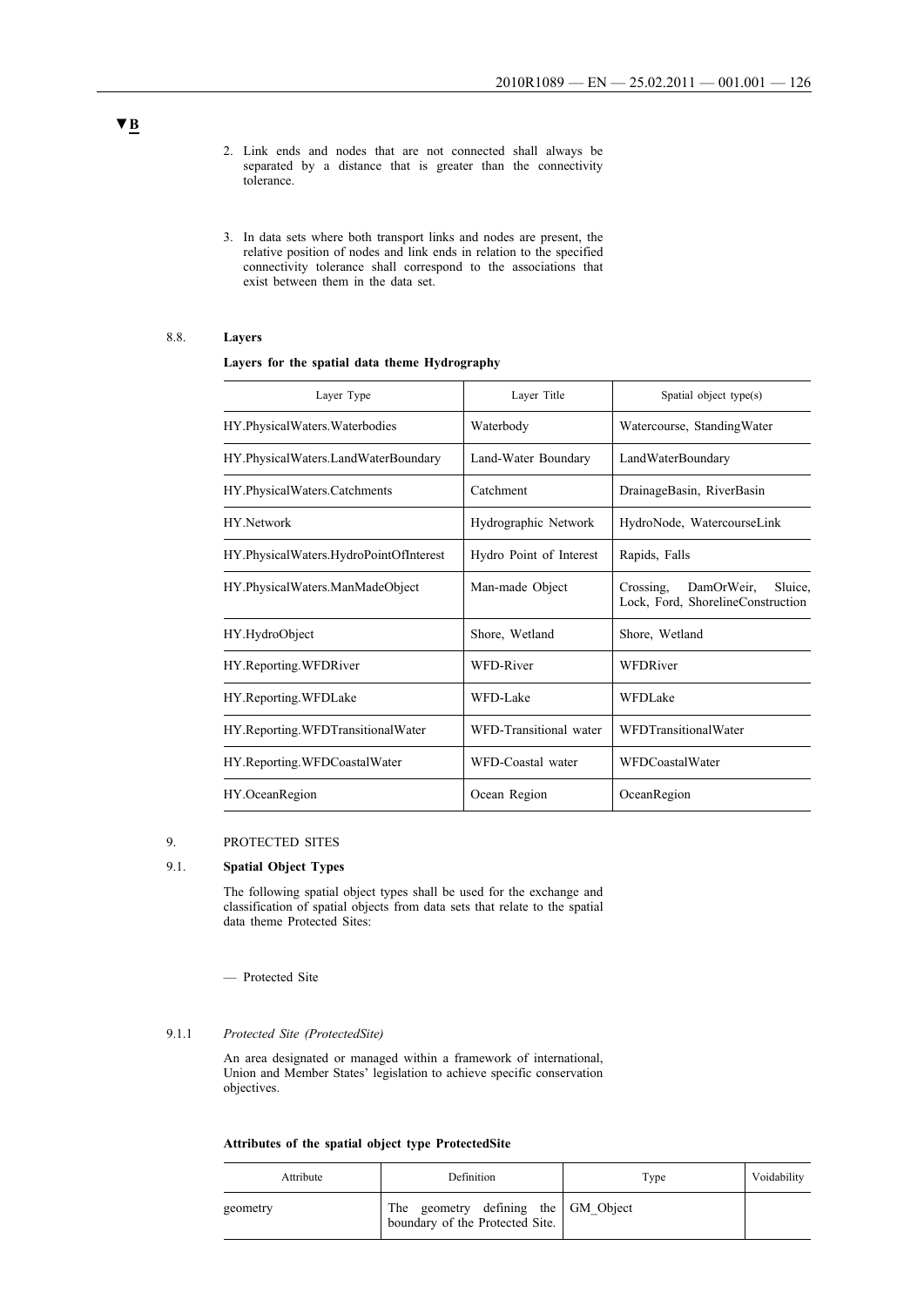▼B

2. Link ends and nodes that are not connected shall always be separated by a distance that is greater than the connectivity tolerance.

3. In data sets where both transport links and nodes are present, the relative position of nodes and link ends in relation to the specified connectivity tolerance shall correspond to the associations that exist between them in the data set.

### 8.8. **Layers**

**Layers for the spatial data theme Hydrography**

| Layer Type | Layer Title | Spatial object type(s) |
|---|---|---|
| HY.PhysicalWaters.Waterbodies | Waterbody | Watercourse, StandingWater |
| HY.PhysicalWaters.LandWaterBoundary | Land-Water Boundary | LandWaterBoundary |
| HY.PhysicalWaters.Catchments | Catchment | DrainageBasin, RiverBasin |
| HY.Network | Hydrographic Network | HydroNode, WatercourseLink |
| HY.PhysicalWaters.HydroPointOfInterest | Hydro Point of Interest | Rapids, Falls |
| HY.PhysicalWaters.ManMadeObject | Man-made Object | Crossing, DamOrWeir, Sluice, Lock, Ford, ShorelineConstruction |
| HY.HydroObject | Shore, Wetland | Shore, Wetland |
| HY.Reporting.WFDRiver | WFD-River | WFDRiver |
| HY.Reporting.WFDLake | WFD-Lake | WFDLake |
| HY.Reporting.WFDTransitionalWater | WFD-Transitional water | WFDTransitionalWater |
| HY.Reporting.WFDCoastalWater | WFD-Coastal water | WFDCoastalWater |
| HY.OceanRegion | Ocean Region | OceanRegion |

## 9. PROTECTED SITES

### 9.1. **Spatial Object Types**

The following spatial object types shall be used for the exchange and classification of spatial objects from data sets that relate to the spatial data theme Protected Sites:

— Protected Site

#### 9.1.1 *Protected Site (ProtectedSite)*

An area designated or managed within a framework of international, Union and Member States' legislation to achieve specific conservation objectives.

**Attributes of the spatial object type ProtectedSite**

| Attribute | Definition | Type | Voidability |
|---|---|---|---|
| geometry | The geometry defining the boundary of the Protected Site. | GM_Object | |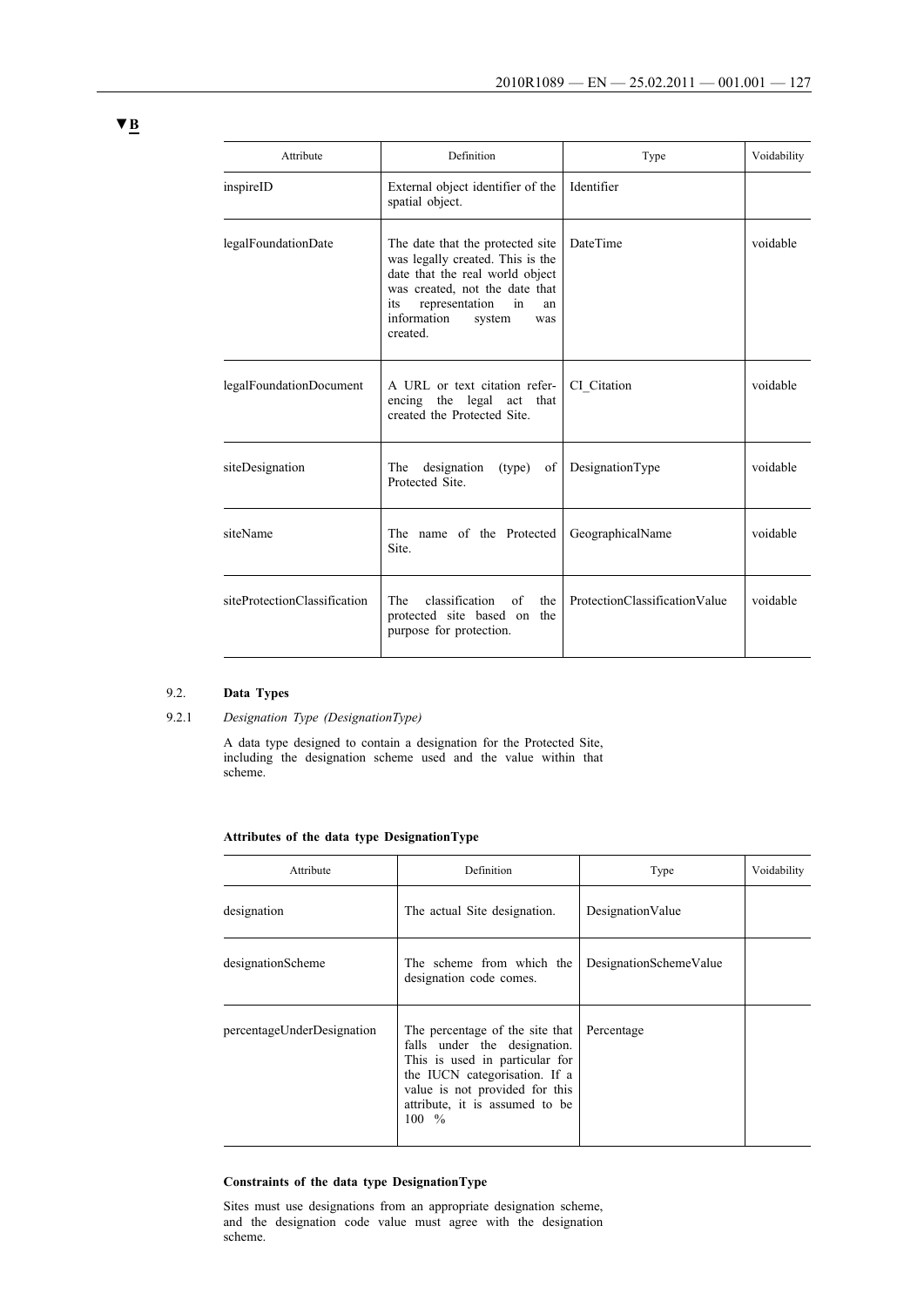▼B

| Attribute | Definition | Type | Voidability |
| --- | --- | --- | --- |
| inspireID | External object identifier of the spatial object. | Identifier | |
| legalFoundationDate | The date that the protected site was legally created. This is the date that the real world object was created, not the date that its representation in an information system was created. | DateTime | voidable |
| legalFoundationDocument | A URL or text citation referencing the legal act that created the Protected Site. | CI_Citation | voidable |
| siteDesignation | The designation (type) of Protected Site. | DesignationType | voidable |
| siteName | The name of the Protected Site. | GeographicalName | voidable |
| siteProtectionClassification | The classification of the protected site based on the purpose for protection. | ProtectionClassificationValue | voidable |

### 9.2. **Data Types**

#### 9.2.1 *Designation Type (DesignationType)*

A data type designed to contain a designation for the Protected Site, including the designation scheme used and the value within that scheme.

**Attributes of the data type DesignationType**

| Attribute | Definition | Type | Voidability |
| --- | --- | --- | --- |
| designation | The actual Site designation. | DesignationValue | |
| designationScheme | The scheme from which the designation code comes. | DesignationSchemeValue | |
| percentageUnderDesignation | The percentage of the site that falls under the designation. This is used in particular for the IUCN categorisation. If a value is not provided for this attribute, it is assumed to be 100 % | Percentage | |

**Constraints of the data type DesignationType**

Sites must use designations from an appropriate designation scheme, and the designation code value must agree with the designation scheme.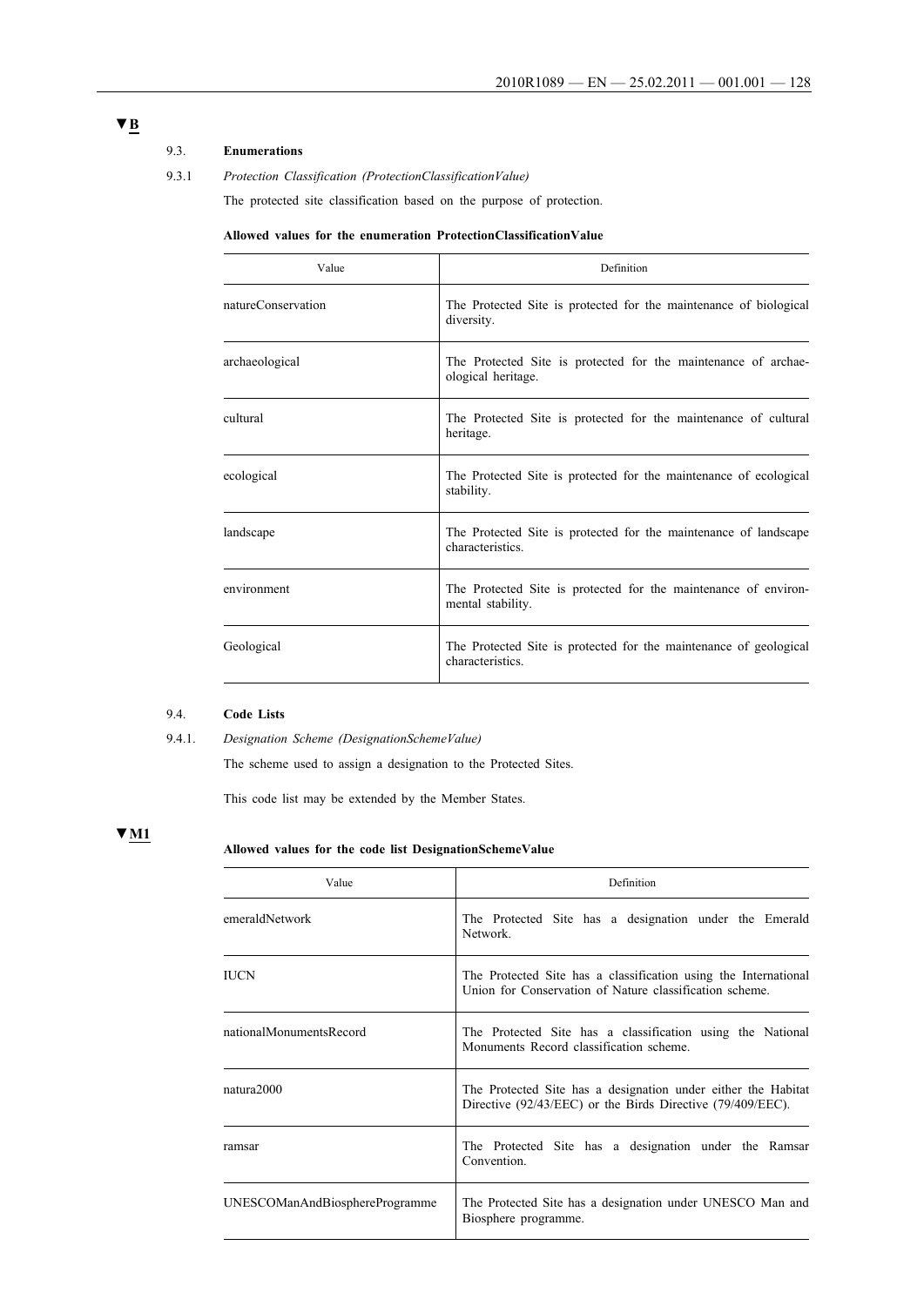▼B

9.3. **Enumerations**

9.3.1 *Protection Classification (ProtectionClassificationValue)*

The protected site classification based on the purpose of protection.

**Allowed values for the enumeration ProtectionClassificationValue**

| Value | Definition |
| --- | --- |
| natureConservation | The Protected Site is protected for the maintenance of biological diversity. |
| archaeological | The Protected Site is protected for the maintenance of archaeological heritage. |
| cultural | The Protected Site is protected for the maintenance of cultural heritage. |
| ecological | The Protected Site is protected for the maintenance of ecological stability. |
| landscape | The Protected Site is protected for the maintenance of landscape characteristics. |
| environment | The Protected Site is protected for the maintenance of environmental stability. |
| Geological | The Protected Site is protected for the maintenance of geological characteristics. |

9.4. **Code Lists**

9.4.1. *Designation Scheme (DesignationSchemeValue)*

The scheme used to assign a designation to the Protected Sites.

This code list may be extended by the Member States.

▼M1

**Allowed values for the code list DesignationSchemeValue**

| Value | Definition |
| --- | --- |
| emeraldNetwork | The Protected Site has a designation under the Emerald Network. |
| IUCN | The Protected Site has a classification using the International Union for Conservation of Nature classification scheme. |
| nationalMonumentsRecord | The Protected Site has a classification using the National Monuments Record classification scheme. |
| natura2000 | The Protected Site has a designation under either the Habitat Directive (92/43/EEC) or the Birds Directive (79/409/EEC). |
| ramsar | The Protected Site has a designation under the Ramsar Convention. |
| UNESCOManAndBiosphereProgramme | The Protected Site has a designation under UNESCO Man and Biosphere programme. |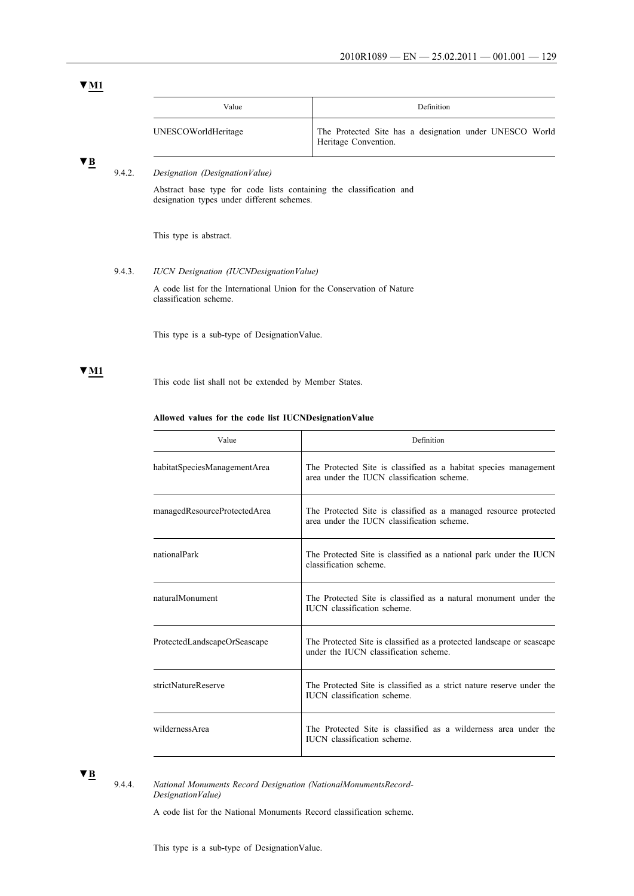▼M1

| Value | Definition |
|---|---|
| UNESCOWorldHeritage | The Protected Site has a designation under UNESCO World Heritage Convention. |

▼B

9.4.2. *Designation (DesignationValue)*

Abstract base type for code lists containing the classification and designation types under different schemes.

This type is abstract.

9.4.3. *IUCN Designation (IUCNDesignationValue)*

A code list for the International Union for the Conservation of Nature classification scheme.

This type is a sub-type of DesignationValue.

▼M1

This code list shall not be extended by Member States.

**Allowed values for the code list IUCNDesignationValue**

| Value | Definition |
|---|---|
| habitatSpeciesManagementArea | The Protected Site is classified as a habitat species management area under the IUCN classification scheme. |
| managedResourceProtectedArea | The Protected Site is classified as a managed resource protected area under the IUCN classification scheme. |
| nationalPark | The Protected Site is classified as a national park under the IUCN classification scheme. |
| naturalMonument | The Protected Site is classified as a natural monument under the IUCN classification scheme. |
| ProtectedLandscapeOrSeascape | The Protected Site is classified as a protected landscape or seascape under the IUCN classification scheme. |
| strictNatureReserve | The Protected Site is classified as a strict nature reserve under the IUCN classification scheme. |
| wildernessArea | The Protected Site is classified as a wilderness area under the IUCN classification scheme. |

▼B

9.4.4. *National Monuments Record Designation (NationalMonumentsRecord-DesignationValue)*

A code list for the National Monuments Record classification scheme.

This type is a sub-type of DesignationValue.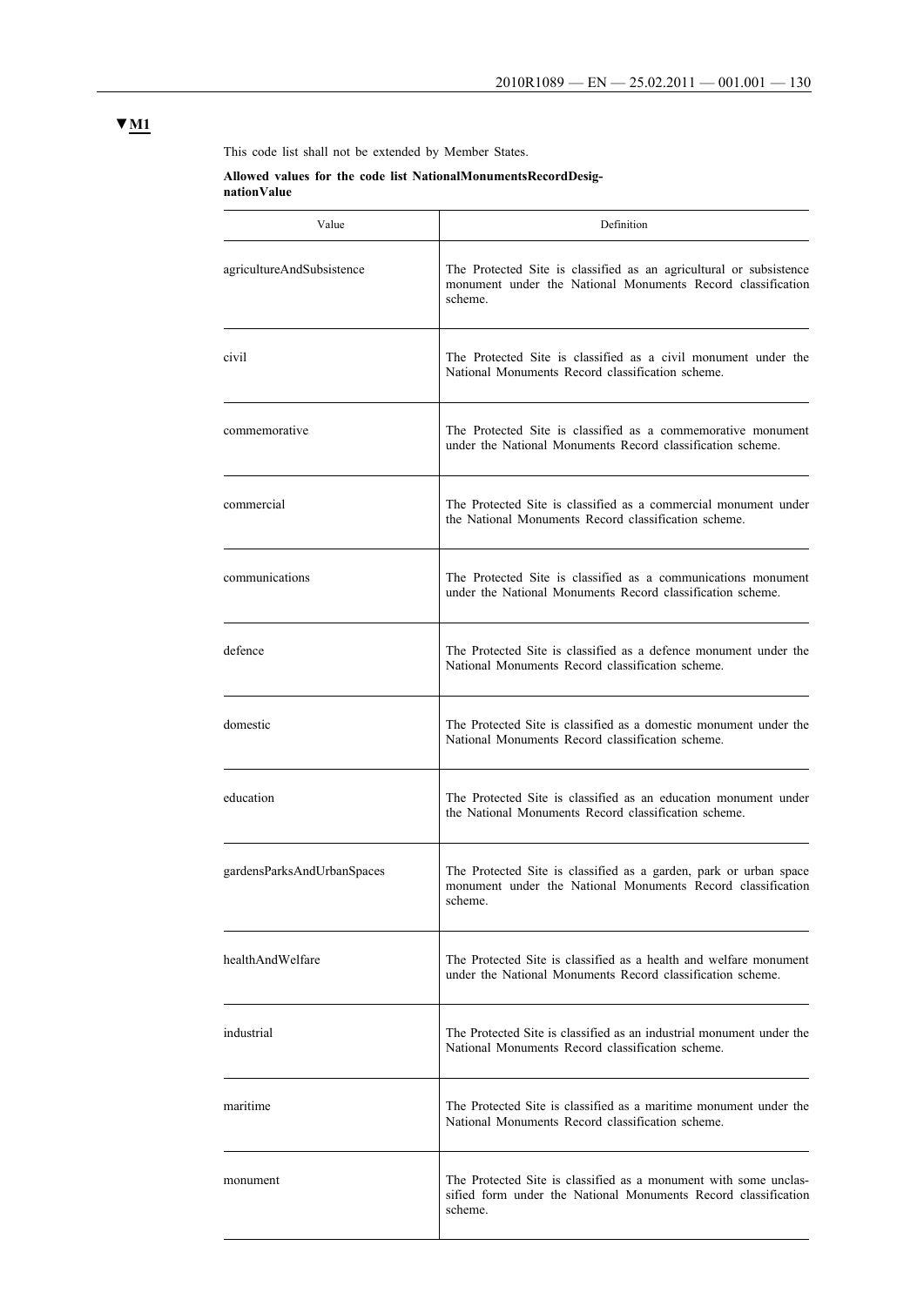▼M1

This code list shall not be extended by Member States.

**Allowed values for the code list NationalMonumentsRecordDesignationValue**

| Value | Definition |
| --- | --- |
| agricultureAndSubsistence | The Protected Site is classified as an agricultural or subsistence monument under the National Monuments Record classification scheme. |
| civil | The Protected Site is classified as a civil monument under the National Monuments Record classification scheme. |
| commemorative | The Protected Site is classified as a commemorative monument under the National Monuments Record classification scheme. |
| commercial | The Protected Site is classified as a commercial monument under the National Monuments Record classification scheme. |
| communications | The Protected Site is classified as a communications monument under the National Monuments Record classification scheme. |
| defence | The Protected Site is classified as a defence monument under the National Monuments Record classification scheme. |
| domestic | The Protected Site is classified as a domestic monument under the National Monuments Record classification scheme. |
| education | The Protected Site is classified as an education monument under the National Monuments Record classification scheme. |
| gardensParksAndUrbanSpaces | The Protected Site is classified as a garden, park or urban space monument under the National Monuments Record classification scheme. |
| healthAndWelfare | The Protected Site is classified as a health and welfare monument under the National Monuments Record classification scheme. |
| industrial | The Protected Site is classified as an industrial monument under the National Monuments Record classification scheme. |
| maritime | The Protected Site is classified as a maritime monument under the National Monuments Record classification scheme. |
| monument | The Protected Site is classified as a monument with some unclassified form under the National Monuments Record classification scheme. |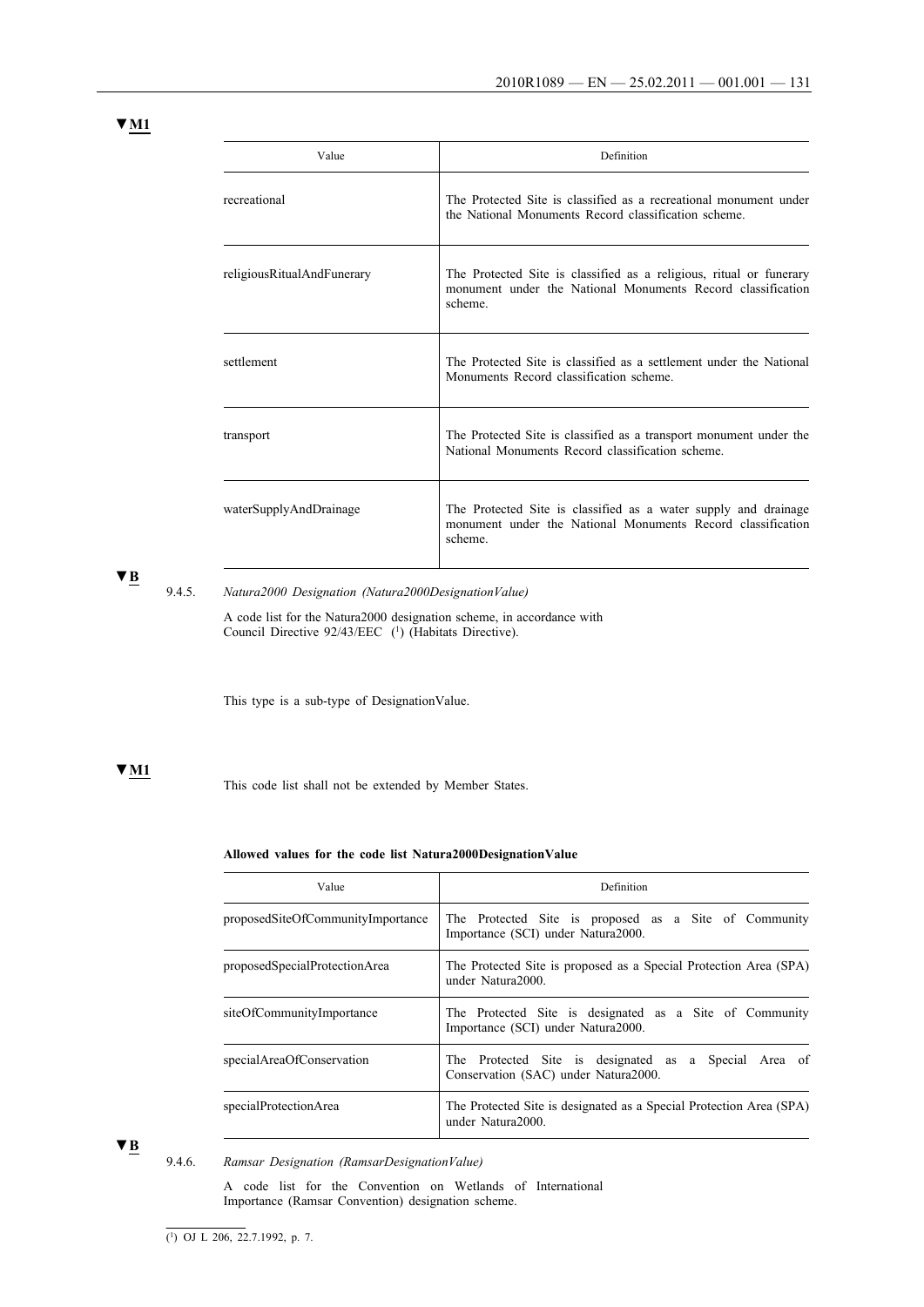▼M1

| Value | Definition |
|---|---|
| recreational | The Protected Site is classified as a recreational monument under the National Monuments Record classification scheme. |
| religiousRitualAndFunerary | The Protected Site is classified as a religious, ritual or funerary monument under the National Monuments Record classification scheme. |
| settlement | The Protected Site is classified as a settlement under the National Monuments Record classification scheme. |
| transport | The Protected Site is classified as a transport monument under the National Monuments Record classification scheme. |
| waterSupplyAndDrainage | The Protected Site is classified as a water supply and drainage monument under the National Monuments Record classification scheme. |

▼B

9.4.5. *Natura2000 Designation (Natura2000DesignationValue)*

A code list for the Natura2000 designation scheme, in accordance with Council Directive 92/43/EEC [1] (Habitats Directive).

This type is a sub-type of DesignationValue.

▼M1

This code list shall not be extended by Member States.

**Allowed values for the code list Natura2000DesignationValue**

| Value | Definition |
|---|---|
| proposedSiteOfCommunityImportance | The Protected Site is proposed as a Site of Community Importance (SCI) under Natura2000. |
| proposedSpecialProtectionArea | The Protected Site is proposed as a Special Protection Area (SPA) under Natura2000. |
| siteOfCommunityImportance | The Protected Site is designated as a Site of Community Importance (SCI) under Natura2000. |
| specialAreaOfConservation | The Protected Site is designated as a Special Area of Conservation (SAC) under Natura2000. |
| specialProtectionArea | The Protected Site is designated as a Special Protection Area (SPA) under Natura2000. |

▼B

9.4.6. *Ramsar Designation (RamsarDesignationValue)*

A code list for the Convention on Wetlands of International Importance (Ramsar Convention) designation scheme.

[1] OJ L 206, 22.7.1992, p. 7.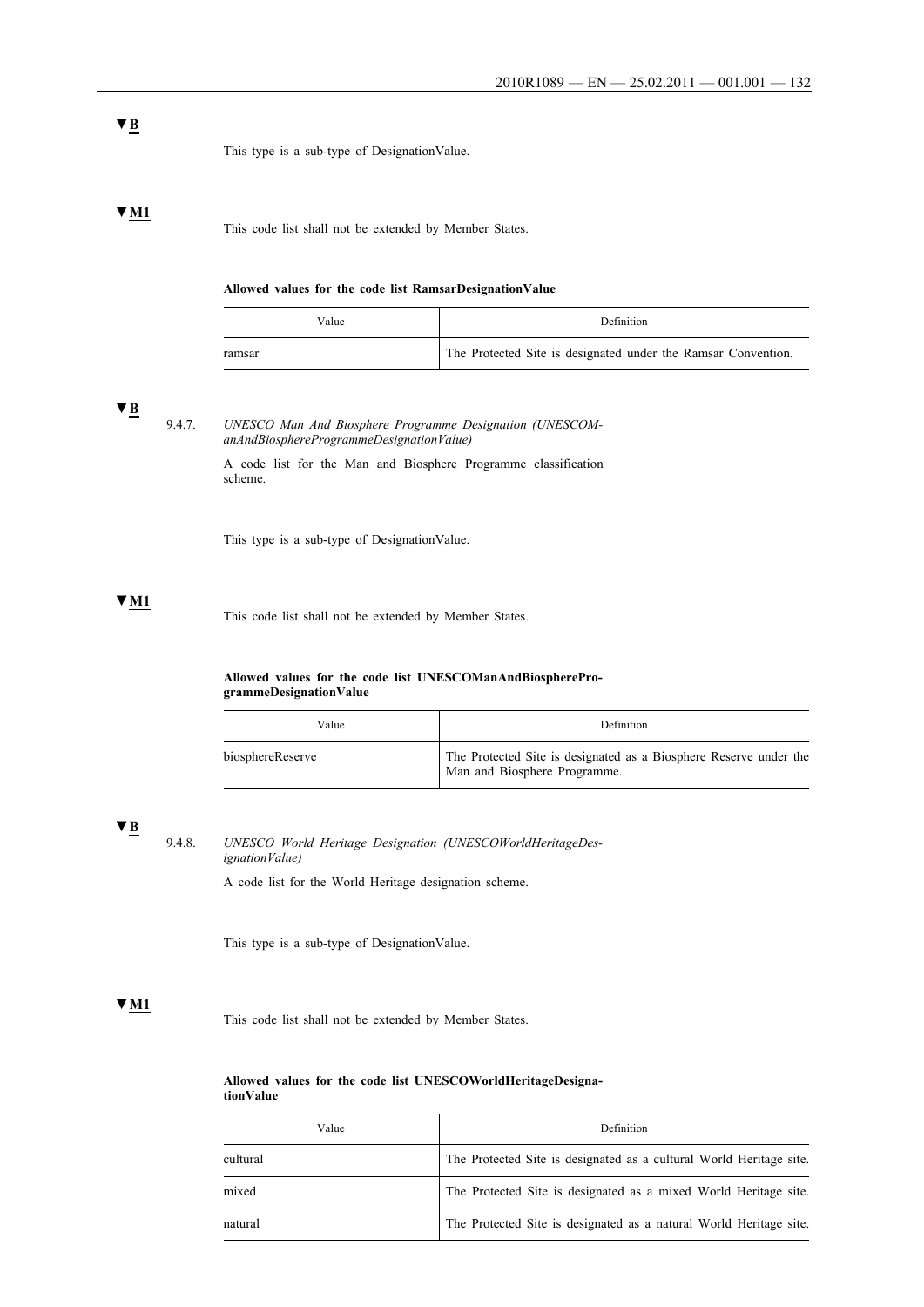▼B

This type is a sub-type of DesignationValue.

▼M1

This code list shall not be extended by Member States.

**Allowed values for the code list RamsarDesignationValue**

| Value | Definition |
|---|---|
| ramsar | The Protected Site is designated under the Ramsar Convention. |

▼B

9.4.7. *UNESCO Man And Biosphere Programme Designation (UNESCOManAndBiosphereProgrammeDesignationValue)*

A code list for the Man and Biosphere Programme classification scheme.

This type is a sub-type of DesignationValue.

▼M1

This code list shall not be extended by Member States.

**Allowed values for the code list UNESCOManAndBiosphereProgrammeDesignationValue**

| Value | Definition |
|---|---|
| biosphereReserve | The Protected Site is designated as a Biosphere Reserve under the Man and Biosphere Programme. |

▼B

9.4.8. *UNESCO World Heritage Designation (UNESCOWorldHeritageDesignationValue)*

A code list for the World Heritage designation scheme.

This type is a sub-type of DesignationValue.

▼M1

This code list shall not be extended by Member States.

**Allowed values for the code list UNESCOWorldHeritageDesignationValue**

| Value | Definition |
|---|---|
| cultural | The Protected Site is designated as a cultural World Heritage site. |
| mixed | The Protected Site is designated as a mixed World Heritage site. |
| natural | The Protected Site is designated as a natural World Heritage site. |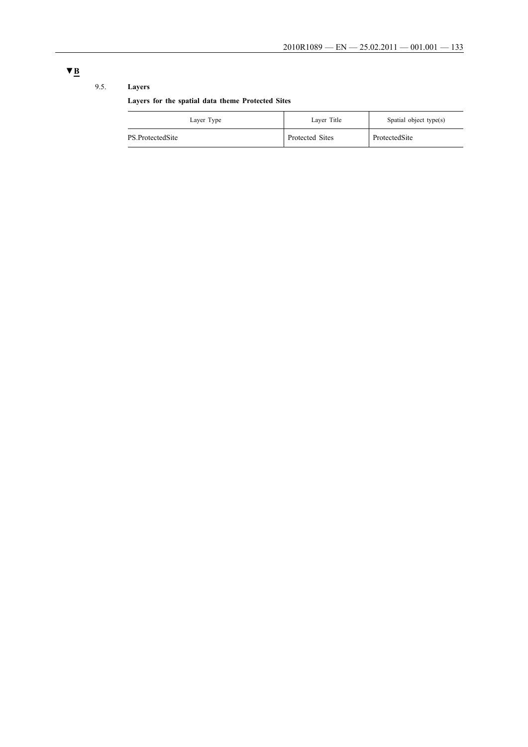▼B

### 9.5. **Layers**

**Layers for the spatial data theme Protected Sites**

| Layer Type | Layer Title | Spatial object type(s) |
|---|---|---|
| PS.ProtectedSite | Protected Sites | ProtectedSite |